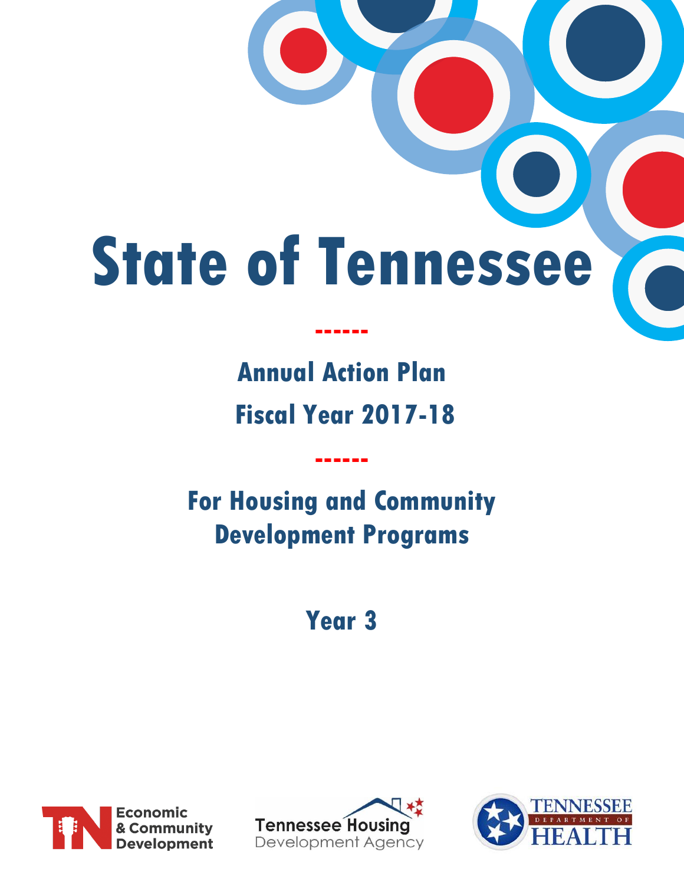# State of Tennessee

## Annual Action Plan

## Fiscal Year 2017-18

## For Housing and Community Development Programs

## Year 3

Economic & Community Development

Tennessee Housing Development Agency

Tennessee Department of Health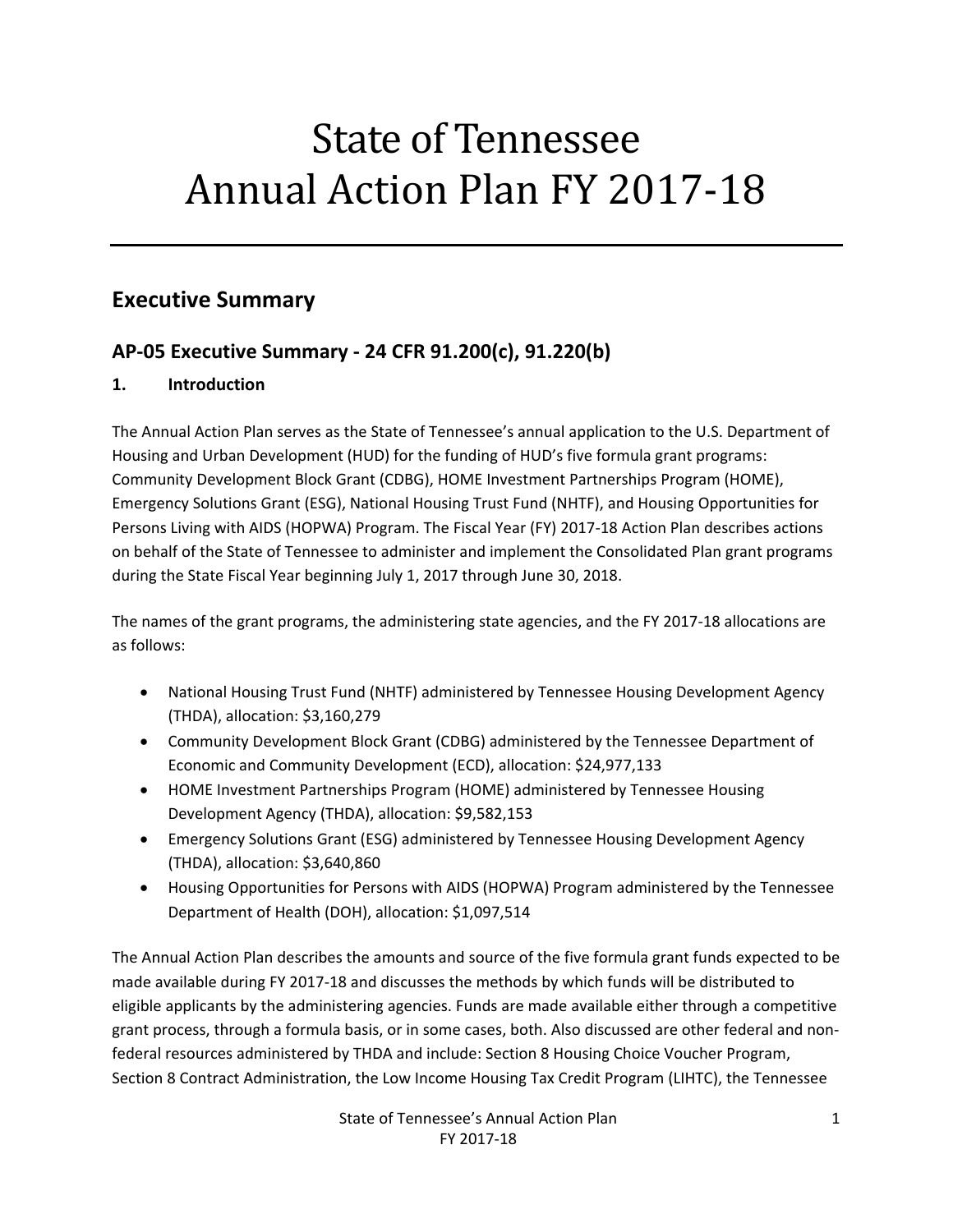# State of Tennessee
# Annual Action Plan FY 2017-18

## Executive Summary

## AP-05 Executive Summary - 24 CFR 91.200(c), 91.220(b)

### 1. Introduction

The Annual Action Plan serves as the State of Tennessee's annual application to the U.S. Department of Housing and Urban Development (HUD) for the funding of HUD's five formula grant programs: Community Development Block Grant (CDBG), HOME Investment Partnerships Program (HOME), Emergency Solutions Grant (ESG), National Housing Trust Fund (NHTF), and Housing Opportunities for Persons Living with AIDS (HOPWA) Program. The Fiscal Year (FY) 2017-18 Action Plan describes actions on behalf of the State of Tennessee to administer and implement the Consolidated Plan grant programs during the State Fiscal Year beginning July 1, 2017 through June 30, 2018.

The names of the grant programs, the administering state agencies, and the FY 2017-18 allocations are as follows:

- National Housing Trust Fund (NHTF) administered by Tennessee Housing Development Agency (THDA), allocation: $3,160,279
- Community Development Block Grant (CDBG) administered by the Tennessee Department of Economic and Community Development (ECD), allocation: $24,977,133
- HOME Investment Partnerships Program (HOME) administered by Tennessee Housing Development Agency (THDA), allocation: $9,582,153
- Emergency Solutions Grant (ESG) administered by Tennessee Housing Development Agency (THDA), allocation: $3,640,860
- Housing Opportunities for Persons with AIDS (HOPWA) Program administered by the Tennessee Department of Health (DOH), allocation: $1,097,514

The Annual Action Plan describes the amounts and source of the five formula grant funds expected to be made available during FY 2017-18 and discusses the methods by which funds will be distributed to eligible applicants by the administering agencies. Funds are made available either through a competitive grant process, through a formula basis, or in some cases, both. Also discussed are other federal and non-federal resources administered by THDA and include: Section 8 Housing Choice Voucher Program, Section 8 Contract Administration, the Low Income Housing Tax Credit Program (LIHTC), the Tennessee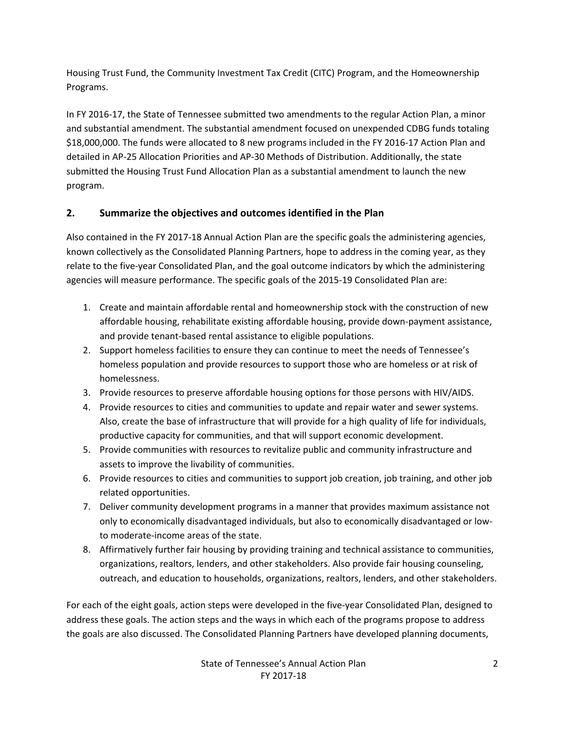Housing Trust Fund, the Community Investment Tax Credit (CITC) Program, and the Homeownership Programs.

In FY 2016-17, the State of Tennessee submitted two amendments to the regular Action Plan, a minor and substantial amendment. The substantial amendment focused on unexpended CDBG funds totaling $18,000,000. The funds were allocated to 8 new programs included in the FY 2016-17 Action Plan and detailed in AP-25 Allocation Priorities and AP-30 Methods of Distribution. Additionally, the state submitted the Housing Trust Fund Allocation Plan as a substantial amendment to launch the new program.

## 2. Summarize the objectives and outcomes identified in the Plan

Also contained in the FY 2017-18 Annual Action Plan are the specific goals the administering agencies, known collectively as the Consolidated Planning Partners, hope to address in the coming year, as they relate to the five-year Consolidated Plan, and the goal outcome indicators by which the administering agencies will measure performance. The specific goals of the 2015-19 Consolidated Plan are:

1. Create and maintain affordable rental and homeownership stock with the construction of new affordable housing, rehabilitate existing affordable housing, provide down-payment assistance, and provide tenant-based rental assistance to eligible populations.
2. Support homeless facilities to ensure they can continue to meet the needs of Tennessee's homeless population and provide resources to support those who are homeless or at risk of homelessness.
3. Provide resources to preserve affordable housing options for those persons with HIV/AIDS.
4. Provide resources to cities and communities to update and repair water and sewer systems. Also, create the base of infrastructure that will provide for a high quality of life for individuals, productive capacity for communities, and that will support economic development.
5. Provide communities with resources to revitalize public and community infrastructure and assets to improve the livability of communities.
6. Provide resources to cities and communities to support job creation, job training, and other job related opportunities.
7. Deliver community development programs in a manner that provides maximum assistance not only to economically disadvantaged individuals, but also to economically disadvantaged or low-to moderate-income areas of the state.
8. Affirmatively further fair housing by providing training and technical assistance to communities, organizations, realtors, lenders, and other stakeholders. Also provide fair housing counseling, outreach, and education to households, organizations, realtors, lenders, and other stakeholders.

For each of the eight goals, action steps were developed in the five-year Consolidated Plan, designed to address these goals. The action steps and the ways in which each of the programs propose to address the goals are also discussed. The Consolidated Planning Partners have developed planning documents,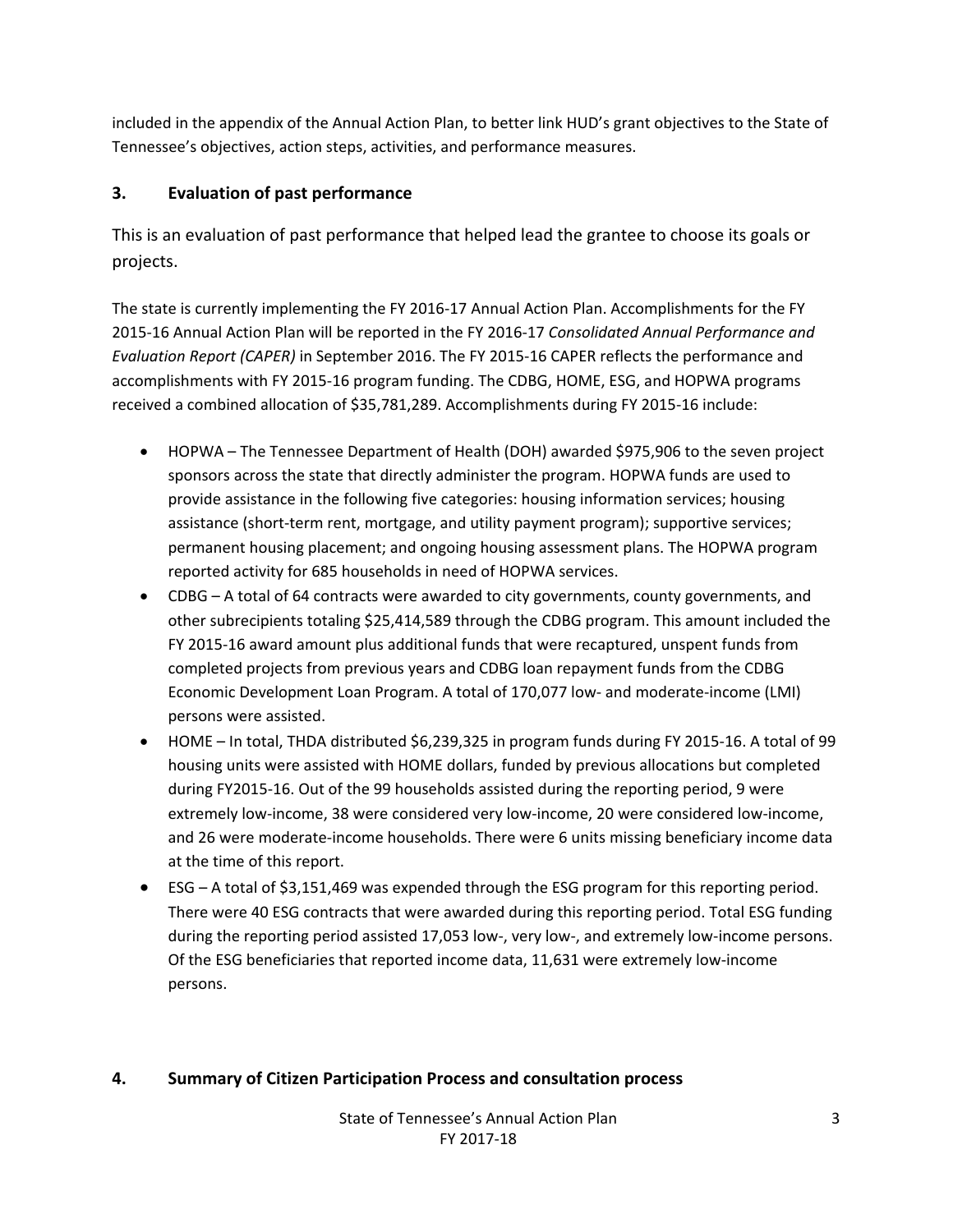included in the appendix of the Annual Action Plan, to better link HUD's grant objectives to the State of Tennessee's objectives, action steps, activities, and performance measures.

## 3. Evaluation of past performance

This is an evaluation of past performance that helped lead the grantee to choose its goals or projects.

The state is currently implementing the FY 2016-17 Annual Action Plan. Accomplishments for the FY 2015-16 Annual Action Plan will be reported in the FY 2016-17 *Consolidated Annual Performance and Evaluation Report (CAPER)* in September 2016. The FY 2015-16 CAPER reflects the performance and accomplishments with FY 2015-16 program funding. The CDBG, HOME, ESG, and HOPWA programs received a combined allocation of $35,781,289. Accomplishments during FY 2015-16 include:

- HOPWA – The Tennessee Department of Health (DOH) awarded $975,906 to the seven project sponsors across the state that directly administer the program. HOPWA funds are used to provide assistance in the following five categories: housing information services; housing assistance (short-term rent, mortgage, and utility payment program); supportive services; permanent housing placement; and ongoing housing assessment plans. The HOPWA program reported activity for 685 households in need of HOPWA services.
- CDBG – A total of 64 contracts were awarded to city governments, county governments, and other subrecipients totaling $25,414,589 through the CDBG program. This amount included the FY 2015-16 award amount plus additional funds that were recaptured, unspent funds from completed projects from previous years and CDBG loan repayment funds from the CDBG Economic Development Loan Program. A total of 170,077 low- and moderate-income (LMI) persons were assisted.
- HOME – In total, THDA distributed $6,239,325 in program funds during FY 2015-16. A total of 99 housing units were assisted with HOME dollars, funded by previous allocations but completed during FY2015-16. Out of the 99 households assisted during the reporting period, 9 were extremely low-income, 38 were considered very low-income, 20 were considered low-income, and 26 were moderate-income households. There were 6 units missing beneficiary income data at the time of this report.
- ESG – A total of $3,151,469 was expended through the ESG program for this reporting period. There were 40 ESG contracts that were awarded during this reporting period. Total ESG funding during the reporting period assisted 17,053 low-, very low-, and extremely low-income persons. Of the ESG beneficiaries that reported income data, 11,631 were extremely low-income persons.

## 4. Summary of Citizen Participation Process and consultation process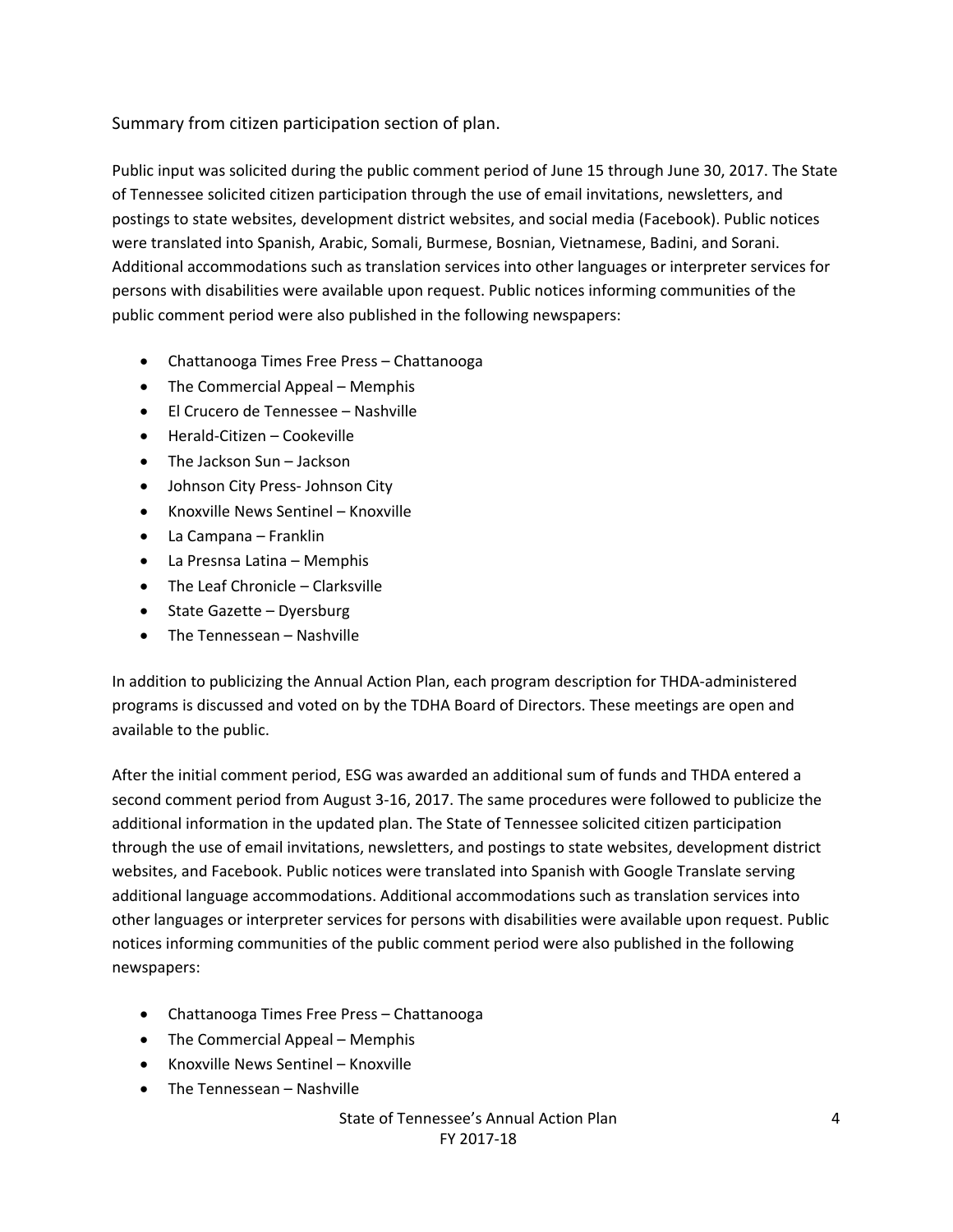Summary from citizen participation section of plan.

Public input was solicited during the public comment period of June 15 through June 30, 2017. The State of Tennessee solicited citizen participation through the use of email invitations, newsletters, and postings to state websites, development district websites, and social media (Facebook). Public notices were translated into Spanish, Arabic, Somali, Burmese, Bosnian, Vietnamese, Badini, and Sorani. Additional accommodations such as translation services into other languages or interpreter services for persons with disabilities were available upon request. Public notices informing communities of the public comment period were also published in the following newspapers:

- Chattanooga Times Free Press – Chattanooga
- The Commercial Appeal – Memphis
- El Crucero de Tennessee – Nashville
- Herald-Citizen – Cookeville
- The Jackson Sun – Jackson
- Johnson City Press- Johnson City
- Knoxville News Sentinel – Knoxville
- La Campana – Franklin
- La Presnsa Latina – Memphis
- The Leaf Chronicle – Clarksville
- State Gazette – Dyersburg
- The Tennessean – Nashville

In addition to publicizing the Annual Action Plan, each program description for THDA-administered programs is discussed and voted on by the TDHA Board of Directors. These meetings are open and available to the public.

After the initial comment period, ESG was awarded an additional sum of funds and THDA entered a second comment period from August 3-16, 2017. The same procedures were followed to publicize the additional information in the updated plan. The State of Tennessee solicited citizen participation through the use of email invitations, newsletters, and postings to state websites, development district websites, and Facebook. Public notices were translated into Spanish with Google Translate serving additional language accommodations. Additional accommodations such as translation services into other languages or interpreter services for persons with disabilities were available upon request. Public notices informing communities of the public comment period were also published in the following newspapers:

- Chattanooga Times Free Press – Chattanooga
- The Commercial Appeal – Memphis
- Knoxville News Sentinel – Knoxville
- The Tennessean – Nashville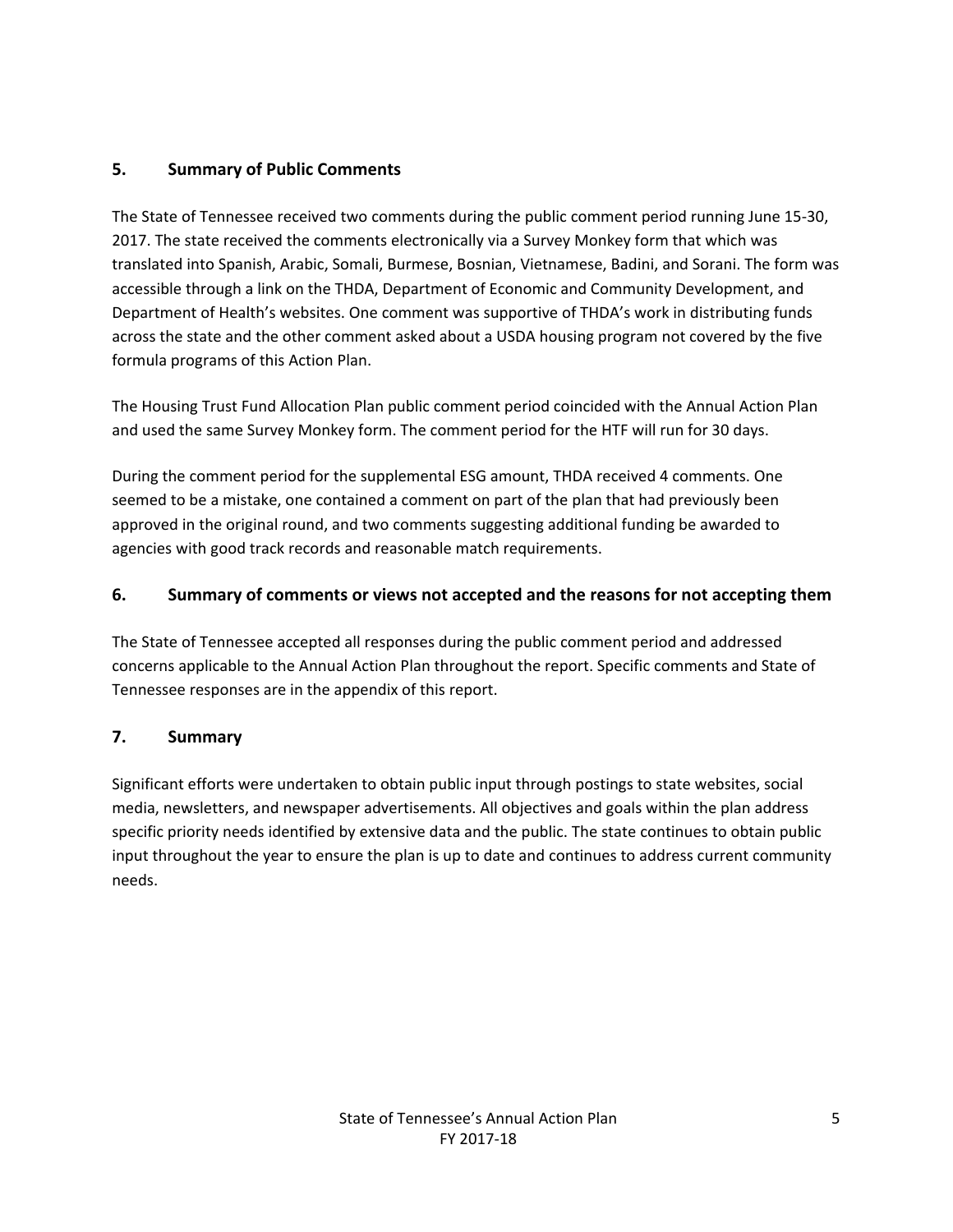## 5. Summary of Public Comments

The State of Tennessee received two comments during the public comment period running June 15-30, 2017. The state received the comments electronically via a Survey Monkey form that which was translated into Spanish, Arabic, Somali, Burmese, Bosnian, Vietnamese, Badini, and Sorani. The form was accessible through a link on the THDA, Department of Economic and Community Development, and Department of Health's websites. One comment was supportive of THDA's work in distributing funds across the state and the other comment asked about a USDA housing program not covered by the five formula programs of this Action Plan.

The Housing Trust Fund Allocation Plan public comment period coincided with the Annual Action Plan and used the same Survey Monkey form. The comment period for the HTF will run for 30 days.

During the comment period for the supplemental ESG amount, THDA received 4 comments. One seemed to be a mistake, one contained a comment on part of the plan that had previously been approved in the original round, and two comments suggesting additional funding be awarded to agencies with good track records and reasonable match requirements.

## 6. Summary of comments or views not accepted and the reasons for not accepting them

The State of Tennessee accepted all responses during the public comment period and addressed concerns applicable to the Annual Action Plan throughout the report. Specific comments and State of Tennessee responses are in the appendix of this report.

## 7. Summary

Significant efforts were undertaken to obtain public input through postings to state websites, social media, newsletters, and newspaper advertisements. All objectives and goals within the plan address specific priority needs identified by extensive data and the public. The state continues to obtain public input throughout the year to ensure the plan is up to date and continues to address current community needs.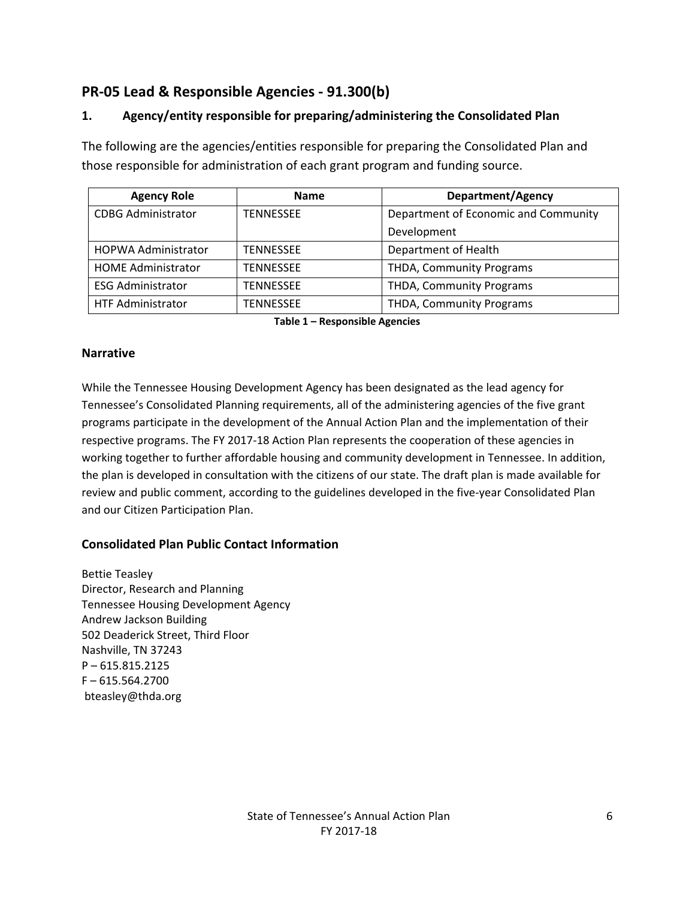## PR-05 Lead & Responsible Agencies - 91.300(b)

### 1. Agency/entity responsible for preparing/administering the Consolidated Plan

The following are the agencies/entities responsible for preparing the Consolidated Plan and those responsible for administration of each grant program and funding source.

| Agency Role | Name | Department/Agency |
|---|---|---|
| CDBG Administrator | TENNESSEE | Department of Economic and Community Development |
| HOPWA Administrator | TENNESSEE | Department of Health |
| HOME Administrator | TENNESSEE | THDA, Community Programs |
| ESG Administrator | TENNESSEE | THDA, Community Programs |
| HTF Administrator | TENNESSEE | THDA, Community Programs |

**Table 1 – Responsible Agencies**

### Narrative

While the Tennessee Housing Development Agency has been designated as the lead agency for Tennessee's Consolidated Planning requirements, all of the administering agencies of the five grant programs participate in the development of the Annual Action Plan and the implementation of their respective programs. The FY 2017-18 Action Plan represents the cooperation of these agencies in working together to further affordable housing and community development in Tennessee. In addition, the plan is developed in consultation with the citizens of our state. The draft plan is made available for review and public comment, according to the guidelines developed in the five-year Consolidated Plan and our Citizen Participation Plan.

### Consolidated Plan Public Contact Information

Bettie Teasley
Director, Research and Planning
Tennessee Housing Development Agency
Andrew Jackson Building
502 Deaderick Street, Third Floor
Nashville, TN 37243
P – 615.815.2125
F – 615.564.2700
bteasley@thda.org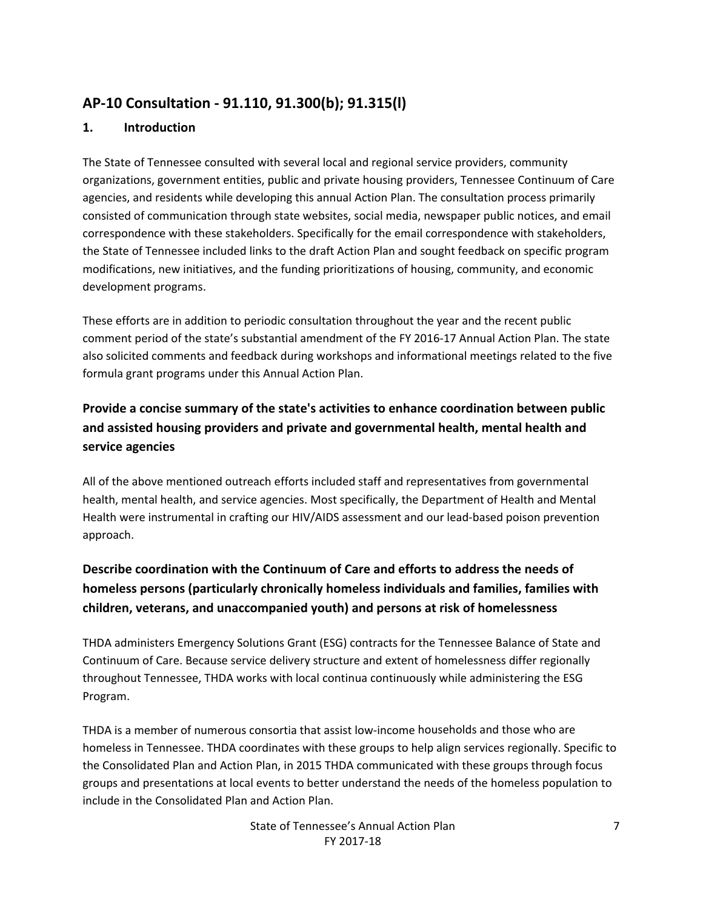## AP-10 Consultation - 91.110, 91.300(b); 91.315(l)

### 1. Introduction

The State of Tennessee consulted with several local and regional service providers, community organizations, government entities, public and private housing providers, Tennessee Continuum of Care agencies, and residents while developing this annual Action Plan. The consultation process primarily consisted of communication through state websites, social media, newspaper public notices, and email correspondence with these stakeholders. Specifically for the email correspondence with stakeholders, the State of Tennessee included links to the draft Action Plan and sought feedback on specific program modifications, new initiatives, and the funding prioritizations of housing, community, and economic development programs.

These efforts are in addition to periodic consultation throughout the year and the recent public comment period of the state's substantial amendment of the FY 2016-17 Annual Action Plan. The state also solicited comments and feedback during workshops and informational meetings related to the five formula grant programs under this Annual Action Plan.

### Provide a concise summary of the state's activities to enhance coordination between public and assisted housing providers and private and governmental health, mental health and service agencies

All of the above mentioned outreach efforts included staff and representatives from governmental health, mental health, and service agencies. Most specifically, the Department of Health and Mental Health were instrumental in crafting our HIV/AIDS assessment and our lead-based poison prevention approach.

### Describe coordination with the Continuum of Care and efforts to address the needs of homeless persons (particularly chronically homeless individuals and families, families with children, veterans, and unaccompanied youth) and persons at risk of homelessness

THDA administers Emergency Solutions Grant (ESG) contracts for the Tennessee Balance of State and Continuum of Care. Because service delivery structure and extent of homelessness differ regionally throughout Tennessee, THDA works with local continua continuously while administering the ESG Program.

THDA is a member of numerous consortia that assist low-income households and those who are homeless in Tennessee. THDA coordinates with these groups to help align services regionally. Specific to the Consolidated Plan and Action Plan, in 2015 THDA communicated with these groups through focus groups and presentations at local events to better understand the needs of the homeless population to include in the Consolidated Plan and Action Plan.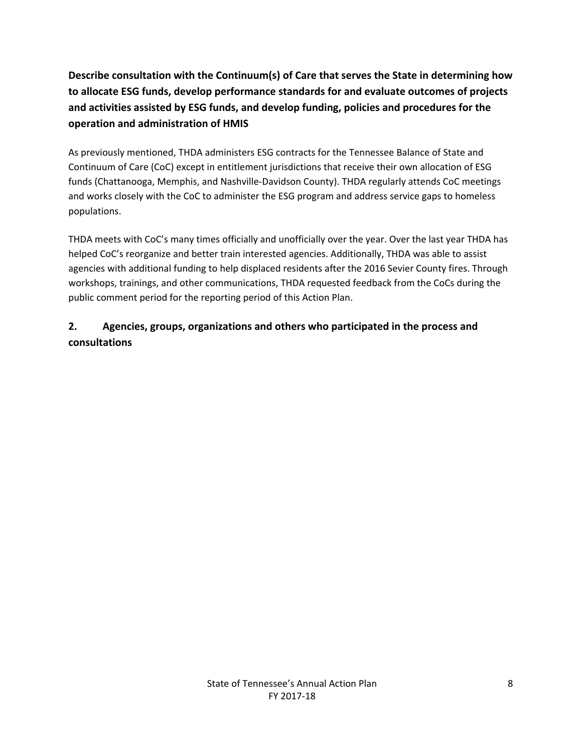**Describe consultation with the Continuum(s) of Care that serves the State in determining how to allocate ESG funds, develop performance standards for and evaluate outcomes of projects and activities assisted by ESG funds, and develop funding, policies and procedures for the operation and administration of HMIS**

As previously mentioned, THDA administers ESG contracts for the Tennessee Balance of State and Continuum of Care (CoC) except in entitlement jurisdictions that receive their own allocation of ESG funds (Chattanooga, Memphis, and Nashville-Davidson County). THDA regularly attends CoC meetings and works closely with the CoC to administer the ESG program and address service gaps to homeless populations.

THDA meets with CoC's many times officially and unofficially over the year. Over the last year THDA has helped CoC's reorganize and better train interested agencies. Additionally, THDA was able to assist agencies with additional funding to help displaced residents after the 2016 Sevier County fires. Through workshops, trainings, and other communications, THDA requested feedback from the CoCs during the public comment period for the reporting period of this Action Plan.

## 2. Agencies, groups, organizations and others who participated in the process and consultations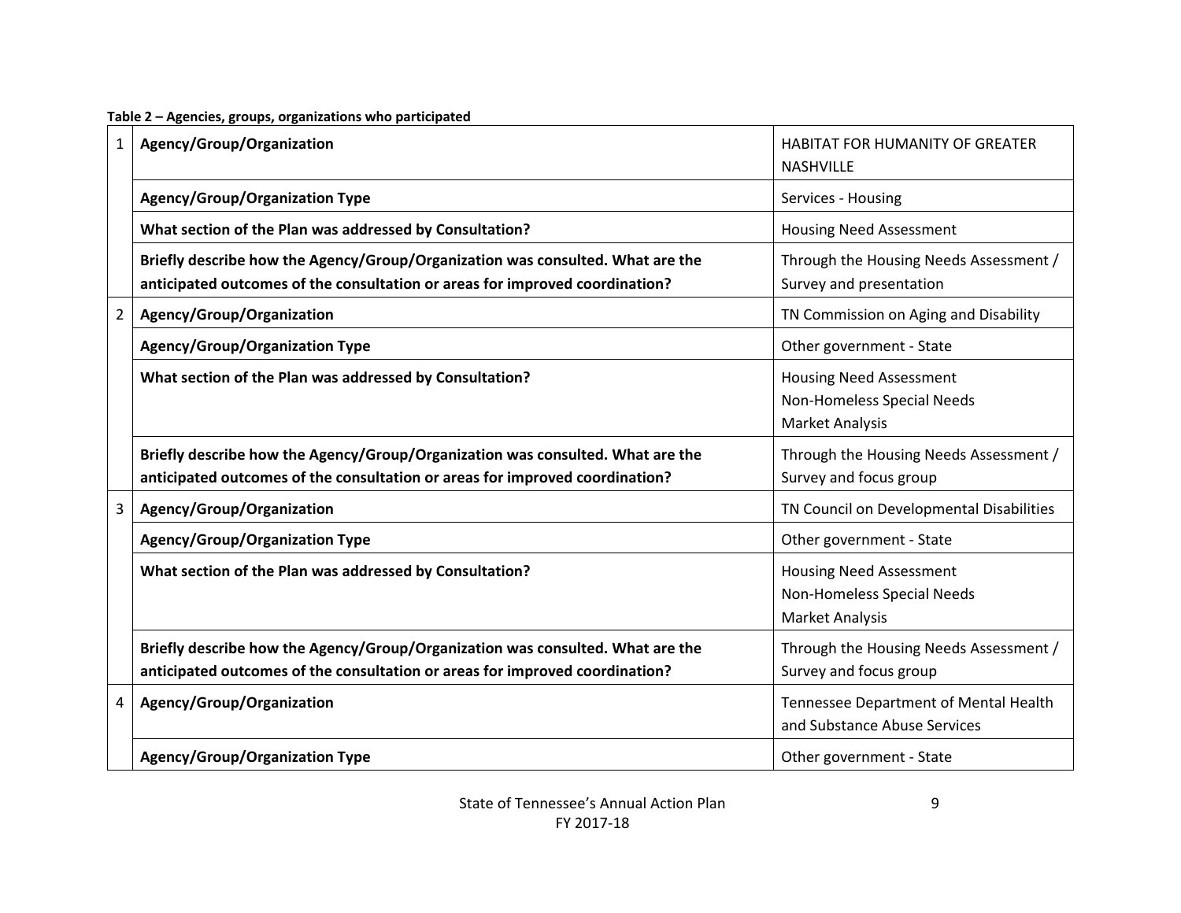**Table 2 – Agencies, groups, organizations who participated**

| | | |
|---|---|---|
| 1 | **Agency/Group/Organization** | HABITAT FOR HUMANITY OF GREATER NASHVILLE |
| | **Agency/Group/Organization Type** | Services - Housing |
| | **What section of the Plan was addressed by Consultation?** | Housing Need Assessment |
| | **Briefly describe how the Agency/Group/Organization was consulted. What are the anticipated outcomes of the consultation or areas for improved coordination?** | Through the Housing Needs Assessment / Survey and presentation |
| 2 | **Agency/Group/Organization** | TN Commission on Aging and Disability |
| | **Agency/Group/Organization Type** | Other government - State |
| | **What section of the Plan was addressed by Consultation?** | Housing Need Assessment<br>Non-Homeless Special Needs<br>Market Analysis |
| | **Briefly describe how the Agency/Group/Organization was consulted. What are the anticipated outcomes of the consultation or areas for improved coordination?** | Through the Housing Needs Assessment / Survey and focus group |
| 3 | **Agency/Group/Organization** | TN Council on Developmental Disabilities |
| | **Agency/Group/Organization Type** | Other government - State |
| | **What section of the Plan was addressed by Consultation?** | Housing Need Assessment<br>Non-Homeless Special Needs<br>Market Analysis |
| | **Briefly describe how the Agency/Group/Organization was consulted. What are the anticipated outcomes of the consultation or areas for improved coordination?** | Through the Housing Needs Assessment / Survey and focus group |
| 4 | **Agency/Group/Organization** | Tennessee Department of Mental Health and Substance Abuse Services |
| | **Agency/Group/Organization Type** | Other government - State |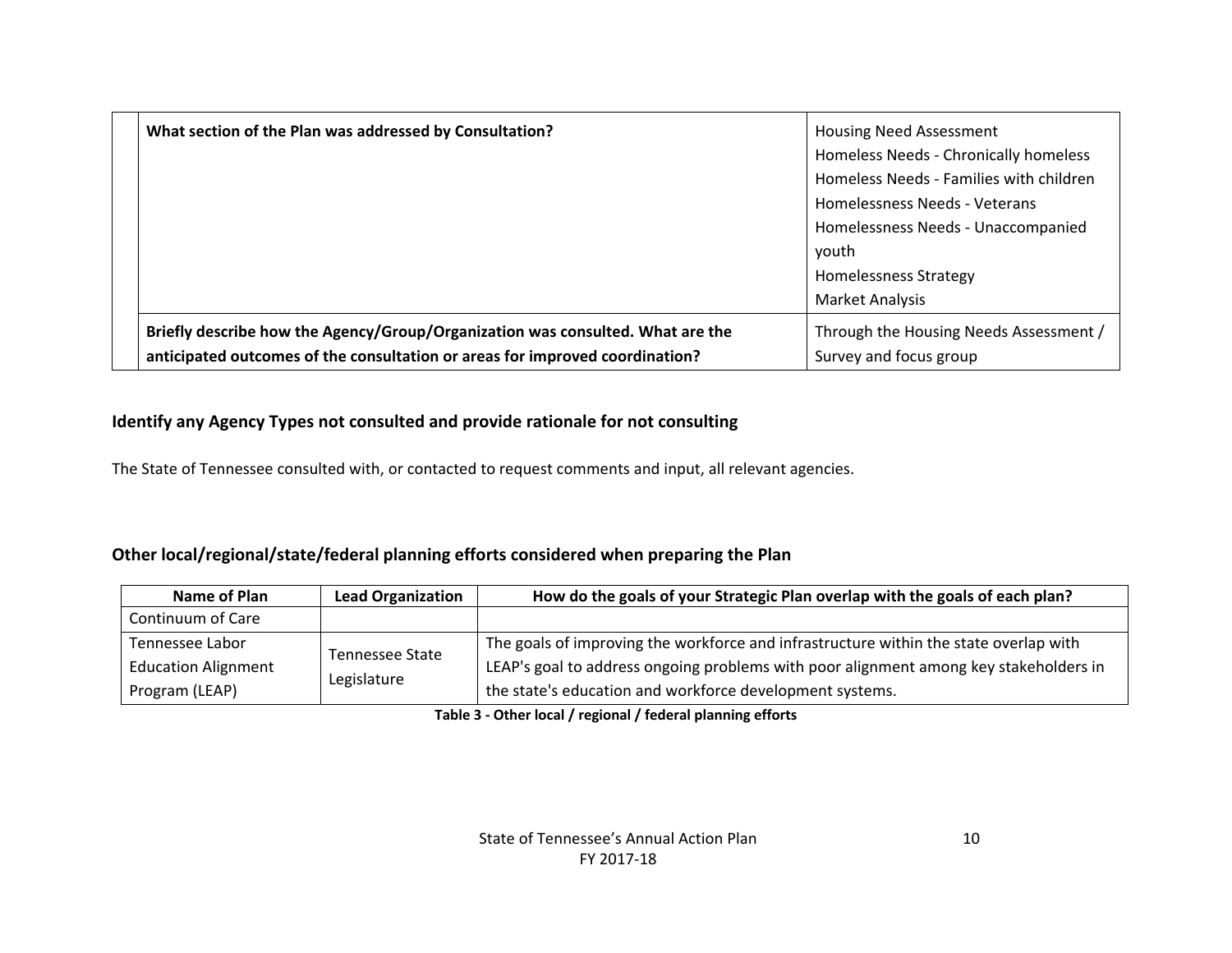| | | |
|---|---|---|
| | **What section of the Plan was addressed by Consultation?** | Housing Need Assessment<br>Homeless Needs - Chronically homeless<br>Homeless Needs - Families with children<br>Homelessness Needs - Veterans<br>Homelessness Needs - Unaccompanied youth<br>Homelessness Strategy<br>Market Analysis |
| | **Briefly describe how the Agency/Group/Organization was consulted. What are the anticipated outcomes of the consultation or areas for improved coordination?** | Through the Housing Needs Assessment / Survey and focus group |

## Identify any Agency Types not consulted and provide rationale for not consulting

The State of Tennessee consulted with, or contacted to request comments and input, all relevant agencies.

## Other local/regional/state/federal planning efforts considered when preparing the Plan

| Name of Plan | Lead Organization | How do the goals of your Strategic Plan overlap with the goals of each plan? |
|---|---|---|
| Continuum of Care | | |
| Tennessee Labor Education Alignment Program (LEAP) | Tennessee State Legislature | The goals of improving the workforce and infrastructure within the state overlap with LEAP's goal to address ongoing problems with poor alignment among key stakeholders in the state's education and workforce development systems. |

**Table 3 - Other local / regional / federal planning efforts**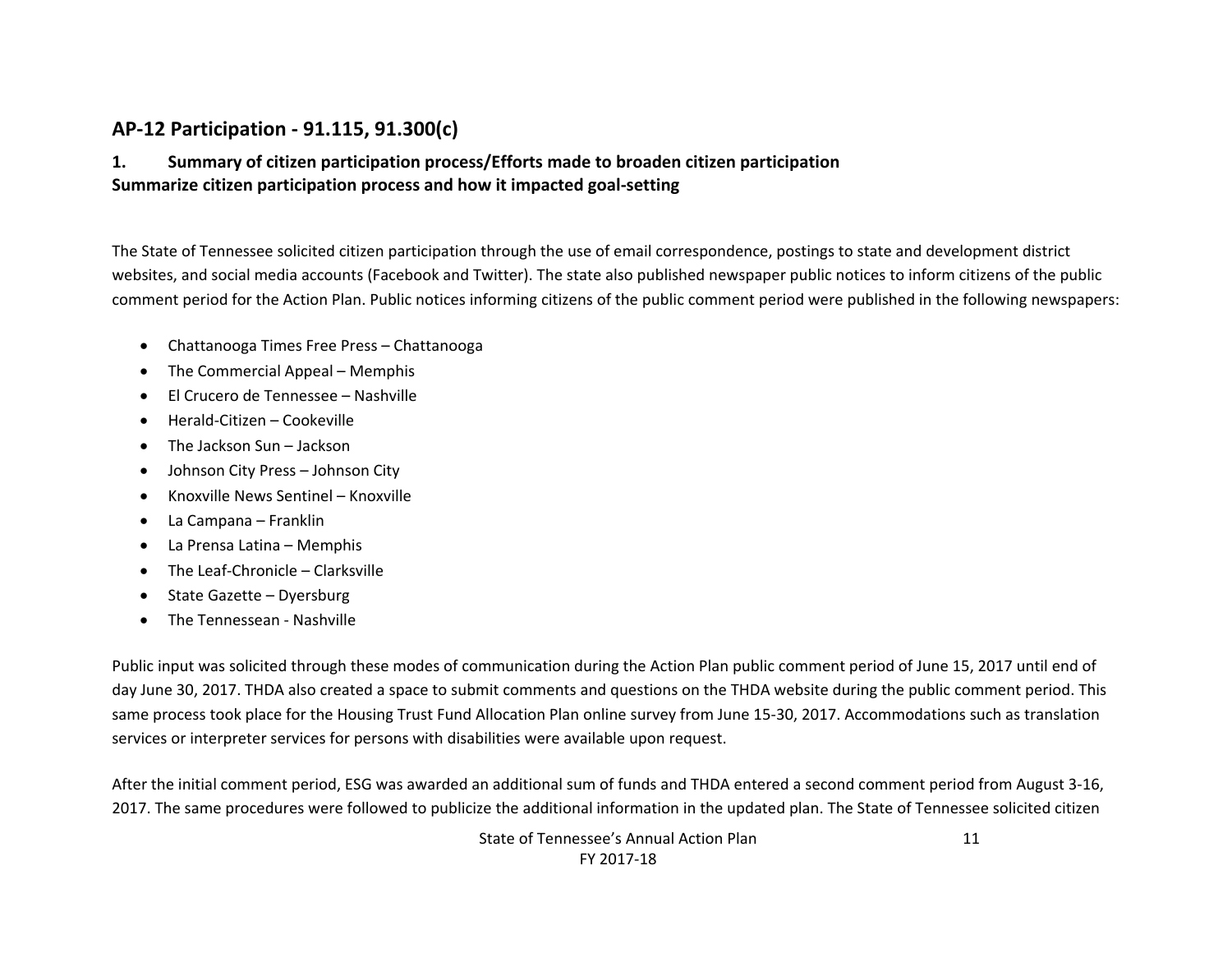## AP-12 Participation - 91.115, 91.300(c)

### 1. Summary of citizen participation process/Efforts made to broaden citizen participation
**Summarize citizen participation process and how it impacted goal-setting**

The State of Tennessee solicited citizen participation through the use of email correspondence, postings to state and development district websites, and social media accounts (Facebook and Twitter). The state also published newspaper public notices to inform citizens of the public comment period for the Action Plan. Public notices informing citizens of the public comment period were published in the following newspapers:

- Chattanooga Times Free Press – Chattanooga
- The Commercial Appeal – Memphis
- El Crucero de Tennessee – Nashville
- Herald-Citizen – Cookeville
- The Jackson Sun – Jackson
- Johnson City Press – Johnson City
- Knoxville News Sentinel – Knoxville
- La Campana – Franklin
- La Prensa Latina – Memphis
- The Leaf-Chronicle – Clarksville
- State Gazette – Dyersburg
- The Tennessean - Nashville

Public input was solicited through these modes of communication during the Action Plan public comment period of June 15, 2017 until end of day June 30, 2017. THDA also created a space to submit comments and questions on the THDA website during the public comment period. This same process took place for the Housing Trust Fund Allocation Plan online survey from June 15-30, 2017. Accommodations such as translation services or interpreter services for persons with disabilities were available upon request.

After the initial comment period, ESG was awarded an additional sum of funds and THDA entered a second comment period from August 3-16, 2017. The same procedures were followed to publicize the additional information in the updated plan. The State of Tennessee solicited citizen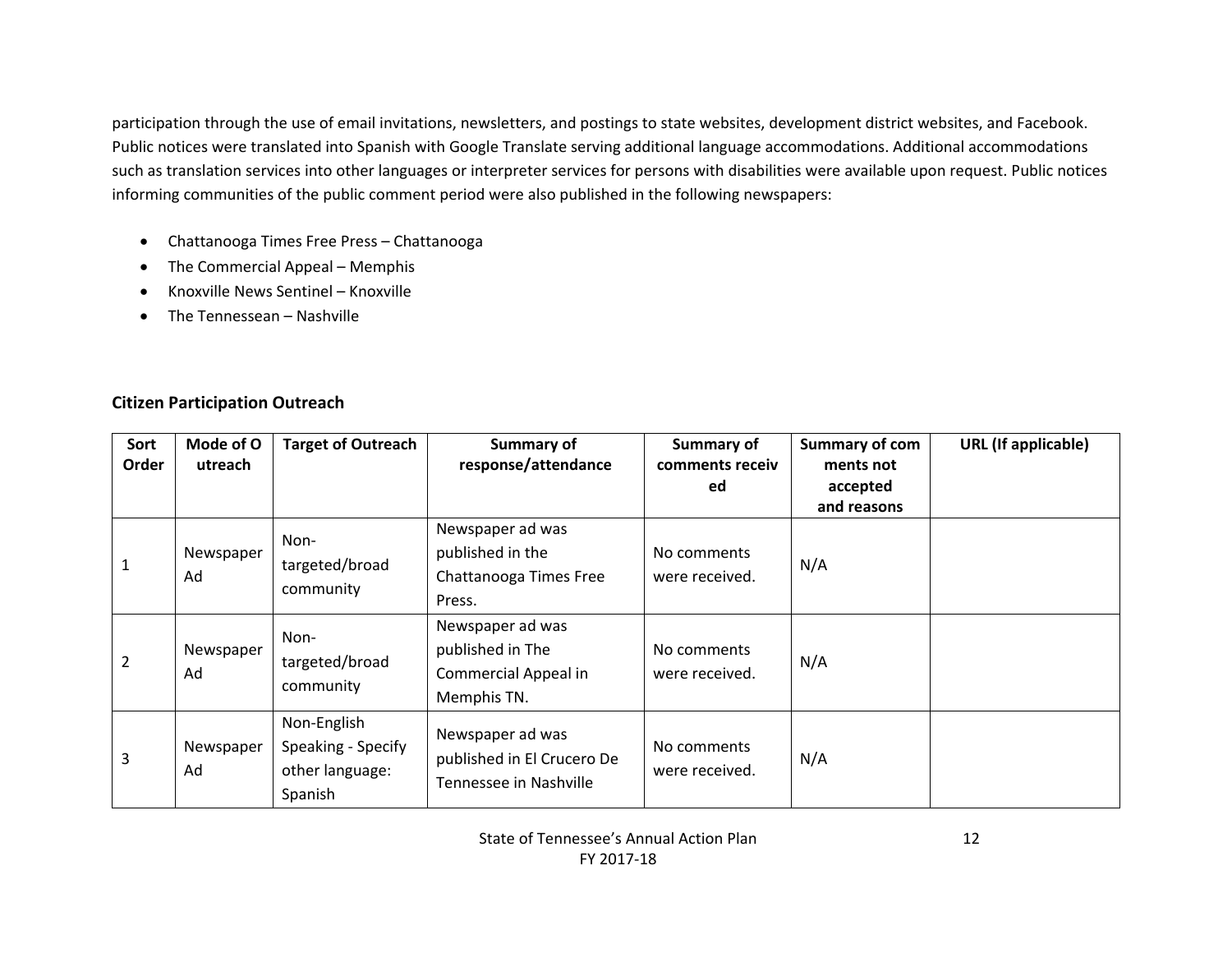participation through the use of email invitations, newsletters, and postings to state websites, development district websites, and Facebook. Public notices were translated into Spanish with Google Translate serving additional language accommodations. Additional accommodations such as translation services into other languages or interpreter services for persons with disabilities were available upon request. Public notices informing communities of the public comment period were also published in the following newspapers:

- Chattanooga Times Free Press – Chattanooga
- The Commercial Appeal – Memphis
- Knoxville News Sentinel – Knoxville
- The Tennessean – Nashville

## Citizen Participation Outreach

| Sort Order | Mode of Outreach | Target of Outreach | Summary of response/attendance | Summary of comments received | Summary of comments not accepted and reasons | URL (If applicable) |
|---|---|---|---|---|---|---|
| 1 | Newspaper Ad | Non-targeted/broad community | Newspaper ad was published in the Chattanooga Times Free Press. | No comments were received. | N/A | |
| 2 | Newspaper Ad | Non-targeted/broad community | Newspaper ad was published in The Commercial Appeal in Memphis TN. | No comments were received. | N/A | |
| 3 | Newspaper Ad | Non-English Speaking - Specify other language: Spanish | Newspaper ad was published in El Crucero De Tennessee in Nashville | No comments were received. | N/A | |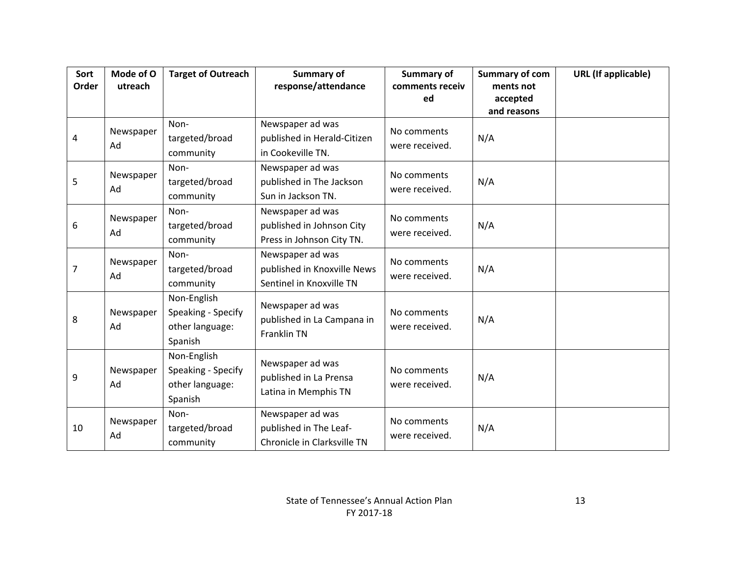| Sort Order | Mode of Outreach | Target of Outreach | Summary of response/attendance | Summary of comments received | Summary of comments not accepted and reasons | URL (If applicable) |
|---|---|---|---|---|---|---|
| 4 | Newspaper Ad | Non-targeted/broad community | Newspaper ad was published in Herald-Citizen in Cookeville TN. | No comments were received. | N/A | |
| 5 | Newspaper Ad | Non-targeted/broad community | Newspaper ad was published in The Jackson Sun in Jackson TN. | No comments were received. | N/A | |
| 6 | Newspaper Ad | Non-targeted/broad community | Newspaper ad was published in Johnson City Press in Johnson City TN. | No comments were received. | N/A | |
| 7 | Newspaper Ad | Non-targeted/broad community | Newspaper ad was published in Knoxville News Sentinel in Knoxville TN | No comments were received. | N/A | |
| 8 | Newspaper Ad | Non-English Speaking - Specify other language: Spanish | Newspaper ad was published in La Campana in Franklin TN | No comments were received. | N/A | |
| 9 | Newspaper Ad | Non-English Speaking - Specify other language: Spanish | Newspaper ad was published in La Prensa Latina in Memphis TN | No comments were received. | N/A | |
| 10 | Newspaper Ad | Non-targeted/broad community | Newspaper ad was published in The Leaf-Chronicle in Clarksville TN | No comments were received. | N/A | |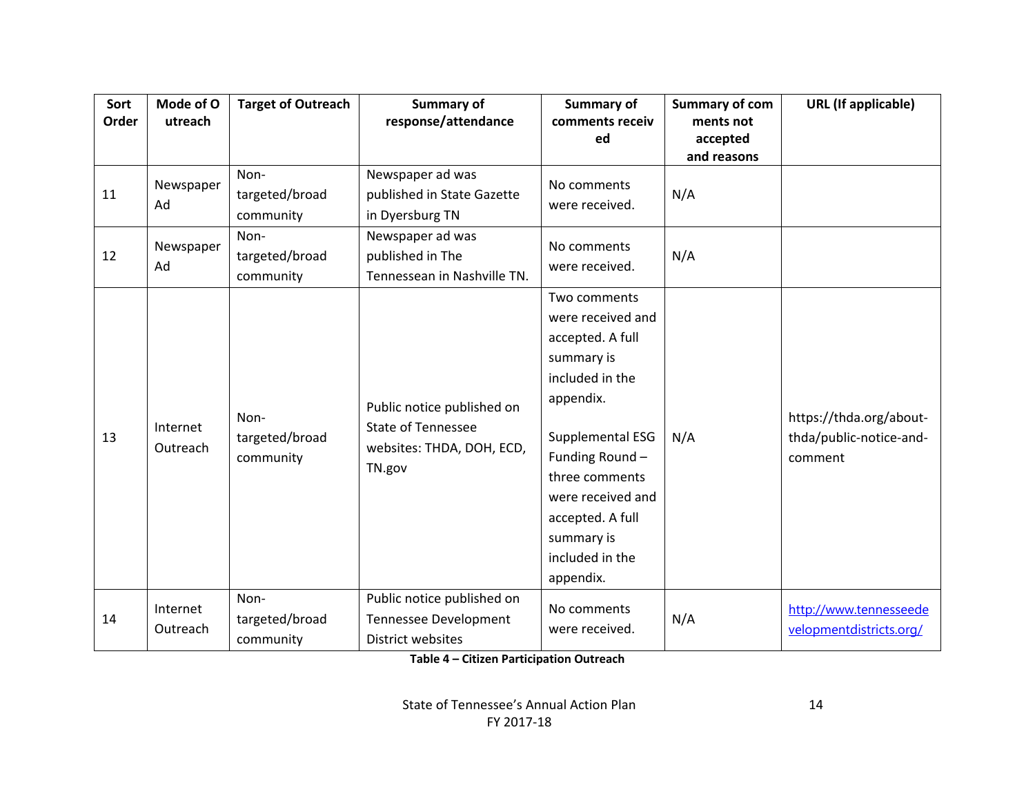| Sort Order | Mode of Outreach | Target of Outreach | Summary of response/attendance | Summary of comments received | Summary of comments not accepted and reasons | URL (If applicable) |
|---|---|---|---|---|---|---|
| 11 | Newspaper Ad | Non-targeted/broad community | Newspaper ad was published in State Gazette in Dyersburg TN | No comments were received. | N/A | |
| 12 | Newspaper Ad | Non-targeted/broad community | Newspaper ad was published in The Tennessean in Nashville TN. | No comments were received. | N/A | |
| 13 | Internet Outreach | Non-targeted/broad community | Public notice published on State of Tennessee websites: THDA, DOH, ECD, TN.gov | Two comments were received and accepted. A full summary is included in the appendix.<br><br>Supplemental ESG Funding Round – three comments were received and accepted. A full summary is included in the appendix. | N/A | https://thda.org/about-thda/public-notice-and-comment |
| 14 | Internet Outreach | Non-targeted/broad community | Public notice published on Tennessee Development District websites | No comments were received. | N/A | http://www.tennesseedevelopmentdistricts.org/ |

**Table 4 – Citizen Participation Outreach**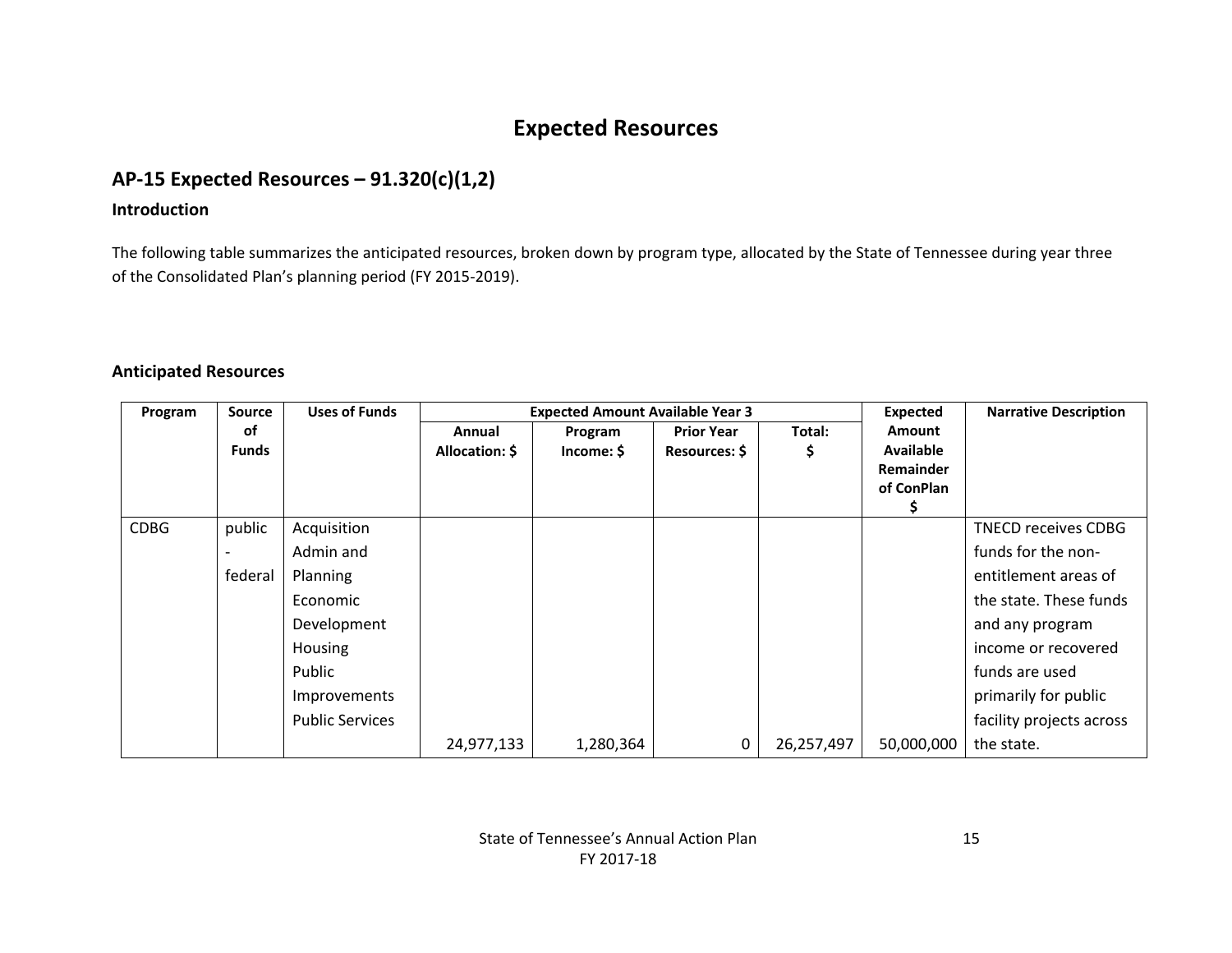# Expected Resources

## AP-15 Expected Resources – 91.320(c)(1,2)

### Introduction

The following table summarizes the anticipated resources, broken down by program type, allocated by the State of Tennessee during year three of the Consolidated Plan's planning period (FY 2015-2019).

### Anticipated Resources

| Program | Source of Funds | Uses of Funds | Expected Amount Available Year 3 | | | | Expected Amount Available Remainder of ConPlan $ | Narrative Description |
|---|---|---|---|---|---|---|---|---|
| | | | Annual Allocation: $ | Program Income: $ | Prior Year Resources: $ | Total: $ | | |
| CDBG | public - federal | Acquisition<br>Admin and Planning<br>Economic Development<br>Housing<br>Public Improvements<br>Public Services | 24,977,133 | 1,280,364 | 0 | 26,257,497 | 50,000,000 | TNECD receives CDBG funds for the non-entitlement areas of the state. These funds and any program income or recovered funds are used primarily for public facility projects across the state. |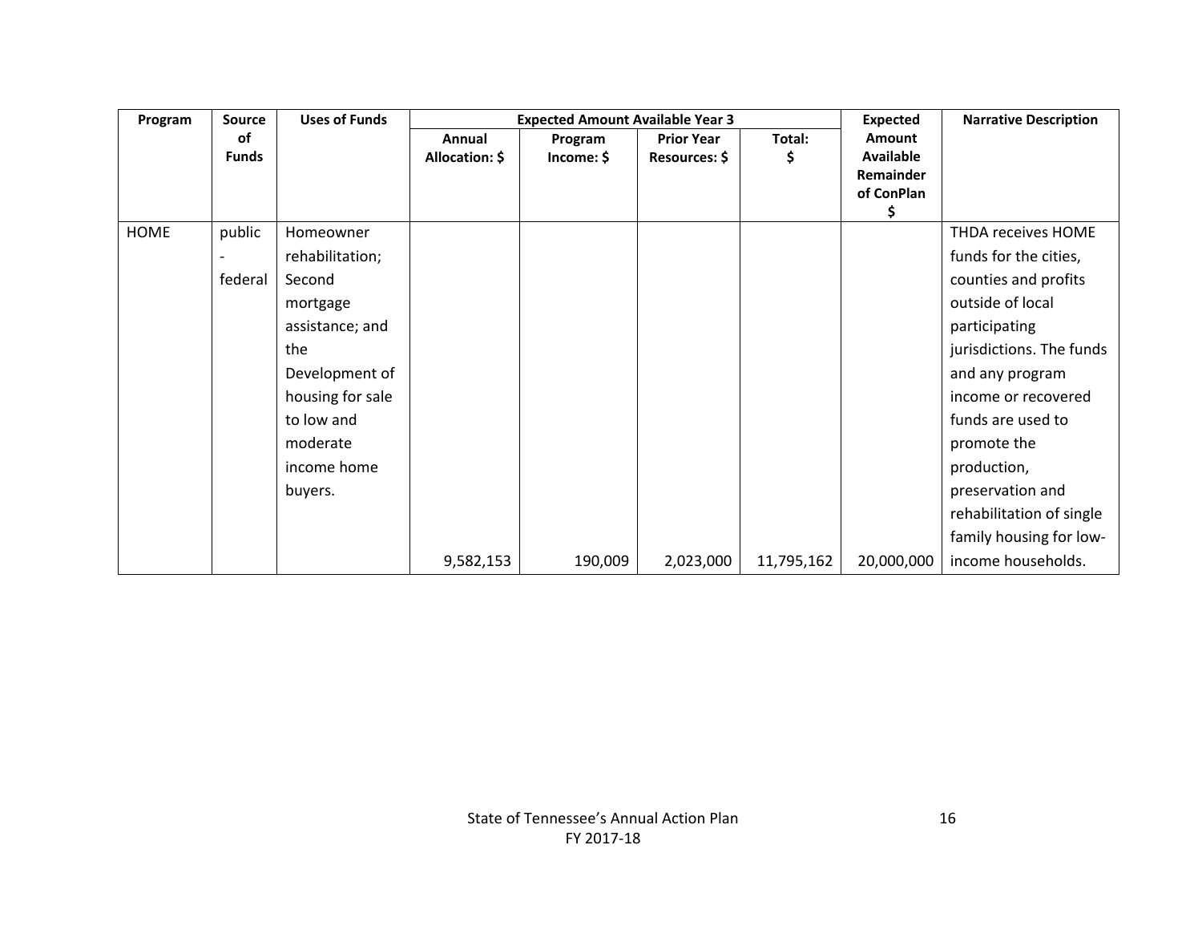| Program | Source of Funds | Uses of Funds | Expected Amount Available Year 3 | | | | Expected Amount Available Remainder of ConPlan $ | Narrative Description |
|---|---|---|---|---|---|---|---|---|
| | | | Annual Allocation: $ | Program Income: $ | Prior Year Resources: $ | Total: $ | | |
| HOME | public - federal | Homeowner rehabilitation; Second mortgage assistance; and the Development of housing for sale to low and moderate income home buyers. | 9,582,153 | 190,009 | 2,023,000 | 11,795,162 | 20,000,000 | THDA receives HOME funds for the cities, counties and profits outside of local participating jurisdictions. The funds and any program income or recovered funds are used to promote the production, preservation and rehabilitation of single family housing for low-income households. |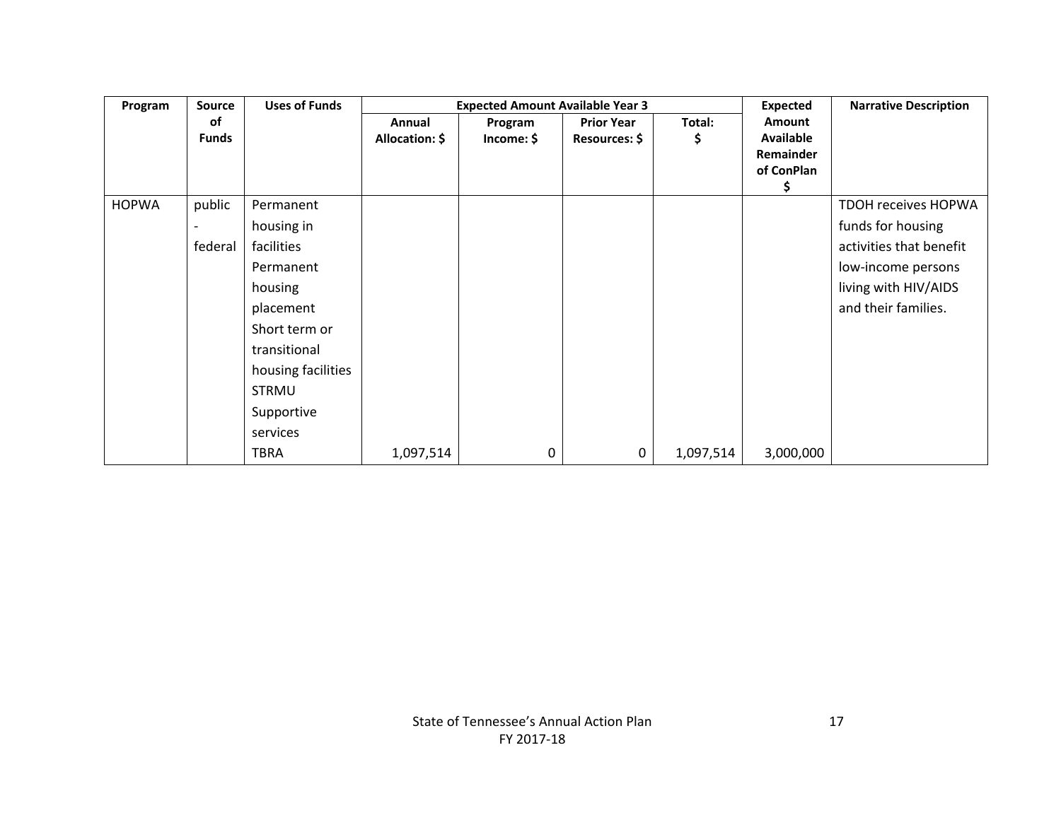| Program | Source of Funds | Uses of Funds | Expected Amount Available Year 3 | | | | Expected Amount Available Remainder of ConPlan $ | Narrative Description |
|---|---|---|---|---|---|---|---|---|
| | | | Annual Allocation: $ | Program Income: $ | Prior Year Resources: $ | Total: $ | | |
| HOPWA | public - federal | Permanent housing in facilities Permanent housing placement Short term or transitional housing facilities STRMU Supportive services TBRA | 1,097,514 | 0 | 0 | 1,097,514 | 3,000,000 | TDOH receives HOPWA funds for housing activities that benefit low-income persons living with HIV/AIDS and their families. |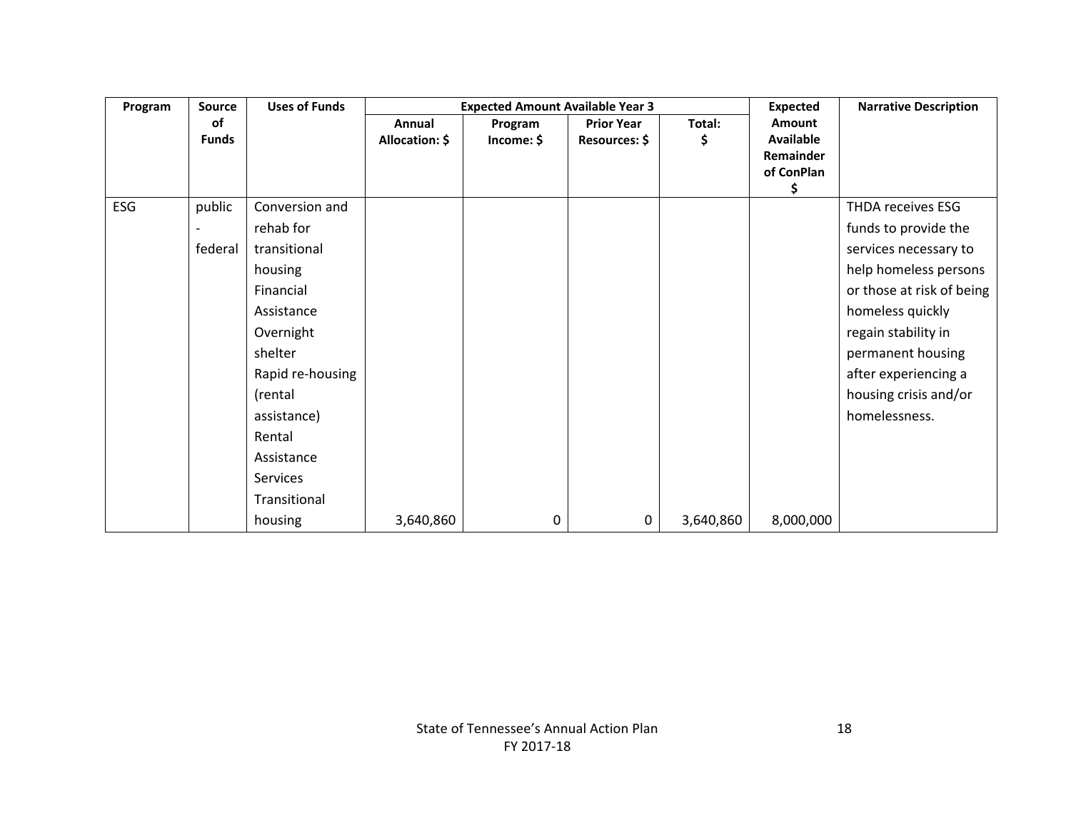| Program | Source of Funds | Uses of Funds | Expected Amount Available Year 3 | | | | Expected Amount Available Remainder of ConPlan $ | Narrative Description |
|---|---|---|---|---|---|---|---|---|
| | | | Annual Allocation: $ | Program Income: $ | Prior Year Resources: $ | Total: $ | | |
| ESG | public - federal | Conversion and rehab for transitional housing<br>Financial Assistance<br>Overnight shelter<br>Rapid re-housing (rental assistance)<br>Rental Assistance<br>Services<br>Transitional housing | 3,640,860 | 0 | 0 | 3,640,860 | 8,000,000 | THDA receives ESG funds to provide the services necessary to help homeless persons or those at risk of being homeless quickly regain stability in permanent housing after experiencing a housing crisis and/or homelessness. |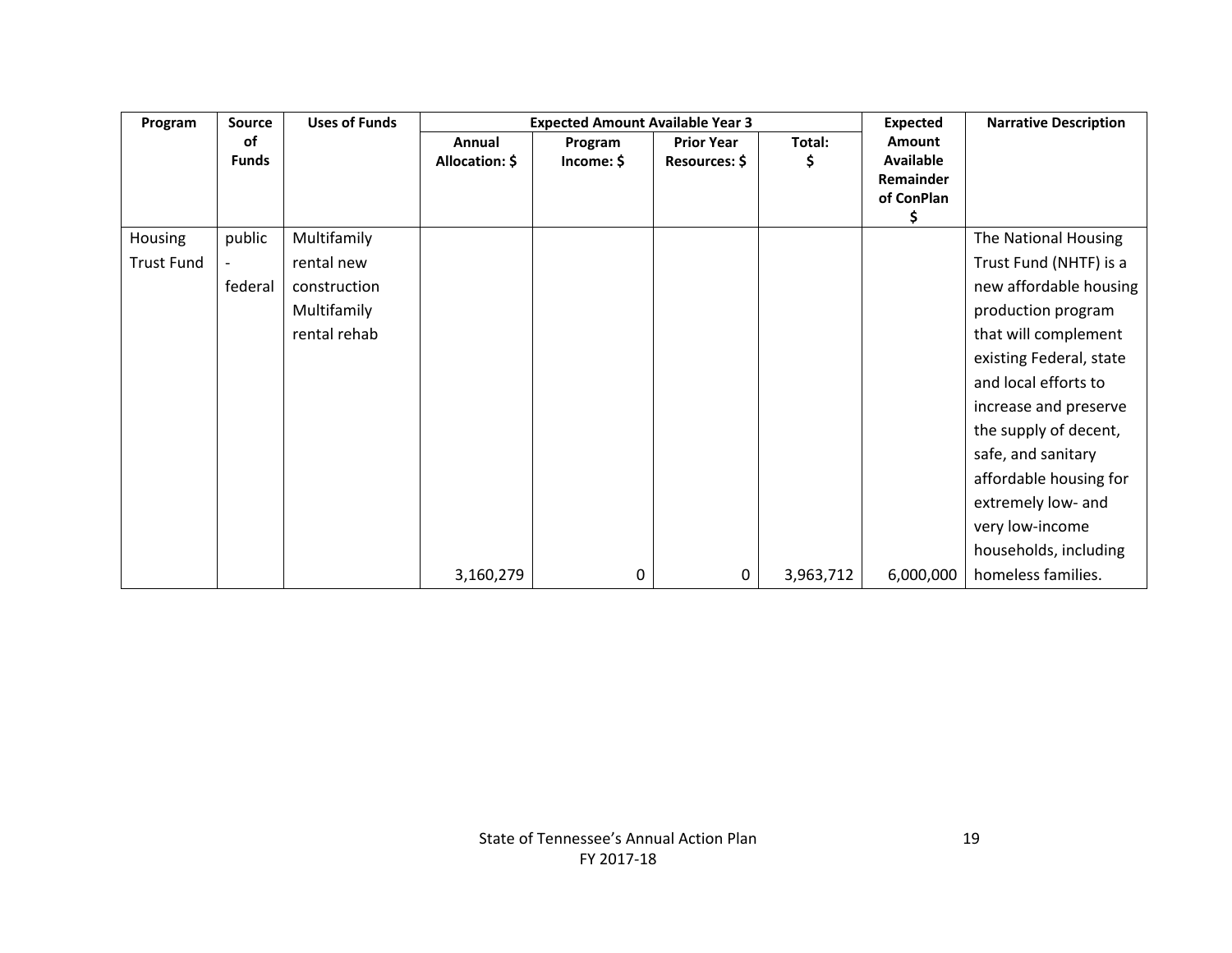| Program | Source of Funds | Uses of Funds | Expected Amount Available Year 3 | | | | Expected Amount Available Remainder of ConPlan $ | Narrative Description |
|---|---|---|---|---|---|---|---|---|
| | | | Annual Allocation: $ | Program Income: $ | Prior Year Resources: $ | Total: $ | | |
| Housing Trust Fund | public - federal | Multifamily rental new construction Multifamily rental rehab | 3,160,279 | 0 | 0 | 3,963,712 | 6,000,000 | The National Housing Trust Fund (NHTF) is a new affordable housing production program that will complement existing Federal, state and local efforts to increase and preserve the supply of decent, safe, and sanitary affordable housing for extremely low- and very low-income households, including homeless families. |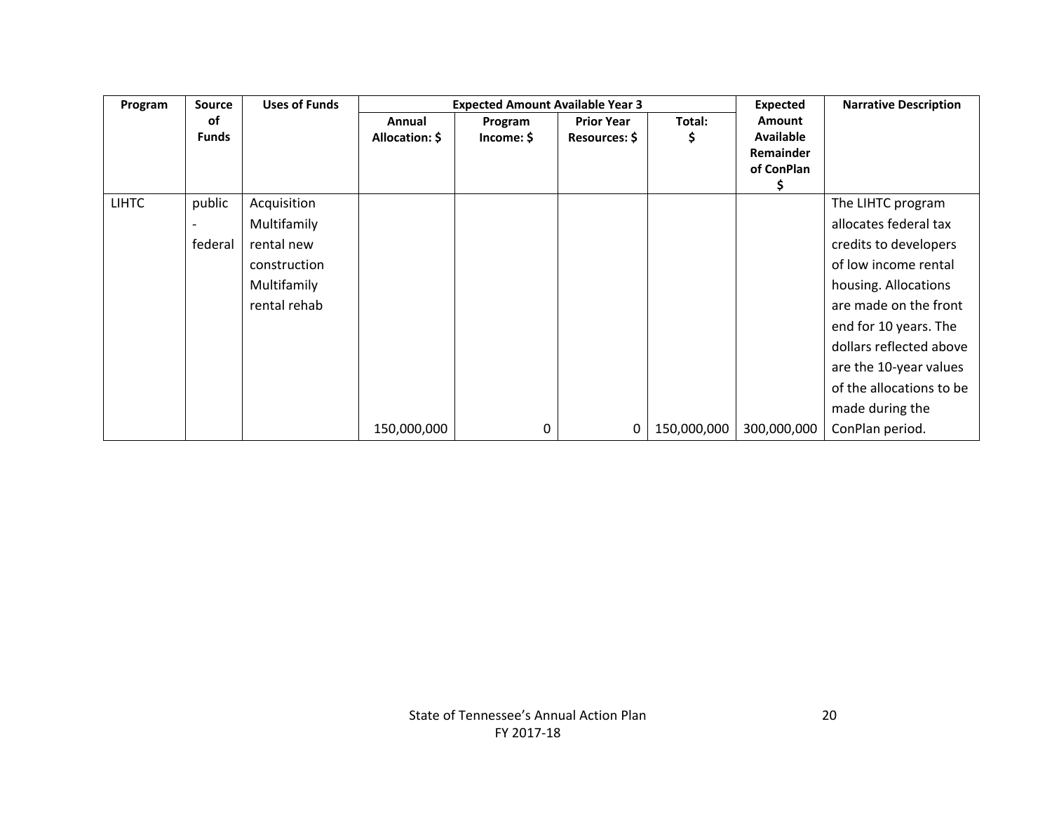| Program | Source of Funds | Uses of Funds | Expected Amount Available Year 3 | | | | Expected Amount Available Remainder of ConPlan $ | Narrative Description |
|---|---|---|---|---|---|---|---|---|
| | | | Annual Allocation: $ | Program Income: $ | Prior Year Resources: $ | Total: $ | | |
| LIHTC | public - federal | Acquisition Multifamily rental new construction Multifamily rental rehab | 150,000,000 | 0 | 0 | 150,000,000 | 300,000,000 | The LIHTC program allocates federal tax credits to developers of low income rental housing. Allocations are made on the front end for 10 years. The dollars reflected above are the 10-year values of the allocations to be made during the ConPlan period. |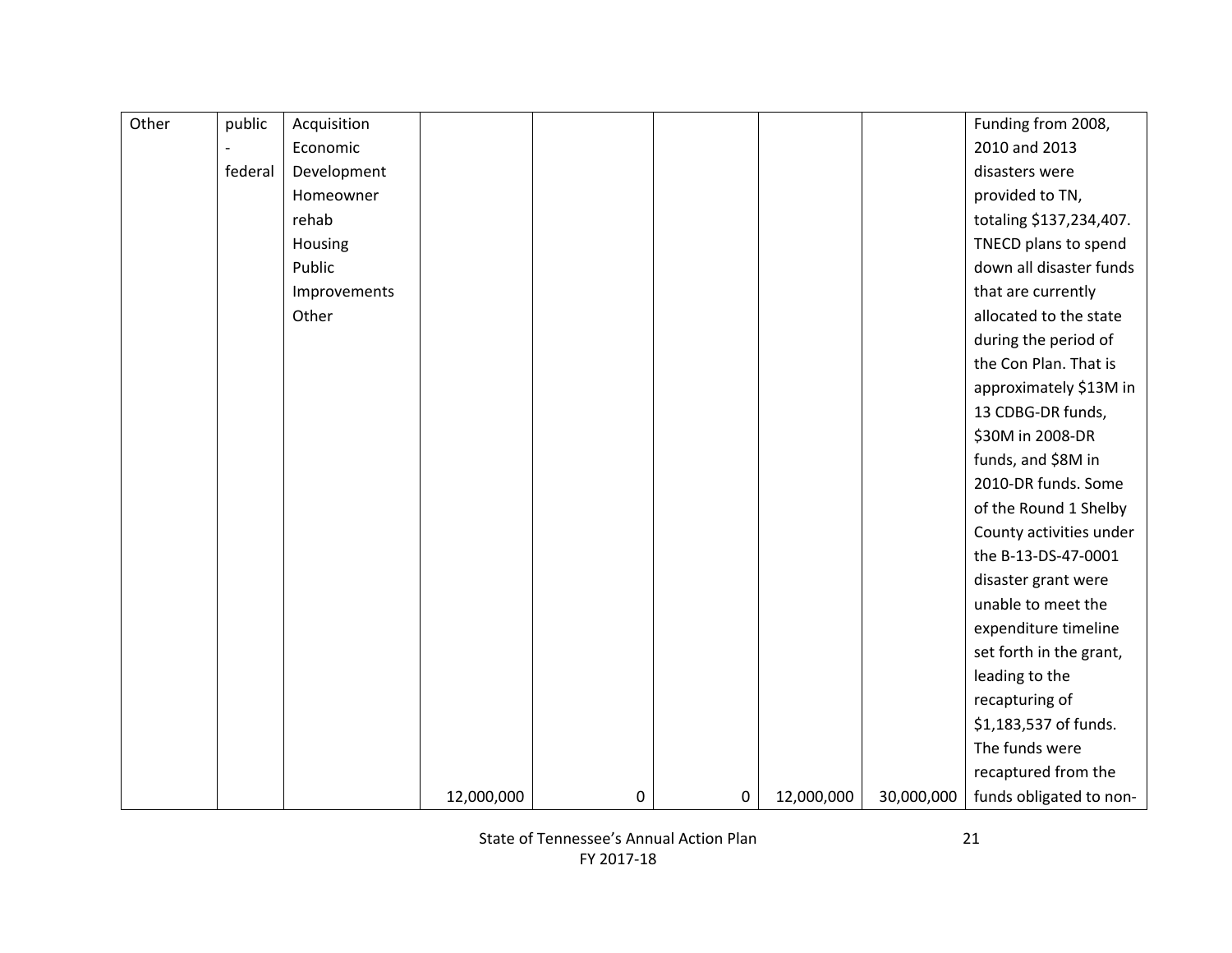| Other | public - federal | Acquisition Economic Development Homeowner rehab Housing Public Improvements Other | 12,000,000 | 0 | 0 | 12,000,000 | 30,000,000 | Funding from 2008, 2010 and 2013 disasters were provided to TN, totaling $137,234,407. TNECD plans to spend down all disaster funds that are currently allocated to the state during the period of the Con Plan. That is approximately $13M in 13 CDBG-DR funds, $30M in 2008-DR funds, and $8M in 2010-DR funds. Some of the Round 1 Shelby County activities under the B-13-DS-47-0001 disaster grant were unable to meet the expenditure timeline set forth in the grant, leading to the recapturing of $1,183,537 of funds. The funds were recaptured from the funds obligated to non- |
|---|---|---|---|---|---|---|---|---|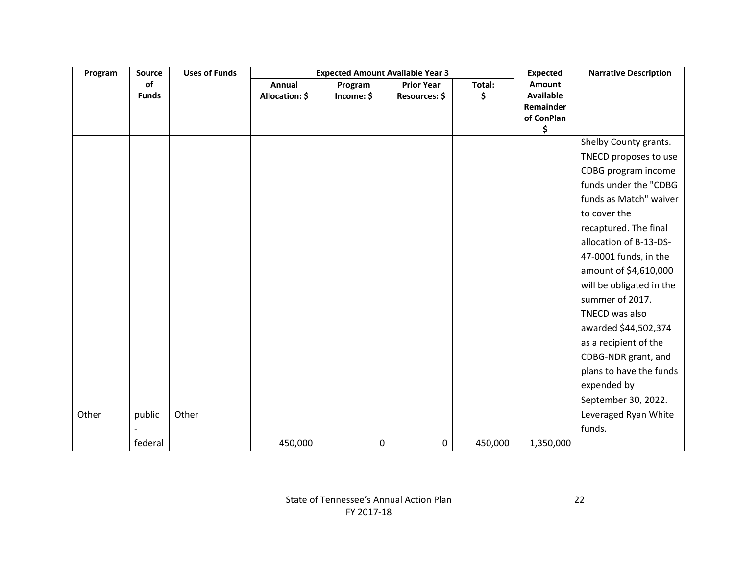| Program | Source of Funds | Uses of Funds | Expected Amount Available Year 3 | | | | Expected Amount Available Remainder of ConPlan $ | Narrative Description |
|---|---|---|---|---|---|---|---|---|
| | | | Annual Allocation: $ | Program Income: $ | Prior Year Resources: $ | Total: $ | | |
| | | | | | | | | Shelby County grants. TNECD proposes to use CDBG program income funds under the "CDBG funds as Match" waiver to cover the recaptured. The final allocation of B-13-DS-47-0001 funds, in the amount of $4,610,000 will be obligated in the summer of 2017. TNECD was also awarded $44,502,374 as a recipient of the CDBG-NDR grant, and plans to have the funds expended by September 30, 2022. |
| Other | public - federal | Other | 450,000 | 0 | 0 | 450,000 | 1,350,000 | Leveraged Ryan White funds. |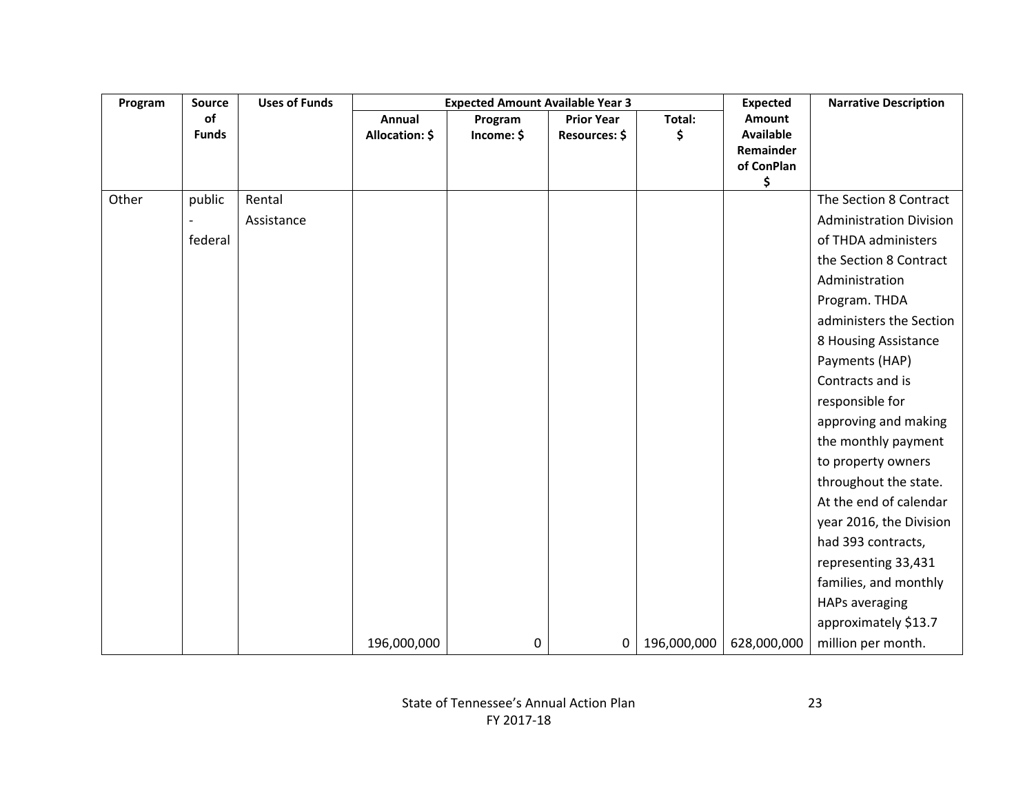| Program | Source of Funds | Uses of Funds | Expected Amount Available Year 3 | | | | Expected Amount Available Remainder of ConPlan $ | Narrative Description |
|---|---|---|---|---|---|---|---|---|
| | | | Annual Allocation: $ | Program Income: $ | Prior Year Resources: $ | Total: $ | | |
| Other | public - federal | Rental Assistance | 196,000,000 | 0 | 0 | 196,000,000 | 628,000,000 | The Section 8 Contract Administration Division of THDA administers the Section 8 Contract Administration Program. THDA administers the Section 8 Housing Assistance Payments (HAP) Contracts and is responsible for approving and making the monthly payment to property owners throughout the state. At the end of calendar year 2016, the Division had 393 contracts, representing 33,431 families, and monthly HAPs averaging approximately $13.7 million per month. |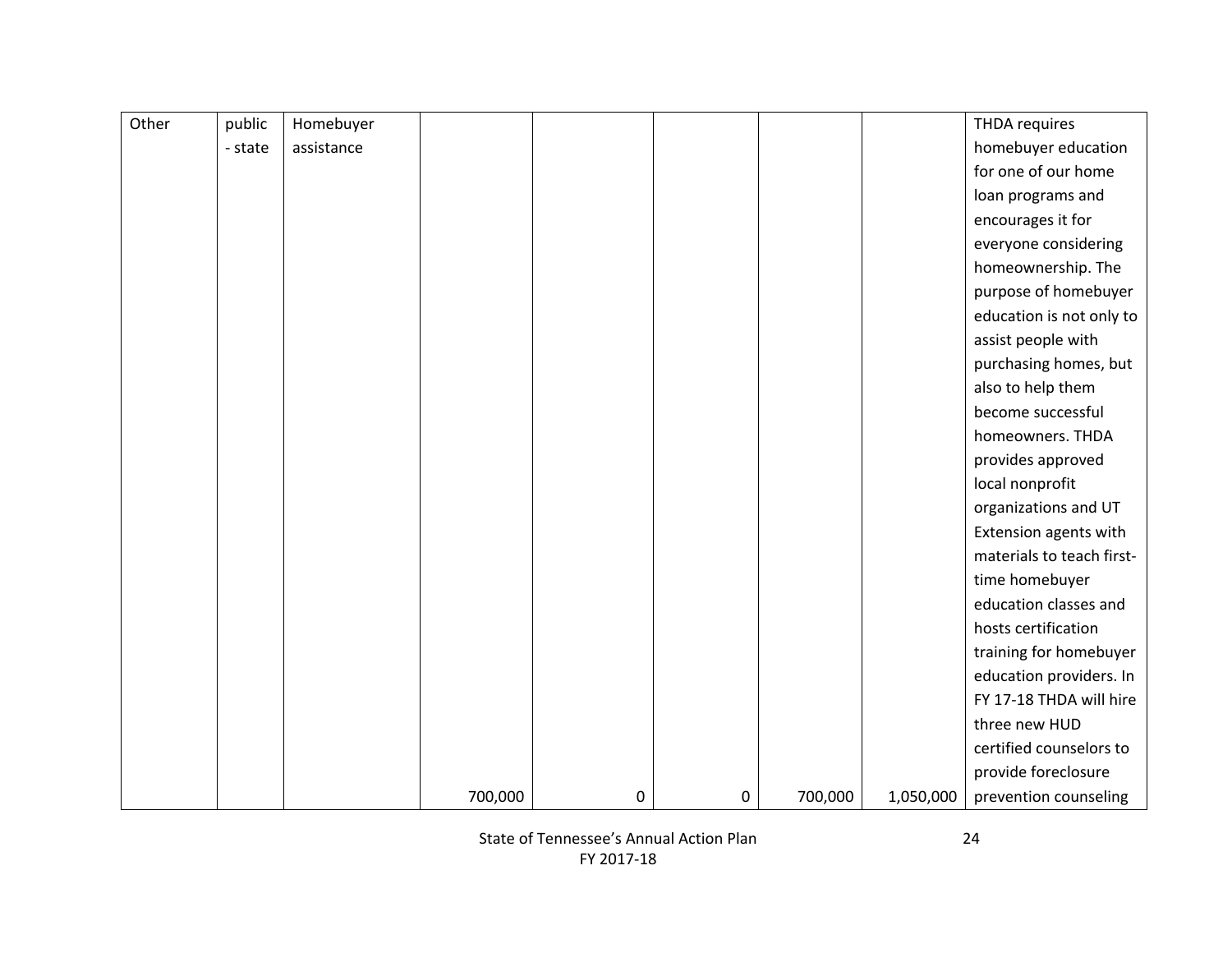| Other | public - state | Homebuyer assistance | 700,000 | 0 | 0 | 700,000 | 1,050,000 | THDA requires homebuyer education for one of our home loan programs and encourages it for everyone considering homeownership. The purpose of homebuyer education is not only to assist people with purchasing homes, but also to help them become successful homeowners. THDA provides approved local nonprofit organizations and UT Extension agents with materials to teach first-time homebuyer education classes and hosts certification training for homebuyer education providers. In FY 17-18 THDA will hire three new HUD certified counselors to provide foreclosure prevention counseling |
|---|---|---|---|---|---|---|---|---|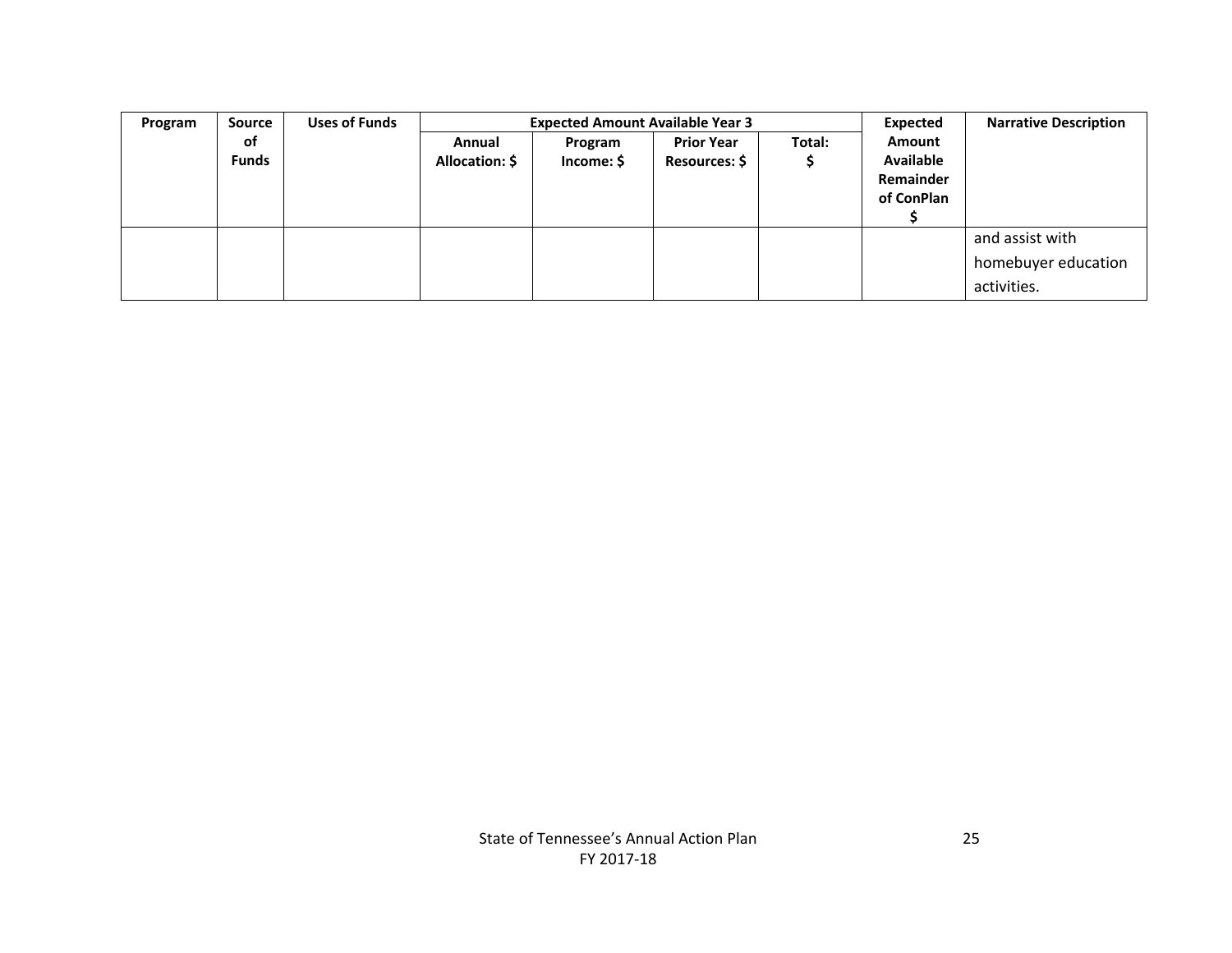| Program | Source of Funds | Uses of Funds | Expected Amount Available Year 3 | | | | Expected Amount Available Remainder of ConPlan $ | Narrative Description |
|---|---|---|---|---|---|---|---|---|
| | | | Annual Allocation: $ | Program Income: $ | Prior Year Resources: $ | Total: $ | | |
| | | | | | | | | and assist with homebuyer education activities. |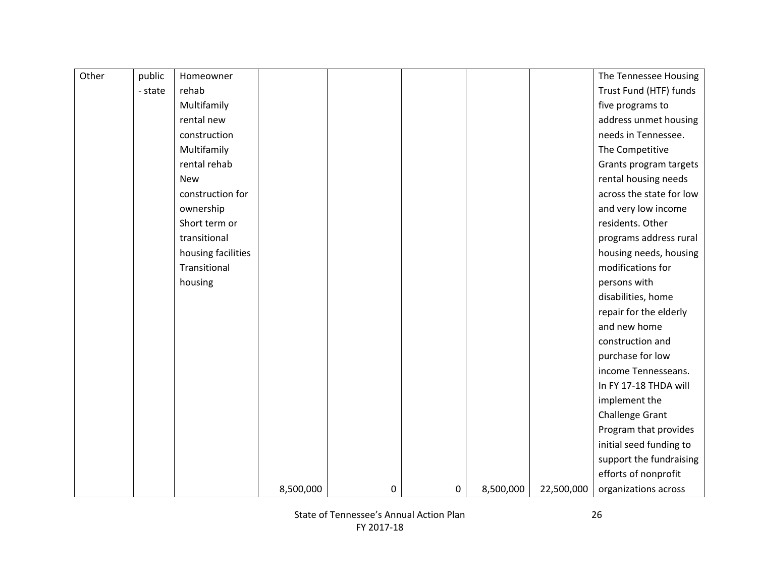| Other | public - state | Homeowner rehab Multifamily rental new construction Multifamily rental rehab New construction for ownership Short term or transitional housing facilities Transitional housing | 8,500,000 | 0 | 0 | 8,500,000 | 22,500,000 | The Tennessee Housing Trust Fund (HTF) funds five programs to address unmet housing needs in Tennessee. The Competitive Grants program targets rental housing needs across the state for low and very low income residents. Other programs address rural housing needs, housing modifications for persons with disabilities, home repair for the elderly and new home construction and purchase for low income Tennesseans. In FY 17-18 THDA will implement the Challenge Grant Program that provides initial seed funding to support the fundraising efforts of nonprofit organizations across |
|---|---|---|---|---|---|---|---|---|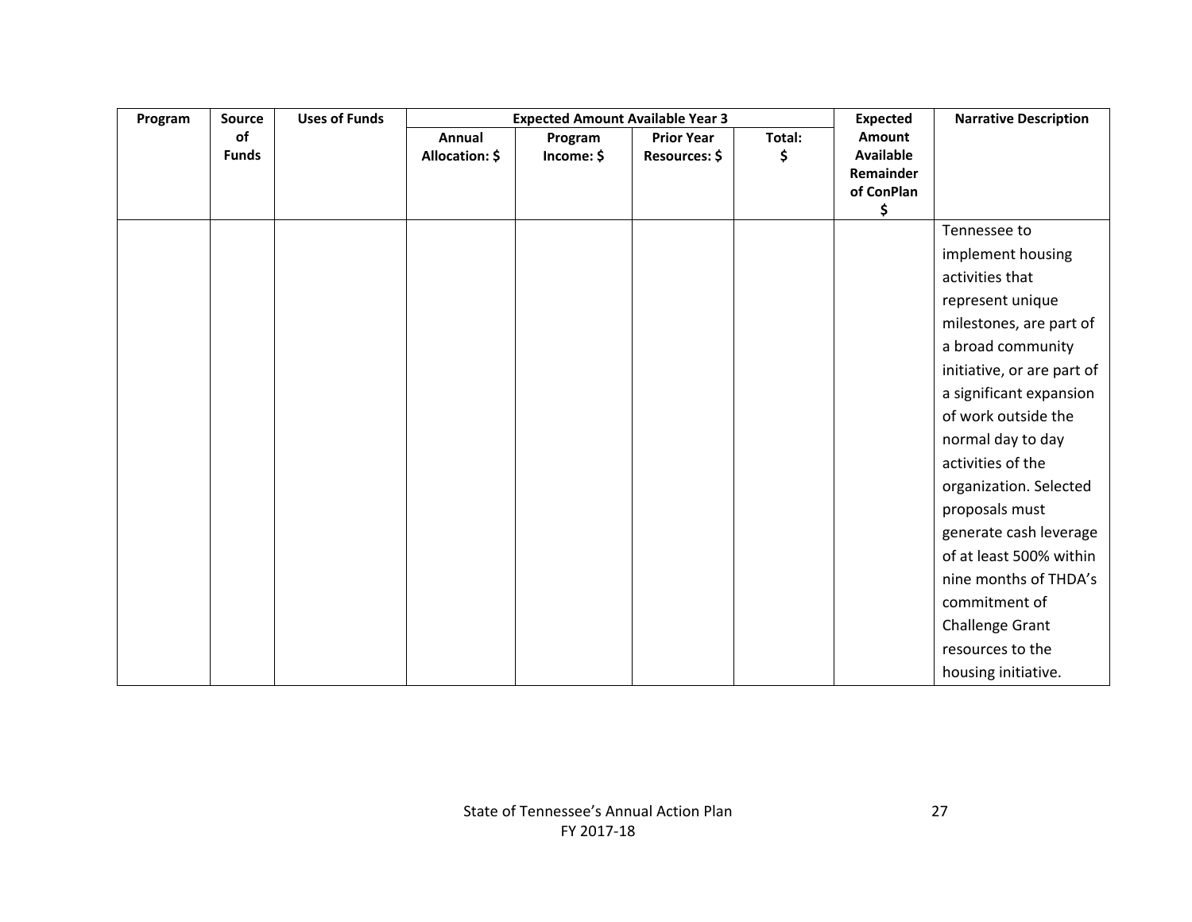| Program | Source of Funds | Uses of Funds | Expected Amount Available Year 3 | | | | Expected Amount Available Remainder of ConPlan $ | Narrative Description |
|---|---|---|---|---|---|---|---|---|
| | | | Annual Allocation: $ | Program Income: $ | Prior Year Resources: $ | Total: $ | | |
| | | | | | | | | Tennessee to implement housing activities that represent unique milestones, are part of a broad community initiative, or are part of a significant expansion of work outside the normal day to day activities of the organization. Selected proposals must generate cash leverage of at least 500% within nine months of THDA's commitment of Challenge Grant resources to the housing initiative. |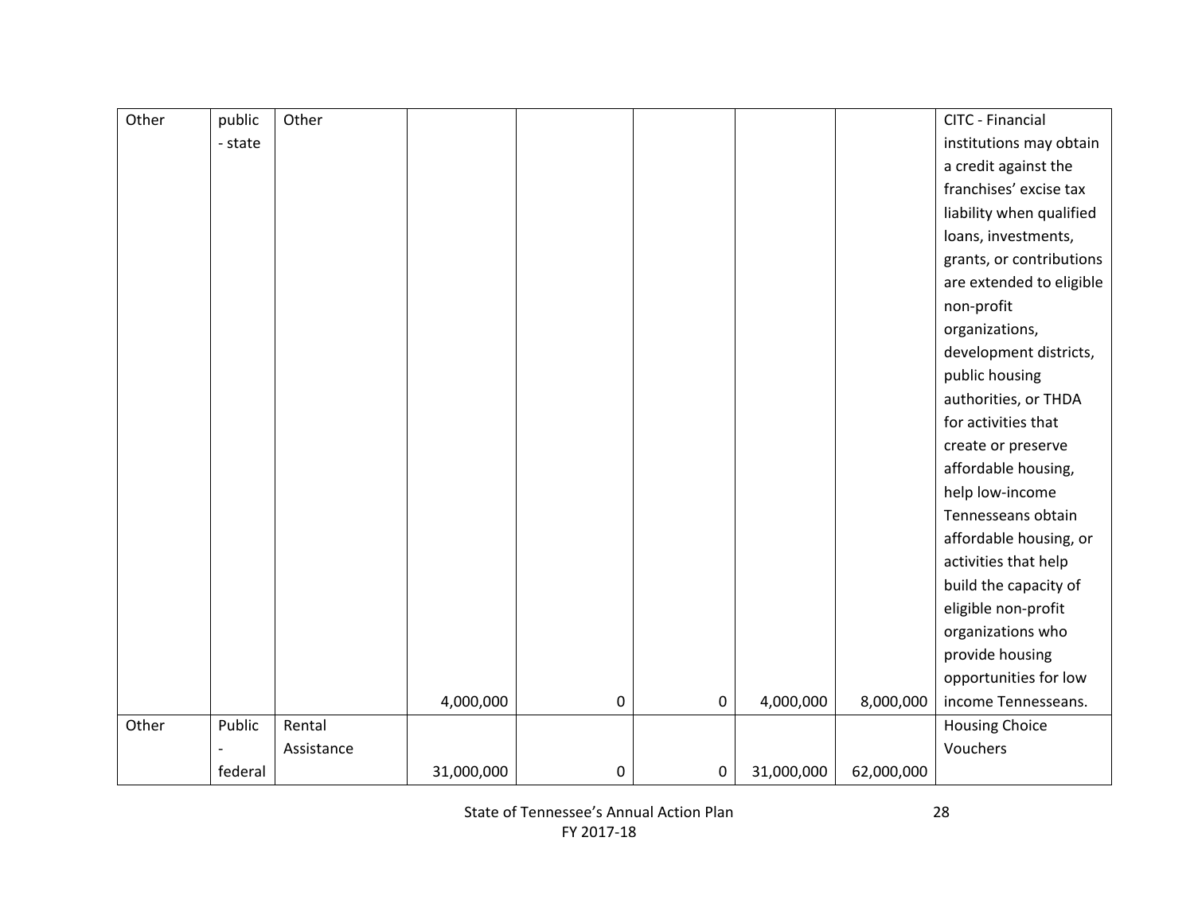| Other | public - state | Other | 4,000,000 | 0 | 0 | 4,000,000 | 8,000,000 | CITC - Financial institutions may obtain a credit against the franchises' excise tax liability when qualified loans, investments, grants, or contributions are extended to eligible non-profit organizations, development districts, public housing authorities, or THDA for activities that create or preserve affordable housing, help low-income Tennesseans obtain affordable housing, or activities that help build the capacity of eligible non-profit organizations who provide housing opportunities for low income Tennesseans. |
|---|---|---|---|---|---|---|---|---|
| Other | Public - federal | Rental Assistance | 31,000,000 | 0 | 0 | 31,000,000 | 62,000,000 | Housing Choice Vouchers |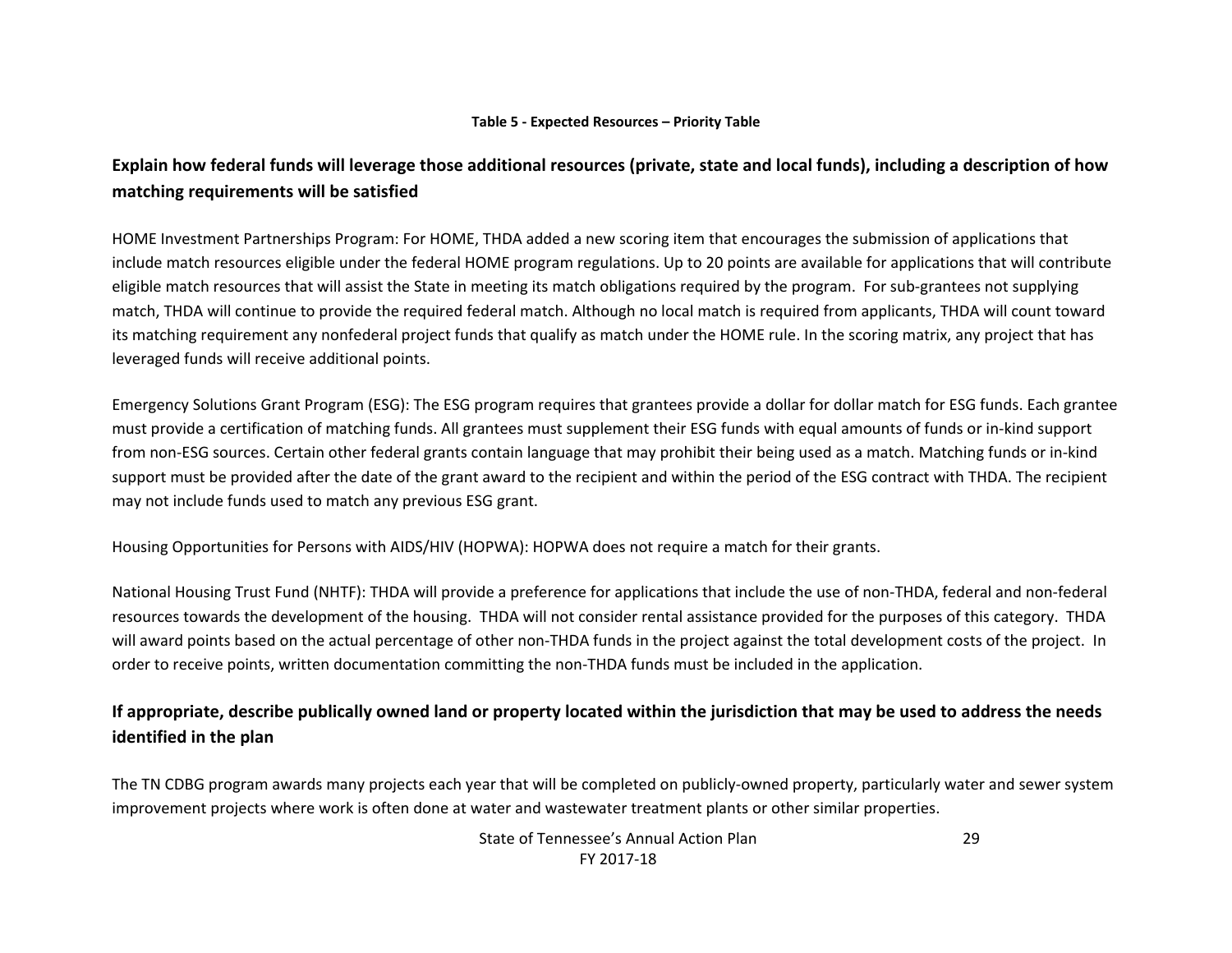**Table 5 - Expected Resources – Priority Table**

## Explain how federal funds will leverage those additional resources (private, state and local funds), including a description of how matching requirements will be satisfied

HOME Investment Partnerships Program: For HOME, THDA added a new scoring item that encourages the submission of applications that include match resources eligible under the federal HOME program regulations. Up to 20 points are available for applications that will contribute eligible match resources that will assist the State in meeting its match obligations required by the program. For sub-grantees not supplying match, THDA will continue to provide the required federal match. Although no local match is required from applicants, THDA will count toward its matching requirement any nonfederal project funds that qualify as match under the HOME rule. In the scoring matrix, any project that has leveraged funds will receive additional points.

Emergency Solutions Grant Program (ESG): The ESG program requires that grantees provide a dollar for dollar match for ESG funds. Each grantee must provide a certification of matching funds. All grantees must supplement their ESG funds with equal amounts of funds or in-kind support from non-ESG sources. Certain other federal grants contain language that may prohibit their being used as a match. Matching funds or in-kind support must be provided after the date of the grant award to the recipient and within the period of the ESG contract with THDA. The recipient may not include funds used to match any previous ESG grant.

Housing Opportunities for Persons with AIDS/HIV (HOPWA): HOPWA does not require a match for their grants.

National Housing Trust Fund (NHTF): THDA will provide a preference for applications that include the use of non-THDA, federal and non-federal resources towards the development of the housing. THDA will not consider rental assistance provided for the purposes of this category. THDA will award points based on the actual percentage of other non-THDA funds in the project against the total development costs of the project. In order to receive points, written documentation committing the non-THDA funds must be included in the application.

## If appropriate, describe publically owned land or property located within the jurisdiction that may be used to address the needs identified in the plan

The TN CDBG program awards many projects each year that will be completed on publicly-owned property, particularly water and sewer system improvement projects where work is often done at water and wastewater treatment plants or other similar properties.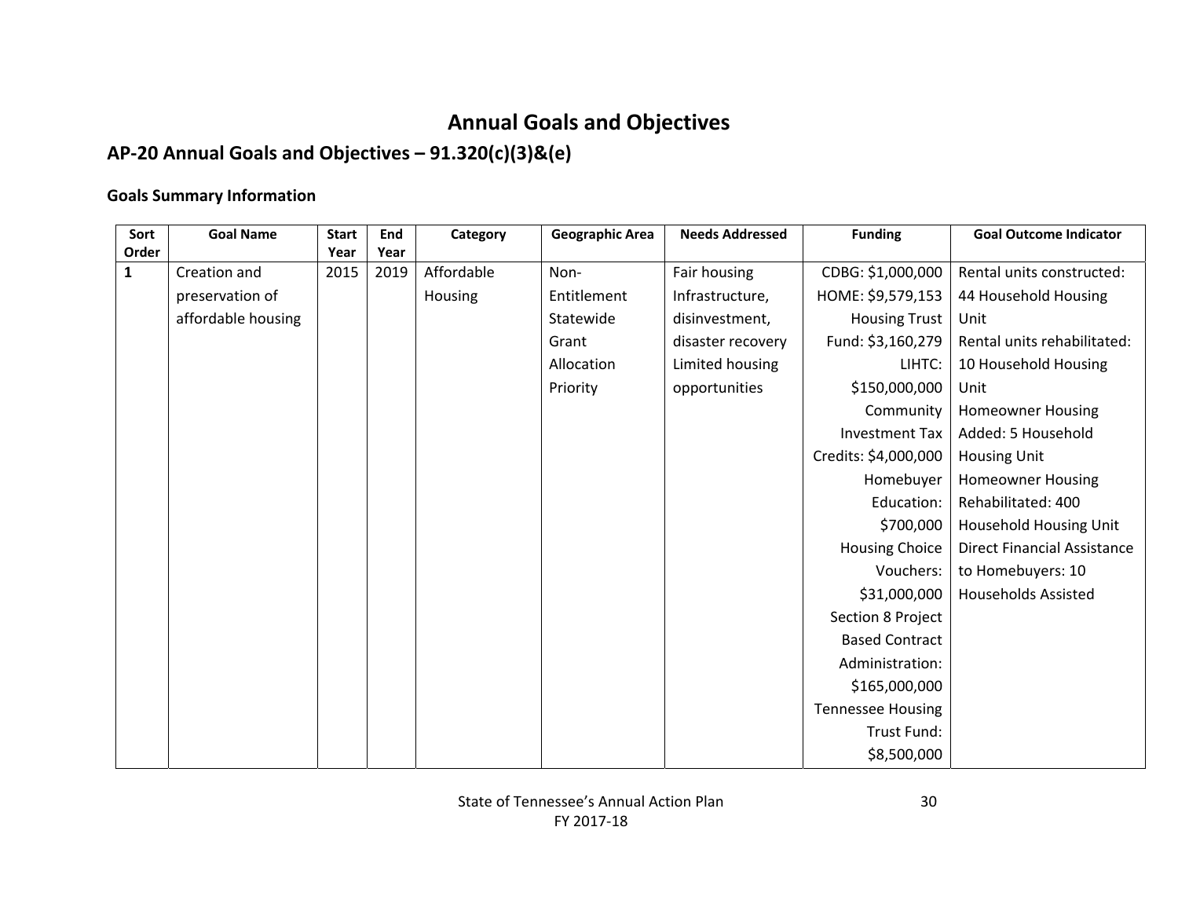# Annual Goals and Objectives

## AP-20 Annual Goals and Objectives – 91.320(c)(3)&(e)

### Goals Summary Information

| Sort Order | Goal Name | Start Year | End Year | Category | Geographic Area | Needs Addressed | Funding | Goal Outcome Indicator |
|---|---|---|---|---|---|---|---|---|
| 1 | Creation and preservation of affordable housing | 2015 | 2019 | Affordable Housing | Non-Entitlement Statewide Grant Allocation Priority | Fair housing Infrastructure, disinvestment, disaster recovery Limited housing opportunities | CDBG: $1,000,000 HOME: $9,579,153 Housing Trust Fund: $3,160,279 LIHTC: $150,000,000 Community Investment Tax Credits: $4,000,000 Homebuyer Education: $700,000 Housing Choice Vouchers: $31,000,000 Section 8 Project Based Contract Administration: $165,000,000 Tennessee Housing Trust Fund: $8,500,000 | Rental units constructed: 44 Household Housing Unit Rental units rehabilitated: 10 Household Housing Unit Homeowner Housing Added: 5 Household Housing Unit Homeowner Housing Rehabilitated: 400 Household Housing Unit Direct Financial Assistance to Homebuyers: 10 Households Assisted |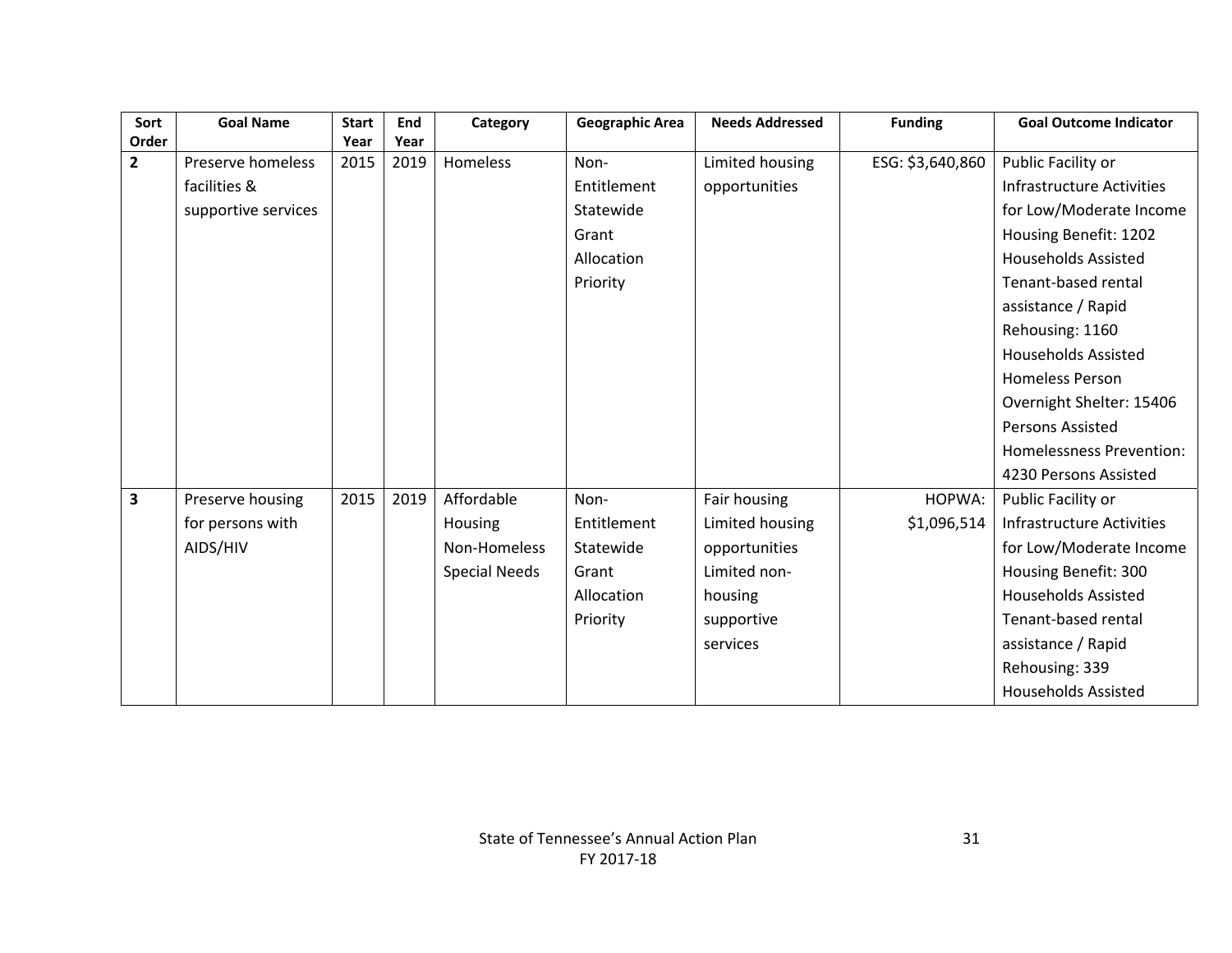| Sort Order | Goal Name | Start Year | End Year | Category | Geographic Area | Needs Addressed | Funding | Goal Outcome Indicator |
|---|---|---|---|---|---|---|---|---|
| **2** | Preserve homeless facilities & supportive services | 2015 | 2019 | Homeless | Non-Entitlement Statewide Grant Allocation Priority | Limited housing opportunities | ESG: $3,640,860 | Public Facility or Infrastructure Activities for Low/Moderate Income Housing Benefit: 1202 Households Assisted Tenant-based rental assistance / Rapid Rehousing: 1160 Households Assisted Homeless Person Overnight Shelter: 15406 Persons Assisted Homelessness Prevention: 4230 Persons Assisted |
| **3** | Preserve housing for persons with AIDS/HIV | 2015 | 2019 | Affordable Housing Non-Homeless Special Needs | Non-Entitlement Statewide Grant Allocation Priority | Fair housing Limited housing opportunities Limited non-housing supportive services | HOPWA: $1,096,514 | Public Facility or Infrastructure Activities for Low/Moderate Income Housing Benefit: 300 Households Assisted Tenant-based rental assistance / Rapid Rehousing: 339 Households Assisted |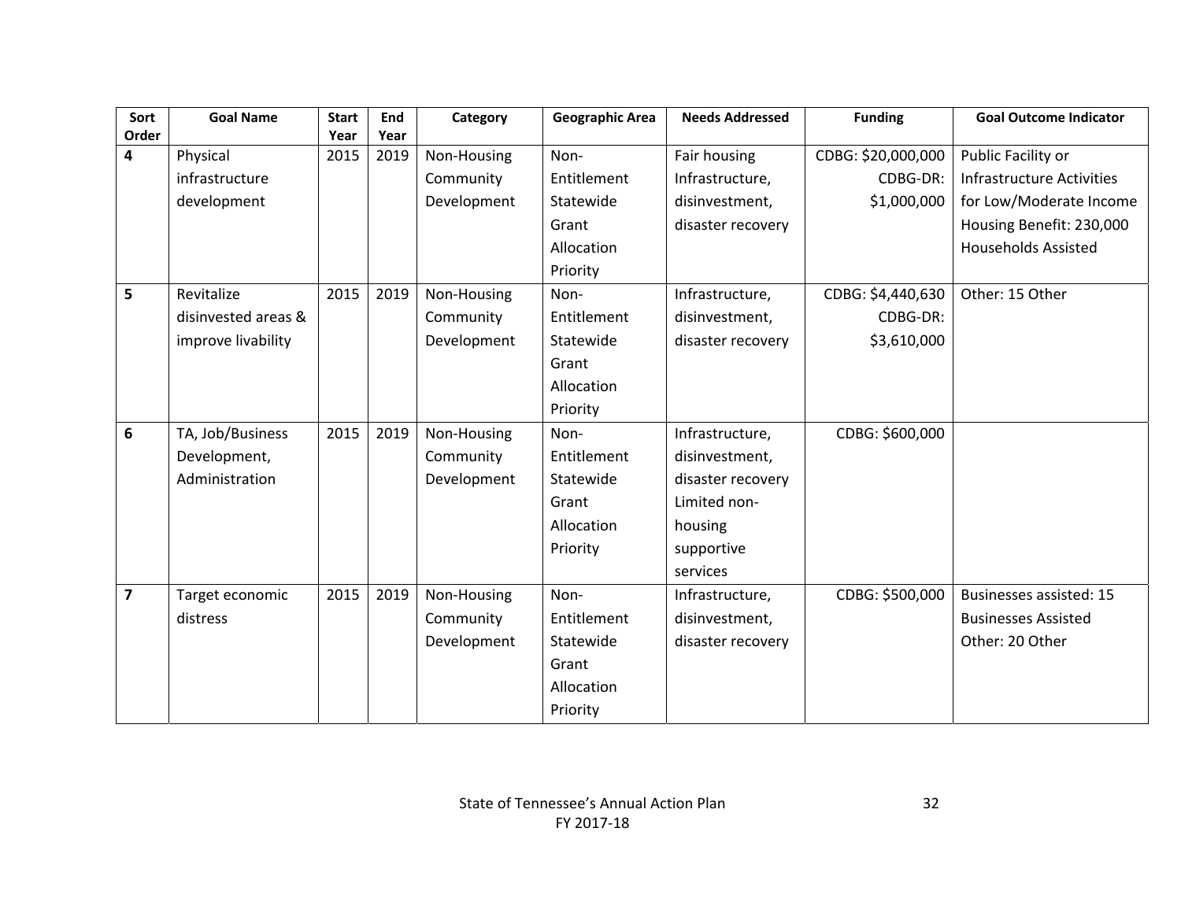| Sort Order | Goal Name | Start Year | End Year | Category | Geographic Area | Needs Addressed | Funding | Goal Outcome Indicator |
|---|---|---|---|---|---|---|---|---|
| **4** | Physical infrastructure development | 2015 | 2019 | Non-Housing Community Development | Non-Entitlement Statewide Grant Allocation Priority | Fair housing Infrastructure, disinvestment, disaster recovery | CDBG: $20,000,000 CDBG-DR: $1,000,000 | Public Facility or Infrastructure Activities for Low/Moderate Income Housing Benefit: 230,000 Households Assisted |
| **5** | Revitalize disinvested areas & improve livability | 2015 | 2019 | Non-Housing Community Development | Non-Entitlement Statewide Grant Allocation Priority | Infrastructure, disinvestment, disaster recovery | CDBG: $4,440,630 CDBG-DR: $3,610,000 | Other: 15 Other |
| **6** | TA, Job/Business Development, Administration | 2015 | 2019 | Non-Housing Community Development | Non-Entitlement Statewide Grant Allocation Priority | Infrastructure, disinvestment, disaster recovery Limited non-housing supportive services | CDBG: $600,000 | |
| **7** | Target economic distress | 2015 | 2019 | Non-Housing Community Development | Non-Entitlement Statewide Grant Allocation Priority | Infrastructure, disinvestment, disaster recovery | CDBG: $500,000 | Businesses assisted: 15 Businesses Assisted Other: 20 Other |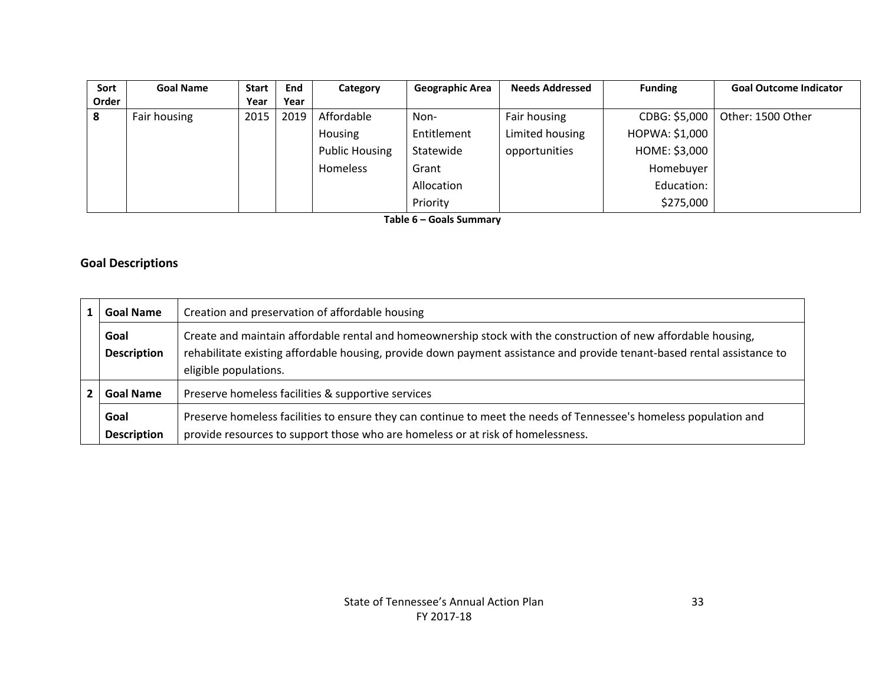| Sort Order | Goal Name | Start Year | End Year | Category | Geographic Area | Needs Addressed | Funding | Goal Outcome Indicator |
|---|---|---|---|---|---|---|---|---|
| 8 | Fair housing | 2015 | 2019 | Affordable Housing<br>Public Housing<br>Homeless | Non-Entitlement<br>Statewide<br>Grant Allocation Priority | Fair housing<br>Limited housing opportunities | CDBG: $5,000<br>HOPWA: $1,000<br>HOME: $3,000<br>Homebuyer Education: $275,000 | Other: 1500 Other |

**Table 6 – Goals Summary**

## Goal Descriptions

| | | |
|---|---|---|
| **1** | **Goal Name** | Creation and preservation of affordable housing |
| | **Goal Description** | Create and maintain affordable rental and homeownership stock with the construction of new affordable housing, rehabilitate existing affordable housing, provide down payment assistance and provide tenant-based rental assistance to eligible populations. |
| **2** | **Goal Name** | Preserve homeless facilities & supportive services |
| | **Goal Description** | Preserve homeless facilities to ensure they can continue to meet the needs of Tennessee's homeless population and provide resources to support those who are homeless or at risk of homelessness. |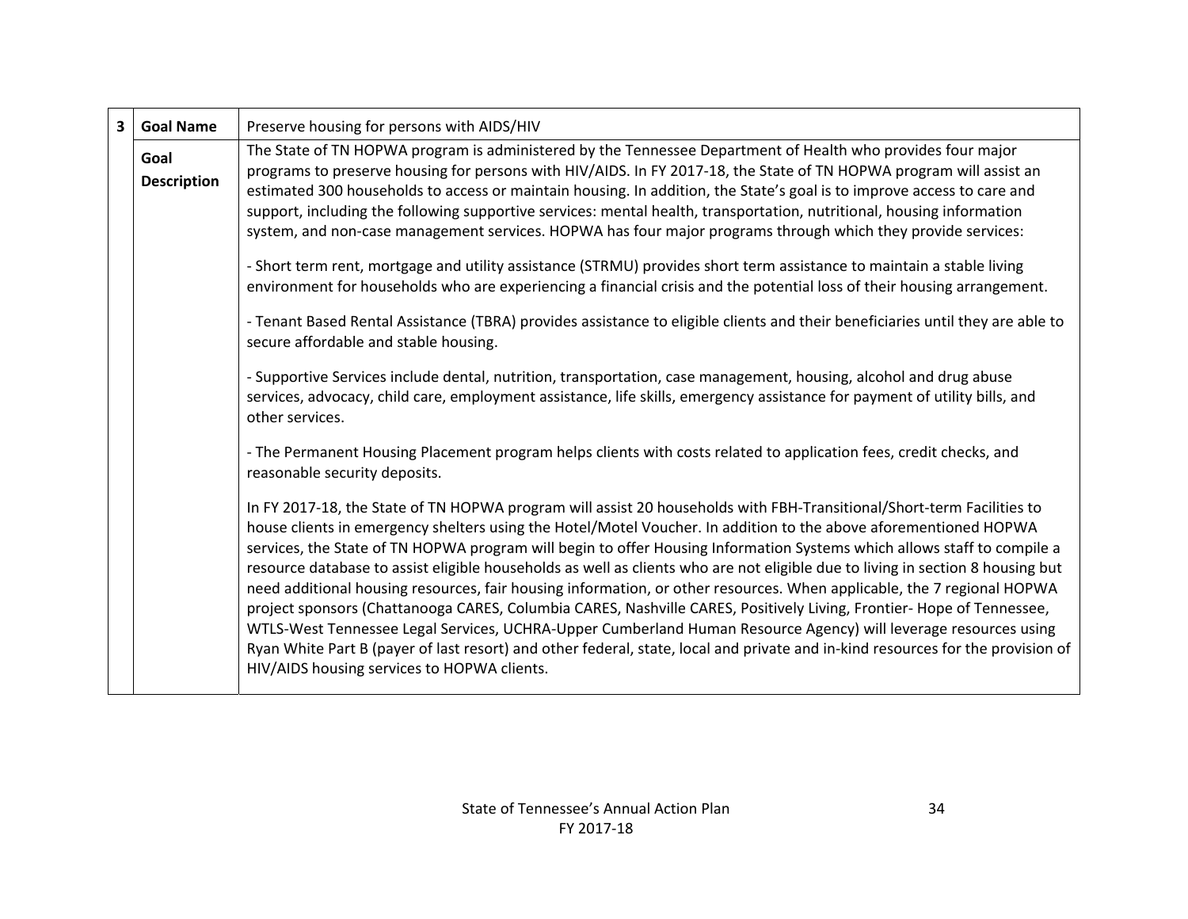| 3 | Goal Name | Preserve housing for persons with AIDS/HIV |
|---|---|---|
| | Goal Description | The State of TN HOPWA program is administered by the Tennessee Department of Health who provides four major programs to preserve housing for persons with HIV/AIDS. In FY 2017-18, the State of TN HOPWA program will assist an estimated 300 households to access or maintain housing. In addition, the State's goal is to improve access to care and support, including the following supportive services: mental health, transportation, nutritional, housing information system, and non-case management services. HOPWA has four major programs through which they provide services:<br><br>- Short term rent, mortgage and utility assistance (STRMU) provides short term assistance to maintain a stable living environment for households who are experiencing a financial crisis and the potential loss of their housing arrangement.<br><br>- Tenant Based Rental Assistance (TBRA) provides assistance to eligible clients and their beneficiaries until they are able to secure affordable and stable housing.<br><br>- Supportive Services include dental, nutrition, transportation, case management, housing, alcohol and drug abuse services, advocacy, child care, employment assistance, life skills, emergency assistance for payment of utility bills, and other services.<br><br>- The Permanent Housing Placement program helps clients with costs related to application fees, credit checks, and reasonable security deposits.<br><br>In FY 2017-18, the State of TN HOPWA program will assist 20 households with FBH-Transitional/Short-term Facilities to house clients in emergency shelters using the Hotel/Motel Voucher. In addition to the above aforementioned HOPWA services, the State of TN HOPWA program will begin to offer Housing Information Systems which allows staff to compile a resource database to assist eligible households as well as clients who are not eligible due to living in section 8 housing but need additional housing resources, fair housing information, or other resources. When applicable, the 7 regional HOPWA project sponsors (Chattanooga CARES, Columbia CARES, Nashville CARES, Positively Living, Frontier- Hope of Tennessee, WTLS-West Tennessee Legal Services, UCHRA-Upper Cumberland Human Resource Agency) will leverage resources using Ryan White Part B (payer of last resort) and other federal, state, local and private and in-kind resources for the provision of HIV/AIDS housing services to HOPWA clients. |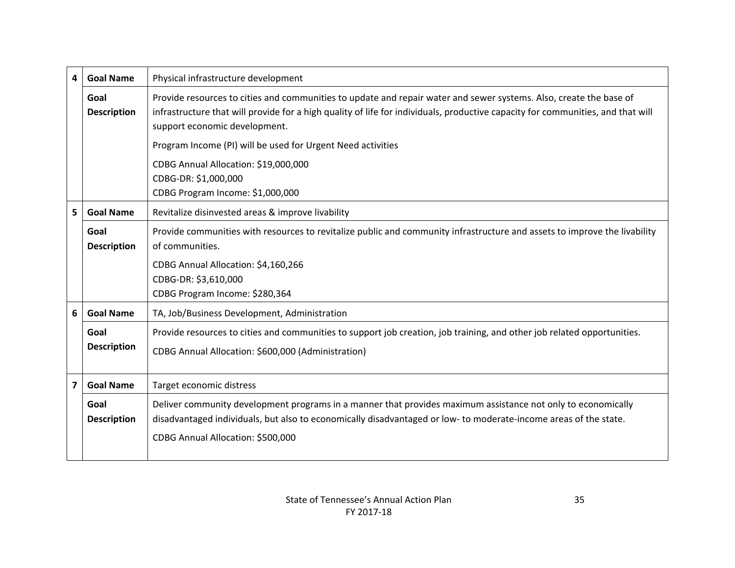| | | |
|---|---|---|
| 4 | **Goal Name** | Physical infrastructure development |
| | **Goal Description** | Provide resources to cities and communities to update and repair water and sewer systems. Also, create the base of infrastructure that will provide for a high quality of life for individuals, productive capacity for communities, and that will support economic development.<br><br>Program Income (PI) will be used for Urgent Need activities<br><br>CDBG Annual Allocation: $19,000,000<br>CDBG-DR: $1,000,000<br>CDBG Program Income: $1,000,000 |
| 5 | **Goal Name** | Revitalize disinvested areas & improve livability |
| | **Goal Description** | Provide communities with resources to revitalize public and community infrastructure and assets to improve the livability of communities.<br><br>CDBG Annual Allocation: $4,160,266<br>CDBG-DR: $3,610,000<br>CDBG Program Income: $280,364 |
| 6 | **Goal Name** | TA, Job/Business Development, Administration |
| | **Goal Description** | Provide resources to cities and communities to support job creation, job training, and other job related opportunities.<br><br>CDBG Annual Allocation: $600,000 (Administration) |
| 7 | **Goal Name** | Target economic distress |
| | **Goal Description** | Deliver community development programs in a manner that provides maximum assistance not only to economically disadvantaged individuals, but also to economically disadvantaged or low- to moderate-income areas of the state.<br><br>CDBG Annual Allocation: $500,000 |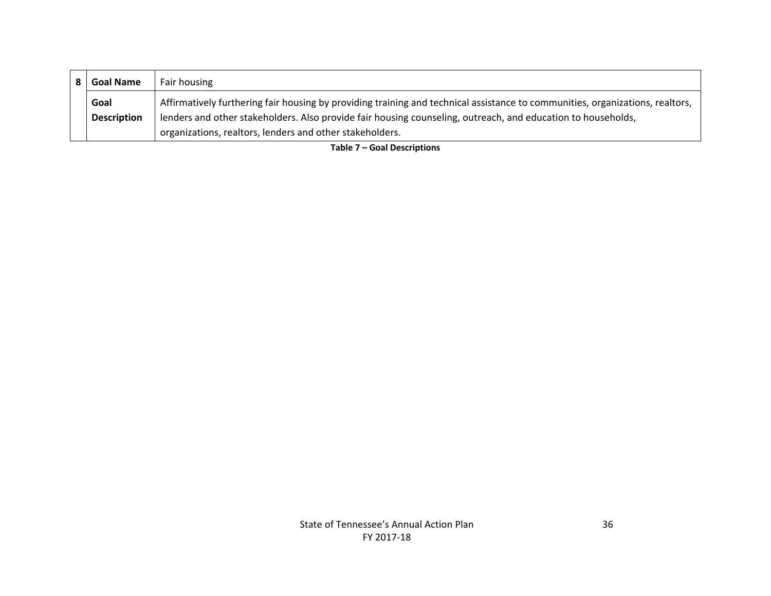| 8 | Goal Name | Fair housing |
|---|---|---|
| | **Goal Description** | Affirmatively furthering fair housing by providing training and technical assistance to communities, organizations, realtors, lenders and other stakeholders. Also provide fair housing counseling, outreach, and education to households, organizations, realtors, lenders and other stakeholders. |

**Table 7 – Goal Descriptions**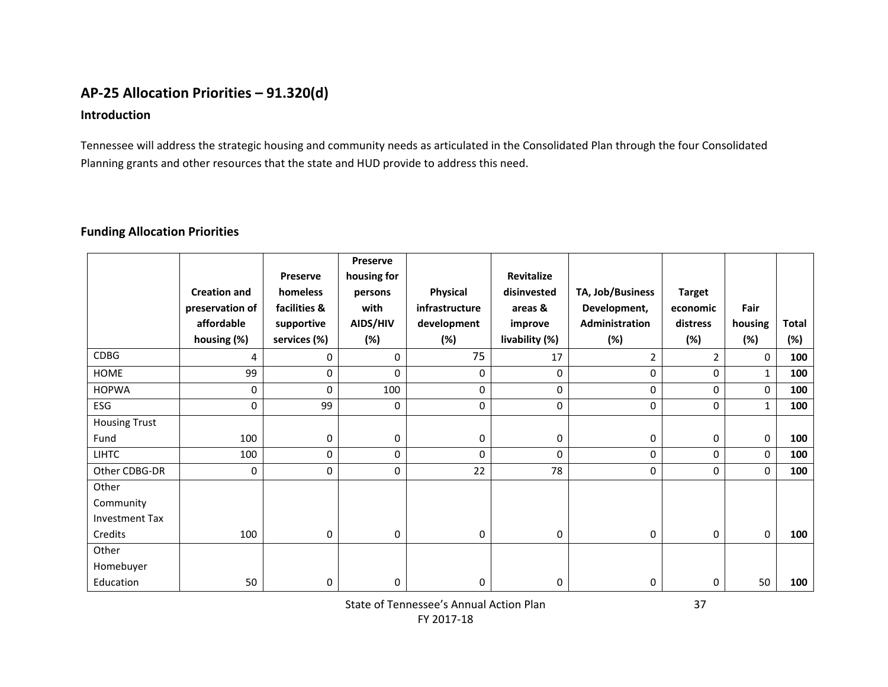## AP-25 Allocation Priorities – 91.320(d)

### Introduction

Tennessee will address the strategic housing and community needs as articulated in the Consolidated Plan through the four Consolidated Planning grants and other resources that the state and HUD provide to address this need.

### Funding Allocation Priorities

| | Creation and preservation of affordable housing (%) | Preserve homeless facilities & supportive services (%) | Preserve housing for persons with AIDS/HIV (%) | Physical infrastructure development (%) | Revitalize disinvested areas & improve livability (%) | TA, Job/Business Development, Administration (%) | Target economic distress (%) | Fair housing (%) | Total (%) |
|---|---|---|---|---|---|---|---|---|---|
| CDBG | 4 | 0 | 0 | 75 | 17 | 2 | 2 | 0 | **100** |
| HOME | 99 | 0 | 0 | 0 | 0 | 0 | 0 | 1 | **100** |
| HOPWA | 0 | 0 | 100 | 0 | 0 | 0 | 0 | 0 | **100** |
| ESG | 0 | 99 | 0 | 0 | 0 | 0 | 0 | 1 | **100** |
| Housing Trust Fund | 100 | 0 | 0 | 0 | 0 | 0 | 0 | 0 | **100** |
| LIHTC | 100 | 0 | 0 | 0 | 0 | 0 | 0 | 0 | **100** |
| Other CDBG-DR | 0 | 0 | 0 | 22 | 78 | 0 | 0 | 0 | **100** |
| Other Community Investment Tax Credits | 100 | 0 | 0 | 0 | 0 | 0 | 0 | 0 | **100** |
| Other Homebuyer Education | 50 | 0 | 0 | 0 | 0 | 0 | 0 | 50 | **100** |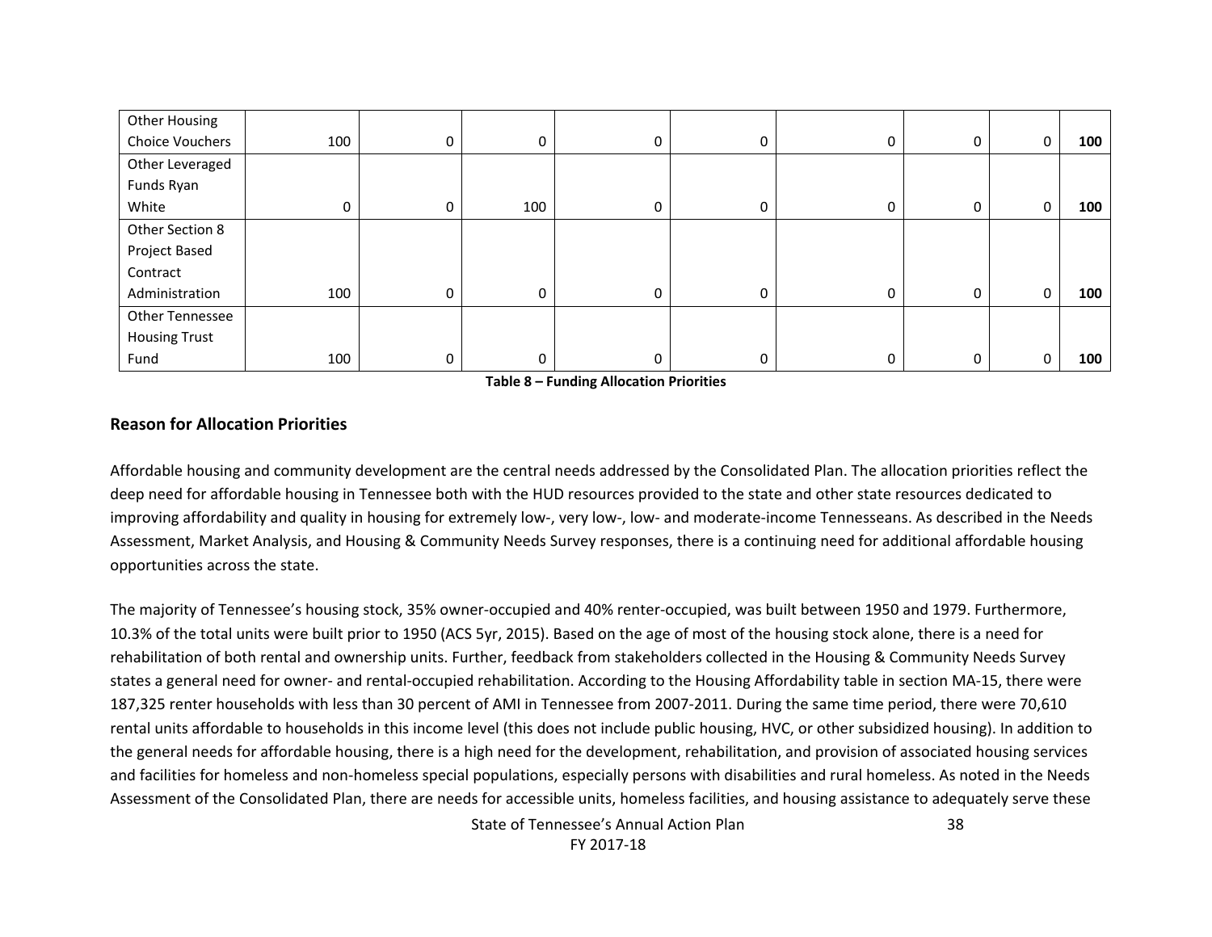| | | | | | | | | | |
|---|---|---|---|---|---|---|---|---|---|
| Other Housing Choice Vouchers | 100 | 0 | 0 | 0 | 0 | 0 | 0 | 0 | **100** |
| Other Leveraged Funds Ryan White | 0 | 0 | 100 | 0 | 0 | 0 | 0 | 0 | **100** |
| Other Section 8 Project Based Contract Administration | 100 | 0 | 0 | 0 | 0 | 0 | 0 | 0 | **100** |
| Other Tennessee Housing Trust Fund | 100 | 0 | 0 | 0 | 0 | 0 | 0 | 0 | **100** |

**Table 8 – Funding Allocation Priorities**

### Reason for Allocation Priorities

Affordable housing and community development are the central needs addressed by the Consolidated Plan. The allocation priorities reflect the deep need for affordable housing in Tennessee both with the HUD resources provided to the state and other state resources dedicated to improving affordability and quality in housing for extremely low-, very low-, low- and moderate-income Tennesseans. As described in the Needs Assessment, Market Analysis, and Housing & Community Needs Survey responses, there is a continuing need for additional affordable housing opportunities across the state.

The majority of Tennessee's housing stock, 35% owner-occupied and 40% renter-occupied, was built between 1950 and 1979. Furthermore, 10.3% of the total units were built prior to 1950 (ACS 5yr, 2015). Based on the age of most of the housing stock alone, there is a need for rehabilitation of both rental and ownership units. Further, feedback from stakeholders collected in the Housing & Community Needs Survey states a general need for owner- and rental-occupied rehabilitation. According to the Housing Affordability table in section MA-15, there were 187,325 renter households with less than 30 percent of AMI in Tennessee from 2007-2011. During the same time period, there were 70,610 rental units affordable to households in this income level (this does not include public housing, HVC, or other subsidized housing). In addition to the general needs for affordable housing, there is a high need for the development, rehabilitation, and provision of associated housing services and facilities for homeless and non-homeless special populations, especially persons with disabilities and rural homeless. As noted in the Needs Assessment of the Consolidated Plan, there are needs for accessible units, homeless facilities, and housing assistance to adequately serve these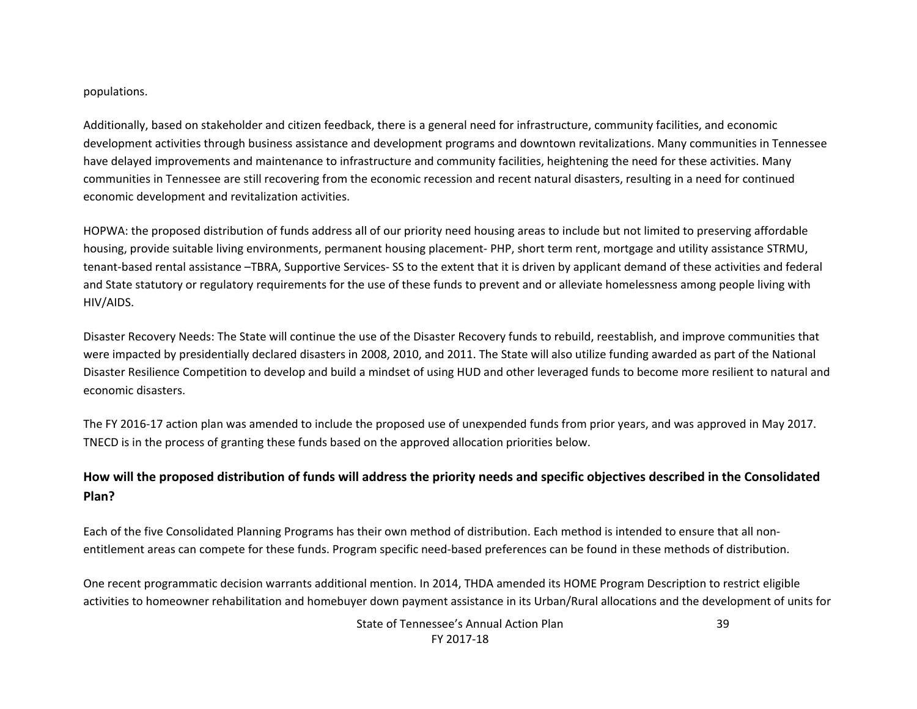populations.

Additionally, based on stakeholder and citizen feedback, there is a general need for infrastructure, community facilities, and economic development activities through business assistance and development programs and downtown revitalizations. Many communities in Tennessee have delayed improvements and maintenance to infrastructure and community facilities, heightening the need for these activities. Many communities in Tennessee are still recovering from the economic recession and recent natural disasters, resulting in a need for continued economic development and revitalization activities.

HOPWA: the proposed distribution of funds address all of our priority need housing areas to include but not limited to preserving affordable housing, provide suitable living environments, permanent housing placement- PHP, short term rent, mortgage and utility assistance STRMU, tenant-based rental assistance –TBRA, Supportive Services- SS to the extent that it is driven by applicant demand of these activities and federal and State statutory or regulatory requirements for the use of these funds to prevent and or alleviate homelessness among people living with HIV/AIDS.

Disaster Recovery Needs: The State will continue the use of the Disaster Recovery funds to rebuild, reestablish, and improve communities that were impacted by presidentially declared disasters in 2008, 2010, and 2011. The State will also utilize funding awarded as part of the National Disaster Resilience Competition to develop and build a mindset of using HUD and other leveraged funds to become more resilient to natural and economic disasters.

The FY 2016-17 action plan was amended to include the proposed use of unexpended funds from prior years, and was approved in May 2017. TNECD is in the process of granting these funds based on the approved allocation priorities below.

**How will the proposed distribution of funds will address the priority needs and specific objectives described in the Consolidated Plan?**

Each of the five Consolidated Planning Programs has their own method of distribution. Each method is intended to ensure that all non-entitlement areas can compete for these funds. Program specific need-based preferences can be found in these methods of distribution.

One recent programmatic decision warrants additional mention. In 2014, THDA amended its HOME Program Description to restrict eligible activities to homeowner rehabilitation and homebuyer down payment assistance in its Urban/Rural allocations and the development of units for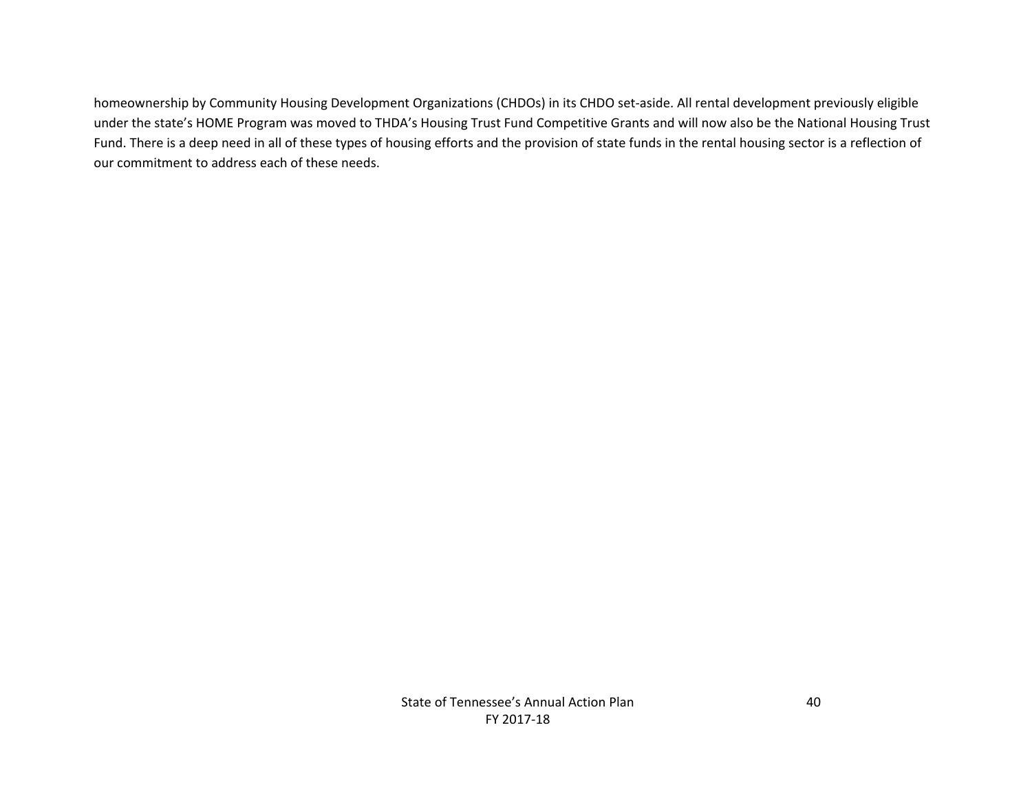homeownership by Community Housing Development Organizations (CHDOs) in its CHDO set-aside. All rental development previously eligible under the state's HOME Program was moved to THDA's Housing Trust Fund Competitive Grants and will now also be the National Housing Trust Fund. There is a deep need in all of these types of housing efforts and the provision of state funds in the rental housing sector is a reflection of our commitment to address each of these needs.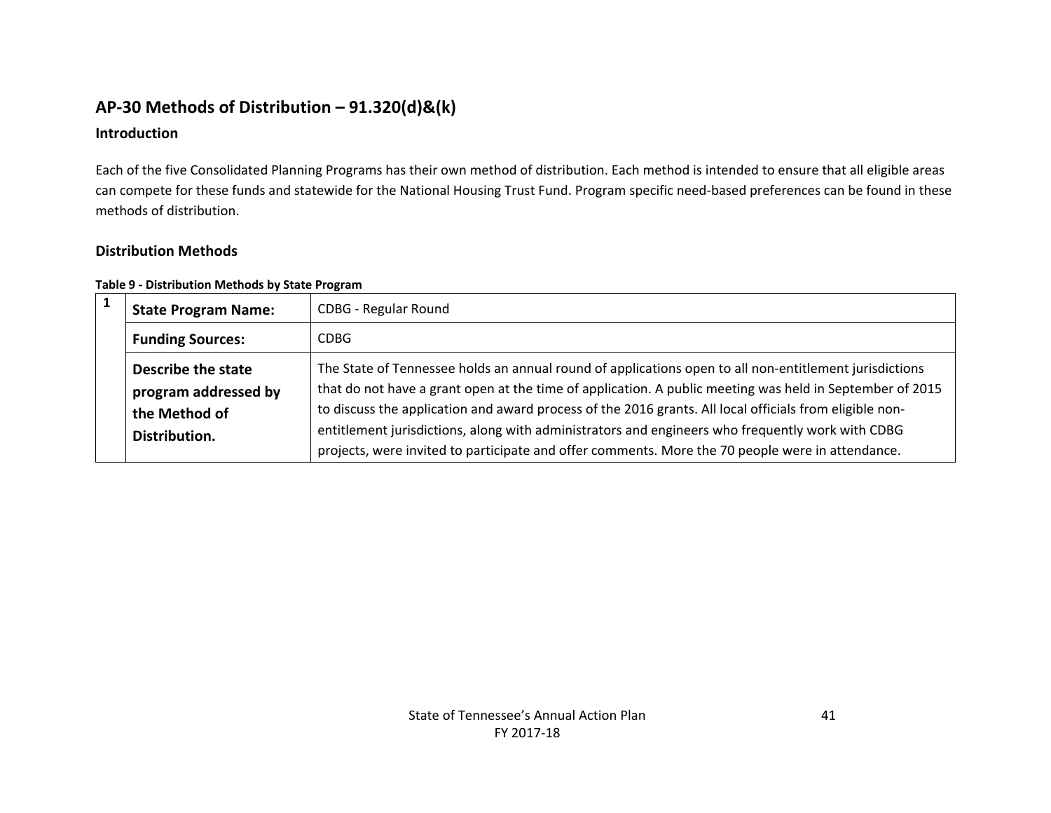## AP-30 Methods of Distribution – 91.320(d)&(k)

### Introduction

Each of the five Consolidated Planning Programs has their own method of distribution. Each method is intended to ensure that all eligible areas can compete for these funds and statewide for the National Housing Trust Fund. Program specific need-based preferences can be found in these methods of distribution.

### Distribution Methods

**Table 9 - Distribution Methods by State Program**

| 1 | | |
|---|---|---|
| | **State Program Name:** | CDBG - Regular Round |
| | **Funding Sources:** | CDBG |
| | **Describe the state program addressed by the Method of Distribution.** | The State of Tennessee holds an annual round of applications open to all non-entitlement jurisdictions that do not have a grant open at the time of application. A public meeting was held in September of 2015 to discuss the application and award process of the 2016 grants. All local officials from eligible non-entitlement jurisdictions, along with administrators and engineers who frequently work with CDBG projects, were invited to participate and offer comments. More the 70 people were in attendance. |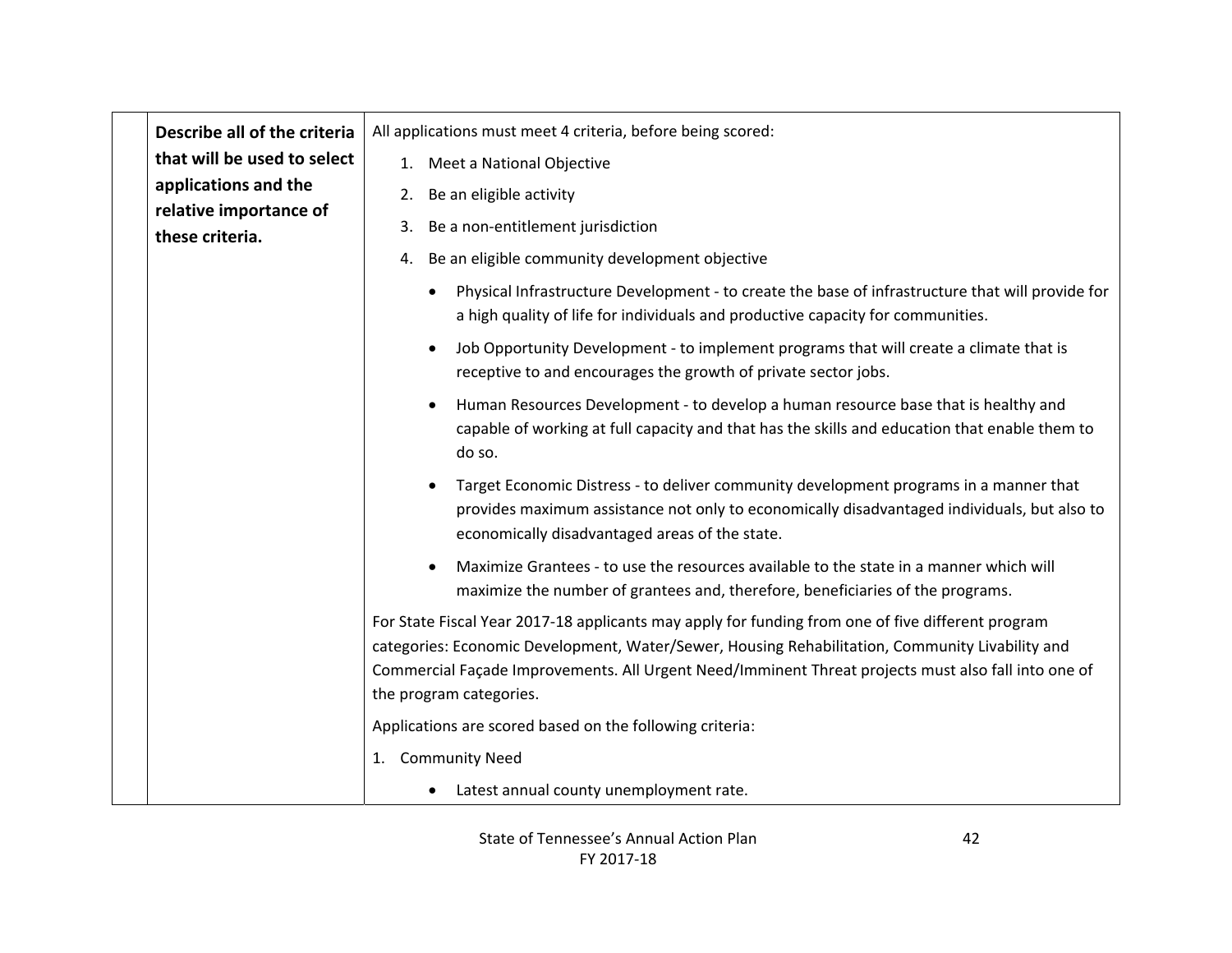| | Describe all of the criteria that will be used to select applications and the relative importance of these criteria. | All applications must meet 4 criteria, before being scored:<br>1. Meet a National Objective<br>2. Be an eligible activity<br>3. Be a non-entitlement jurisdiction<br>4. Be an eligible community development objective<br>• Physical Infrastructure Development - to create the base of infrastructure that will provide for a high quality of life for individuals and productive capacity for communities.<br>• Job Opportunity Development - to implement programs that will create a climate that is receptive to and encourages the growth of private sector jobs.<br>• Human Resources Development - to develop a human resource base that is healthy and capable of working at full capacity and that has the skills and education that enable them to do so.<br>• Target Economic Distress - to deliver community development programs in a manner that provides maximum assistance not only to economically disadvantaged individuals, but also to economically disadvantaged areas of the state.<br>• Maximize Grantees - to use the resources available to the state in a manner which will maximize the number of grantees and, therefore, beneficiaries of the programs.<br>For State Fiscal Year 2017-18 applicants may apply for funding from one of five different program categories: Economic Development, Water/Sewer, Housing Rehabilitation, Community Livability and Commercial Façade Improvements. All Urgent Need/Imminent Threat projects must also fall into one of the program categories.<br>Applications are scored based on the following criteria:<br>1. Community Need<br>• Latest annual county unemployment rate. |
|---|---|---|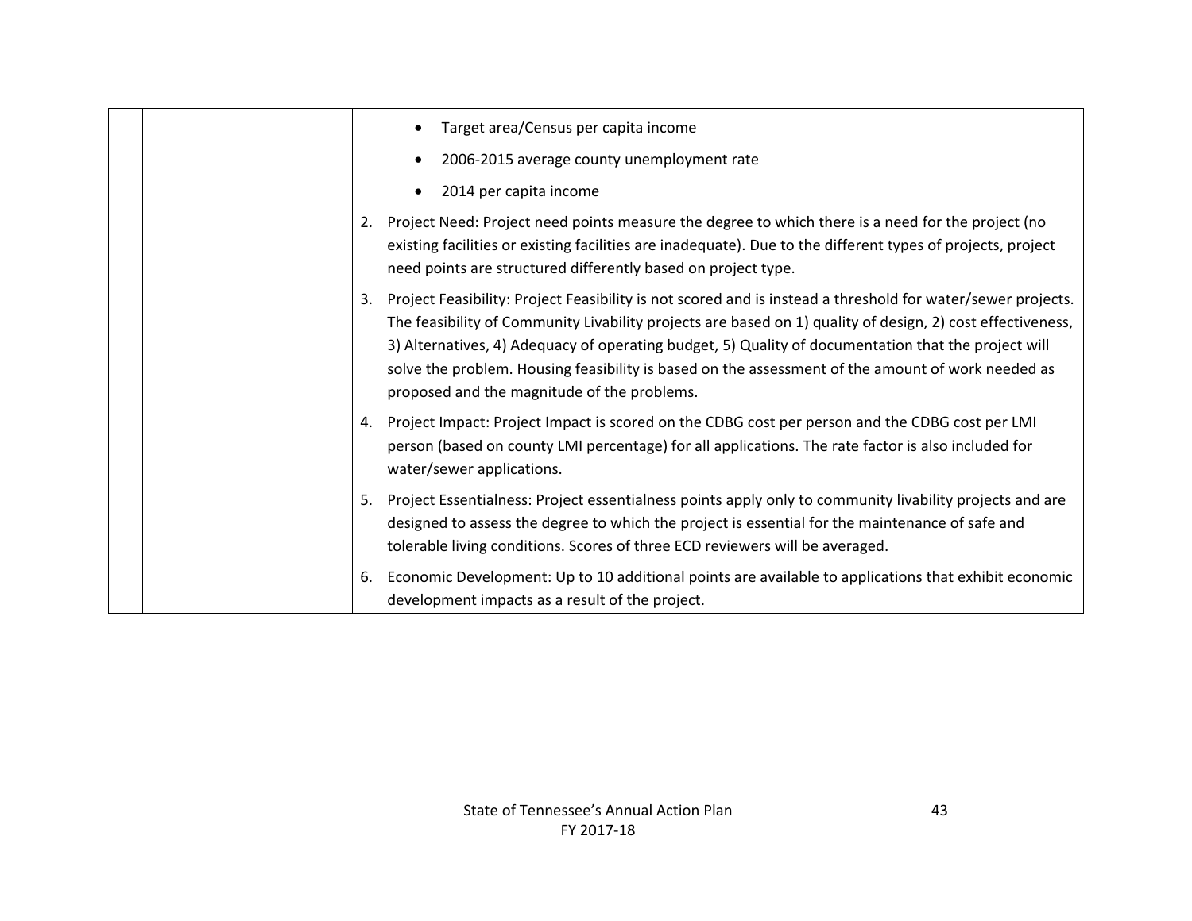| | | <ul><li>Target area/Census per capita income</li><li>2006-2015 average county unemployment rate</li><li>2014 per capita income</li></ul>2. Project Need: Project need points measure the degree to which there is a need for the project (no existing facilities or existing facilities are inadequate). Due to the different types of projects, project need points are structured differently based on project type.<br>3. Project Feasibility: Project Feasibility is not scored and is instead a threshold for water/sewer projects. The feasibility of Community Livability projects are based on 1) quality of design, 2) cost effectiveness, 3) Alternatives, 4) Adequacy of operating budget, 5) Quality of documentation that the project will solve the problem. Housing feasibility is based on the assessment of the amount of work needed as proposed and the magnitude of the problems.<br>4. Project Impact: Project Impact is scored on the CDBG cost per person and the CDBG cost per LMI person (based on county LMI percentage) for all applications. The rate factor is also included for water/sewer applications.<br>5. Project Essentialness: Project essentialness points apply only to community livability projects and are designed to assess the degree to which the project is essential for the maintenance of safe and tolerable living conditions. Scores of three ECD reviewers will be averaged.<br>6. Economic Development: Up to 10 additional points are available to applications that exhibit economic development impacts as a result of the project. |
|---|---|---|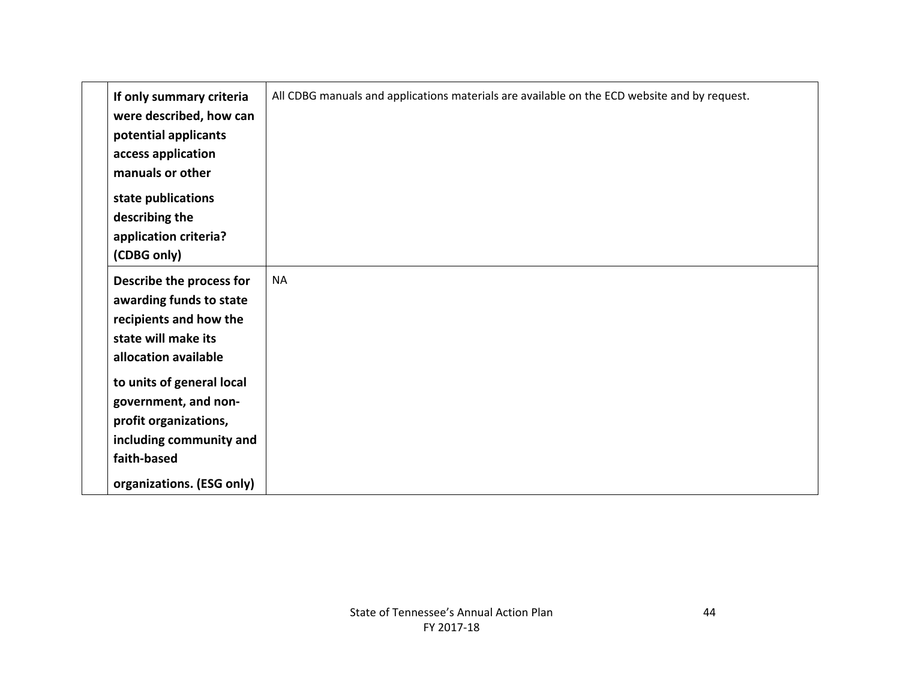| | | |
|---|---|---|
| | **If only summary criteria were described, how can potential applicants access application manuals or other state publications describing the application criteria? (CDBG only)** | All CDBG manuals and applications materials are available on the ECD website and by request. |
| | **Describe the process for awarding funds to state recipients and how the state will make its allocation available to units of general local government, and non-profit organizations, including community and faith-based organizations. (ESG only)** | NA |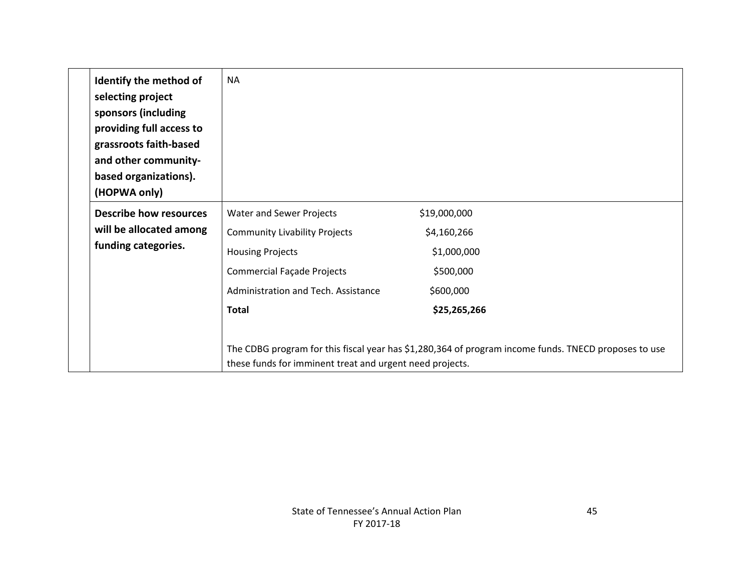| | | |
|---|---|---|
| | **Identify the method of selecting project sponsors (including providing full access to grassroots faith-based and other community-based organizations). (HOPWA only)** | NA |
| | **Describe how resources will be allocated among funding categories.** | Water and Sewer Projects $19,000,000<br>Community Livability Projects $4,160,266<br>Housing Projects $1,000,000<br>Commercial Façade Projects $500,000<br>Administration and Tech. Assistance $600,000<br>**Total** **$25,265,266**<br><br>The CDBG program for this fiscal year has $1,280,364 of program income funds. TNECD proposes to use these funds for imminent treat and urgent need projects. |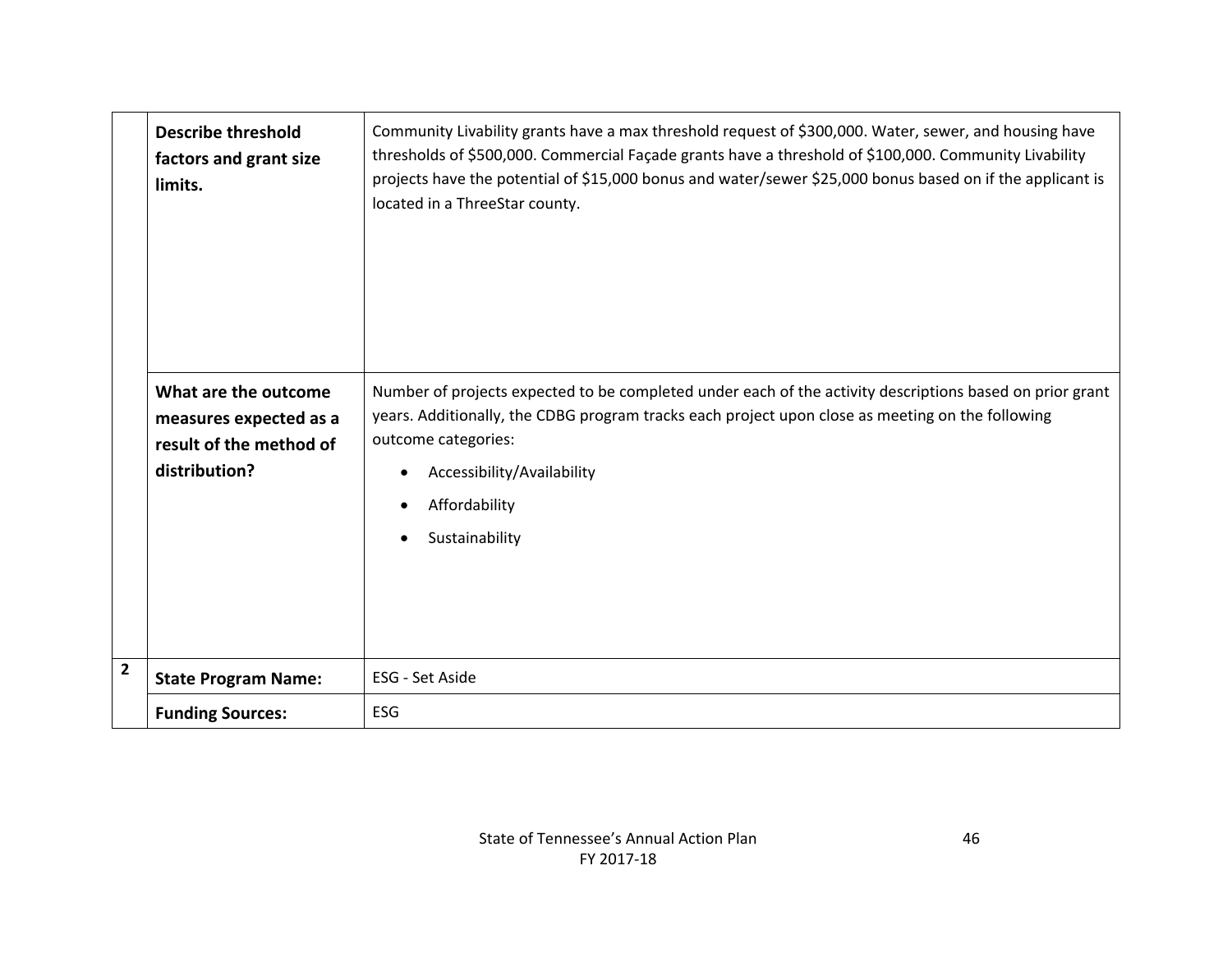| | | |
|---|---|---|
| | **Describe threshold factors and grant size limits.** | Community Livability grants have a max threshold request of $300,000. Water, sewer, and housing have thresholds of $500,000. Commercial Façade grants have a threshold of $100,000. Community Livability projects have the potential of $15,000 bonus and water/sewer $25,000 bonus based on if the applicant is located in a ThreeStar county. |
| | **What are the outcome measures expected as a result of the method of distribution?** | Number of projects expected to be completed under each of the activity descriptions based on prior grant years. Additionally, the CDBG program tracks each project upon close as meeting on the following outcome categories:<br>• Accessibility/Availability<br>• Affordability<br>• Sustainability |
| **2** | **State Program Name:** | ESG - Set Aside |
| | **Funding Sources:** | ESG |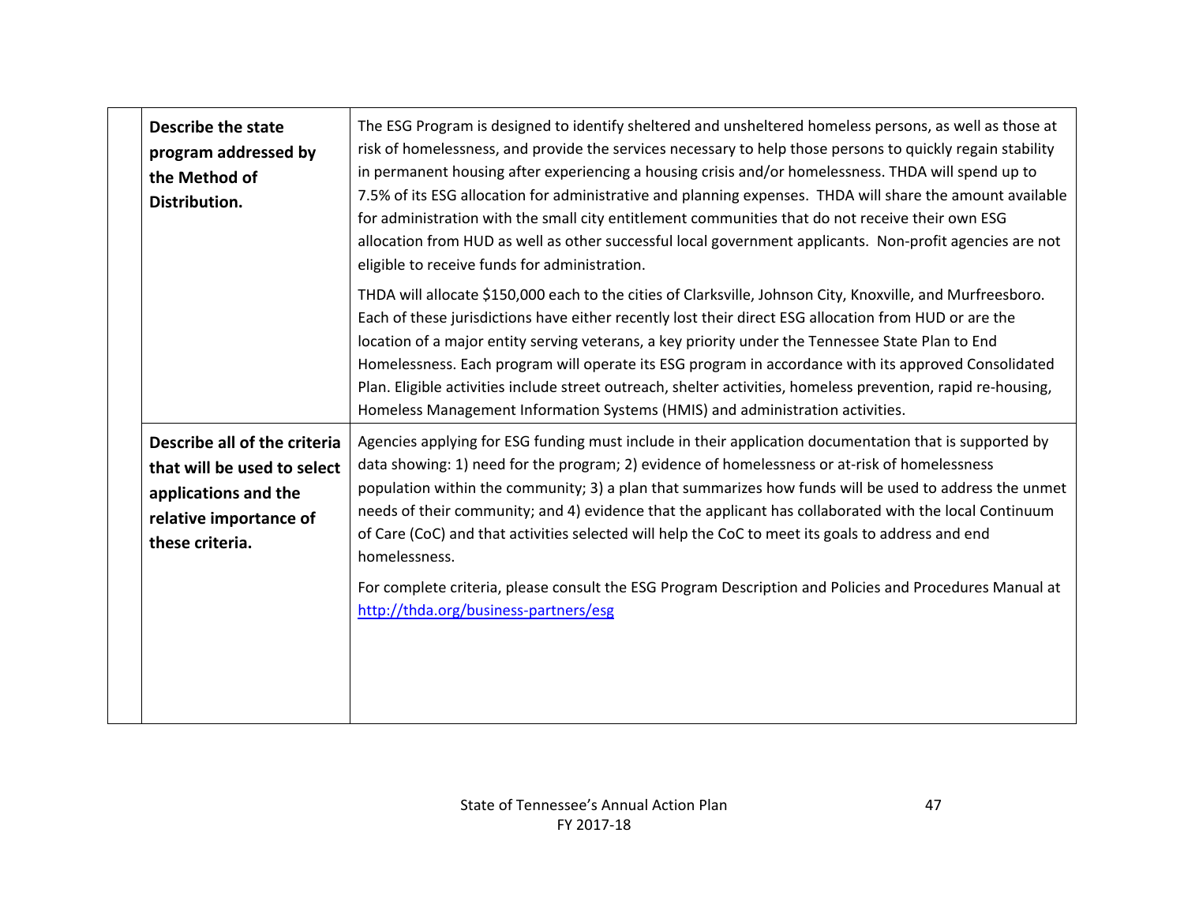| | | |
|---|---|---|
| | **Describe the state program addressed by the Method of Distribution.** | The ESG Program is designed to identify sheltered and unsheltered homeless persons, as well as those at risk of homelessness, and provide the services necessary to help those persons to quickly regain stability in permanent housing after experiencing a housing crisis and/or homelessness. THDA will spend up to 7.5% of its ESG allocation for administrative and planning expenses. THDA will share the amount available for administration with the small city entitlement communities that do not receive their own ESG allocation from HUD as well as other successful local government applicants. Non-profit agencies are not eligible to receive funds for administration.<br><br>THDA will allocate $150,000 each to the cities of Clarksville, Johnson City, Knoxville, and Murfreesboro. Each of these jurisdictions have either recently lost their direct ESG allocation from HUD or are the location of a major entity serving veterans, a key priority under the Tennessee State Plan to End Homelessness. Each program will operate its ESG program in accordance with its approved Consolidated Plan. Eligible activities include street outreach, shelter activities, homeless prevention, rapid re-housing, Homeless Management Information Systems (HMIS) and administration activities. |
| | **Describe all of the criteria that will be used to select applications and the relative importance of these criteria.** | Agencies applying for ESG funding must include in their application documentation that is supported by data showing: 1) need for the program; 2) evidence of homelessness or at-risk of homelessness population within the community; 3) a plan that summarizes how funds will be used to address the unmet needs of their community; and 4) evidence that the applicant has collaborated with the local Continuum of Care (CoC) and that activities selected will help the CoC to meet its goals to address and end homelessness.<br><br>For complete criteria, please consult the ESG Program Description and Policies and Procedures Manual at http://thda.org/business-partners/esg |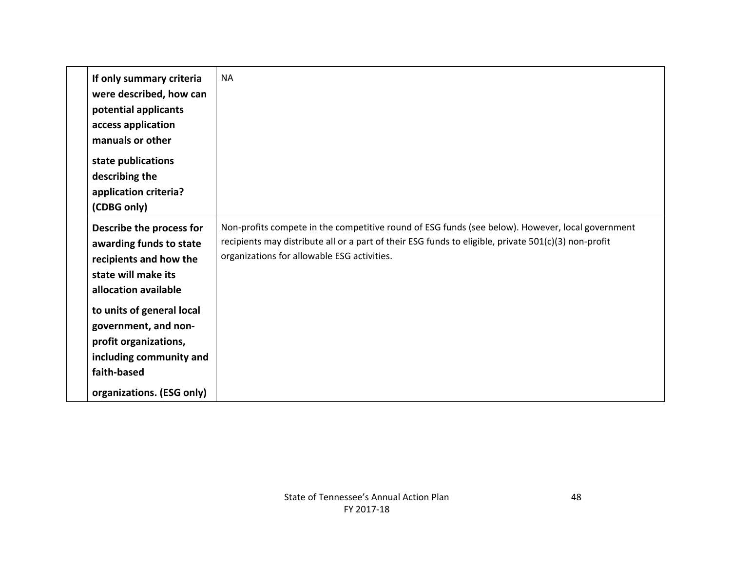| | | |
|---|---|---|
| | **If only summary criteria were described, how can potential applicants access application manuals or other state publications describing the application criteria? (CDBG only)** | NA |
| | **Describe the process for awarding funds to state recipients and how the state will make its allocation available to units of general local government, and non-profit organizations, including community and faith-based organizations. (ESG only)** | Non-profits compete in the competitive round of ESG funds (see below). However, local government recipients may distribute all or a part of their ESG funds to eligible, private 501(c)(3) non-profit organizations for allowable ESG activities. |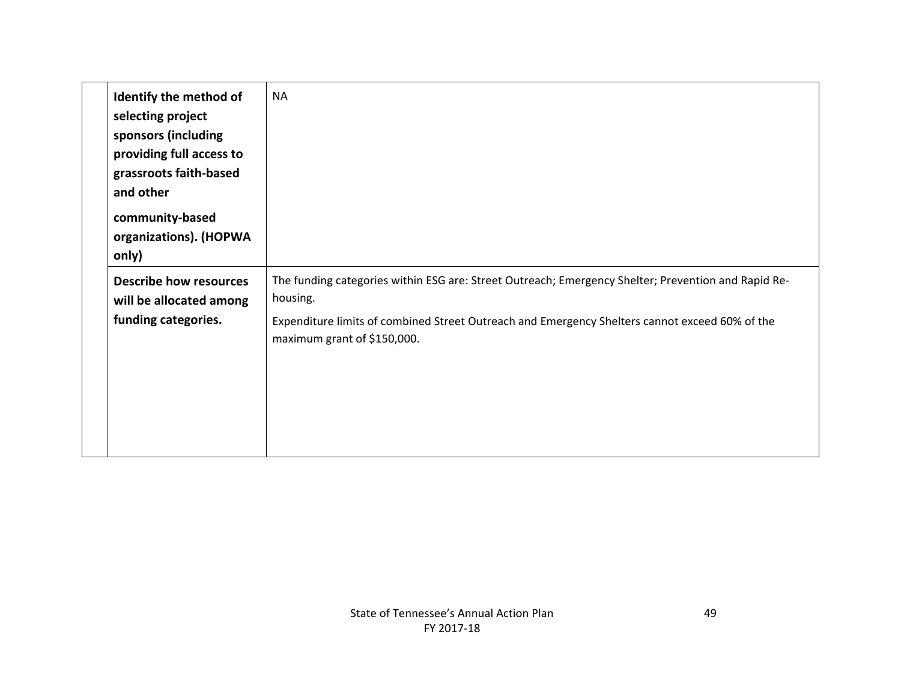| | | |
|---|---|---|
| | **Identify the method of selecting project sponsors (including providing full access to grassroots faith-based and other community-based organizations). (HOPWA only)** | NA |
| | **Describe how resources will be allocated among funding categories.** | The funding categories within ESG are: Street Outreach; Emergency Shelter; Prevention and Rapid Re-housing.<br><br>Expenditure limits of combined Street Outreach and Emergency Shelters cannot exceed 60% of the maximum grant of $150,000. |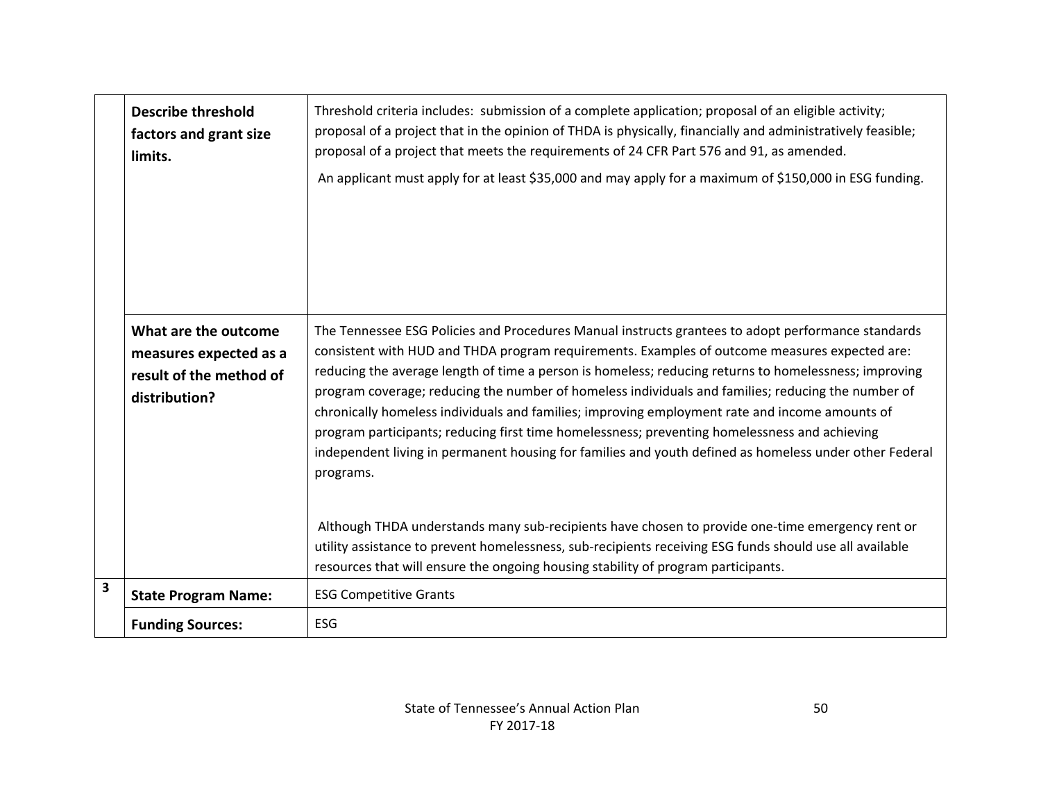|  | | |
|---|---|---|
| | **Describe threshold factors and grant size limits.** | Threshold criteria includes: submission of a complete application; proposal of an eligible activity; proposal of a project that in the opinion of THDA is physically, financially and administratively feasible; proposal of a project that meets the requirements of 24 CFR Part 576 and 91, as amended.<br><br>An applicant must apply for at least $35,000 and may apply for a maximum of $150,000 in ESG funding. |
| | **What are the outcome measures expected as a result of the method of distribution?** | The Tennessee ESG Policies and Procedures Manual instructs grantees to adopt performance standards consistent with HUD and THDA program requirements. Examples of outcome measures expected are: reducing the average length of time a person is homeless; reducing returns to homelessness; improving program coverage; reducing the number of homeless individuals and families; reducing the number of chronically homeless individuals and families; improving employment rate and income amounts of program participants; reducing first time homelessness; preventing homelessness and achieving independent living in permanent housing for families and youth defined as homeless under other Federal programs.<br><br>Although THDA understands many sub-recipients have chosen to provide one-time emergency rent or utility assistance to prevent homelessness, sub-recipients receiving ESG funds should use all available resources that will ensure the ongoing housing stability of program participants. |
| **3** | **State Program Name:** | ESG Competitive Grants |
| | **Funding Sources:** | ESG |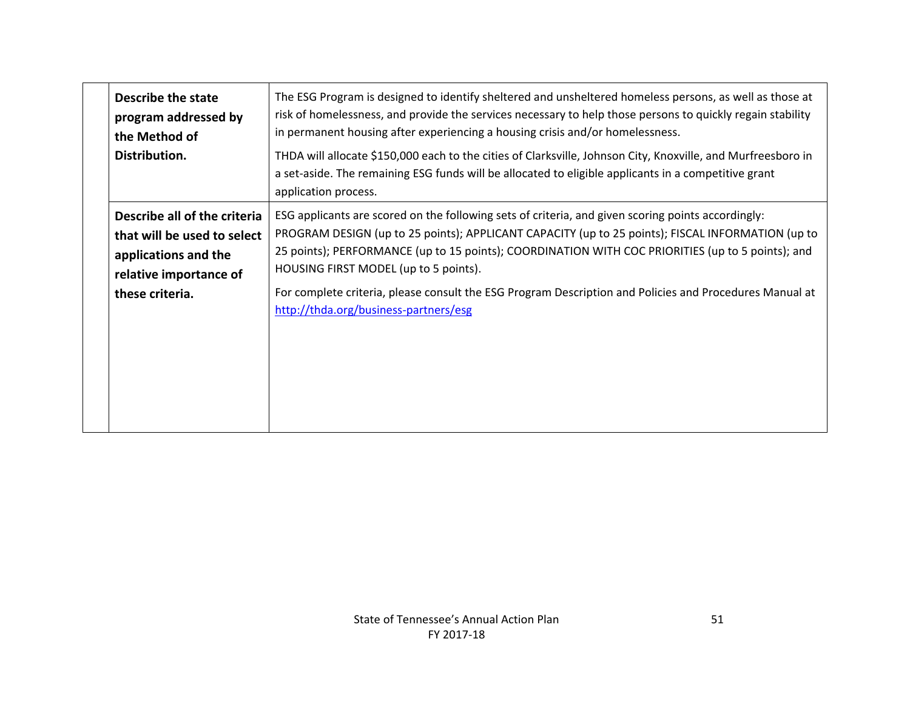| | | |
|---|---|---|
| | **Describe the state program addressed by the Method of Distribution.** | The ESG Program is designed to identify sheltered and unsheltered homeless persons, as well as those at risk of homelessness, and provide the services necessary to help those persons to quickly regain stability in permanent housing after experiencing a housing crisis and/or homelessness.<br><br>THDA will allocate $150,000 each to the cities of Clarksville, Johnson City, Knoxville, and Murfreesboro in a set-aside. The remaining ESG funds will be allocated to eligible applicants in a competitive grant application process. |
| | **Describe all of the criteria that will be used to select applications and the relative importance of these criteria.** | ESG applicants are scored on the following sets of criteria, and given scoring points accordingly: PROGRAM DESIGN (up to 25 points); APPLICANT CAPACITY (up to 25 points); FISCAL INFORMATION (up to 25 points); PERFORMANCE (up to 15 points); COORDINATION WITH COC PRIORITIES (up to 5 points); and HOUSING FIRST MODEL (up to 5 points).<br><br>For complete criteria, please consult the ESG Program Description and Policies and Procedures Manual at http://thda.org/business-partners/esg |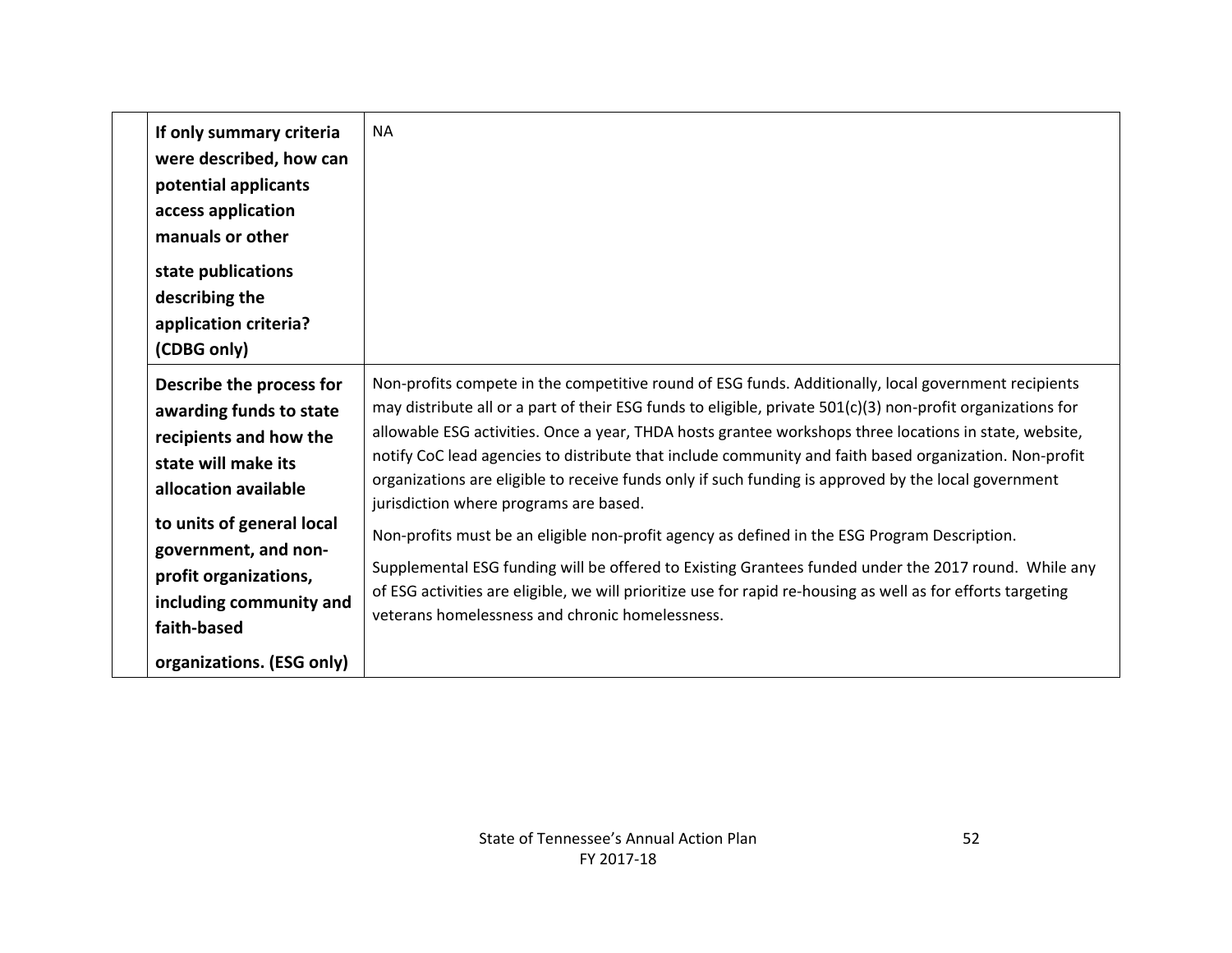| | | |
|---|---|---|
| | **If only summary criteria were described, how can potential applicants access application manuals or other state publications describing the application criteria? (CDBG only)** | NA |
| | **Describe the process for awarding funds to state recipients and how the state will make its allocation available to units of general local government, and non-profit organizations, including community and faith-based organizations. (ESG only)** | Non-profits compete in the competitive round of ESG funds. Additionally, local government recipients may distribute all or a part of their ESG funds to eligible, private 501(c)(3) non-profit organizations for allowable ESG activities. Once a year, THDA hosts grantee workshops three locations in state, website, notify CoC lead agencies to distribute that include community and faith based organization. Non-profit organizations are eligible to receive funds only if such funding is approved by the local government jurisdiction where programs are based.<br><br>Non-profits must be an eligible non-profit agency as defined in the ESG Program Description.<br><br>Supplemental ESG funding will be offered to Existing Grantees funded under the 2017 round. While any of ESG activities are eligible, we will prioritize use for rapid re-housing as well as for efforts targeting veterans homelessness and chronic homelessness. |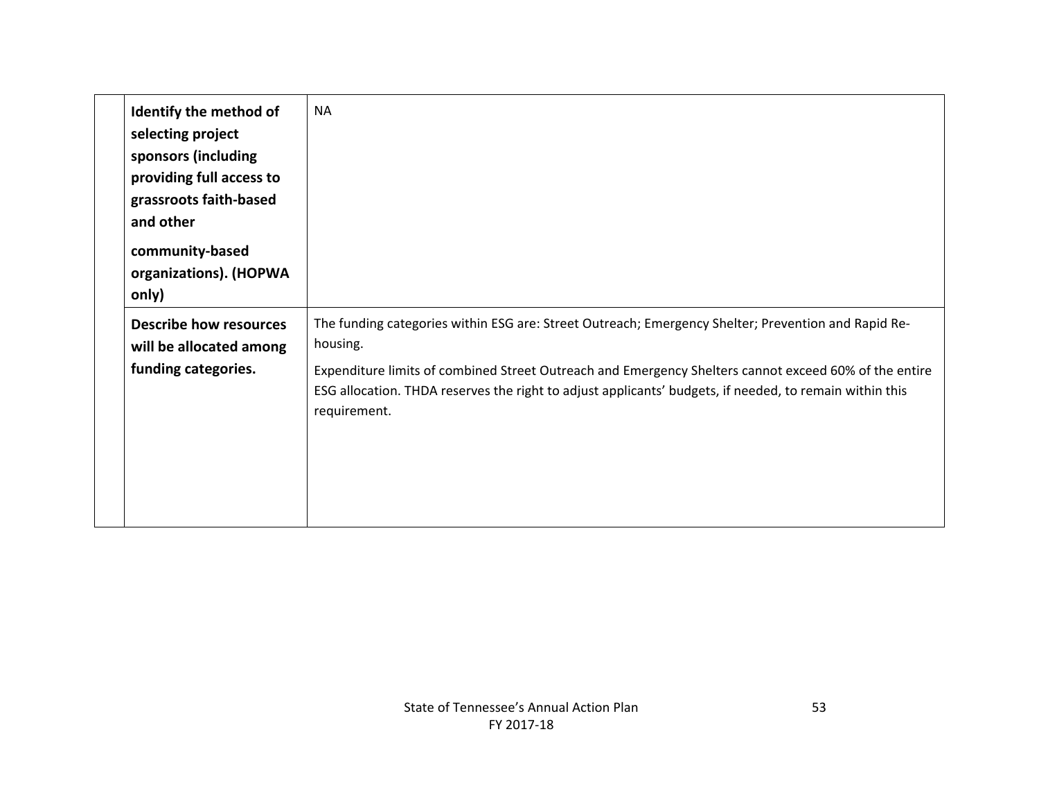| | | |
|---|---|---|
| | **Identify the method of selecting project sponsors (including providing full access to grassroots faith-based and other community-based organizations). (HOPWA only)** | NA |
| | **Describe how resources will be allocated among funding categories.** | The funding categories within ESG are: Street Outreach; Emergency Shelter; Prevention and Rapid Re-housing.<br><br>Expenditure limits of combined Street Outreach and Emergency Shelters cannot exceed 60% of the entire ESG allocation. THDA reserves the right to adjust applicants' budgets, if needed, to remain within this requirement. |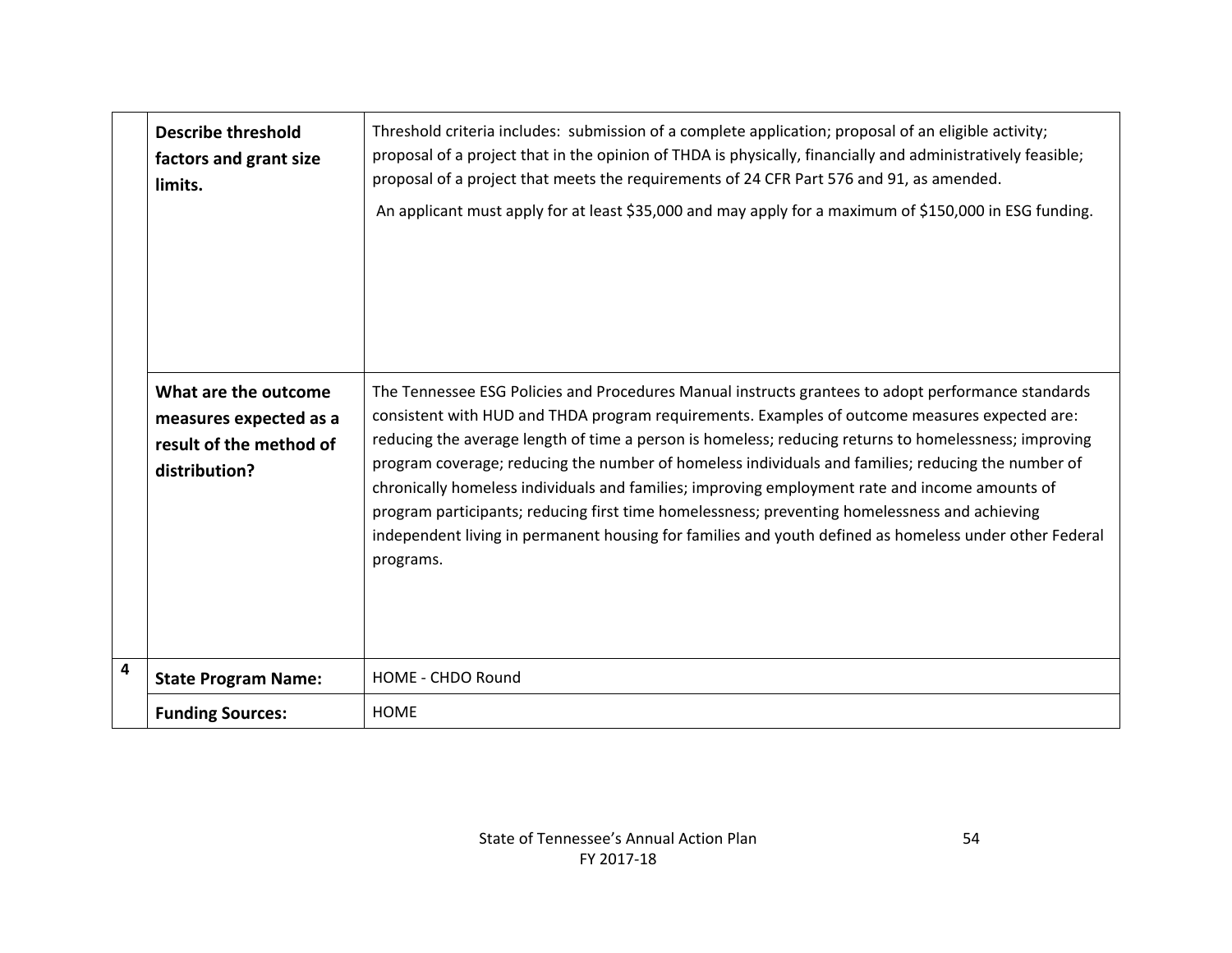| | | |
|---|---|---|
| | **Describe threshold factors and grant size limits.** | Threshold criteria includes: submission of a complete application; proposal of an eligible activity; proposal of a project that in the opinion of THDA is physically, financially and administratively feasible; proposal of a project that meets the requirements of 24 CFR Part 576 and 91, as amended.<br><br>An applicant must apply for at least $35,000 and may apply for a maximum of $150,000 in ESG funding. |
| | **What are the outcome measures expected as a result of the method of distribution?** | The Tennessee ESG Policies and Procedures Manual instructs grantees to adopt performance standards consistent with HUD and THDA program requirements. Examples of outcome measures expected are: reducing the average length of time a person is homeless; reducing returns to homelessness; improving program coverage; reducing the number of homeless individuals and families; reducing the number of chronically homeless individuals and families; improving employment rate and income amounts of program participants; reducing first time homelessness; preventing homelessness and achieving independent living in permanent housing for families and youth defined as homeless under other Federal programs. |
| **4** | **State Program Name:** | HOME - CHDO Round |
| | **Funding Sources:** | HOME |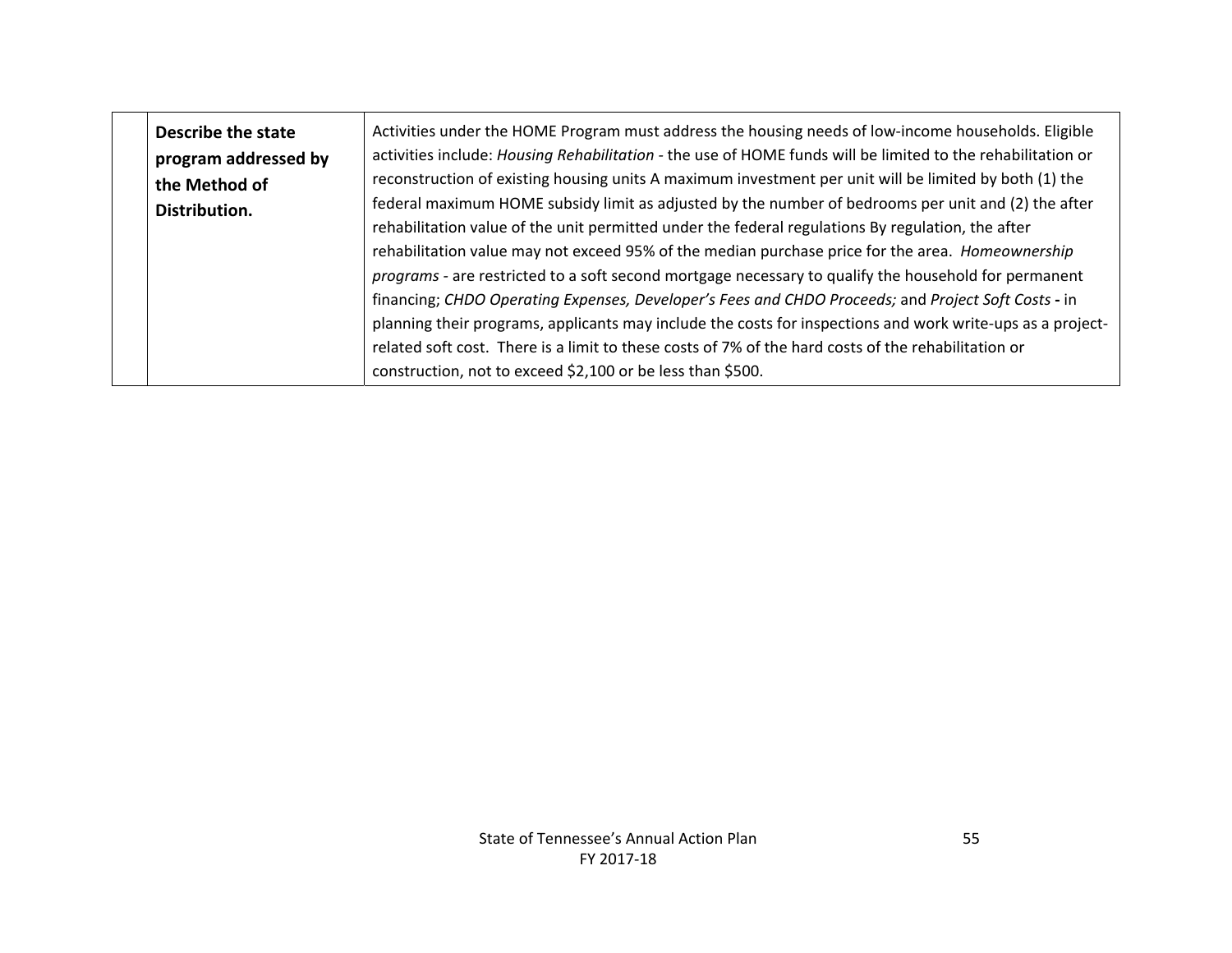| | | |
|---|---|---|
| | **Describe the state program addressed by the Method of Distribution.** | Activities under the HOME Program must address the housing needs of low-income households. Eligible activities include: *Housing Rehabilitation* - the use of HOME funds will be limited to the rehabilitation or reconstruction of existing housing units A maximum investment per unit will be limited by both (1) the federal maximum HOME subsidy limit as adjusted by the number of bedrooms per unit and (2) the after rehabilitation value of the unit permitted under the federal regulations By regulation, the after rehabilitation value may not exceed 95% of the median purchase price for the area. *Homeownership programs* - are restricted to a soft second mortgage necessary to qualify the household for permanent financing; *CHDO Operating Expenses, Developer's Fees and CHDO Proceeds;* and *Project Soft Costs* **-** in planning their programs, applicants may include the costs for inspections and work write-ups as a project-related soft cost. There is a limit to these costs of 7% of the hard costs of the rehabilitation or construction, not to exceed $2,100 or be less than $500. |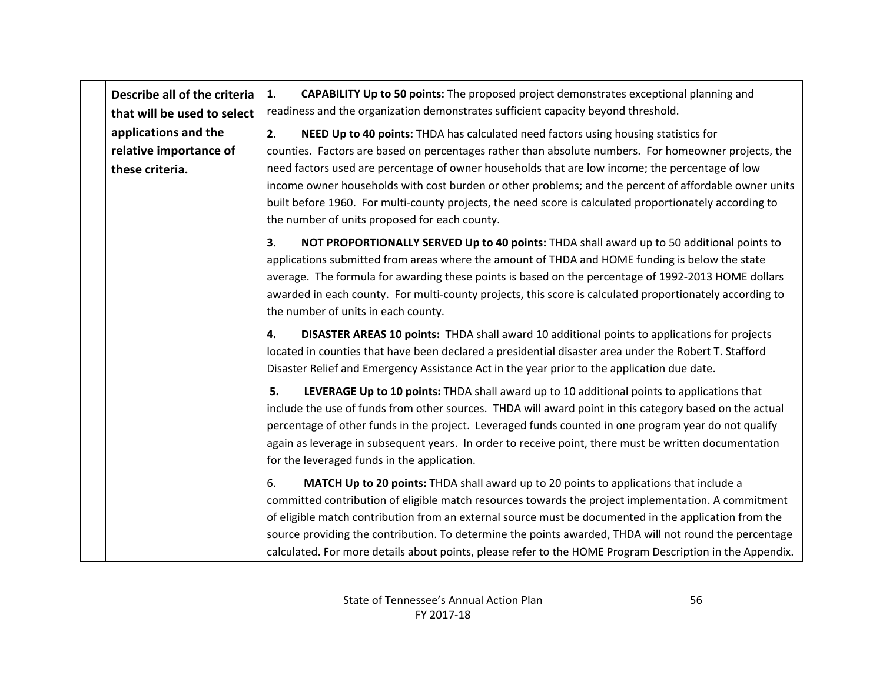| | Describe all of the criteria that will be used to select applications and the relative importance of these criteria. | 1. **CAPABILITY Up to 50 points:** The proposed project demonstrates exceptional planning and readiness and the organization demonstrates sufficient capacity beyond threshold.<br><br>2. **NEED Up to 40 points:** THDA has calculated need factors using housing statistics for counties. Factors are based on percentages rather than absolute numbers. For homeowner projects, the need factors used are percentage of owner households that are low income; the percentage of low income owner households with cost burden or other problems; and the percent of affordable owner units built before 1960. For multi-county projects, the need score is calculated proportionately according to the number of units proposed for each county.<br><br>3. **NOT PROPORTIONALLY SERVED Up to 40 points:** THDA shall award up to 50 additional points to applications submitted from areas where the amount of THDA and HOME funding is below the state average. The formula for awarding these points is based on the percentage of 1992-2013 HOME dollars awarded in each county. For multi-county projects, this score is calculated proportionately according to the number of units in each county.<br><br>4. **DISASTER AREAS 10 points:** THDA shall award 10 additional points to applications for projects located in counties that have been declared a presidential disaster area under the Robert T. Stafford Disaster Relief and Emergency Assistance Act in the year prior to the application due date.<br><br>5. **LEVERAGE Up to 10 points:** THDA shall award up to 10 additional points to applications that include the use of funds from other sources. THDA will award point in this category based on the actual percentage of other funds in the project. Leveraged funds counted in one program year do not qualify again as leverage in subsequent years. In order to receive point, there must be written documentation for the leveraged funds in the application.<br><br>6. **MATCH Up to 20 points:** THDA shall award up to 20 points to applications that include a committed contribution of eligible match resources towards the project implementation. A commitment of eligible match contribution from an external source must be documented in the application from the source providing the contribution. To determine the points awarded, THDA will not round the percentage calculated. For more details about points, please refer to the HOME Program Description in the Appendix. |
|---|---|---|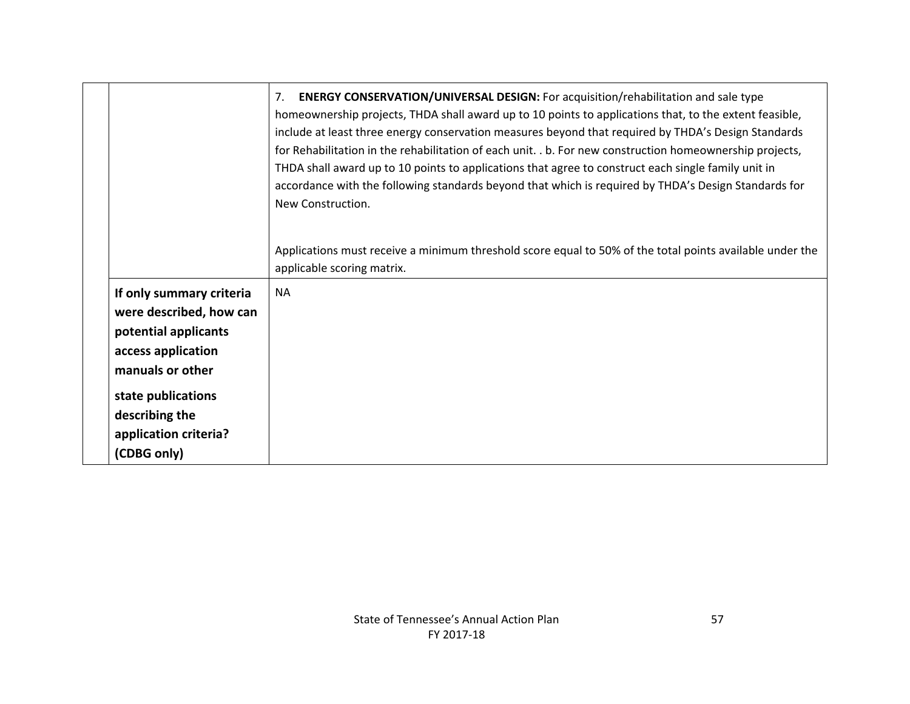| | | |
|---|---|---|
| | | 7. **ENERGY CONSERVATION/UNIVERSAL DESIGN:** For acquisition/rehabilitation and sale type homeownership projects, THDA shall award up to 10 points to applications that, to the extent feasible, include at least three energy conservation measures beyond that required by THDA's Design Standards for Rehabilitation in the rehabilitation of each unit. . b. For new construction homeownership projects, THDA shall award up to 10 points to applications that agree to construct each single family unit in accordance with the following standards beyond that which is required by THDA's Design Standards for New Construction.<br><br>Applications must receive a minimum threshold score equal to 50% of the total points available under the applicable scoring matrix. |
| | **If only summary criteria were described, how can potential applicants access application manuals or other state publications describing the application criteria? (CDBG only)** | NA |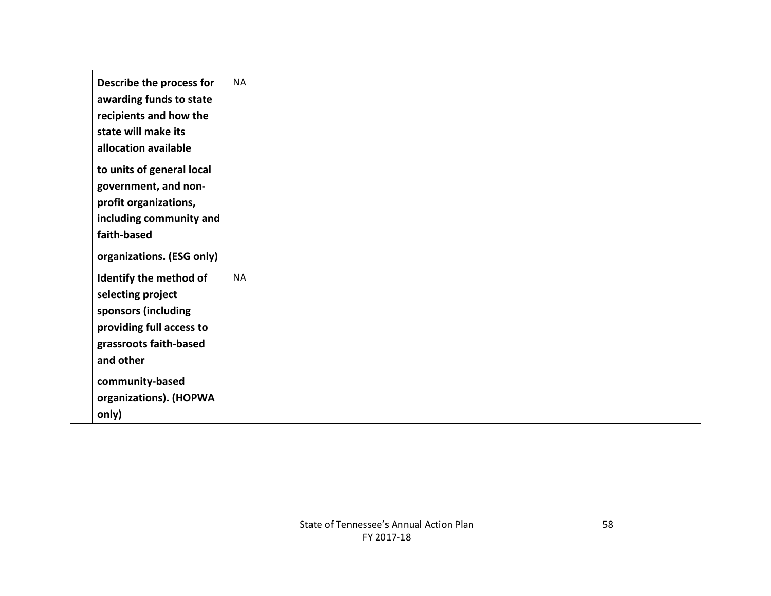| | | |
|---|---|---|
| | **Describe the process for awarding funds to state recipients and how the state will make its allocation available to units of general local government, and non-profit organizations, including community and faith-based organizations. (ESG only)** | NA |
| | **Identify the method of selecting project sponsors (including providing full access to grassroots faith-based and other community-based organizations). (HOPWA only)** | NA |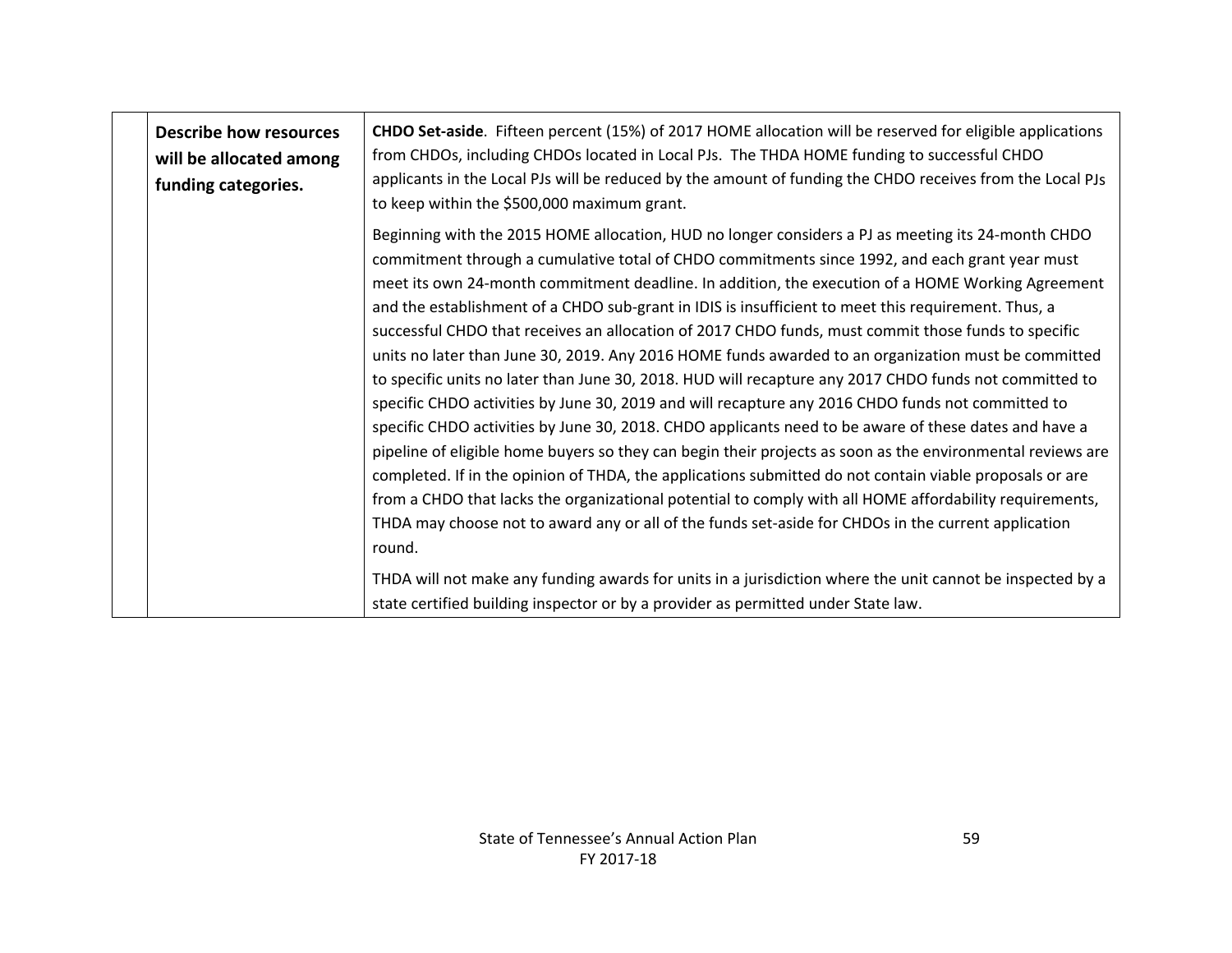| | Describe how resources will be allocated among funding categories. | **CHDO Set-aside**. Fifteen percent (15%) of 2017 HOME allocation will be reserved for eligible applications from CHDOs, including CHDOs located in Local PJs. The THDA HOME funding to successful CHDO applicants in the Local PJs will be reduced by the amount of funding the CHDO receives from the Local PJs to keep within the $500,000 maximum grant.<br><br>Beginning with the 2015 HOME allocation, HUD no longer considers a PJ as meeting its 24-month CHDO commitment through a cumulative total of CHDO commitments since 1992, and each grant year must meet its own 24-month commitment deadline. In addition, the execution of a HOME Working Agreement and the establishment of a CHDO sub-grant in IDIS is insufficient to meet this requirement. Thus, a successful CHDO that receives an allocation of 2017 CHDO funds, must commit those funds to specific units no later than June 30, 2019. Any 2016 HOME funds awarded to an organization must be committed to specific units no later than June 30, 2018. HUD will recapture any 2017 CHDO funds not committed to specific CHDO activities by June 30, 2019 and will recapture any 2016 CHDO funds not committed to specific CHDO activities by June 30, 2018. CHDO applicants need to be aware of these dates and have a pipeline of eligible home buyers so they can begin their projects as soon as the environmental reviews are completed. If in the opinion of THDA, the applications submitted do not contain viable proposals or are from a CHDO that lacks the organizational potential to comply with all HOME affordability requirements, THDA may choose not to award any or all of the funds set-aside for CHDOs in the current application round.<br><br>THDA will not make any funding awards for units in a jurisdiction where the unit cannot be inspected by a state certified building inspector or by a provider as permitted under State law. |
|---|---|---|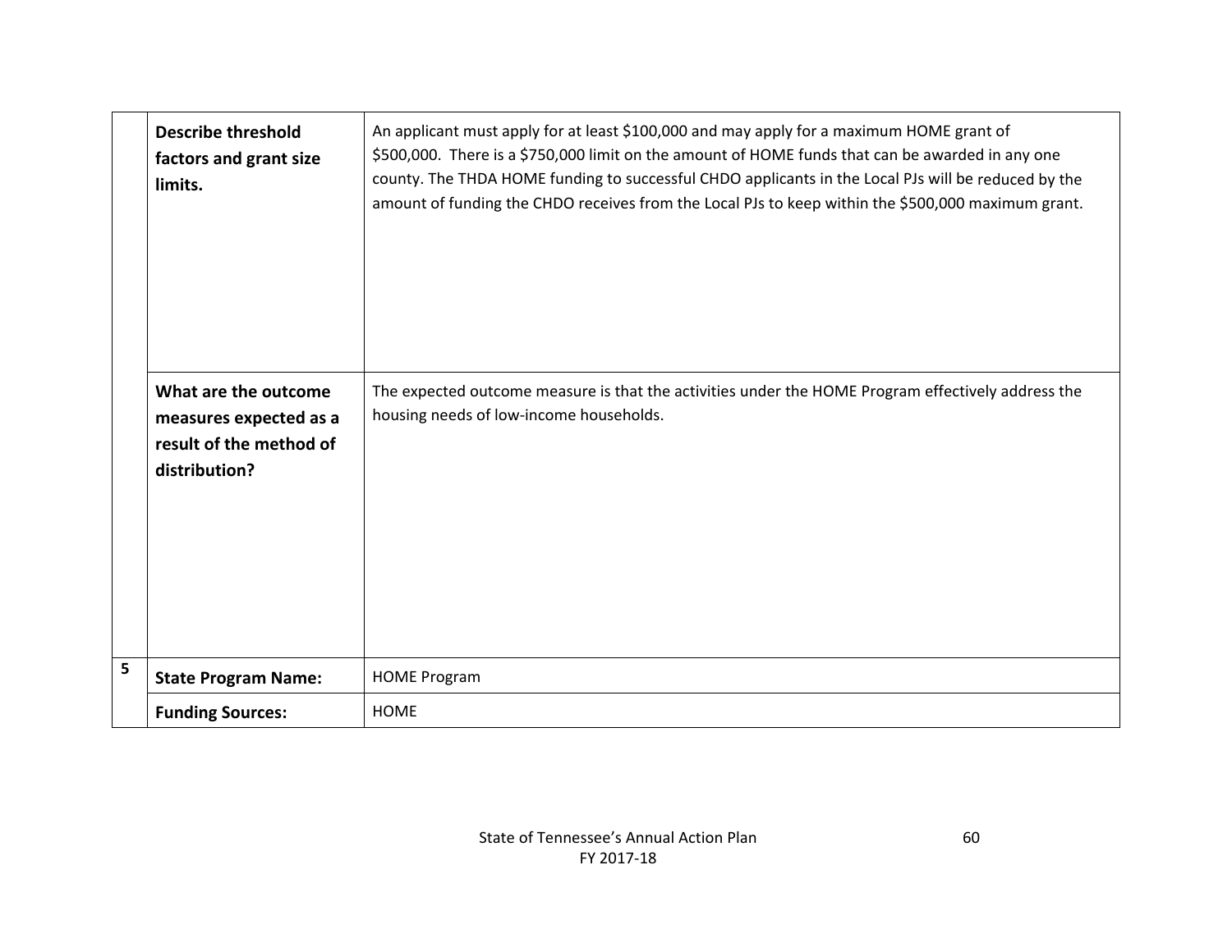|  |  |  |
|---|---|---|
|  | **Describe threshold factors and grant size limits.** | An applicant must apply for at least $100,000 and may apply for a maximum HOME grant of $500,000. There is a $750,000 limit on the amount of HOME funds that can be awarded in any one county. The THDA HOME funding to successful CHDO applicants in the Local PJs will be reduced by the amount of funding the CHDO receives from the Local PJs to keep within the $500,000 maximum grant. |
|  | **What are the outcome measures expected as a result of the method of distribution?** | The expected outcome measure is that the activities under the HOME Program effectively address the housing needs of low-income households. |
| **5** | **State Program Name:** | HOME Program |
|  | **Funding Sources:** | HOME |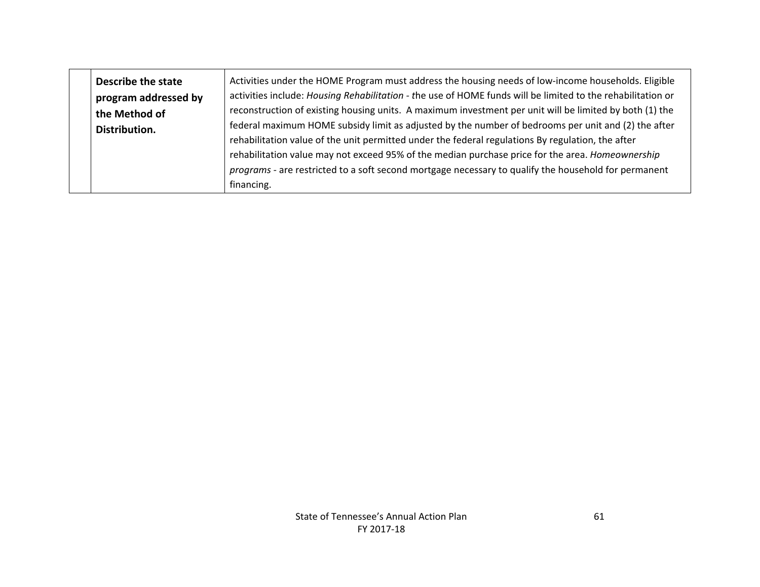| | | |
|---|---|---|
| | **Describe the state program addressed by the Method of Distribution.** | Activities under the HOME Program must address the housing needs of low-income households. Eligible activities include: *Housing Rehabilitation* - *t*he use of HOME funds will be limited to the rehabilitation or reconstruction of existing housing units. A maximum investment per unit will be limited by both (1) the federal maximum HOME subsidy limit as adjusted by the number of bedrooms per unit and (2) the after rehabilitation value of the unit permitted under the federal regulations By regulation, the after rehabilitation value may not exceed 95% of the median purchase price for the area. *Homeownership programs* - are restricted to a soft second mortgage necessary to qualify the household for permanent financing. |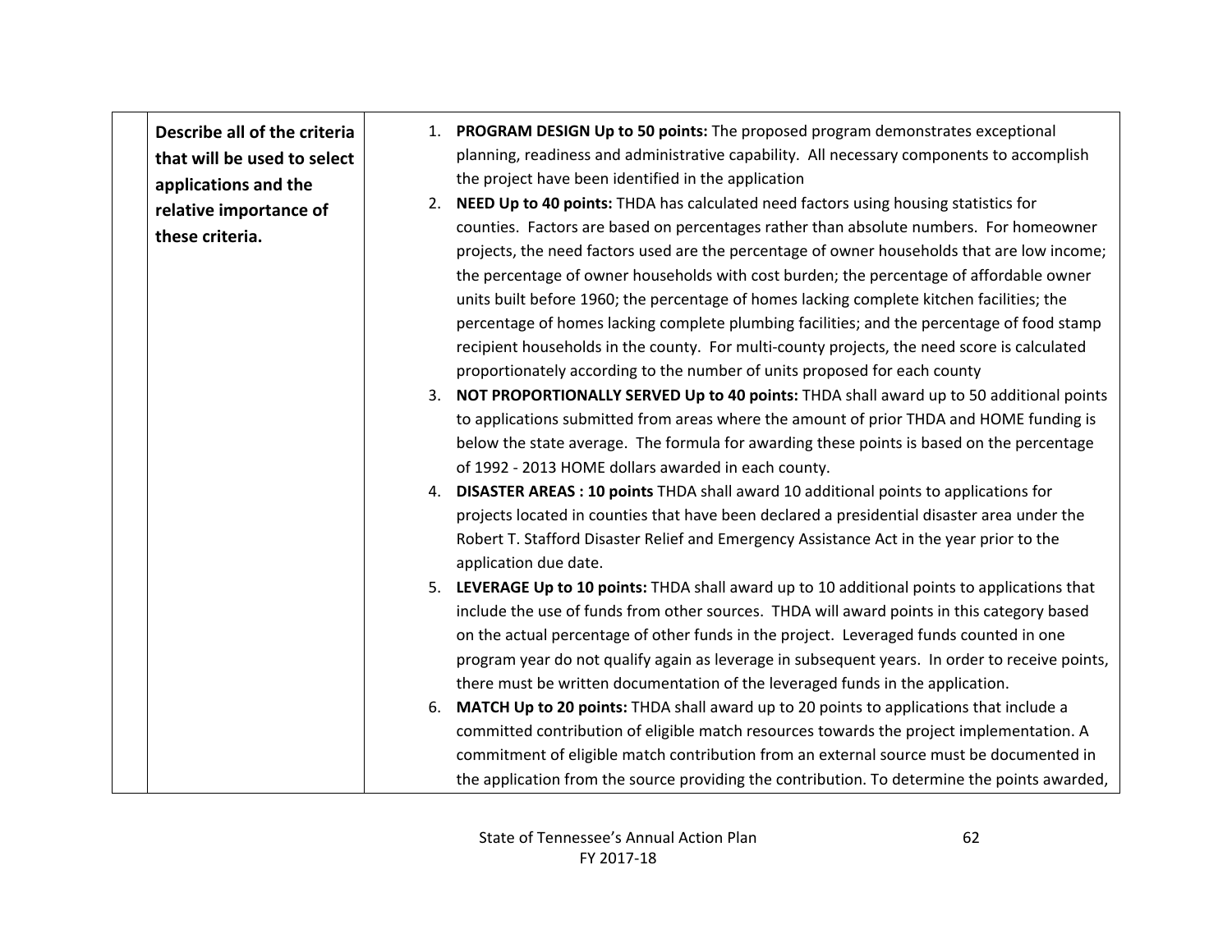| | | |
|---|---|---|
| | **Describe all of the criteria that will be used to select applications and the relative importance of these criteria.** | 1. **PROGRAM DESIGN Up to 50 points:** The proposed program demonstrates exceptional planning, readiness and administrative capability. All necessary components to accomplish the project have been identified in the application<br>2. **NEED Up to 40 points:** THDA has calculated need factors using housing statistics for counties. Factors are based on percentages rather than absolute numbers. For homeowner projects, the need factors used are the percentage of owner households that are low income; the percentage of owner households with cost burden; the percentage of affordable owner units built before 1960; the percentage of homes lacking complete kitchen facilities; the percentage of homes lacking complete plumbing facilities; and the percentage of food stamp recipient households in the county. For multi-county projects, the need score is calculated proportionately according to the number of units proposed for each county<br>3. **NOT PROPORTIONALLY SERVED Up to 40 points:** THDA shall award up to 50 additional points to applications submitted from areas where the amount of prior THDA and HOME funding is below the state average. The formula for awarding these points is based on the percentage of 1992 - 2013 HOME dollars awarded in each county.<br>4. **DISASTER AREAS : 10 points** THDA shall award 10 additional points to applications for projects located in counties that have been declared a presidential disaster area under the Robert T. Stafford Disaster Relief and Emergency Assistance Act in the year prior to the application due date.<br>5. **LEVERAGE Up to 10 points:** THDA shall award up to 10 additional points to applications that include the use of funds from other sources. THDA will award points in this category based on the actual percentage of other funds in the project. Leveraged funds counted in one program year do not qualify again as leverage in subsequent years. In order to receive points, there must be written documentation of the leveraged funds in the application.<br>6. **MATCH Up to 20 points:** THDA shall award up to 20 points to applications that include a committed contribution of eligible match resources towards the project implementation. A commitment of eligible match contribution from an external source must be documented in the application from the source providing the contribution. To determine the points awarded, |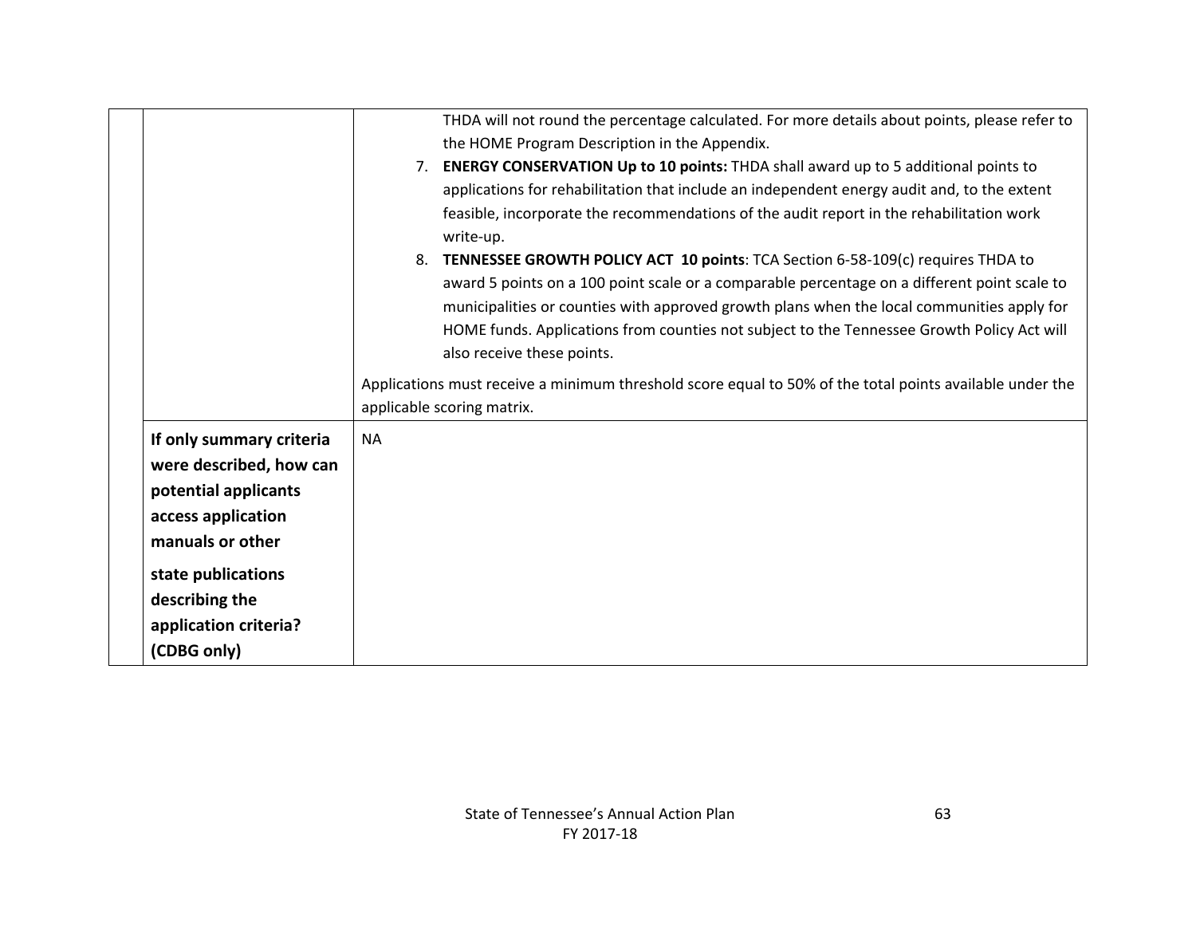| | | |
|---|---|---|
| | | THDA will not round the percentage calculated. For more details about points, please refer to the HOME Program Description in the Appendix.<br>7. **ENERGY CONSERVATION Up to 10 points:** THDA shall award up to 5 additional points to applications for rehabilitation that include an independent energy audit and, to the extent feasible, incorporate the recommendations of the audit report in the rehabilitation work write-up.<br>8. **TENNESSEE GROWTH POLICY ACT 10 points**: TCA Section 6-58-109(c) requires THDA to award 5 points on a 100 point scale or a comparable percentage on a different point scale to municipalities or counties with approved growth plans when the local communities apply for HOME funds. Applications from counties not subject to the Tennessee Growth Policy Act will also receive these points.<br><br>Applications must receive a minimum threshold score equal to 50% of the total points available under the applicable scoring matrix. |
| | **If only summary criteria were described, how can potential applicants access application manuals or other state publications describing the application criteria? (CDBG only)** | NA |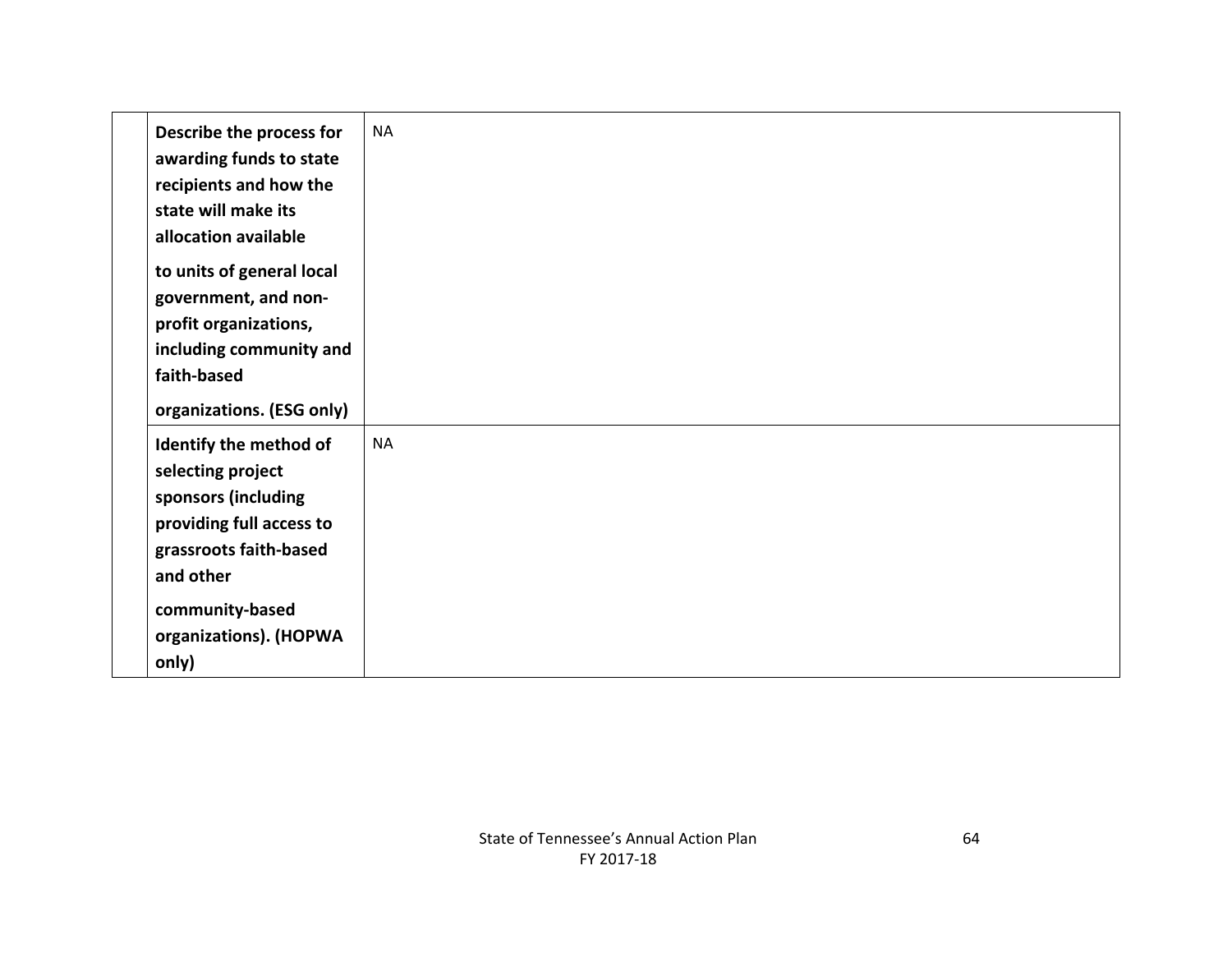| | | |
|---|---|---|
| | **Describe the process for awarding funds to state recipients and how the state will make its allocation available to units of general local government, and non-profit organizations, including community and faith-based organizations. (ESG only)** | NA |
| | **Identify the method of selecting project sponsors (including providing full access to grassroots faith-based and other community-based organizations). (HOPWA only)** | NA |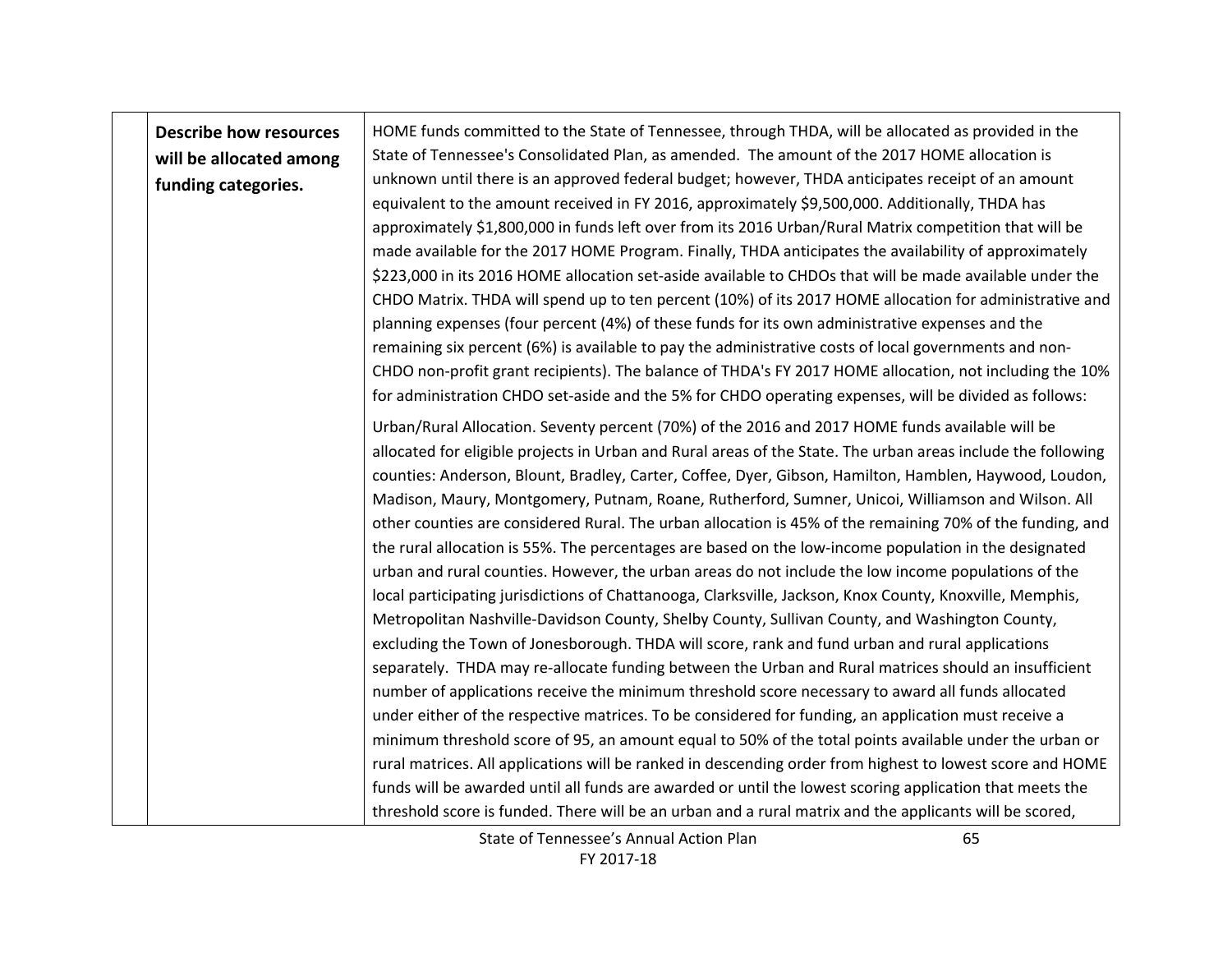| | Describe how resources will be allocated among funding categories. | HOME funds committed to the State of Tennessee, through THDA, will be allocated as provided in the State of Tennessee's Consolidated Plan, as amended. The amount of the 2017 HOME allocation is unknown until there is an approved federal budget; however, THDA anticipates receipt of an amount equivalent to the amount received in FY 2016, approximately $9,500,000. Additionally, THDA has approximately $1,800,000 in funds left over from its 2016 Urban/Rural Matrix competition that will be made available for the 2017 HOME Program. Finally, THDA anticipates the availability of approximately $223,000 in its 2016 HOME allocation set-aside available to CHDOs that will be made available under the CHDO Matrix. THDA will spend up to ten percent (10%) of its 2017 HOME allocation for administrative and planning expenses (four percent (4%) of these funds for its own administrative expenses and the remaining six percent (6%) is available to pay the administrative costs of local governments and non-CHDO non-profit grant recipients). The balance of THDA's FY 2017 HOME allocation, not including the 10% for administration CHDO set-aside and the 5% for CHDO operating expenses, will be divided as follows:<br><br>Urban/Rural Allocation. Seventy percent (70%) of the 2016 and 2017 HOME funds available will be allocated for eligible projects in Urban and Rural areas of the State. The urban areas include the following counties: Anderson, Blount, Bradley, Carter, Coffee, Dyer, Gibson, Hamilton, Hamblen, Haywood, Loudon, Madison, Maury, Montgomery, Putnam, Roane, Rutherford, Sumner, Unicoi, Williamson and Wilson. All other counties are considered Rural. The urban allocation is 45% of the remaining 70% of the funding, and the rural allocation is 55%. The percentages are based on the low-income population in the designated urban and rural counties. However, the urban areas do not include the low income populations of the local participating jurisdictions of Chattanooga, Clarksville, Jackson, Knox County, Knoxville, Memphis, Metropolitan Nashville-Davidson County, Shelby County, Sullivan County, and Washington County, excluding the Town of Jonesborough. THDA will score, rank and fund urban and rural applications separately. THDA may re-allocate funding between the Urban and Rural matrices should an insufficient number of applications receive the minimum threshold score necessary to award all funds allocated under either of the respective matrices. To be considered for funding, an application must receive a minimum threshold score of 95, an amount equal to 50% of the total points available under the urban or rural matrices. All applications will be ranked in descending order from highest to lowest score and HOME funds will be awarded until all funds are awarded or until the lowest scoring application that meets the threshold score is funded. There will be an urban and a rural matrix and the applicants will be scored, |
|---|---|---|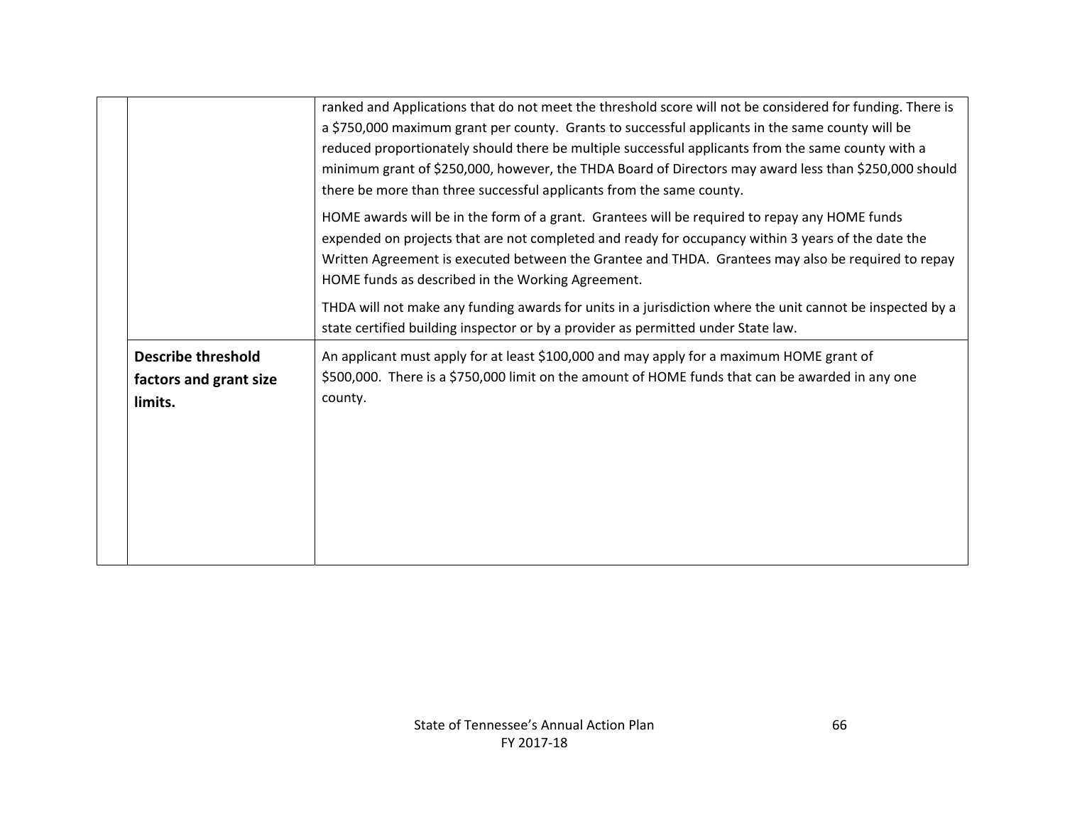|  |  |  |
|---|---|---|
|  |  | ranked and Applications that do not meet the threshold score will not be considered for funding. There is a $750,000 maximum grant per county. Grants to successful applicants in the same county will be reduced proportionately should there be multiple successful applicants from the same county with a minimum grant of $250,000, however, the THDA Board of Directors may award less than $250,000 should there be more than three successful applicants from the same county.<br><br>HOME awards will be in the form of a grant. Grantees will be required to repay any HOME funds expended on projects that are not completed and ready for occupancy within 3 years of the date the Written Agreement is executed between the Grantee and THDA. Grantees may also be required to repay HOME funds as described in the Working Agreement.<br><br>THDA will not make any funding awards for units in a jurisdiction where the unit cannot be inspected by a state certified building inspector or by a provider as permitted under State law. |
|  | **Describe threshold factors and grant size limits.** | An applicant must apply for at least $100,000 and may apply for a maximum HOME grant of $500,000. There is a $750,000 limit on the amount of HOME funds that can be awarded in any one county. |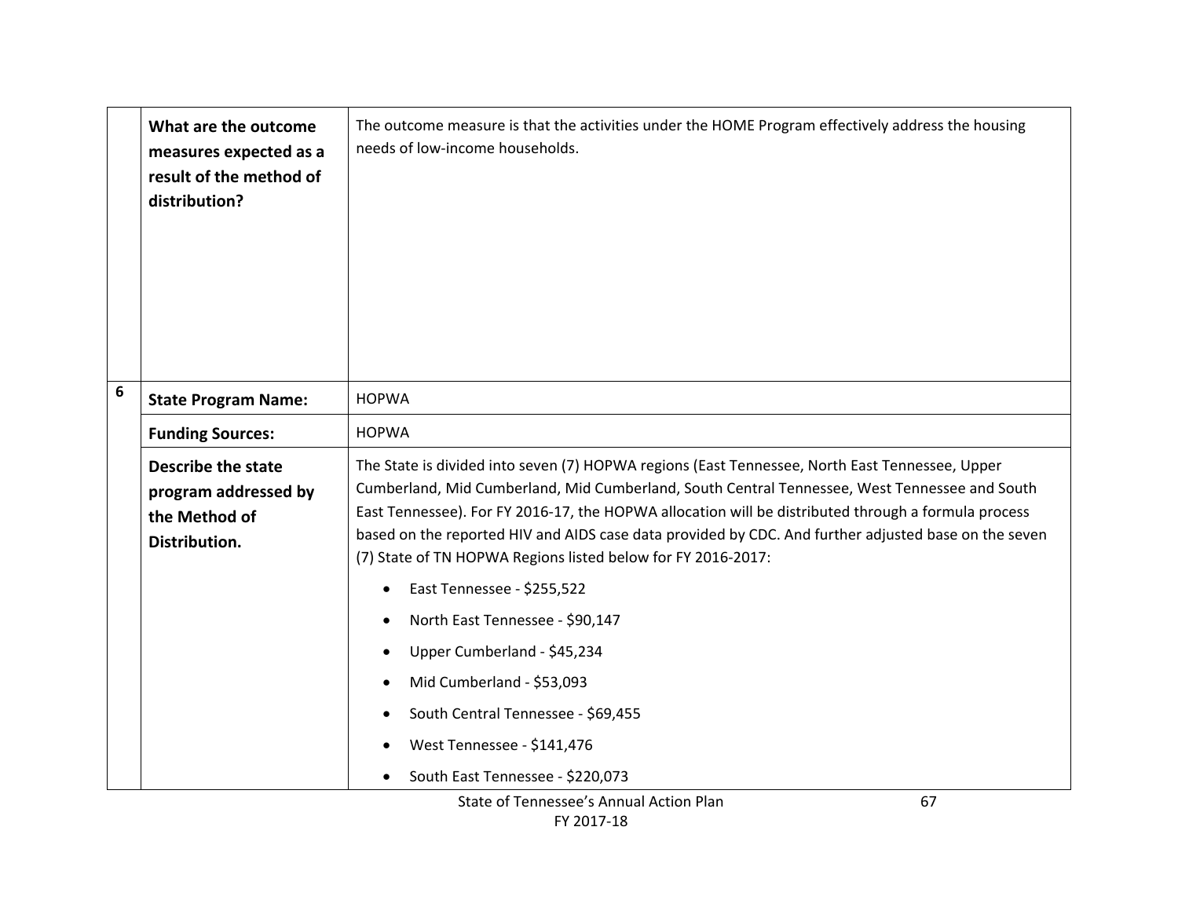| | | |
|---|---|---|
| | **What are the outcome measures expected as a result of the method of distribution?** | The outcome measure is that the activities under the HOME Program effectively address the housing needs of low-income households. |
| 6 | **State Program Name:** | HOPWA |
| | **Funding Sources:** | HOPWA |
| | **Describe the state program addressed by the Method of Distribution.** | The State is divided into seven (7) HOPWA regions (East Tennessee, North East Tennessee, Upper Cumberland, Mid Cumberland, Mid Cumberland, South Central Tennessee, West Tennessee and South East Tennessee). For FY 2016-17, the HOPWA allocation will be distributed through a formula process based on the reported HIV and AIDS case data provided by CDC. And further adjusted base on the seven (7) State of TN HOPWA Regions listed below for FY 2016-2017:<br><br>• East Tennessee - $255,522<br>• North East Tennessee - $90,147<br>• Upper Cumberland - $45,234<br>• Mid Cumberland - $53,093<br>• South Central Tennessee - $69,455<br>• West Tennessee - $141,476<br>• South East Tennessee - $220,073 |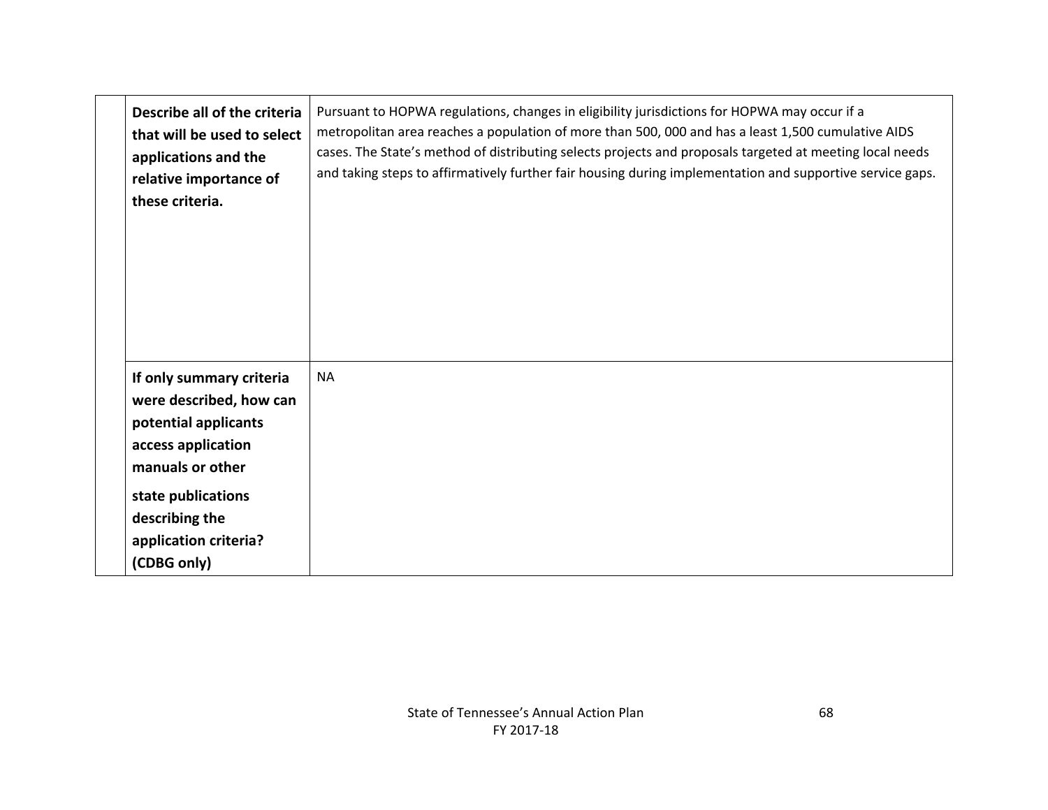| | | |
|---|---|---|
| | **Describe all of the criteria that will be used to select applications and the relative importance of these criteria.** | Pursuant to HOPWA regulations, changes in eligibility jurisdictions for HOPWA may occur if a metropolitan area reaches a population of more than 500, 000 and has a least 1,500 cumulative AIDS cases. The State's method of distributing selects projects and proposals targeted at meeting local needs and taking steps to affirmatively further fair housing during implementation and supportive service gaps. |
| | **If only summary criteria were described, how can potential applicants access application manuals or other state publications describing the application criteria? (CDBG only)** | NA |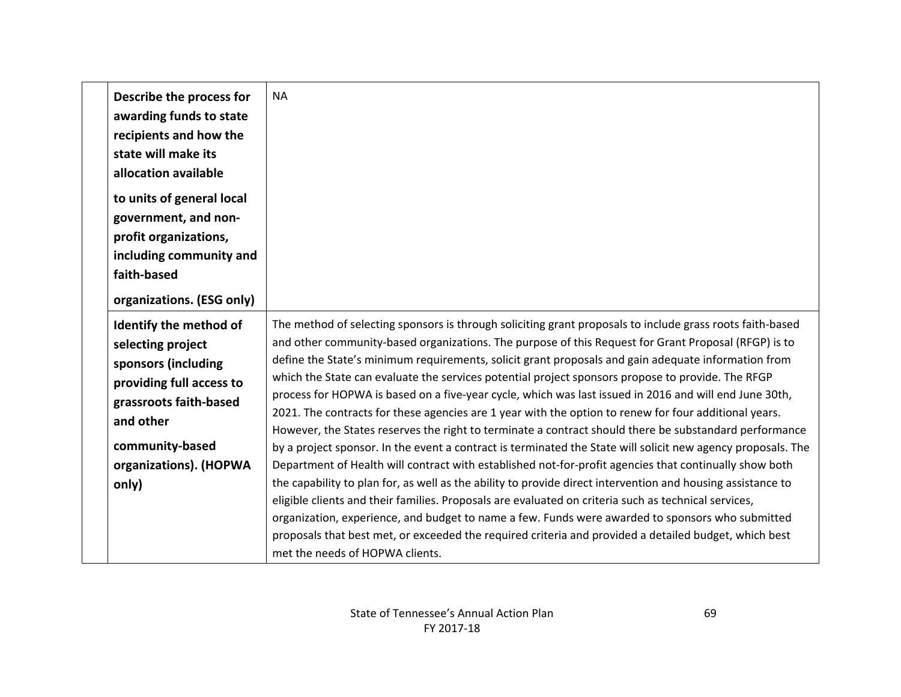| | | |
|---|---|---|
| | **Describe the process for awarding funds to state recipients and how the state will make its allocation available to units of general local government, and non-profit organizations, including community and faith-based organizations. (ESG only)** | NA |
| | **Identify the method of selecting project sponsors (including providing full access to grassroots faith-based and other community-based organizations). (HOPWA only)** | The method of selecting sponsors is through soliciting grant proposals to include grass roots faith-based and other community-based organizations. The purpose of this Request for Grant Proposal (RFGP) is to define the State's minimum requirements, solicit grant proposals and gain adequate information from which the State can evaluate the services potential project sponsors propose to provide. The RFGP process for HOPWA is based on a five-year cycle, which was last issued in 2016 and will end June 30th, 2021. The contracts for these agencies are 1 year with the option to renew for four additional years. However, the States reserves the right to terminate a contract should there be substandard performance by a project sponsor. In the event a contract is terminated the State will solicit new agency proposals. The Department of Health will contract with established not-for-profit agencies that continually show both the capability to plan for, as well as the ability to provide direct intervention and housing assistance to eligible clients and their families. Proposals are evaluated on criteria such as technical services, organization, experience, and budget to name a few. Funds were awarded to sponsors who submitted proposals that best met, or exceeded the required criteria and provided a detailed budget, which best met the needs of HOPWA clients. |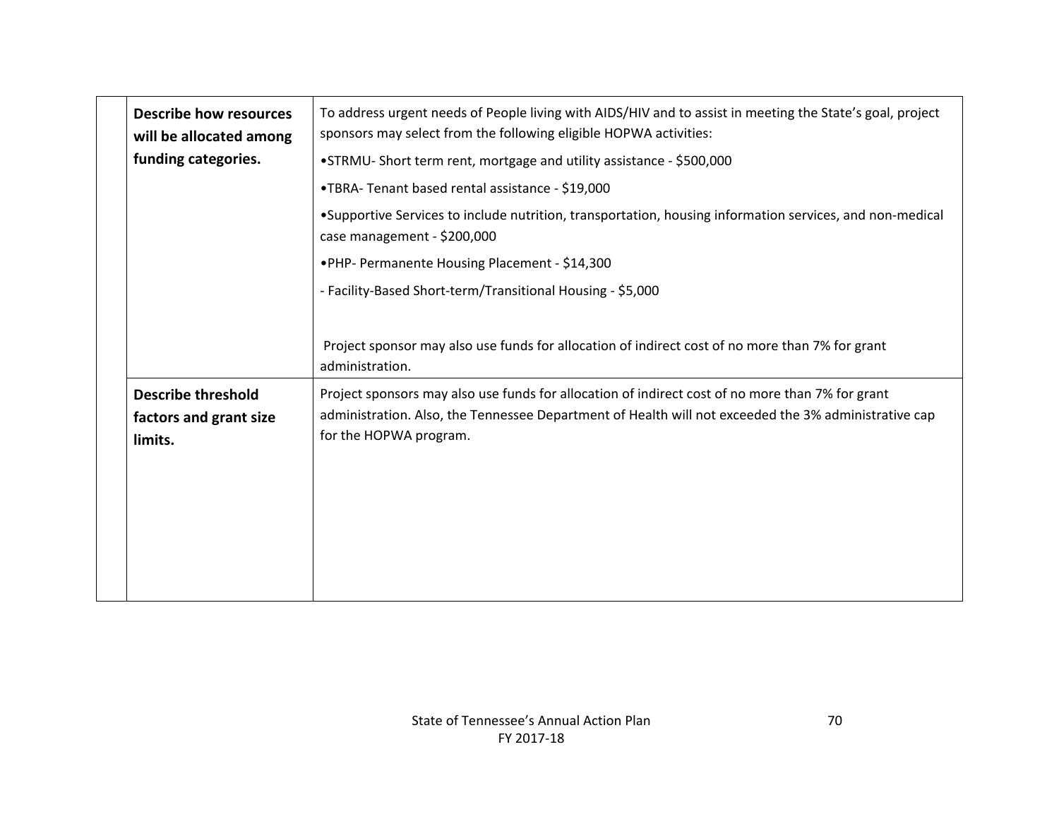| | | |
|---|---|---|
| | **Describe how resources will be allocated among funding categories.** | To address urgent needs of People living with AIDS/HIV and to assist in meeting the State's goal, project sponsors may select from the following eligible HOPWA activities:<br>•STRMU- Short term rent, mortgage and utility assistance - $500,000<br>•TBRA- Tenant based rental assistance - $19,000<br>•Supportive Services to include nutrition, transportation, housing information services, and non-medical case management - $200,000<br>•PHP- Permanente Housing Placement - $14,300<br>- Facility-Based Short-term/Transitional Housing - $5,000<br><br>Project sponsor may also use funds for allocation of indirect cost of no more than 7% for grant administration. |
| | **Describe threshold factors and grant size limits.** | Project sponsors may also use funds for allocation of indirect cost of no more than 7% for grant administration. Also, the Tennessee Department of Health will not exceeded the 3% administrative cap for the HOPWA program. |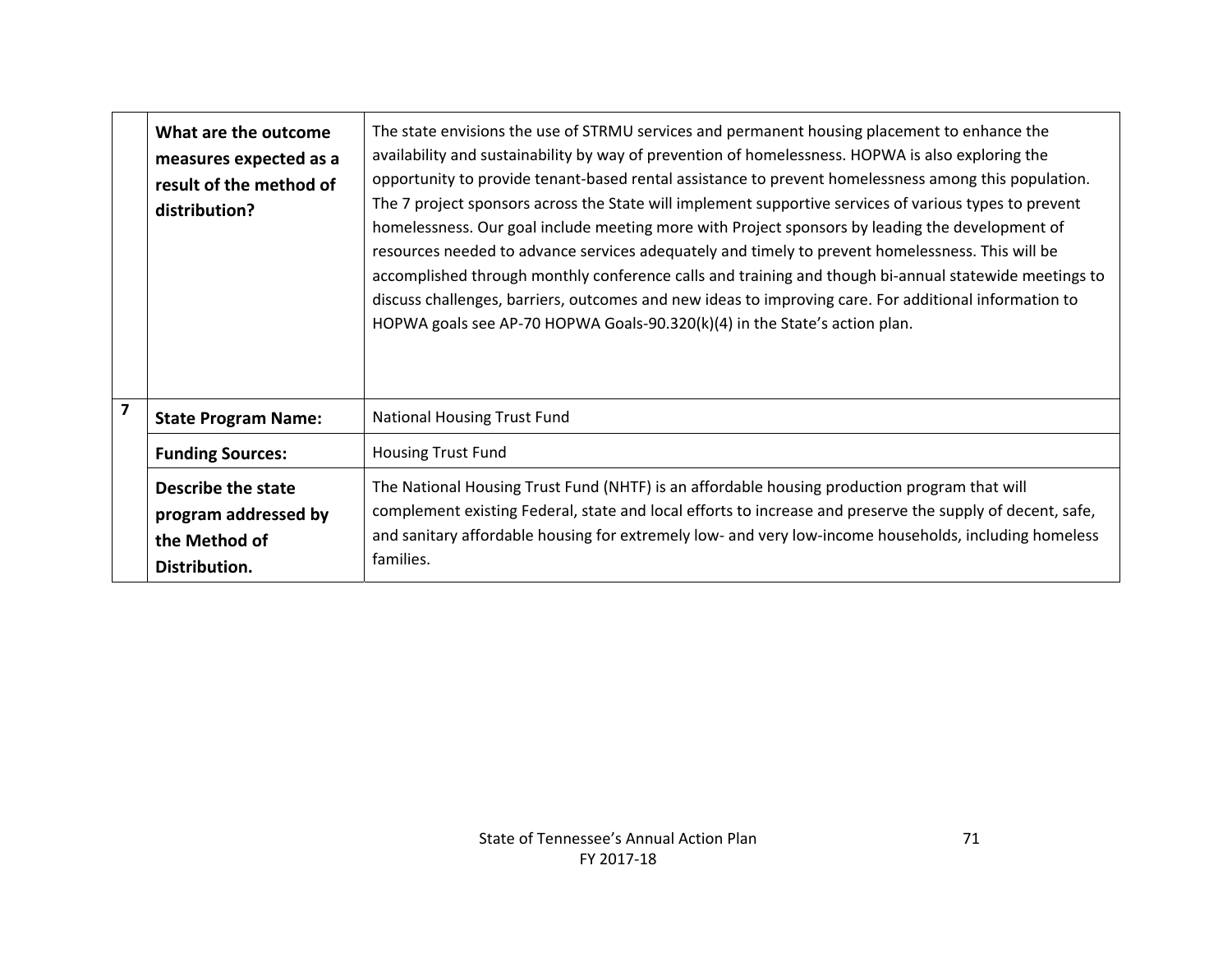| | | |
|---|---|---|
| | **What are the outcome measures expected as a result of the method of distribution?** | The state envisions the use of STRMU services and permanent housing placement to enhance the availability and sustainability by way of prevention of homelessness. HOPWA is also exploring the opportunity to provide tenant-based rental assistance to prevent homelessness among this population. The 7 project sponsors across the State will implement supportive services of various types to prevent homelessness. Our goal include meeting more with Project sponsors by leading the development of resources needed to advance services adequately and timely to prevent homelessness. This will be accomplished through monthly conference calls and training and though bi-annual statewide meetings to discuss challenges, barriers, outcomes and new ideas to improving care. For additional information to HOPWA goals see AP-70 HOPWA Goals-90.320(k)(4) in the State's action plan. |
| **7** | **State Program Name:** | National Housing Trust Fund |
| | **Funding Sources:** | Housing Trust Fund |
| | **Describe the state program addressed by the Method of Distribution.** | The National Housing Trust Fund (NHTF) is an affordable housing production program that will complement existing Federal, state and local efforts to increase and preserve the supply of decent, safe, and sanitary affordable housing for extremely low- and very low-income households, including homeless families. |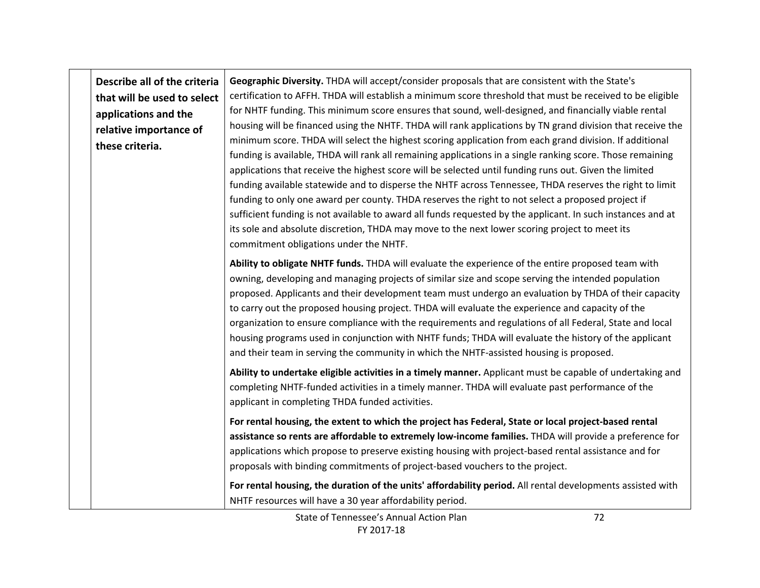| | Describe all of the criteria that will be used to select applications and the relative importance of these criteria. | **Geographic Diversity.** THDA will accept/consider proposals that are consistent with the State's certification to AFFH. THDA will establish a minimum score threshold that must be received to be eligible for NHTF funding. This minimum score ensures that sound, well-designed, and financially viable rental housing will be financed using the NHTF. THDA will rank applications by TN grand division that receive the minimum score. THDA will select the highest scoring application from each grand division. If additional funding is available, THDA will rank all remaining applications in a single ranking score. Those remaining applications that receive the highest score will be selected until funding runs out. Given the limited funding available statewide and to disperse the NHTF across Tennessee, THDA reserves the right to limit funding to only one award per county. THDA reserves the right to not select a proposed project if sufficient funding is not available to award all funds requested by the applicant. In such instances and at its sole and absolute discretion, THDA may move to the next lower scoring project to meet its commitment obligations under the NHTF.<br><br>**Ability to obligate NHTF funds.** THDA will evaluate the experience of the entire proposed team with owning, developing and managing projects of similar size and scope serving the intended population proposed. Applicants and their development team must undergo an evaluation by THDA of their capacity to carry out the proposed housing project. THDA will evaluate the experience and capacity of the organization to ensure compliance with the requirements and regulations of all Federal, State and local housing programs used in conjunction with NHTF funds; THDA will evaluate the history of the applicant and their team in serving the community in which the NHTF-assisted housing is proposed.<br><br>**Ability to undertake eligible activities in a timely manner.** Applicant must be capable of undertaking and completing NHTF-funded activities in a timely manner. THDA will evaluate past performance of the applicant in completing THDA funded activities.<br><br>**For rental housing, the extent to which the project has Federal, State or local project-based rental assistance so rents are affordable to extremely low-income families.** THDA will provide a preference for applications which propose to preserve existing housing with project-based rental assistance and for proposals with binding commitments of project-based vouchers to the project.<br><br>**For rental housing, the duration of the units' affordability period.** All rental developments assisted with NHTF resources will have a 30 year affordability period. |
|---|---|---|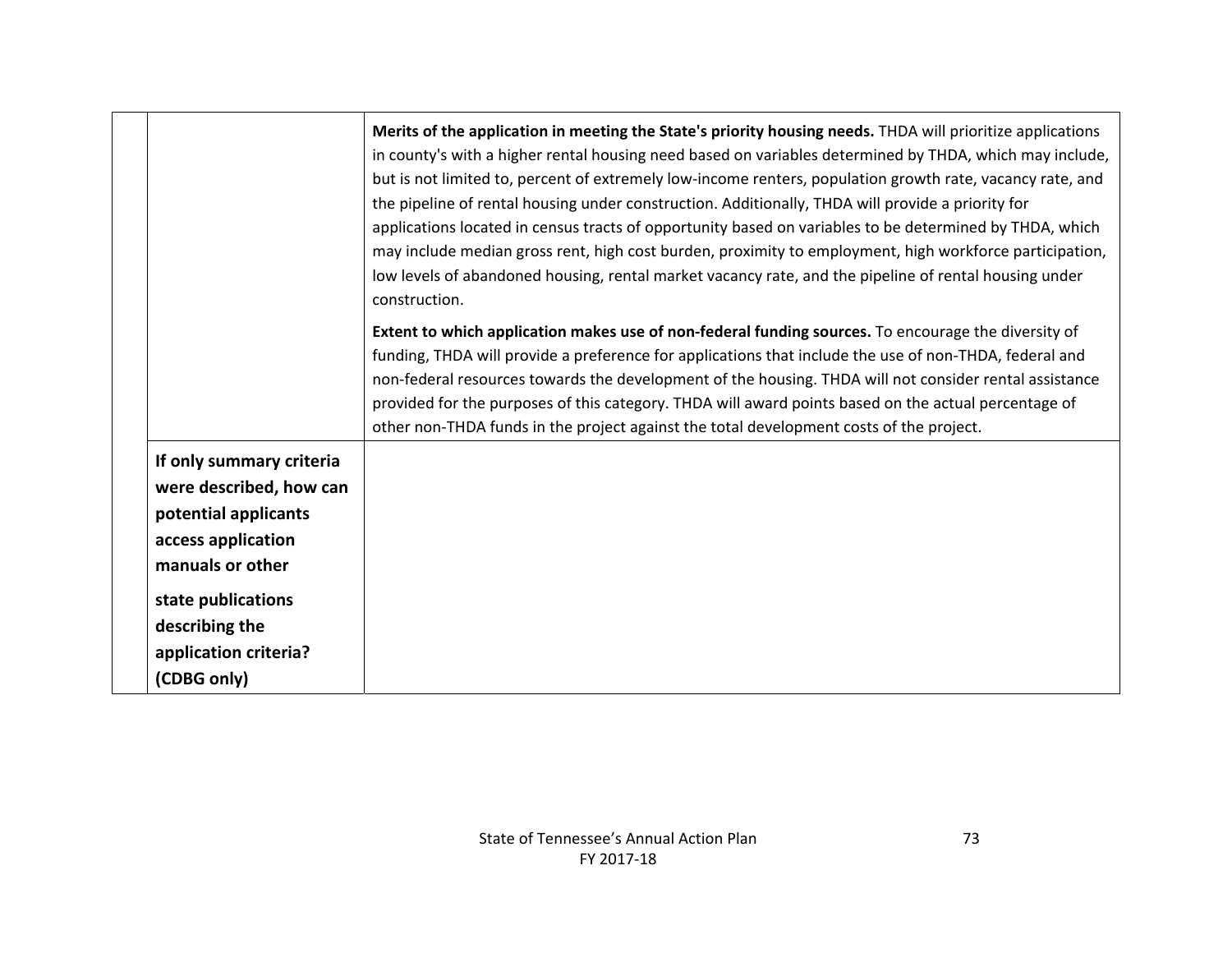| | | |
|---|---|---|
| | | **Merits of the application in meeting the State's priority housing needs.** THDA will prioritize applications in county's with a higher rental housing need based on variables determined by THDA, which may include, but is not limited to, percent of extremely low-income renters, population growth rate, vacancy rate, and the pipeline of rental housing under construction. Additionally, THDA will provide a priority for applications located in census tracts of opportunity based on variables to be determined by THDA, which may include median gross rent, high cost burden, proximity to employment, high workforce participation, low levels of abandoned housing, rental market vacancy rate, and the pipeline of rental housing under construction. <br><br> **Extent to which application makes use of non-federal funding sources.** To encourage the diversity of funding, THDA will provide a preference for applications that include the use of non-THDA, federal and non-federal resources towards the development of the housing. THDA will not consider rental assistance provided for the purposes of this category. THDA will award points based on the actual percentage of other non-THDA funds in the project against the total development costs of the project. |
| | **If only summary criteria were described, how can potential applicants access application manuals or other state publications describing the application criteria? (CDBG only)** | |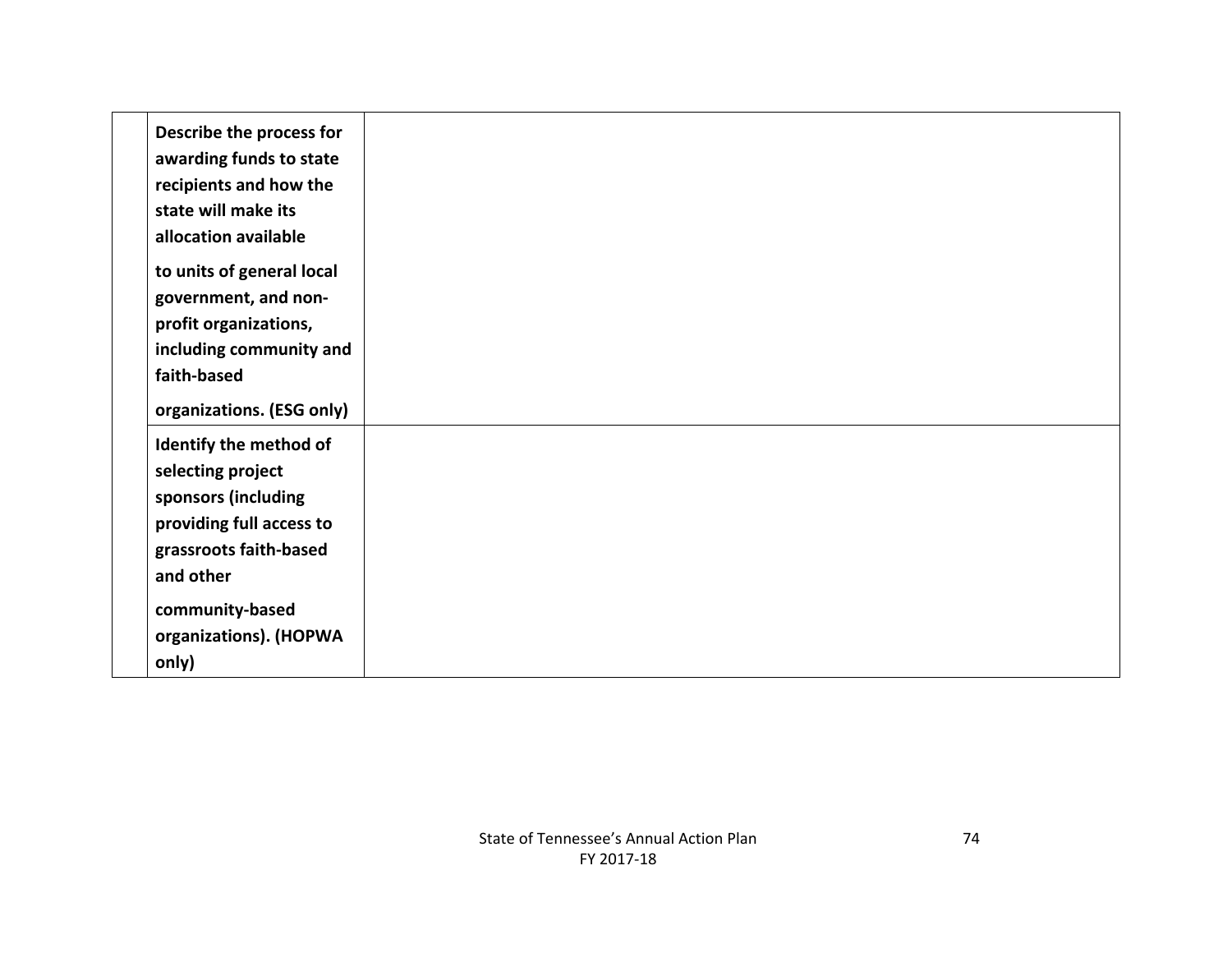| | | |
|---|---|---|
| | **Describe the process for awarding funds to state recipients and how the state will make its allocation available to units of general local government, and non-profit organizations, including community and faith-based organizations. (ESG only)** | |
| | **Identify the method of selecting project sponsors (including providing full access to grassroots faith-based and other community-based organizations). (HOPWA only)** | |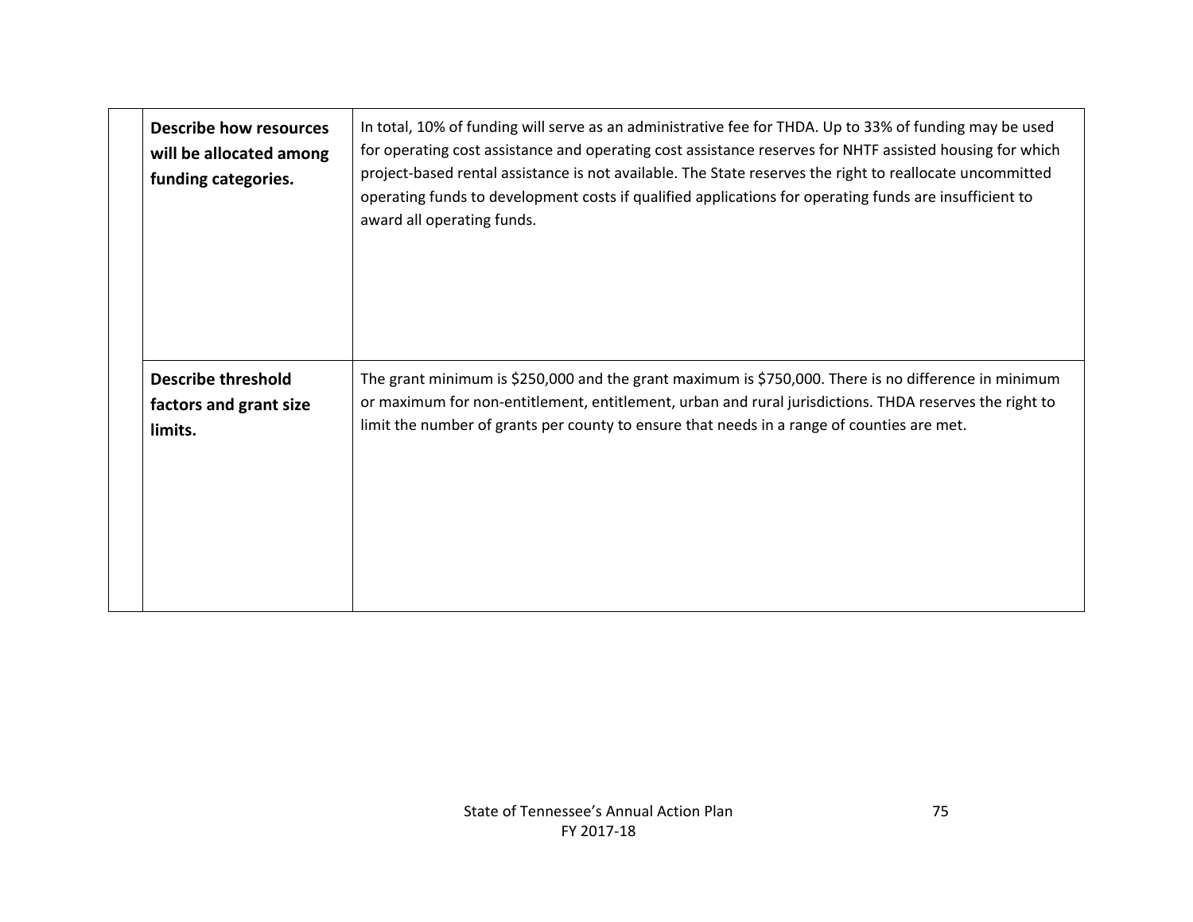| | | |
|---|---|---|
| | **Describe how resources will be allocated among funding categories.** | In total, 10% of funding will serve as an administrative fee for THDA. Up to 33% of funding may be used for operating cost assistance and operating cost assistance reserves for NHTF assisted housing for which project-based rental assistance is not available. The State reserves the right to reallocate uncommitted operating funds to development costs if qualified applications for operating funds are insufficient to award all operating funds. |
| | **Describe threshold factors and grant size limits.** | The grant minimum is $250,000 and the grant maximum is $750,000. There is no difference in minimum or maximum for non-entitlement, entitlement, urban and rural jurisdictions. THDA reserves the right to limit the number of grants per county to ensure that needs in a range of counties are met. |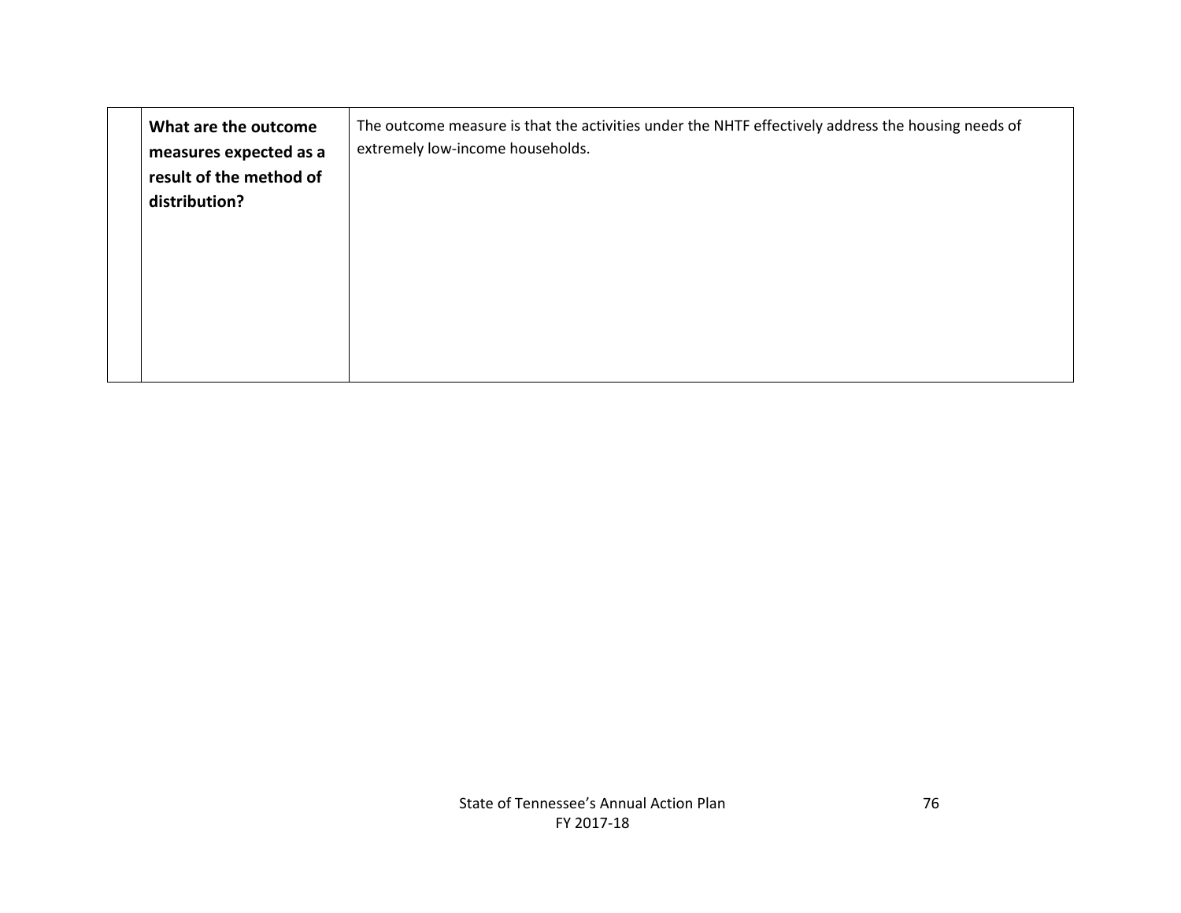| | | |
|---|---|---|
| | **What are the outcome measures expected as a result of the method of distribution?** | The outcome measure is that the activities under the NHTF effectively address the housing needs of extremely low-income households. |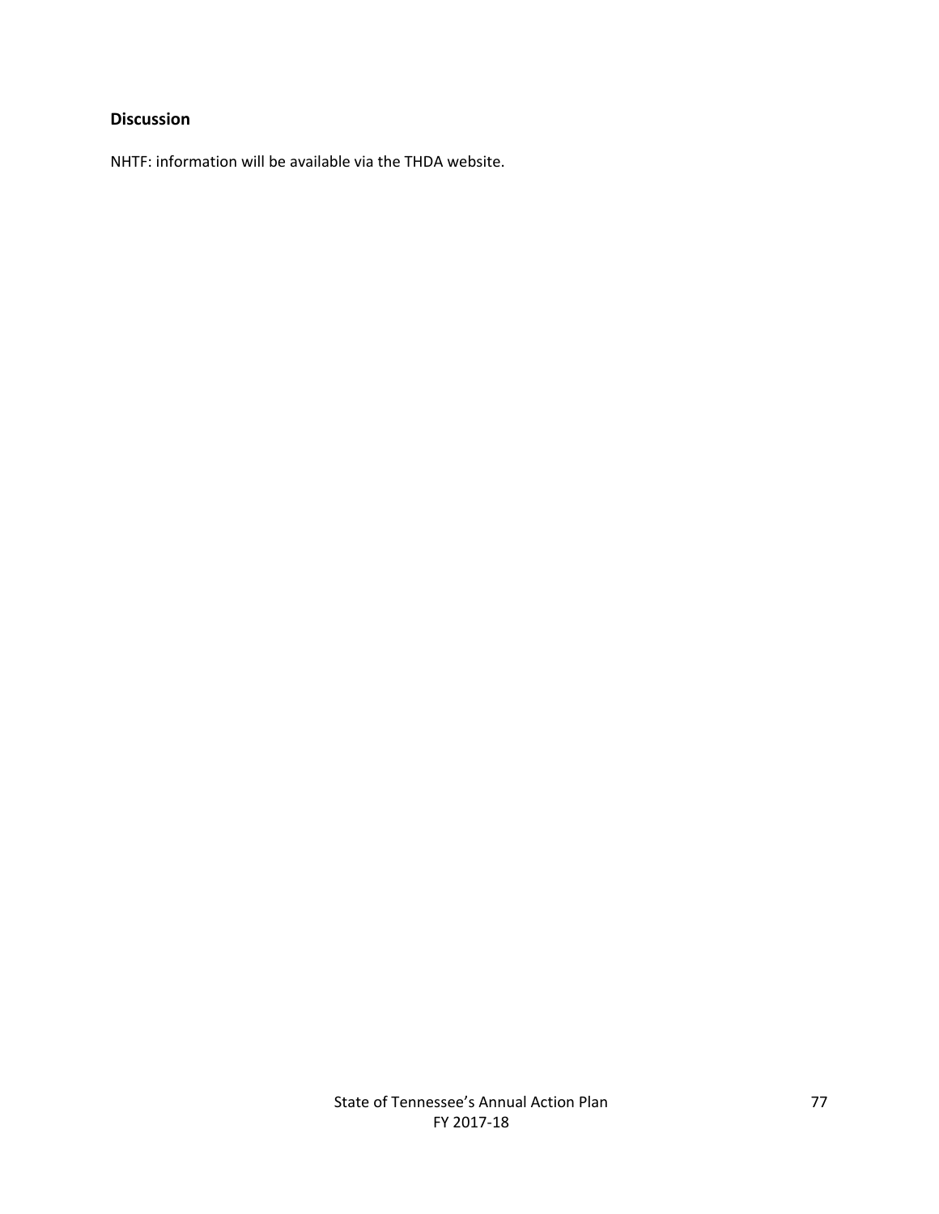**Discussion**

NHTF: information will be available via the THDA website.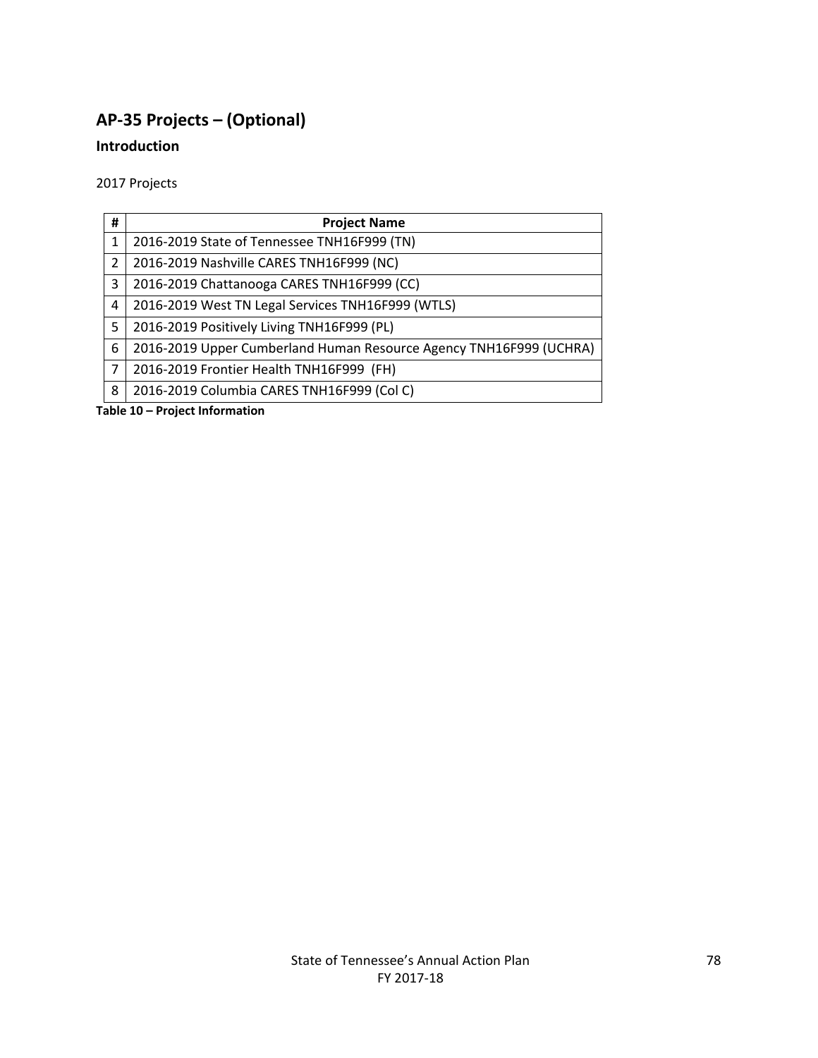# AP-35 Projects – (Optional)

## Introduction

2017 Projects

| # | Project Name |
|---|---|
| 1 | 2016-2019 State of Tennessee TNH16F999 (TN) |
| 2 | 2016-2019 Nashville CARES TNH16F999 (NC) |
| 3 | 2016-2019 Chattanooga CARES TNH16F999 (CC) |
| 4 | 2016-2019 West TN Legal Services TNH16F999 (WTLS) |
| 5 | 2016-2019 Positively Living TNH16F999 (PL) |
| 6 | 2016-2019 Upper Cumberland Human Resource Agency TNH16F999 (UCHRA) |
| 7 | 2016-2019 Frontier Health TNH16F999 (FH) |
| 8 | 2016-2019 Columbia CARES TNH16F999 (Col C) |

**Table 10 – Project Information**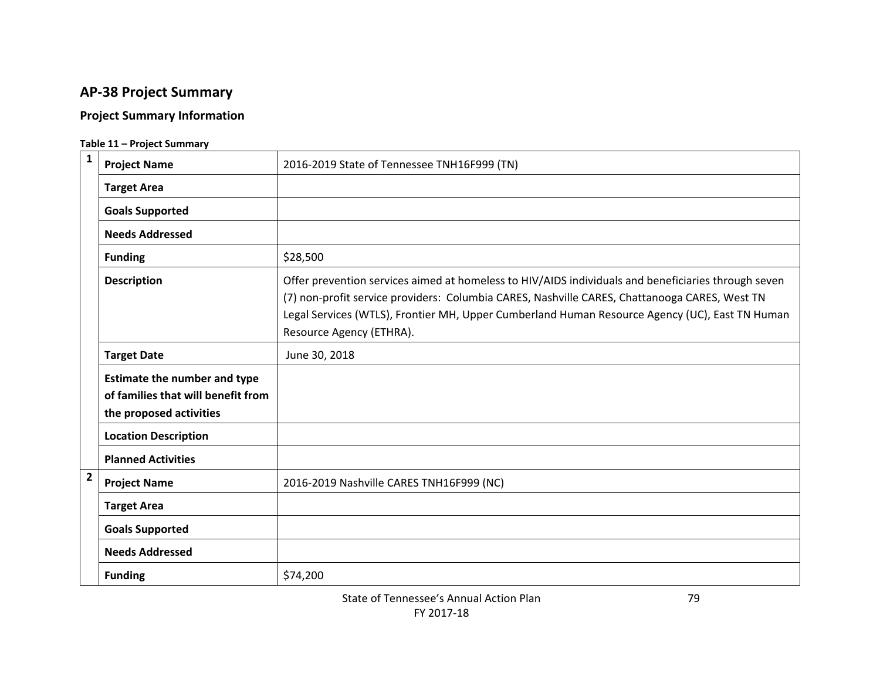# AP-38 Project Summary

## Project Summary Information

**Table 11 – Project Summary**

| | | |
|---|---|---|
| **1** | **Project Name** | 2016-2019 State of Tennessee TNH16F999 (TN) |
| | **Target Area** | |
| | **Goals Supported** | |
| | **Needs Addressed** | |
| | **Funding** | $28,500 |
| | **Description** | Offer prevention services aimed at homeless to HIV/AIDS individuals and beneficiaries through seven (7) non-profit service providers: Columbia CARES, Nashville CARES, Chattanooga CARES, West TN Legal Services (WTLS), Frontier MH, Upper Cumberland Human Resource Agency (UC), East TN Human Resource Agency (ETHRA). |
| | **Target Date** | June 30, 2018 |
| | **Estimate the number and type of families that will benefit from the proposed activities** | |
| | **Location Description** | |
| | **Planned Activities** | |
| **2** | **Project Name** | 2016-2019 Nashville CARES TNH16F999 (NC) |
| | **Target Area** | |
| | **Goals Supported** | |
| | **Needs Addressed** | |
| | **Funding** | $74,200 |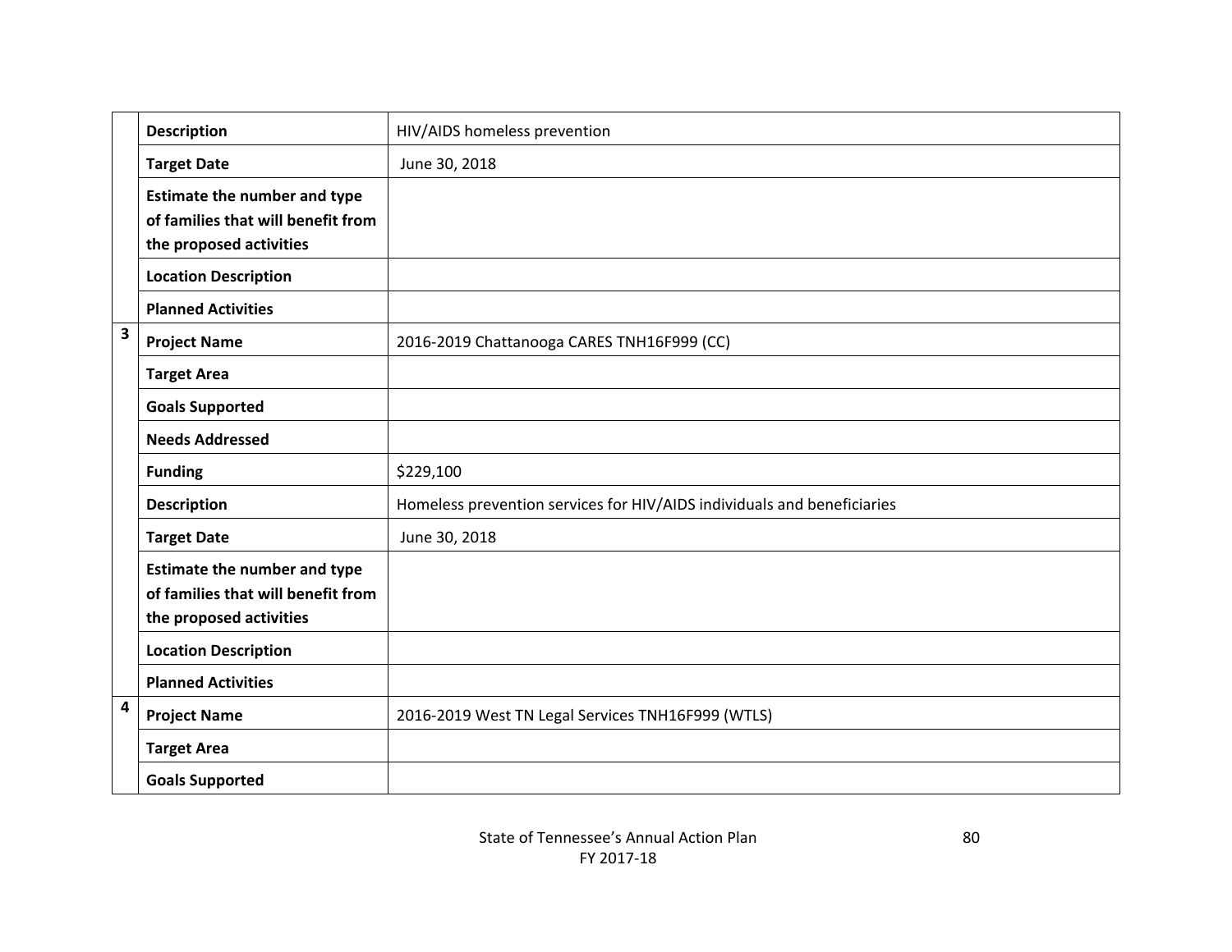| | | |
|---|---|---|
| | **Description** | HIV/AIDS homeless prevention |
| | **Target Date** | June 30, 2018 |
| | **Estimate the number and type of families that will benefit from the proposed activities** | |
| | **Location Description** | |
| | **Planned Activities** | |
| **3** | **Project Name** | 2016-2019 Chattanooga CARES TNH16F999 (CC) |
| | **Target Area** | |
| | **Goals Supported** | |
| | **Needs Addressed** | |
| | **Funding** | $229,100 |
| | **Description** | Homeless prevention services for HIV/AIDS individuals and beneficiaries |
| | **Target Date** | June 30, 2018 |
| | **Estimate the number and type of families that will benefit from the proposed activities** | |
| | **Location Description** | |
| | **Planned Activities** | |
| **4** | **Project Name** | 2016-2019 West TN Legal Services TNH16F999 (WTLS) |
| | **Target Area** | |
| | **Goals Supported** | |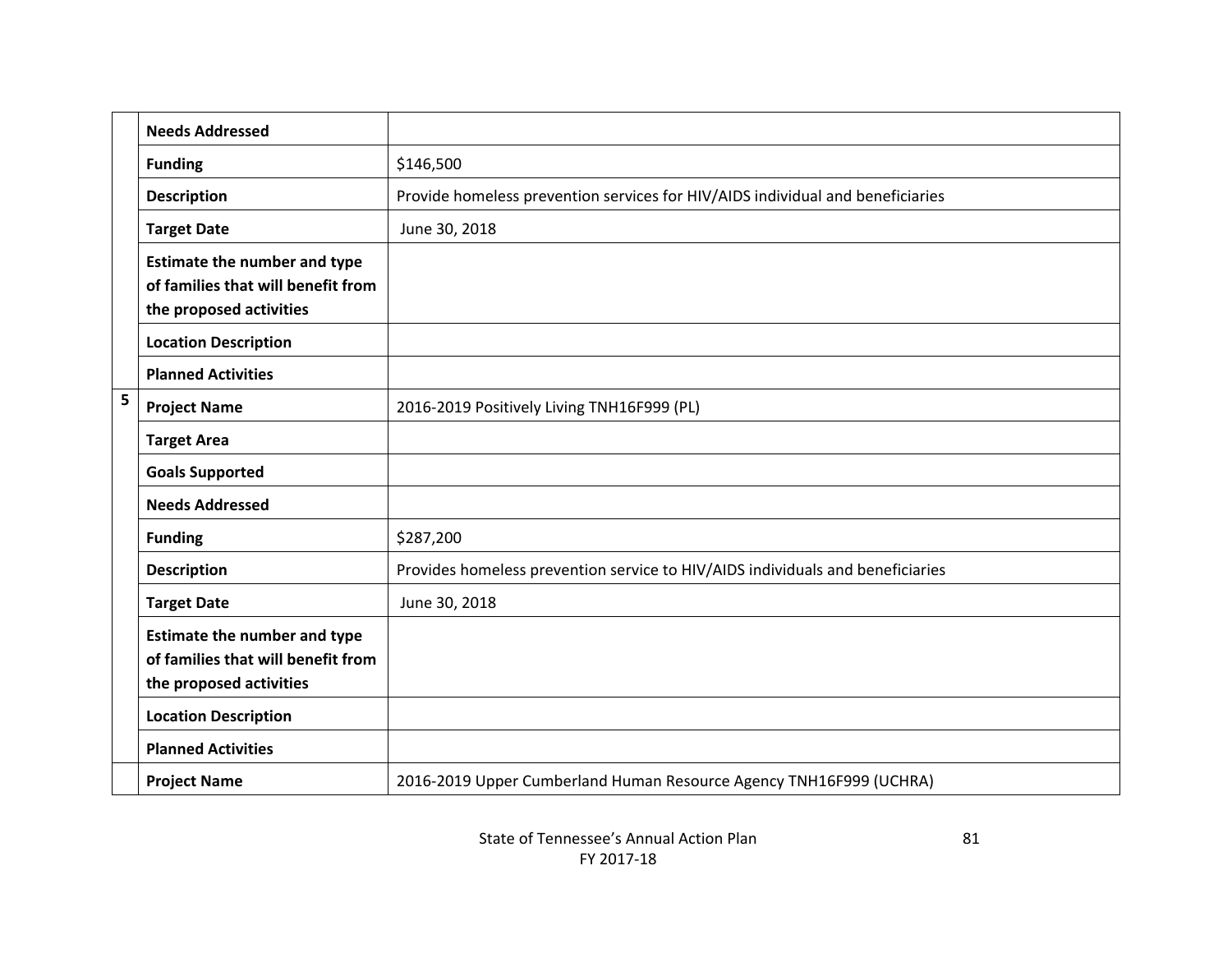| | | |
|---|---|---|
| | **Needs Addressed** | |
| | **Funding** | $146,500 |
| | **Description** | Provide homeless prevention services for HIV/AIDS individual and beneficiaries |
| | **Target Date** | June 30, 2018 |
| | **Estimate the number and type of families that will benefit from the proposed activities** | |
| | **Location Description** | |
| | **Planned Activities** | |
| 5 | **Project Name** | 2016-2019 Positively Living TNH16F999 (PL) |
| | **Target Area** | |
| | **Goals Supported** | |
| | **Needs Addressed** | |
| | **Funding** | $287,200 |
| | **Description** | Provides homeless prevention service to HIV/AIDS individuals and beneficiaries |
| | **Target Date** | June 30, 2018 |
| | **Estimate the number and type of families that will benefit from the proposed activities** | |
| | **Location Description** | |
| | **Planned Activities** | |
| | **Project Name** | 2016-2019 Upper Cumberland Human Resource Agency TNH16F999 (UCHRA) |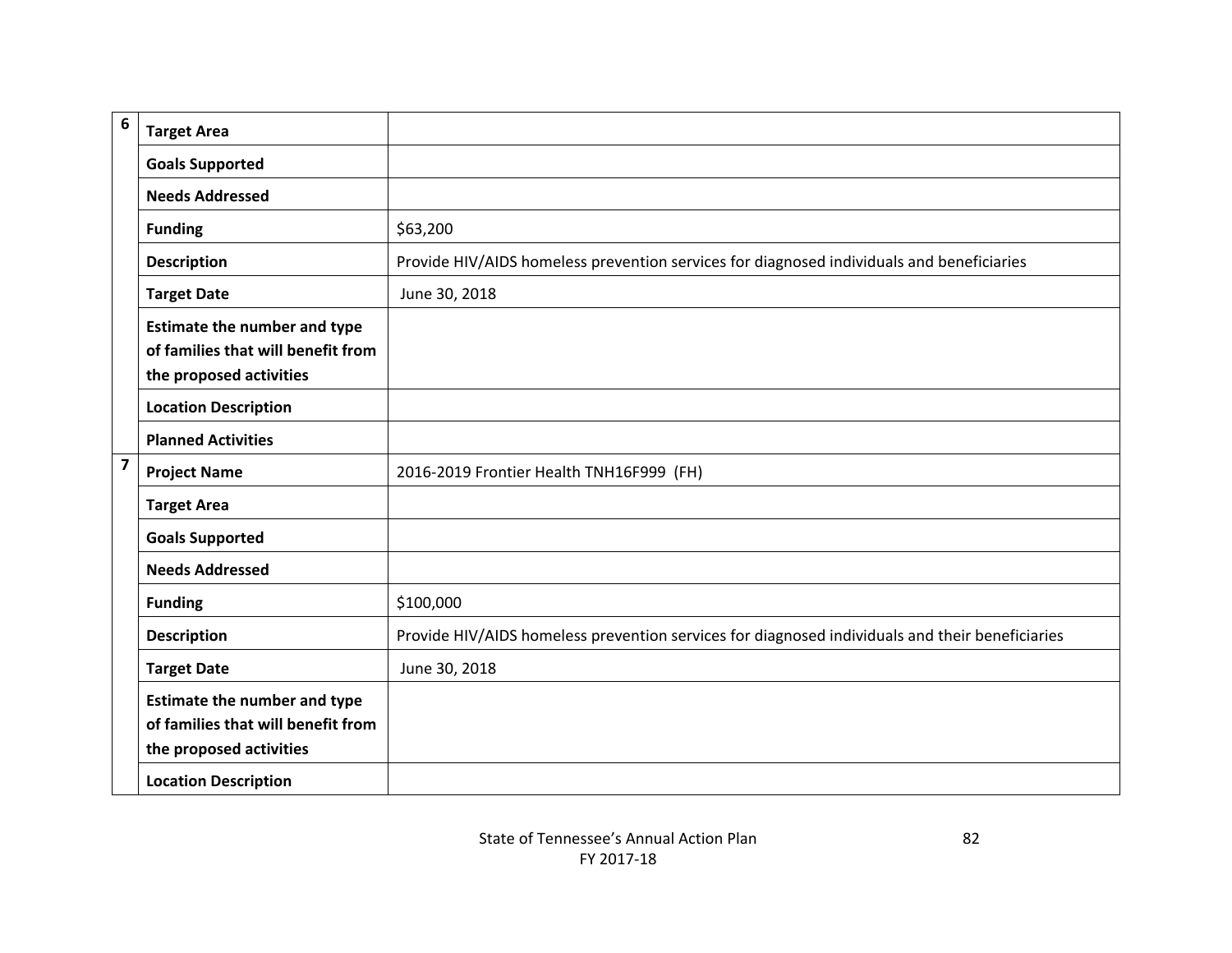| | | |
|---|---|---|
| 6 | **Target Area** | |
| | **Goals Supported** | |
| | **Needs Addressed** | |
| | **Funding** | $63,200 |
| | **Description** | Provide HIV/AIDS homeless prevention services for diagnosed individuals and beneficiaries |
| | **Target Date** | June 30, 2018 |
| | **Estimate the number and type of families that will benefit from the proposed activities** | |
| | **Location Description** | |
| | **Planned Activities** | |
| 7 | **Project Name** | 2016-2019 Frontier Health TNH16F999 (FH) |
| | **Target Area** | |
| | **Goals Supported** | |
| | **Needs Addressed** | |
| | **Funding** | $100,000 |
| | **Description** | Provide HIV/AIDS homeless prevention services for diagnosed individuals and their beneficiaries |
| | **Target Date** | June 30, 2018 |
| | **Estimate the number and type of families that will benefit from the proposed activities** | |
| | **Location Description** | |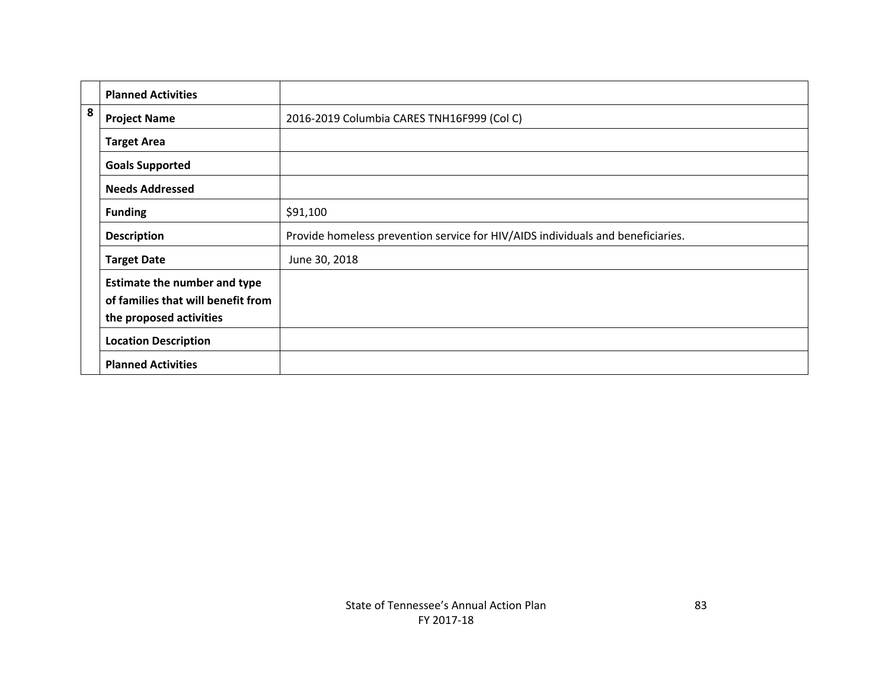| | | |
|---|---|---|
| | **Planned Activities** | |
| 8 | **Project Name** | 2016-2019 Columbia CARES TNH16F999 (Col C) |
| | **Target Area** | |
| | **Goals Supported** | |
| | **Needs Addressed** | |
| | **Funding** | $91,100 |
| | **Description** | Provide homeless prevention service for HIV/AIDS individuals and beneficiaries. |
| | **Target Date** | June 30, 2018 |
| | **Estimate the number and type of families that will benefit from the proposed activities** | |
| | **Location Description** | |
| | **Planned Activities** | |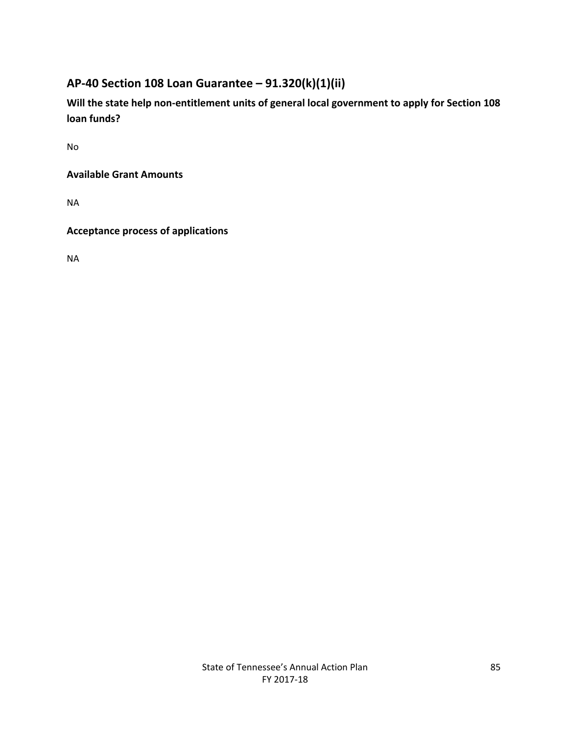## AP-40 Section 108 Loan Guarantee – 91.320(k)(1)(ii)

### Will the state help non-entitlement units of general local government to apply for Section 108 loan funds?

No

### Available Grant Amounts

NA

### Acceptance process of applications

NA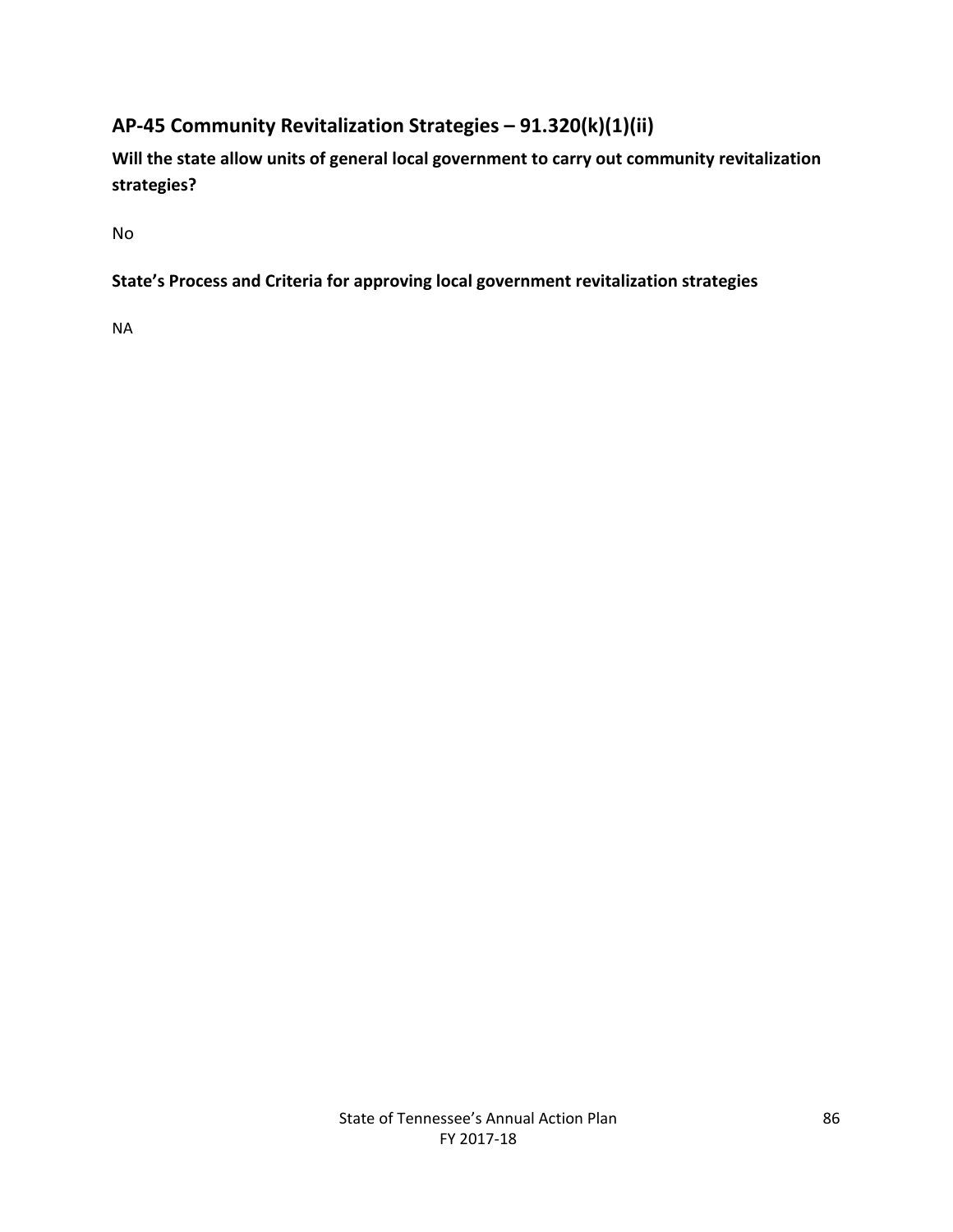## AP-45 Community Revitalization Strategies – 91.320(k)(1)(ii)

**Will the state allow units of general local government to carry out community revitalization strategies?**

No

**State's Process and Criteria for approving local government revitalization strategies**

NA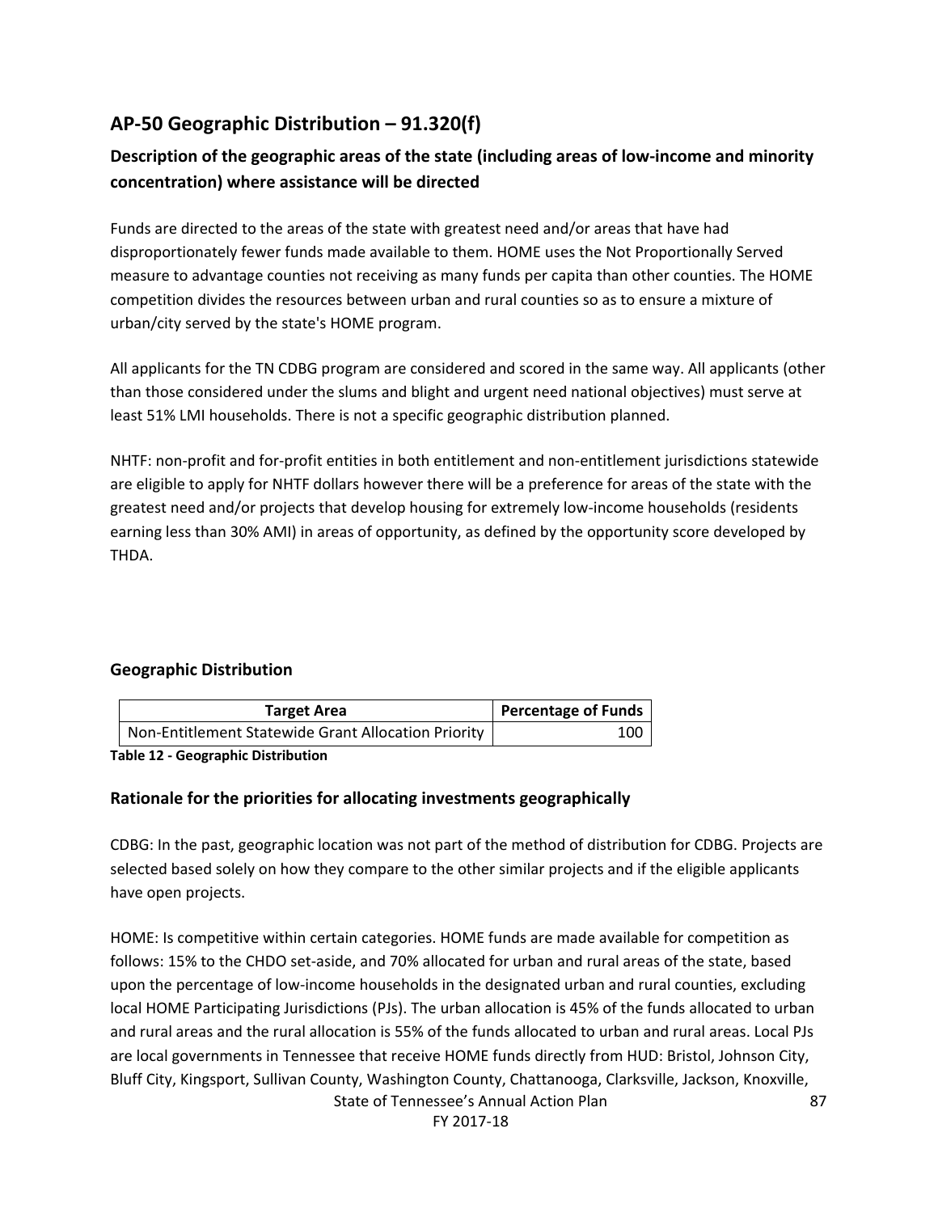## AP-50 Geographic Distribution – 91.320(f)

### Description of the geographic areas of the state (including areas of low-income and minority concentration) where assistance will be directed

Funds are directed to the areas of the state with greatest need and/or areas that have had disproportionately fewer funds made available to them. HOME uses the Not Proportionally Served measure to advantage counties not receiving as many funds per capita than other counties. The HOME competition divides the resources between urban and rural counties so as to ensure a mixture of urban/city served by the state's HOME program.

All applicants for the TN CDBG program are considered and scored in the same way. All applicants (other than those considered under the slums and blight and urgent need national objectives) must serve at least 51% LMI households. There is not a specific geographic distribution planned.

NHTF: non-profit and for-profit entities in both entitlement and non-entitlement jurisdictions statewide are eligible to apply for NHTF dollars however there will be a preference for areas of the state with the greatest need and/or projects that develop housing for extremely low-income households (residents earning less than 30% AMI) in areas of opportunity, as defined by the opportunity score developed by THDA.

### Geographic Distribution

| Target Area | Percentage of Funds |
|---|---|
| Non-Entitlement Statewide Grant Allocation Priority | 100 |

**Table 12 - Geographic Distribution**

### Rationale for the priorities for allocating investments geographically

CDBG: In the past, geographic location was not part of the method of distribution for CDBG. Projects are selected based solely on how they compare to the other similar projects and if the eligible applicants have open projects.

HOME: Is competitive within certain categories. HOME funds are made available for competition as follows: 15% to the CHDO set-aside, and 70% allocated for urban and rural areas of the state, based upon the percentage of low-income households in the designated urban and rural counties, excluding local HOME Participating Jurisdictions (PJs). The urban allocation is 45% of the funds allocated to urban and rural areas and the rural allocation is 55% of the funds allocated to urban and rural areas. Local PJs are local governments in Tennessee that receive HOME funds directly from HUD: Bristol, Johnson City, Bluff City, Kingsport, Sullivan County, Washington County, Chattanooga, Clarksville, Jackson, Knoxville,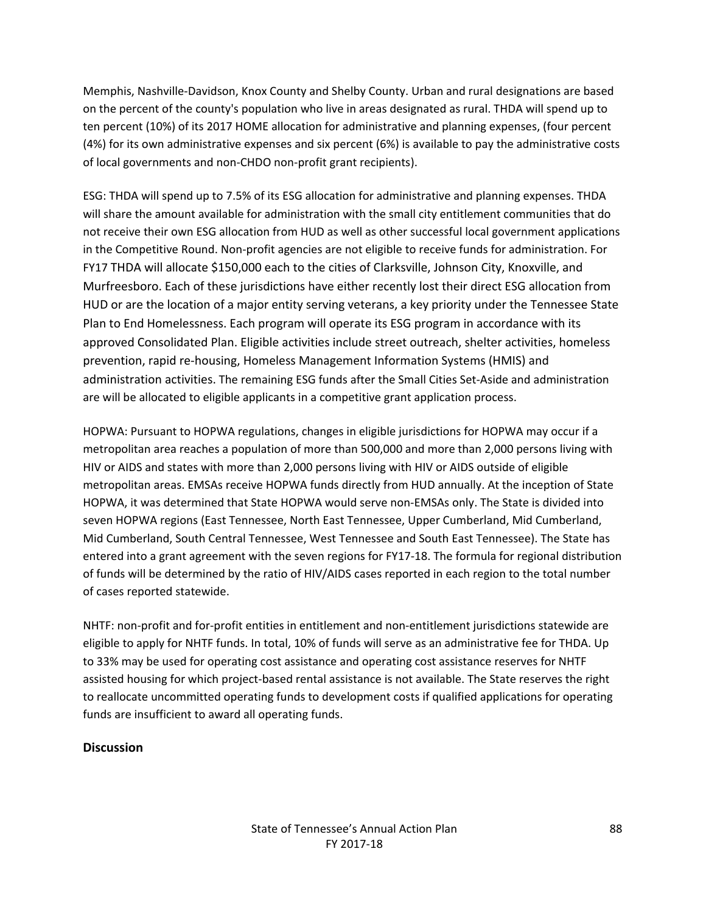Memphis, Nashville-Davidson, Knox County and Shelby County. Urban and rural designations are based on the percent of the county's population who live in areas designated as rural. THDA will spend up to ten percent (10%) of its 2017 HOME allocation for administrative and planning expenses, (four percent (4%) for its own administrative expenses and six percent (6%) is available to pay the administrative costs of local governments and non-CHDO non-profit grant recipients).

ESG: THDA will spend up to 7.5% of its ESG allocation for administrative and planning expenses. THDA will share the amount available for administration with the small city entitlement communities that do not receive their own ESG allocation from HUD as well as other successful local government applications in the Competitive Round. Non-profit agencies are not eligible to receive funds for administration. For FY17 THDA will allocate $150,000 each to the cities of Clarksville, Johnson City, Knoxville, and Murfreesboro. Each of these jurisdictions have either recently lost their direct ESG allocation from HUD or are the location of a major entity serving veterans, a key priority under the Tennessee State Plan to End Homelessness. Each program will operate its ESG program in accordance with its approved Consolidated Plan. Eligible activities include street outreach, shelter activities, homeless prevention, rapid re-housing, Homeless Management Information Systems (HMIS) and administration activities. The remaining ESG funds after the Small Cities Set-Aside and administration are will be allocated to eligible applicants in a competitive grant application process.

HOPWA: Pursuant to HOPWA regulations, changes in eligible jurisdictions for HOPWA may occur if a metropolitan area reaches a population of more than 500,000 and more than 2,000 persons living with HIV or AIDS and states with more than 2,000 persons living with HIV or AIDS outside of eligible metropolitan areas. EMSAs receive HOPWA funds directly from HUD annually. At the inception of State HOPWA, it was determined that State HOPWA would serve non-EMSAs only. The State is divided into seven HOPWA regions (East Tennessee, North East Tennessee, Upper Cumberland, Mid Cumberland, Mid Cumberland, South Central Tennessee, West Tennessee and South East Tennessee). The State has entered into a grant agreement with the seven regions for FY17-18. The formula for regional distribution of funds will be determined by the ratio of HIV/AIDS cases reported in each region to the total number of cases reported statewide.

NHTF: non-profit and for-profit entities in entitlement and non-entitlement jurisdictions statewide are eligible to apply for NHTF funds. In total, 10% of funds will serve as an administrative fee for THDA. Up to 33% may be used for operating cost assistance and operating cost assistance reserves for NHTF assisted housing for which project-based rental assistance is not available. The State reserves the right to reallocate uncommitted operating funds to development costs if qualified applications for operating funds are insufficient to award all operating funds.

**Discussion**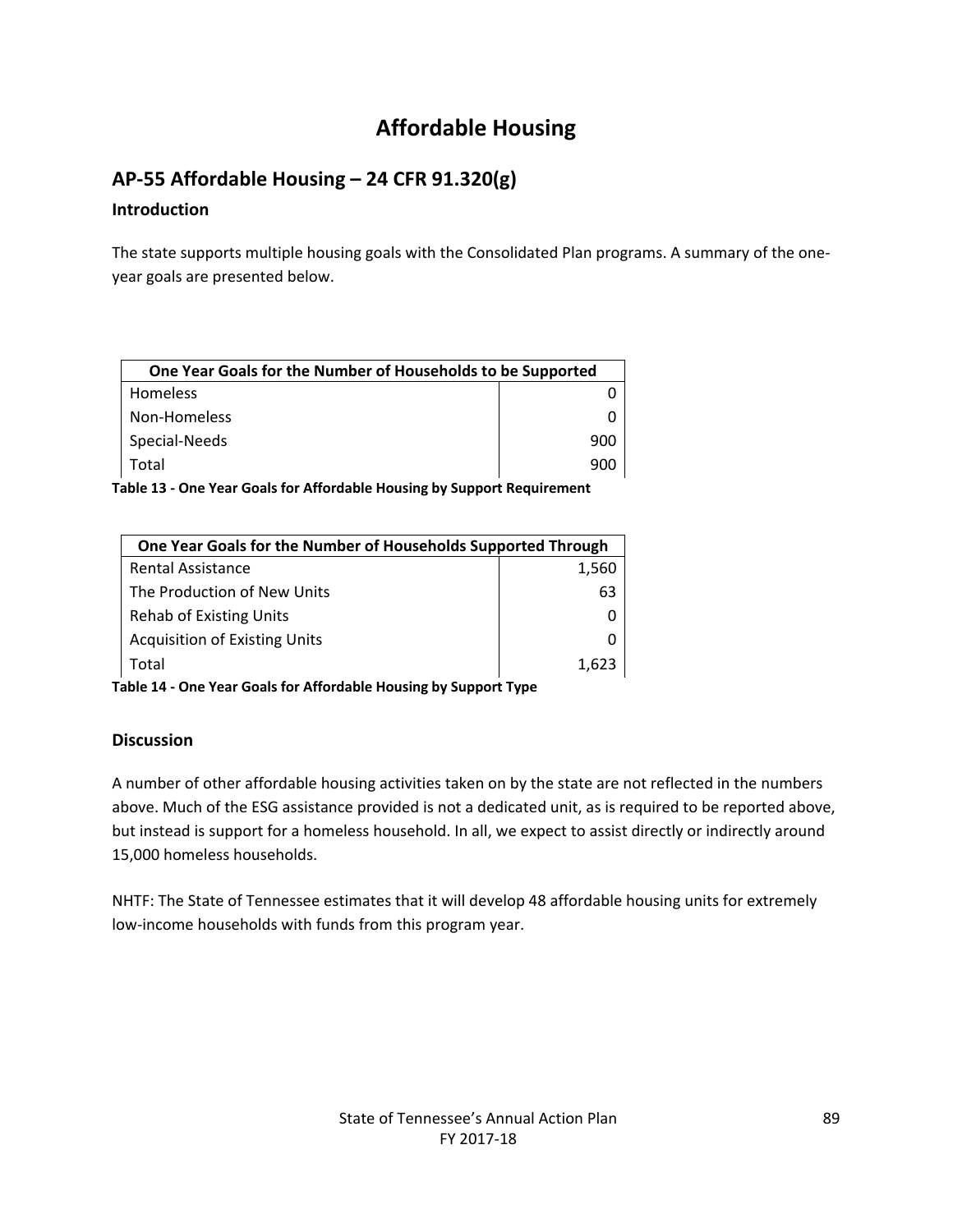# Affordable Housing

## AP-55 Affordable Housing – 24 CFR 91.320(g)

### Introduction

The state supports multiple housing goals with the Consolidated Plan programs. A summary of the one-year goals are presented below.

| One Year Goals for the Number of Households to be Supported | |
|---|---|
| Homeless | 0 |
| Non-Homeless | 0 |
| Special-Needs | 900 |
| Total | 900 |

**Table 13 - One Year Goals for Affordable Housing by Support Requirement**

| One Year Goals for the Number of Households Supported Through | |
|---|---|
| Rental Assistance | 1,560 |
| The Production of New Units | 63 |
| Rehab of Existing Units | 0 |
| Acquisition of Existing Units | 0 |
| Total | 1,623 |

**Table 14 - One Year Goals for Affordable Housing by Support Type**

### Discussion

A number of other affordable housing activities taken on by the state are not reflected in the numbers above. Much of the ESG assistance provided is not a dedicated unit, as is required to be reported above, but instead is support for a homeless household. In all, we expect to assist directly or indirectly around 15,000 homeless households.

NHTF: The State of Tennessee estimates that it will develop 48 affordable housing units for extremely low-income households with funds from this program year.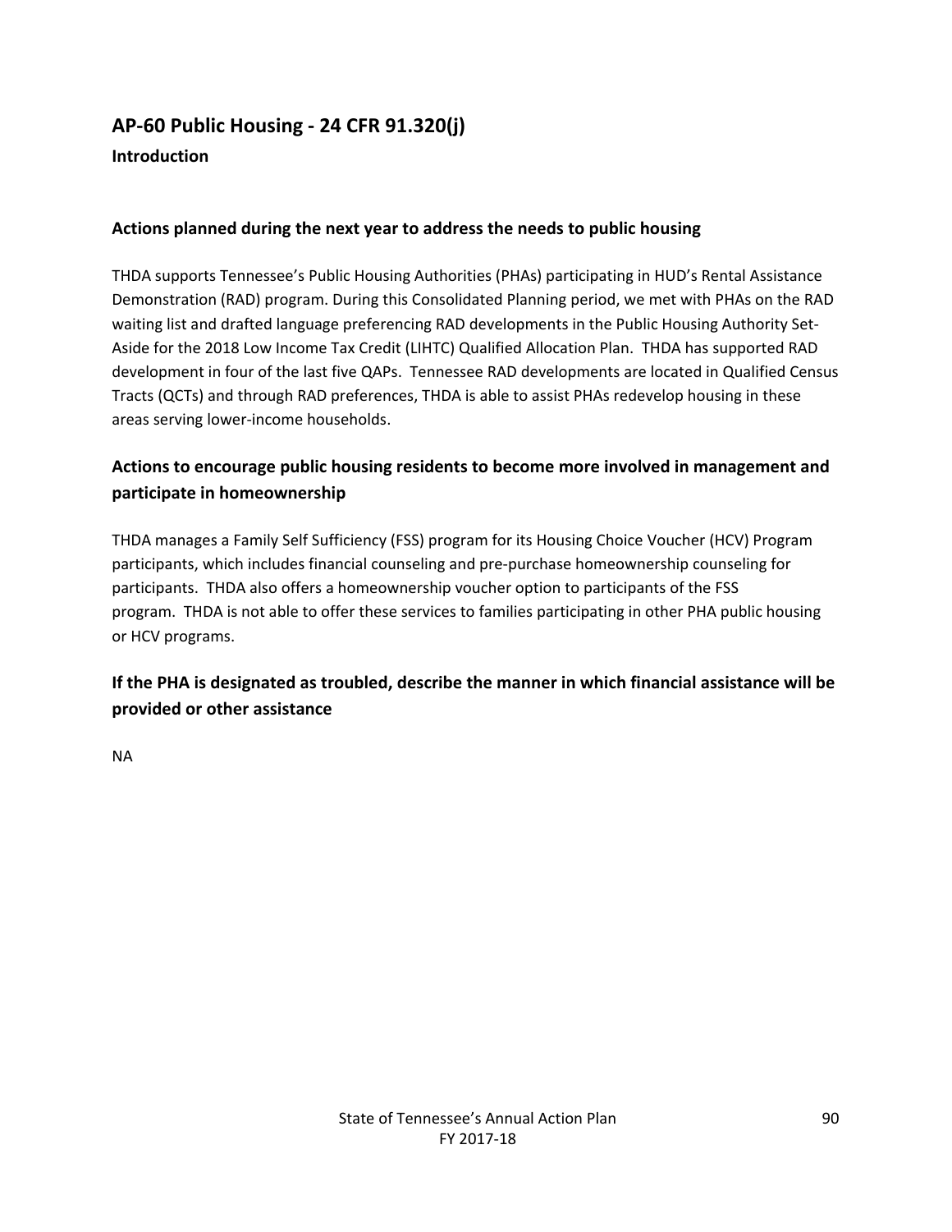## AP-60 Public Housing - 24 CFR 91.320(j)

### Introduction

### Actions planned during the next year to address the needs to public housing

THDA supports Tennessee's Public Housing Authorities (PHAs) participating in HUD's Rental Assistance Demonstration (RAD) program. During this Consolidated Planning period, we met with PHAs on the RAD waiting list and drafted language preferencing RAD developments in the Public Housing Authority Set-Aside for the 2018 Low Income Tax Credit (LIHTC) Qualified Allocation Plan. THDA has supported RAD development in four of the last five QAPs. Tennessee RAD developments are located in Qualified Census Tracts (QCTs) and through RAD preferences, THDA is able to assist PHAs redevelop housing in these areas serving lower-income households.

### Actions to encourage public housing residents to become more involved in management and participate in homeownership

THDA manages a Family Self Sufficiency (FSS) program for its Housing Choice Voucher (HCV) Program participants, which includes financial counseling and pre-purchase homeownership counseling for participants. THDA also offers a homeownership voucher option to participants of the FSS program. THDA is not able to offer these services to families participating in other PHA public housing or HCV programs.

### If the PHA is designated as troubled, describe the manner in which financial assistance will be provided or other assistance

NA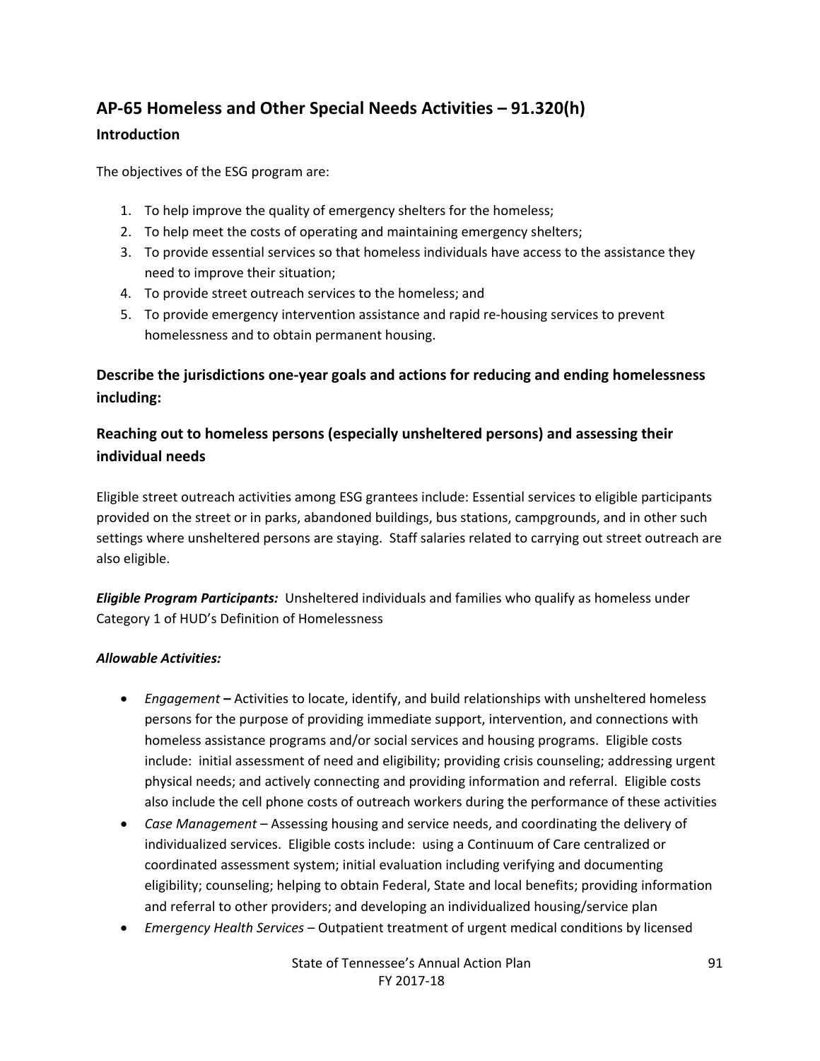## AP-65 Homeless and Other Special Needs Activities – 91.320(h)

### Introduction

The objectives of the ESG program are:

1. To help improve the quality of emergency shelters for the homeless;
2. To help meet the costs of operating and maintaining emergency shelters;
3. To provide essential services so that homeless individuals have access to the assistance they need to improve their situation;
4. To provide street outreach services to the homeless; and
5. To provide emergency intervention assistance and rapid re-housing services to prevent homelessness and to obtain permanent housing.

### Describe the jurisdictions one-year goals and actions for reducing and ending homelessness including:

### Reaching out to homeless persons (especially unsheltered persons) and assessing their individual needs

Eligible street outreach activities among ESG grantees include: Essential services to eligible participants provided on the street or in parks, abandoned buildings, bus stations, campgrounds, and in other such settings where unsheltered persons are staying. Staff salaries related to carrying out street outreach are also eligible.

***Eligible Program Participants:*** Unsheltered individuals and families who qualify as homeless under Category 1 of HUD's Definition of Homelessness

***Allowable Activities:***

- *Engagement* **–** Activities to locate, identify, and build relationships with unsheltered homeless persons for the purpose of providing immediate support, intervention, and connections with homeless assistance programs and/or social services and housing programs. Eligible costs include: initial assessment of need and eligibility; providing crisis counseling; addressing urgent physical needs; and actively connecting and providing information and referral. Eligible costs also include the cell phone costs of outreach workers during the performance of these activities
- *Case Management* – Assessing housing and service needs, and coordinating the delivery of individualized services. Eligible costs include: using a Continuum of Care centralized or coordinated assessment system; initial evaluation including verifying and documenting eligibility; counseling; helping to obtain Federal, State and local benefits; providing information and referral to other providers; and developing an individualized housing/service plan
- *Emergency Health Services* – Outpatient treatment of urgent medical conditions by licensed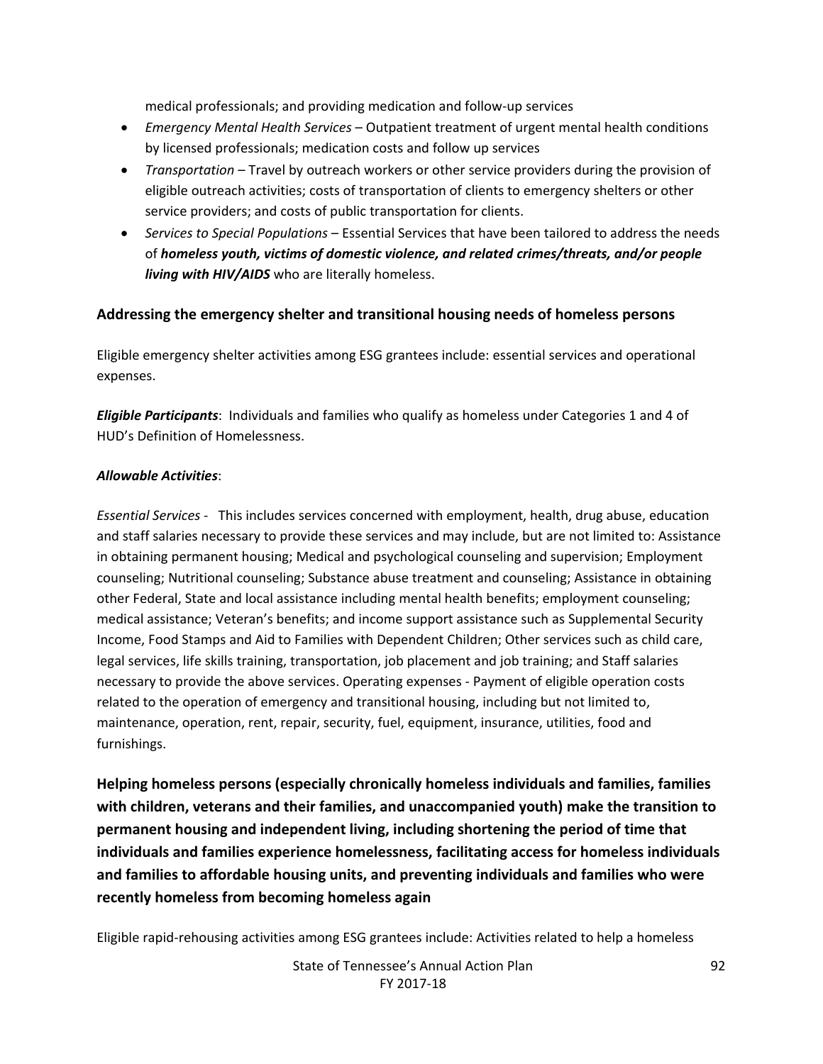medical professionals; and providing medication and follow-up services

- *Emergency Mental Health Services* – Outpatient treatment of urgent mental health conditions by licensed professionals; medication costs and follow up services
- *Transportation* – Travel by outreach workers or other service providers during the provision of eligible outreach activities; costs of transportation of clients to emergency shelters or other service providers; and costs of public transportation for clients.
- *Services to Special Populations* – Essential Services that have been tailored to address the needs of ***homeless youth, victims of domestic violence, and related crimes/threats, and/or people living with HIV/AIDS*** who are literally homeless.

### Addressing the emergency shelter and transitional housing needs of homeless persons

Eligible emergency shelter activities among ESG grantees include: essential services and operational expenses.

***Eligible Participants***: Individuals and families who qualify as homeless under Categories 1 and 4 of HUD's Definition of Homelessness.

***Allowable Activities***:

*Essential Services* - This includes services concerned with employment, health, drug abuse, education and staff salaries necessary to provide these services and may include, but are not limited to: Assistance in obtaining permanent housing; Medical and psychological counseling and supervision; Employment counseling; Nutritional counseling; Substance abuse treatment and counseling; Assistance in obtaining other Federal, State and local assistance including mental health benefits; employment counseling; medical assistance; Veteran's benefits; and income support assistance such as Supplemental Security Income, Food Stamps and Aid to Families with Dependent Children; Other services such as child care, legal services, life skills training, transportation, job placement and job training; and Staff salaries necessary to provide the above services. Operating expenses - Payment of eligible operation costs related to the operation of emergency and transitional housing, including but not limited to, maintenance, operation, rent, repair, security, fuel, equipment, insurance, utilities, food and furnishings.

### Helping homeless persons (especially chronically homeless individuals and families, families with children, veterans and their families, and unaccompanied youth) make the transition to permanent housing and independent living, including shortening the period of time that individuals and families experience homelessness, facilitating access for homeless individuals and families to affordable housing units, and preventing individuals and families who were recently homeless from becoming homeless again

Eligible rapid-rehousing activities among ESG grantees include: Activities related to help a homeless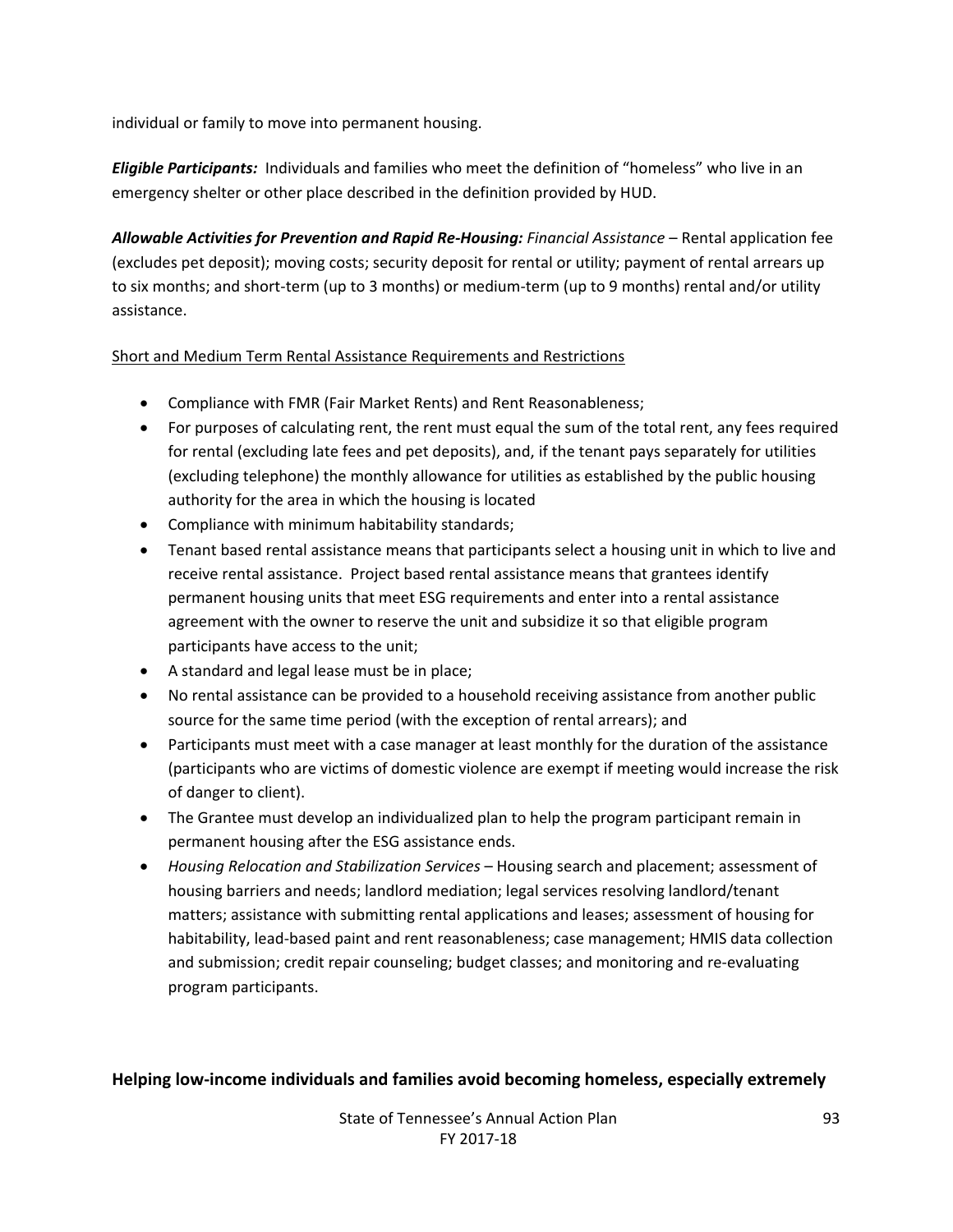individual or family to move into permanent housing.

***Eligible Participants:*** Individuals and families who meet the definition of "homeless" who live in an emergency shelter or other place described in the definition provided by HUD.

***Allowable Activities for Prevention and Rapid Re-Housing:*** *Financial Assistance* – Rental application fee (excludes pet deposit); moving costs; security deposit for rental or utility; payment of rental arrears up to six months; and short-term (up to 3 months) or medium-term (up to 9 months) rental and/or utility assistance.

<u>Short and Medium Term Rental Assistance Requirements and Restrictions</u>

- Compliance with FMR (Fair Market Rents) and Rent Reasonableness;
- For purposes of calculating rent, the rent must equal the sum of the total rent, any fees required for rental (excluding late fees and pet deposits), and, if the tenant pays separately for utilities (excluding telephone) the monthly allowance for utilities as established by the public housing authority for the area in which the housing is located
- Compliance with minimum habitability standards;
- Tenant based rental assistance means that participants select a housing unit in which to live and receive rental assistance. Project based rental assistance means that grantees identify permanent housing units that meet ESG requirements and enter into a rental assistance agreement with the owner to reserve the unit and subsidize it so that eligible program participants have access to the unit;
- A standard and legal lease must be in place;
- No rental assistance can be provided to a household receiving assistance from another public source for the same time period (with the exception of rental arrears); and
- Participants must meet with a case manager at least monthly for the duration of the assistance (participants who are victims of domestic violence are exempt if meeting would increase the risk of danger to client).
- The Grantee must develop an individualized plan to help the program participant remain in permanent housing after the ESG assistance ends.
- *Housing Relocation and Stabilization Services* – Housing search and placement; assessment of housing barriers and needs; landlord mediation; legal services resolving landlord/tenant matters; assistance with submitting rental applications and leases; assessment of housing for habitability, lead-based paint and rent reasonableness; case management; HMIS data collection and submission; credit repair counseling; budget classes; and monitoring and re-evaluating program participants.

**Helping low-income individuals and families avoid becoming homeless, especially extremely**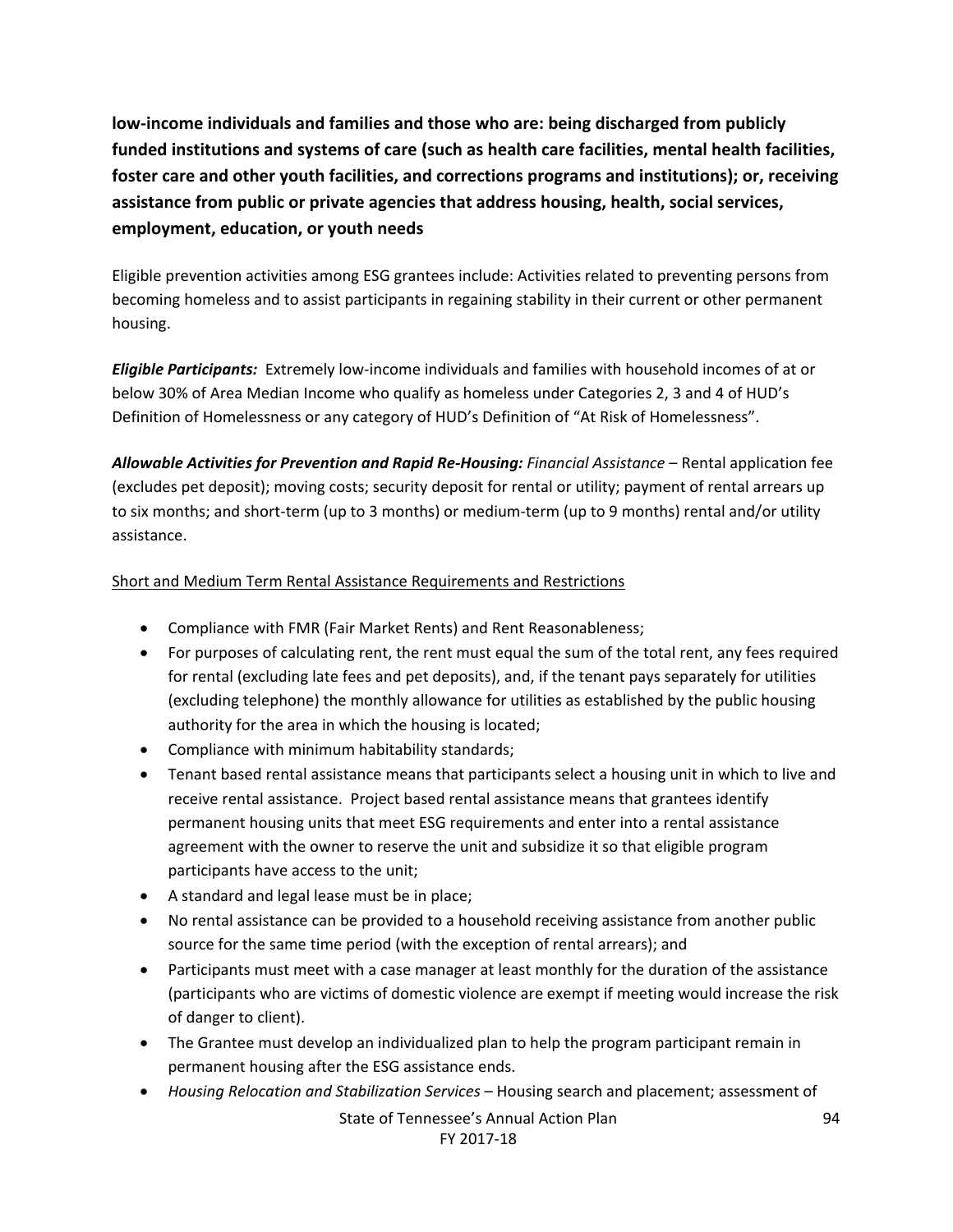**low-income individuals and families and those who are: being discharged from publicly funded institutions and systems of care (such as health care facilities, mental health facilities, foster care and other youth facilities, and corrections programs and institutions); or, receiving assistance from public or private agencies that address housing, health, social services, employment, education, or youth needs**

Eligible prevention activities among ESG grantees include: Activities related to preventing persons from becoming homeless and to assist participants in regaining stability in their current or other permanent housing.

***Eligible Participants:*** Extremely low-income individuals and families with household incomes of at or below 30% of Area Median Income who qualify as homeless under Categories 2, 3 and 4 of HUD's Definition of Homelessness or any category of HUD's Definition of "At Risk of Homelessness".

***Allowable Activities for Prevention and Rapid Re-Housing:*** *Financial Assistance* – Rental application fee (excludes pet deposit); moving costs; security deposit for rental or utility; payment of rental arrears up to six months; and short-term (up to 3 months) or medium-term (up to 9 months) rental and/or utility assistance.

<u>Short and Medium Term Rental Assistance Requirements and Restrictions</u>

- Compliance with FMR (Fair Market Rents) and Rent Reasonableness;
- For purposes of calculating rent, the rent must equal the sum of the total rent, any fees required for rental (excluding late fees and pet deposits), and, if the tenant pays separately for utilities (excluding telephone) the monthly allowance for utilities as established by the public housing authority for the area in which the housing is located;
- Compliance with minimum habitability standards;
- Tenant based rental assistance means that participants select a housing unit in which to live and receive rental assistance. Project based rental assistance means that grantees identify permanent housing units that meet ESG requirements and enter into a rental assistance agreement with the owner to reserve the unit and subsidize it so that eligible program participants have access to the unit;
- A standard and legal lease must be in place;
- No rental assistance can be provided to a household receiving assistance from another public source for the same time period (with the exception of rental arrears); and
- Participants must meet with a case manager at least monthly for the duration of the assistance (participants who are victims of domestic violence are exempt if meeting would increase the risk of danger to client).
- The Grantee must develop an individualized plan to help the program participant remain in permanent housing after the ESG assistance ends.
- *Housing Relocation and Stabilization Services* – Housing search and placement; assessment of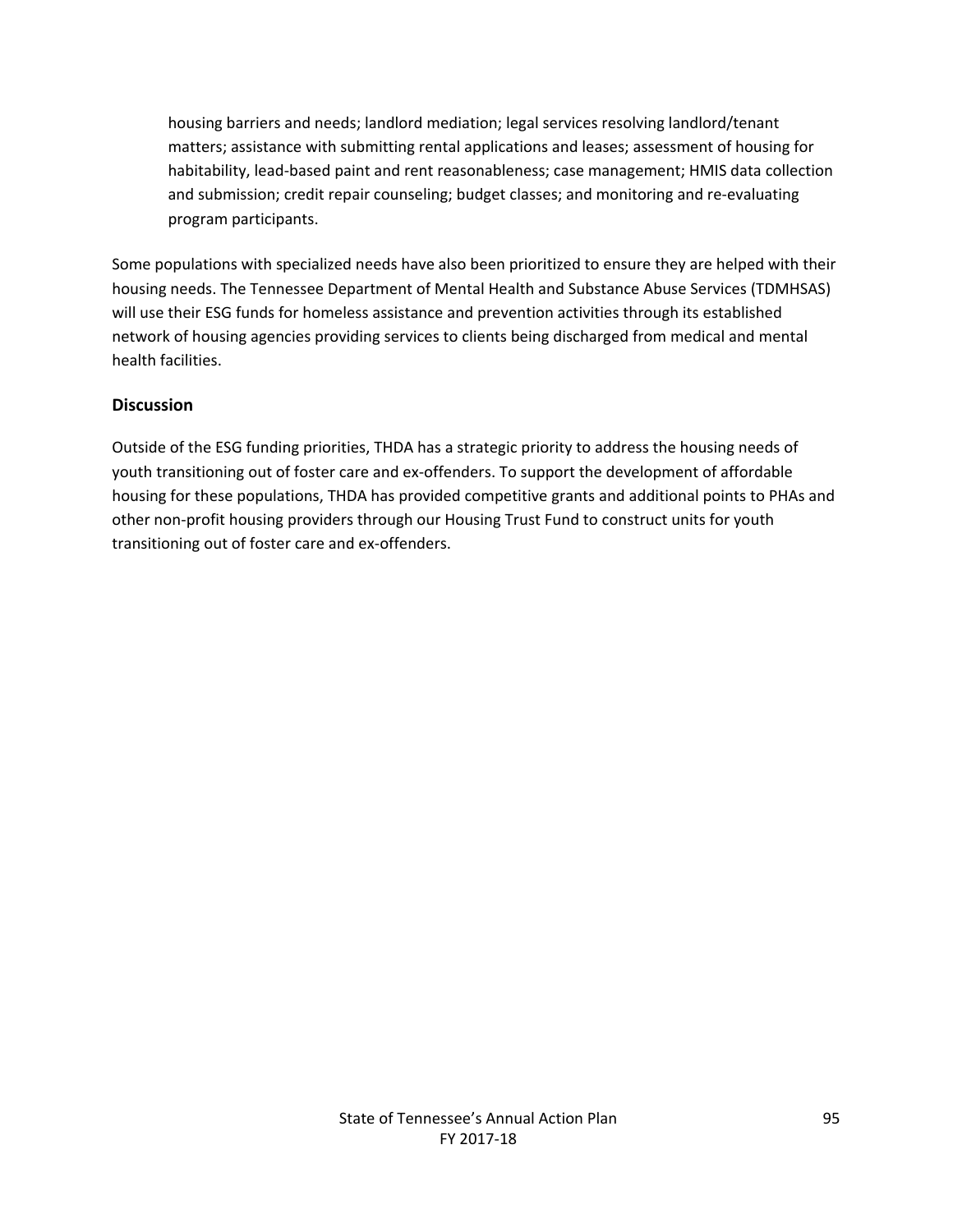housing barriers and needs; landlord mediation; legal services resolving landlord/tenant matters; assistance with submitting rental applications and leases; assessment of housing for habitability, lead-based paint and rent reasonableness; case management; HMIS data collection and submission; credit repair counseling; budget classes; and monitoring and re-evaluating program participants.

Some populations with specialized needs have also been prioritized to ensure they are helped with their housing needs. The Tennessee Department of Mental Health and Substance Abuse Services (TDMHSAS) will use their ESG funds for homeless assistance and prevention activities through its established network of housing agencies providing services to clients being discharged from medical and mental health facilities.

## Discussion

Outside of the ESG funding priorities, THDA has a strategic priority to address the housing needs of youth transitioning out of foster care and ex-offenders. To support the development of affordable housing for these populations, THDA has provided competitive grants and additional points to PHAs and other non-profit housing providers through our Housing Trust Fund to construct units for youth transitioning out of foster care and ex-offenders.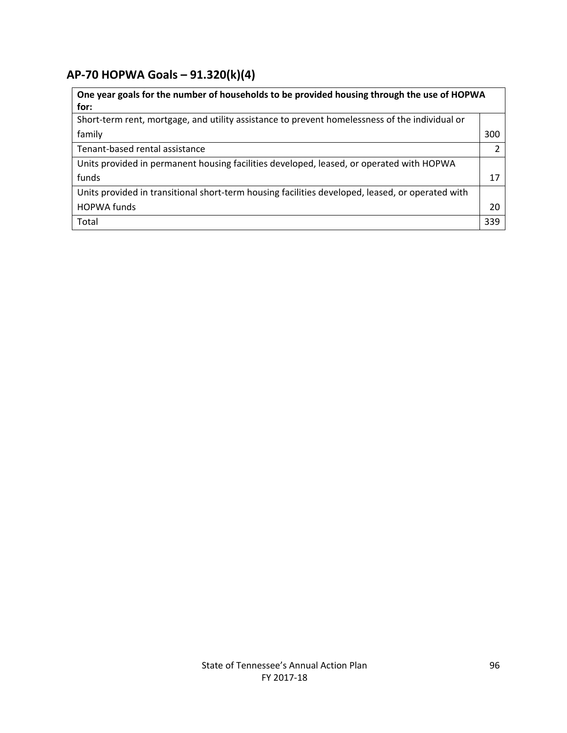## AP-70 HOPWA Goals – 91.320(k)(4)

| **One year goals for the number of households to be provided housing through the use of HOPWA for:** | |
|---|---|
| Short-term rent, mortgage, and utility assistance to prevent homelessness of the individual or family | 300 |
| Tenant-based rental assistance | 2 |
| Units provided in permanent housing facilities developed, leased, or operated with HOPWA funds | 17 |
| Units provided in transitional short-term housing facilities developed, leased, or operated with HOPWA funds | 20 |
| Total | 339 |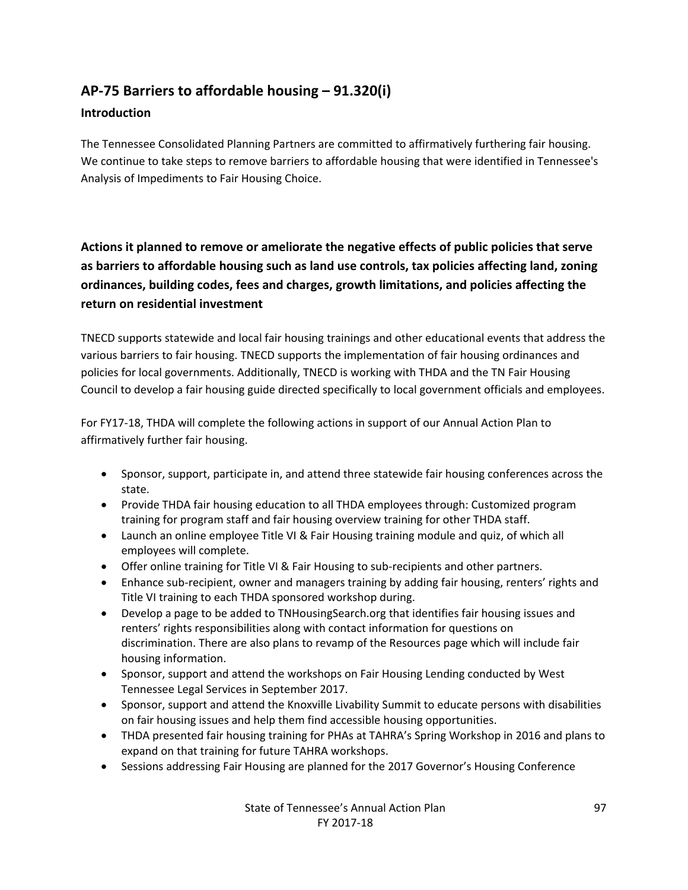## AP-75 Barriers to affordable housing – 91.320(i)

### Introduction

The Tennessee Consolidated Planning Partners are committed to affirmatively furthering fair housing. We continue to take steps to remove barriers to affordable housing that were identified in Tennessee's Analysis of Impediments to Fair Housing Choice.

### Actions it planned to remove or ameliorate the negative effects of public policies that serve as barriers to affordable housing such as land use controls, tax policies affecting land, zoning ordinances, building codes, fees and charges, growth limitations, and policies affecting the return on residential investment

TNECD supports statewide and local fair housing trainings and other educational events that address the various barriers to fair housing. TNECD supports the implementation of fair housing ordinances and policies for local governments. Additionally, TNECD is working with THDA and the TN Fair Housing Council to develop a fair housing guide directed specifically to local government officials and employees.

For FY17-18, THDA will complete the following actions in support of our Annual Action Plan to affirmatively further fair housing.

- Sponsor, support, participate in, and attend three statewide fair housing conferences across the state.
- Provide THDA fair housing education to all THDA employees through: Customized program training for program staff and fair housing overview training for other THDA staff.
- Launch an online employee Title VI & Fair Housing training module and quiz, of which all employees will complete.
- Offer online training for Title VI & Fair Housing to sub-recipients and other partners.
- Enhance sub-recipient, owner and managers training by adding fair housing, renters' rights and Title VI training to each THDA sponsored workshop during.
- Develop a page to be added to TNHousingSearch.org that identifies fair housing issues and renters' rights responsibilities along with contact information for questions on discrimination. There are also plans to revamp of the Resources page which will include fair housing information.
- Sponsor, support and attend the workshops on Fair Housing Lending conducted by West Tennessee Legal Services in September 2017.
- Sponsor, support and attend the Knoxville Livability Summit to educate persons with disabilities on fair housing issues and help them find accessible housing opportunities.
- THDA presented fair housing training for PHAs at TAHRA's Spring Workshop in 2016 and plans to expand on that training for future TAHRA workshops.
- Sessions addressing Fair Housing are planned for the 2017 Governor's Housing Conference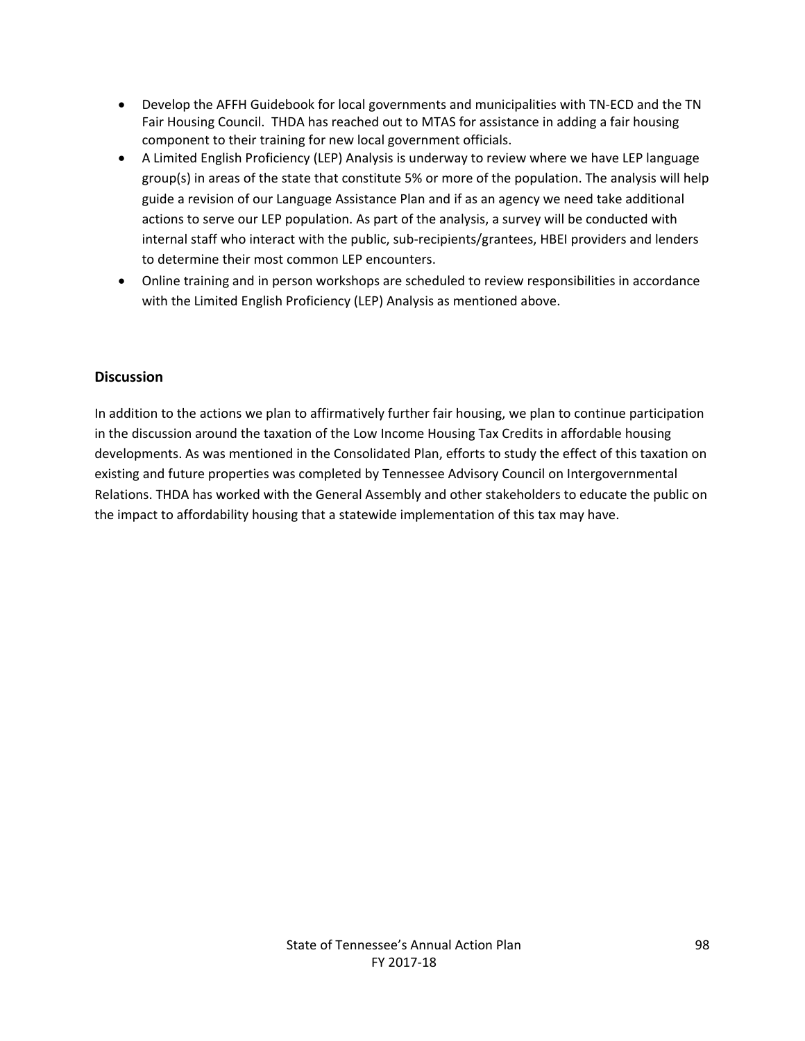- Develop the AFFH Guidebook for local governments and municipalities with TN-ECD and the TN Fair Housing Council. THDA has reached out to MTAS for assistance in adding a fair housing component to their training for new local government officials.
- A Limited English Proficiency (LEP) Analysis is underway to review where we have LEP language group(s) in areas of the state that constitute 5% or more of the population. The analysis will help guide a revision of our Language Assistance Plan and if as an agency we need take additional actions to serve our LEP population. As part of the analysis, a survey will be conducted with internal staff who interact with the public, sub-recipients/grantees, HBEI providers and lenders to determine their most common LEP encounters.
- Online training and in person workshops are scheduled to review responsibilities in accordance with the Limited English Proficiency (LEP) Analysis as mentioned above.

### Discussion

In addition to the actions we plan to affirmatively further fair housing, we plan to continue participation in the discussion around the taxation of the Low Income Housing Tax Credits in affordable housing developments. As was mentioned in the Consolidated Plan, efforts to study the effect of this taxation on existing and future properties was completed by Tennessee Advisory Council on Intergovernmental Relations. THDA has worked with the General Assembly and other stakeholders to educate the public on the impact to affordability housing that a statewide implementation of this tax may have.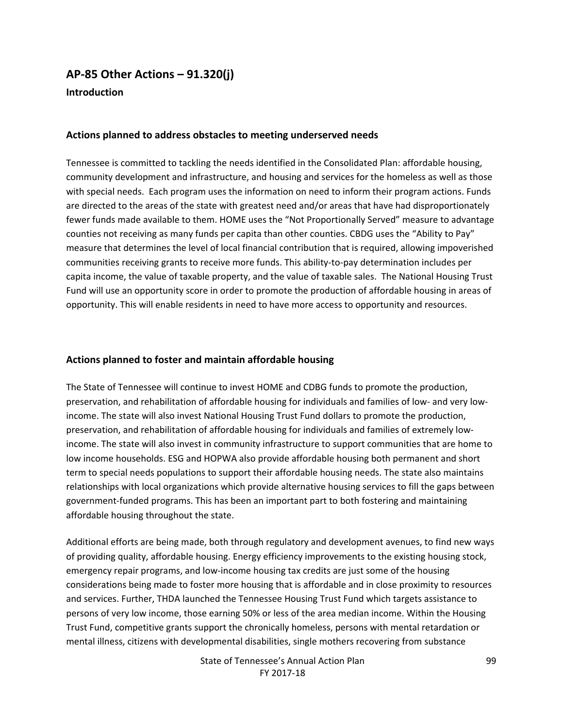## AP-85 Other Actions – 91.320(j)

### Introduction

### Actions planned to address obstacles to meeting underserved needs

Tennessee is committed to tackling the needs identified in the Consolidated Plan: affordable housing, community development and infrastructure, and housing and services for the homeless as well as those with special needs. Each program uses the information on need to inform their program actions. Funds are directed to the areas of the state with greatest need and/or areas that have had disproportionately fewer funds made available to them. HOME uses the "Not Proportionally Served" measure to advantage counties not receiving as many funds per capita than other counties. CBDG uses the "Ability to Pay" measure that determines the level of local financial contribution that is required, allowing impoverished communities receiving grants to receive more funds. This ability-to-pay determination includes per capita income, the value of taxable property, and the value of taxable sales. The National Housing Trust Fund will use an opportunity score in order to promote the production of affordable housing in areas of opportunity. This will enable residents in need to have more access to opportunity and resources.

### Actions planned to foster and maintain affordable housing

The State of Tennessee will continue to invest HOME and CDBG funds to promote the production, preservation, and rehabilitation of affordable housing for individuals and families of low- and very low-income. The state will also invest National Housing Trust Fund dollars to promote the production, preservation, and rehabilitation of affordable housing for individuals and families of extremely low-income. The state will also invest in community infrastructure to support communities that are home to low income households. ESG and HOPWA also provide affordable housing both permanent and short term to special needs populations to support their affordable housing needs. The state also maintains relationships with local organizations which provide alternative housing services to fill the gaps between government-funded programs. This has been an important part to both fostering and maintaining affordable housing throughout the state.

Additional efforts are being made, both through regulatory and development avenues, to find new ways of providing quality, affordable housing. Energy efficiency improvements to the existing housing stock, emergency repair programs, and low-income housing tax credits are just some of the housing considerations being made to foster more housing that is affordable and in close proximity to resources and services. Further, THDA launched the Tennessee Housing Trust Fund which targets assistance to persons of very low income, those earning 50% or less of the area median income. Within the Housing Trust Fund, competitive grants support the chronically homeless, persons with mental retardation or mental illness, citizens with developmental disabilities, single mothers recovering from substance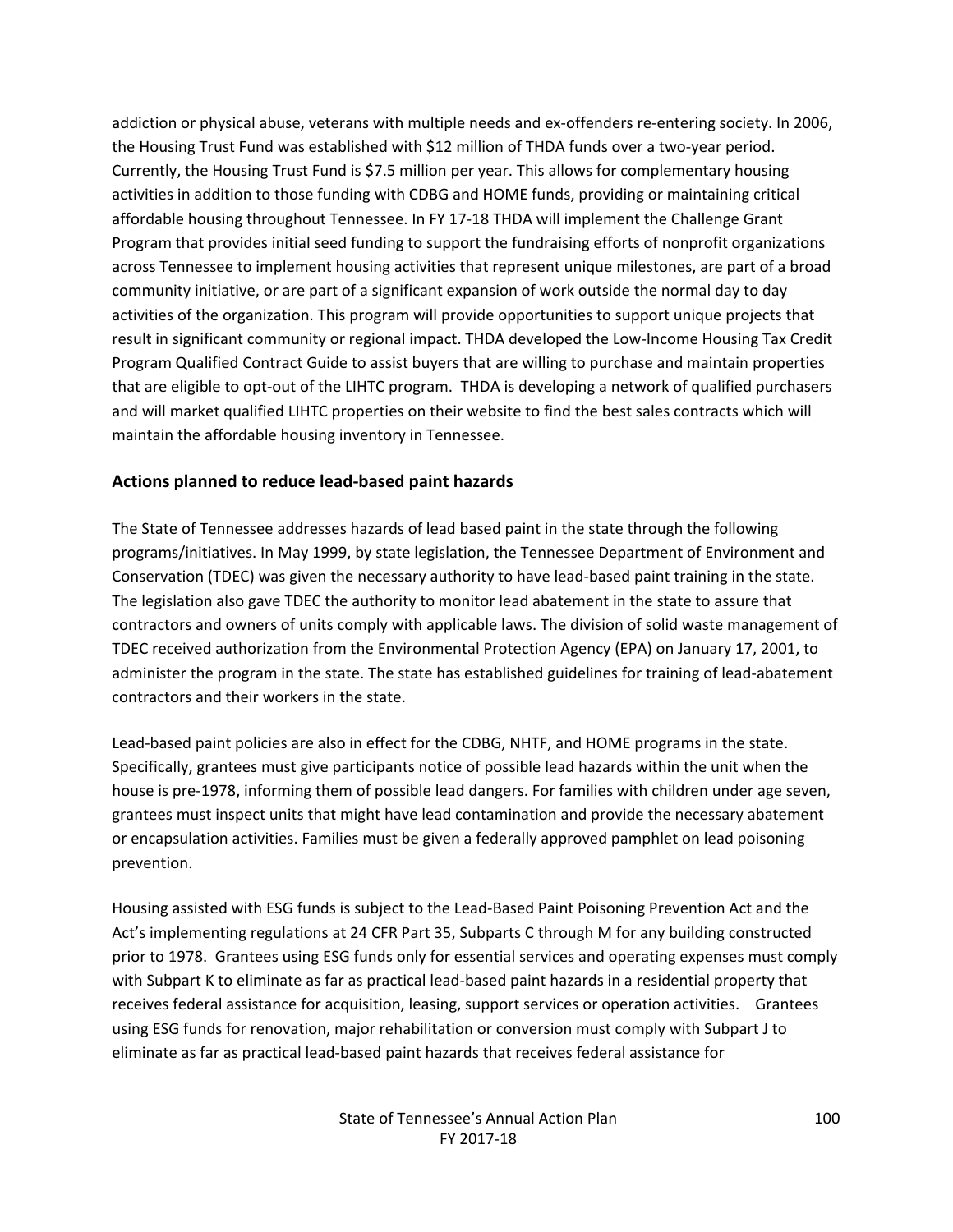addiction or physical abuse, veterans with multiple needs and ex-offenders re-entering society. In 2006, the Housing Trust Fund was established with $12 million of THDA funds over a two-year period. Currently, the Housing Trust Fund is $7.5 million per year. This allows for complementary housing activities in addition to those funding with CDBG and HOME funds, providing or maintaining critical affordable housing throughout Tennessee. In FY 17-18 THDA will implement the Challenge Grant Program that provides initial seed funding to support the fundraising efforts of nonprofit organizations across Tennessee to implement housing activities that represent unique milestones, are part of a broad community initiative, or are part of a significant expansion of work outside the normal day to day activities of the organization. This program will provide opportunities to support unique projects that result in significant community or regional impact. THDA developed the Low-Income Housing Tax Credit Program Qualified Contract Guide to assist buyers that are willing to purchase and maintain properties that are eligible to opt-out of the LIHTC program. THDA is developing a network of qualified purchasers and will market qualified LIHTC properties on their website to find the best sales contracts which will maintain the affordable housing inventory in Tennessee.

## Actions planned to reduce lead-based paint hazards

The State of Tennessee addresses hazards of lead based paint in the state through the following programs/initiatives. In May 1999, by state legislation, the Tennessee Department of Environment and Conservation (TDEC) was given the necessary authority to have lead-based paint training in the state. The legislation also gave TDEC the authority to monitor lead abatement in the state to assure that contractors and owners of units comply with applicable laws. The division of solid waste management of TDEC received authorization from the Environmental Protection Agency (EPA) on January 17, 2001, to administer the program in the state. The state has established guidelines for training of lead-abatement contractors and their workers in the state.

Lead-based paint policies are also in effect for the CDBG, NHTF, and HOME programs in the state. Specifically, grantees must give participants notice of possible lead hazards within the unit when the house is pre-1978, informing them of possible lead dangers. For families with children under age seven, grantees must inspect units that might have lead contamination and provide the necessary abatement or encapsulation activities. Families must be given a federally approved pamphlet on lead poisoning prevention.

Housing assisted with ESG funds is subject to the Lead-Based Paint Poisoning Prevention Act and the Act's implementing regulations at 24 CFR Part 35, Subparts C through M for any building constructed prior to 1978. Grantees using ESG funds only for essential services and operating expenses must comply with Subpart K to eliminate as far as practical lead-based paint hazards in a residential property that receives federal assistance for acquisition, leasing, support services or operation activities. Grantees using ESG funds for renovation, major rehabilitation or conversion must comply with Subpart J to eliminate as far as practical lead-based paint hazards that receives federal assistance for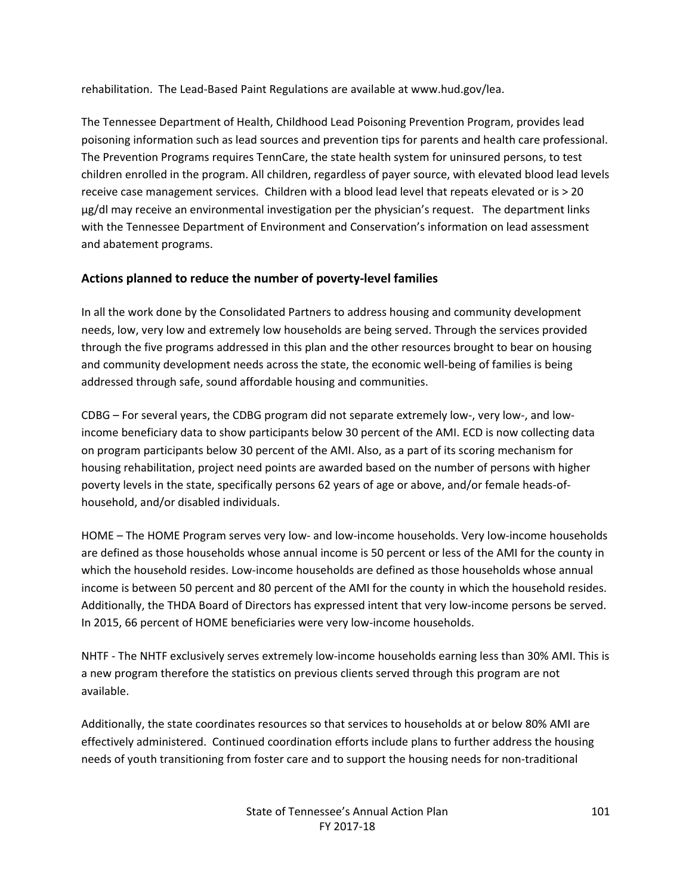rehabilitation. The Lead-Based Paint Regulations are available at www.hud.gov/lea.

The Tennessee Department of Health, Childhood Lead Poisoning Prevention Program, provides lead poisoning information such as lead sources and prevention tips for parents and health care professional. The Prevention Programs requires TennCare, the state health system for uninsured persons, to test children enrolled in the program. All children, regardless of payer source, with elevated blood lead levels receive case management services. Children with a blood lead level that repeats elevated or is > 20 μg/dl may receive an environmental investigation per the physician's request. The department links with the Tennessee Department of Environment and Conservation's information on lead assessment and abatement programs.

## Actions planned to reduce the number of poverty-level families

In all the work done by the Consolidated Partners to address housing and community development needs, low, very low and extremely low households are being served. Through the services provided through the five programs addressed in this plan and the other resources brought to bear on housing and community development needs across the state, the economic well-being of families is being addressed through safe, sound affordable housing and communities.

CDBG – For several years, the CDBG program did not separate extremely low-, very low-, and low-income beneficiary data to show participants below 30 percent of the AMI. ECD is now collecting data on program participants below 30 percent of the AMI. Also, as a part of its scoring mechanism for housing rehabilitation, project need points are awarded based on the number of persons with higher poverty levels in the state, specifically persons 62 years of age or above, and/or female heads-of-household, and/or disabled individuals.

HOME – The HOME Program serves very low- and low-income households. Very low-income households are defined as those households whose annual income is 50 percent or less of the AMI for the county in which the household resides. Low-income households are defined as those households whose annual income is between 50 percent and 80 percent of the AMI for the county in which the household resides. Additionally, the THDA Board of Directors has expressed intent that very low-income persons be served. In 2015, 66 percent of HOME beneficiaries were very low-income households.

NHTF - The NHTF exclusively serves extremely low-income households earning less than 30% AMI. This is a new program therefore the statistics on previous clients served through this program are not available.

Additionally, the state coordinates resources so that services to households at or below 80% AMI are effectively administered. Continued coordination efforts include plans to further address the housing needs of youth transitioning from foster care and to support the housing needs for non-traditional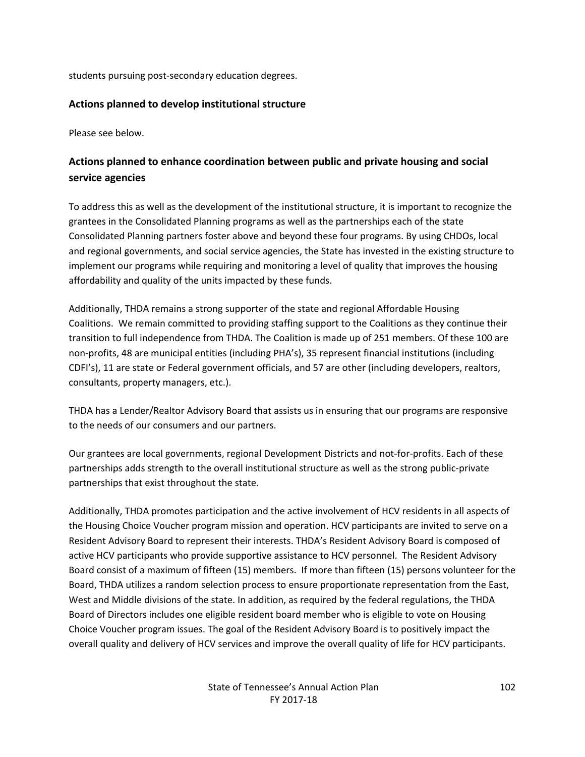students pursuing post-secondary education degrees.

### Actions planned to develop institutional structure

Please see below.

### Actions planned to enhance coordination between public and private housing and social service agencies

To address this as well as the development of the institutional structure, it is important to recognize the grantees in the Consolidated Planning programs as well as the partnerships each of the state Consolidated Planning partners foster above and beyond these four programs. By using CHDOs, local and regional governments, and social service agencies, the State has invested in the existing structure to implement our programs while requiring and monitoring a level of quality that improves the housing affordability and quality of the units impacted by these funds.

Additionally, THDA remains a strong supporter of the state and regional Affordable Housing Coalitions. We remain committed to providing staffing support to the Coalitions as they continue their transition to full independence from THDA. The Coalition is made up of 251 members. Of these 100 are non-profits, 48 are municipal entities (including PHA's), 35 represent financial institutions (including CDFI's), 11 are state or Federal government officials, and 57 are other (including developers, realtors, consultants, property managers, etc.).

THDA has a Lender/Realtor Advisory Board that assists us in ensuring that our programs are responsive to the needs of our consumers and our partners.

Our grantees are local governments, regional Development Districts and not-for-profits. Each of these partnerships adds strength to the overall institutional structure as well as the strong public-private partnerships that exist throughout the state.

Additionally, THDA promotes participation and the active involvement of HCV residents in all aspects of the Housing Choice Voucher program mission and operation. HCV participants are invited to serve on a Resident Advisory Board to represent their interests. THDA's Resident Advisory Board is composed of active HCV participants who provide supportive assistance to HCV personnel. The Resident Advisory Board consist of a maximum of fifteen (15) members. If more than fifteen (15) persons volunteer for the Board, THDA utilizes a random selection process to ensure proportionate representation from the East, West and Middle divisions of the state. In addition, as required by the federal regulations, the THDA Board of Directors includes one eligible resident board member who is eligible to vote on Housing Choice Voucher program issues. The goal of the Resident Advisory Board is to positively impact the overall quality and delivery of HCV services and improve the overall quality of life for HCV participants.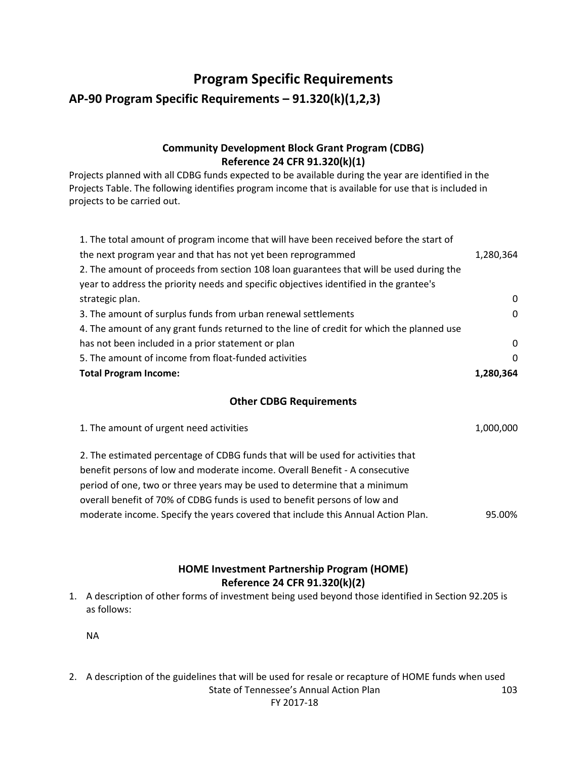# Program Specific Requirements

## AP-90 Program Specific Requirements – 91.320(k)(1,2,3)

### Community Development Block Grant Program (CDBG)
### Reference 24 CFR 91.320(k)(1)

Projects planned with all CDBG funds expected to be available during the year are identified in the Projects Table. The following identifies program income that is available for use that is included in projects to be carried out.

| | |
|---|---|
| 1. The total amount of program income that will have been received before the start of the next program year and that has not yet been reprogrammed | 1,280,364 |
| 2. The amount of proceeds from section 108 loan guarantees that will be used during the year to address the priority needs and specific objectives identified in the grantee's strategic plan. | 0 |
| 3. The amount of surplus funds from urban renewal settlements | 0 |
| 4. The amount of any grant funds returned to the line of credit for which the planned use has not been included in a prior statement or plan | 0 |
| 5. The amount of income from float-funded activities | 0 |
| **Total Program Income:** | **1,280,364** |

### Other CDBG Requirements

| | |
|---|---|
| 1. The amount of urgent need activities | 1,000,000 |
| 2. The estimated percentage of CDBG funds that will be used for activities that benefit persons of low and moderate income. Overall Benefit - A consecutive period of one, two or three years may be used to determine that a minimum overall benefit of 70% of CDBG funds is used to benefit persons of low and moderate income. Specify the years covered that include this Annual Action Plan. | 95.00% |

### HOME Investment Partnership Program (HOME)
### Reference 24 CFR 91.320(k)(2)

1. A description of other forms of investment being used beyond those identified in Section 92.205 is as follows:

   NA

2. A description of the guidelines that will be used for resale or recapture of HOME funds when used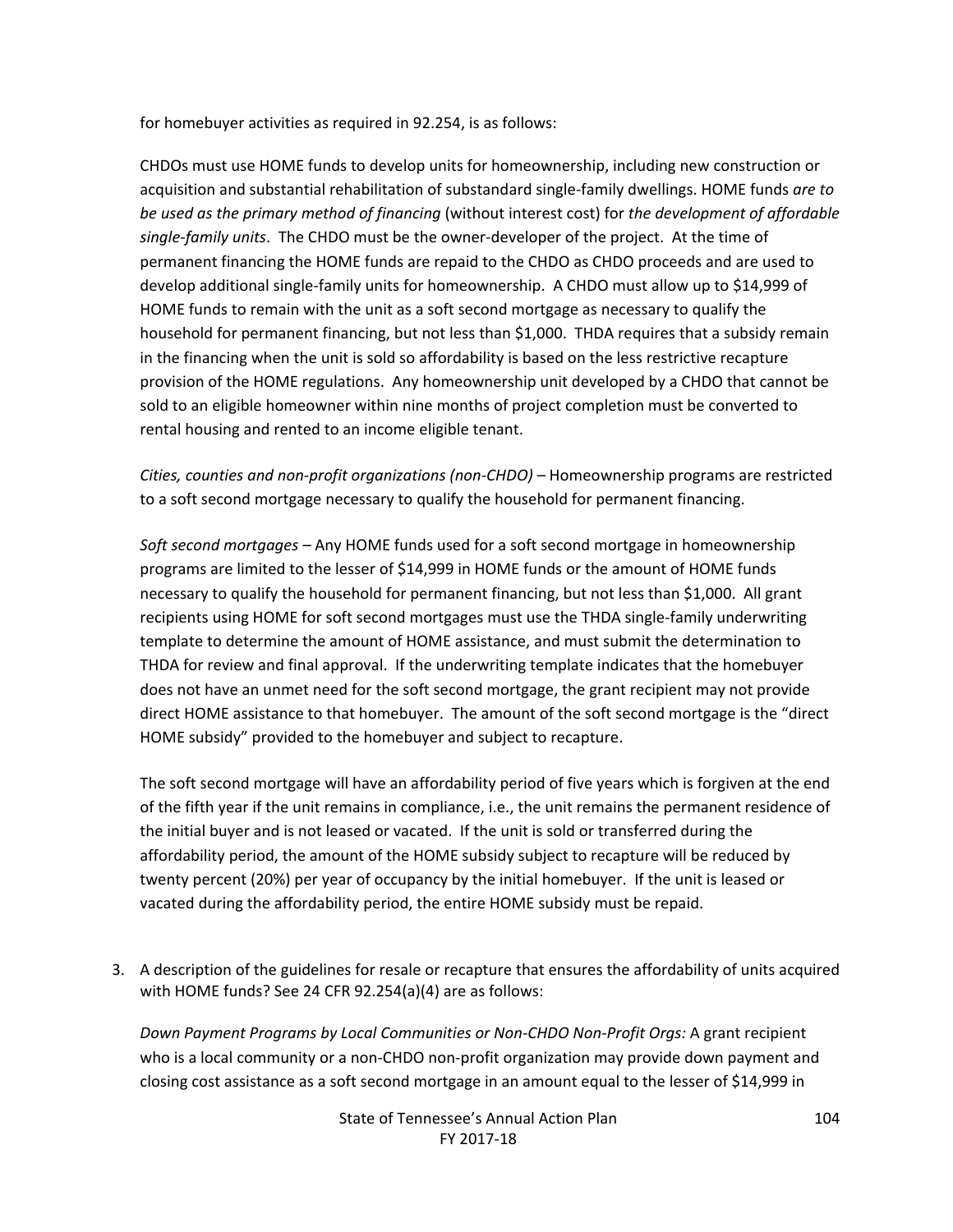for homebuyer activities as required in 92.254, is as follows:

CHDOs must use HOME funds to develop units for homeownership, including new construction or acquisition and substantial rehabilitation of substandard single-family dwellings. HOME funds *are to be used as the primary method of financing* (without interest cost) for *the development of affordable single-family units*. The CHDO must be the owner-developer of the project. At the time of permanent financing the HOME funds are repaid to the CHDO as CHDO proceeds and are used to develop additional single-family units for homeownership. A CHDO must allow up to $14,999 of HOME funds to remain with the unit as a soft second mortgage as necessary to qualify the household for permanent financing, but not less than $1,000. THDA requires that a subsidy remain in the financing when the unit is sold so affordability is based on the less restrictive recapture provision of the HOME regulations. Any homeownership unit developed by a CHDO that cannot be sold to an eligible homeowner within nine months of project completion must be converted to rental housing and rented to an income eligible tenant.

*Cities, counties and non-profit organizations (non-CHDO)* – Homeownership programs are restricted to a soft second mortgage necessary to qualify the household for permanent financing.

*Soft second mortgages* – Any HOME funds used for a soft second mortgage in homeownership programs are limited to the lesser of $14,999 in HOME funds or the amount of HOME funds necessary to qualify the household for permanent financing, but not less than $1,000. All grant recipients using HOME for soft second mortgages must use the THDA single-family underwriting template to determine the amount of HOME assistance, and must submit the determination to THDA for review and final approval. If the underwriting template indicates that the homebuyer does not have an unmet need for the soft second mortgage, the grant recipient may not provide direct HOME assistance to that homebuyer. The amount of the soft second mortgage is the "direct HOME subsidy" provided to the homebuyer and subject to recapture.

The soft second mortgage will have an affordability period of five years which is forgiven at the end of the fifth year if the unit remains in compliance, i.e., the unit remains the permanent residence of the initial buyer and is not leased or vacated. If the unit is sold or transferred during the affordability period, the amount of the HOME subsidy subject to recapture will be reduced by twenty percent (20%) per year of occupancy by the initial homebuyer. If the unit is leased or vacated during the affordability period, the entire HOME subsidy must be repaid.

3. A description of the guidelines for resale or recapture that ensures the affordability of units acquired with HOME funds? See 24 CFR 92.254(a)(4) are as follows:

   *Down Payment Programs by Local Communities or Non-CHDO Non-Profit Orgs:* A grant recipient who is a local community or a non-CHDO non-profit organization may provide down payment and closing cost assistance as a soft second mortgage in an amount equal to the lesser of $14,999 in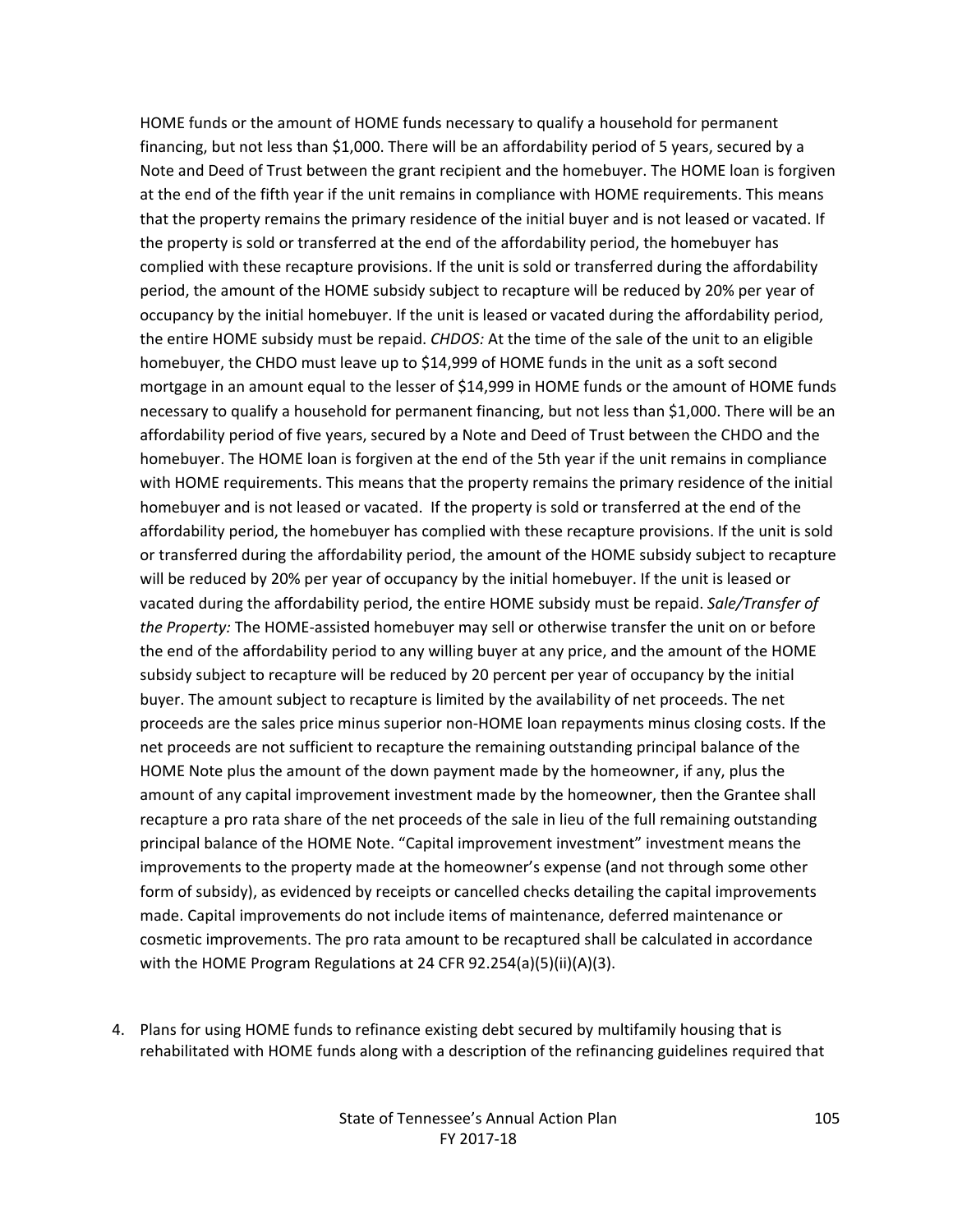HOME funds or the amount of HOME funds necessary to qualify a household for permanent financing, but not less than $1,000. There will be an affordability period of 5 years, secured by a Note and Deed of Trust between the grant recipient and the homebuyer. The HOME loan is forgiven at the end of the fifth year if the unit remains in compliance with HOME requirements. This means that the property remains the primary residence of the initial buyer and is not leased or vacated. If the property is sold or transferred at the end of the affordability period, the homebuyer has complied with these recapture provisions. If the unit is sold or transferred during the affordability period, the amount of the HOME subsidy subject to recapture will be reduced by 20% per year of occupancy by the initial homebuyer. If the unit is leased or vacated during the affordability period, the entire HOME subsidy must be repaid. *CHDOS:* At the time of the sale of the unit to an eligible homebuyer, the CHDO must leave up to $14,999 of HOME funds in the unit as a soft second mortgage in an amount equal to the lesser of $14,999 in HOME funds or the amount of HOME funds necessary to qualify a household for permanent financing, but not less than $1,000. There will be an affordability period of five years, secured by a Note and Deed of Trust between the CHDO and the homebuyer. The HOME loan is forgiven at the end of the 5th year if the unit remains in compliance with HOME requirements. This means that the property remains the primary residence of the initial homebuyer and is not leased or vacated. If the property is sold or transferred at the end of the affordability period, the homebuyer has complied with these recapture provisions. If the unit is sold or transferred during the affordability period, the amount of the HOME subsidy subject to recapture will be reduced by 20% per year of occupancy by the initial homebuyer. If the unit is leased or vacated during the affordability period, the entire HOME subsidy must be repaid. *Sale/Transfer of the Property:* The HOME-assisted homebuyer may sell or otherwise transfer the unit on or before the end of the affordability period to any willing buyer at any price, and the amount of the HOME subsidy subject to recapture will be reduced by 20 percent per year of occupancy by the initial buyer. The amount subject to recapture is limited by the availability of net proceeds. The net proceeds are the sales price minus superior non-HOME loan repayments minus closing costs. If the net proceeds are not sufficient to recapture the remaining outstanding principal balance of the HOME Note plus the amount of the down payment made by the homeowner, if any, plus the amount of any capital improvement investment made by the homeowner, then the Grantee shall recapture a pro rata share of the net proceeds of the sale in lieu of the full remaining outstanding principal balance of the HOME Note. "Capital improvement investment" investment means the improvements to the property made at the homeowner's expense (and not through some other form of subsidy), as evidenced by receipts or cancelled checks detailing the capital improvements made. Capital improvements do not include items of maintenance, deferred maintenance or cosmetic improvements. The pro rata amount to be recaptured shall be calculated in accordance with the HOME Program Regulations at 24 CFR 92.254(a)(5)(ii)(A)(3).

4. Plans for using HOME funds to refinance existing debt secured by multifamily housing that is rehabilitated with HOME funds along with a description of the refinancing guidelines required that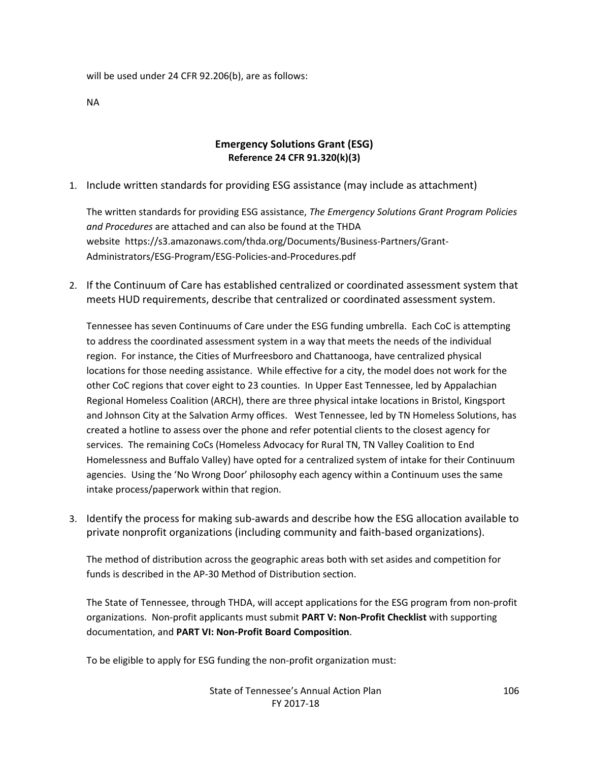will be used under 24 CFR 92.206(b), are as follows:

NA

## Emergency Solutions Grant (ESG)
### Reference 24 CFR 91.320(k)(3)

1. Include written standards for providing ESG assistance (may include as attachment)

   The written standards for providing ESG assistance, *The Emergency Solutions Grant Program Policies and Procedures* are attached and can also be found at the THDA website https://s3.amazonaws.com/thda.org/Documents/Business-Partners/Grant-Administrators/ESG-Program/ESG-Policies-and-Procedures.pdf

2. If the Continuum of Care has established centralized or coordinated assessment system that meets HUD requirements, describe that centralized or coordinated assessment system.

   Tennessee has seven Continuums of Care under the ESG funding umbrella. Each CoC is attempting to address the coordinated assessment system in a way that meets the needs of the individual region. For instance, the Cities of Murfreesboro and Chattanooga, have centralized physical locations for those needing assistance. While effective for a city, the model does not work for the other CoC regions that cover eight to 23 counties. In Upper East Tennessee, led by Appalachian Regional Homeless Coalition (ARCH), there are three physical intake locations in Bristol, Kingsport and Johnson City at the Salvation Army offices. West Tennessee, led by TN Homeless Solutions, has created a hotline to assess over the phone and refer potential clients to the closest agency for services. The remaining CoCs (Homeless Advocacy for Rural TN, TN Valley Coalition to End Homelessness and Buffalo Valley) have opted for a centralized system of intake for their Continuum agencies. Using the 'No Wrong Door' philosophy each agency within a Continuum uses the same intake process/paperwork within that region.

3. Identify the process for making sub-awards and describe how the ESG allocation available to private nonprofit organizations (including community and faith-based organizations).

   The method of distribution across the geographic areas both with set asides and competition for funds is described in the AP-30 Method of Distribution section.

   The State of Tennessee, through THDA, will accept applications for the ESG program from non-profit organizations. Non-profit applicants must submit **PART V: Non-Profit Checklist** with supporting documentation, and **PART VI: Non-Profit Board Composition**.

   To be eligible to apply for ESG funding the non-profit organization must: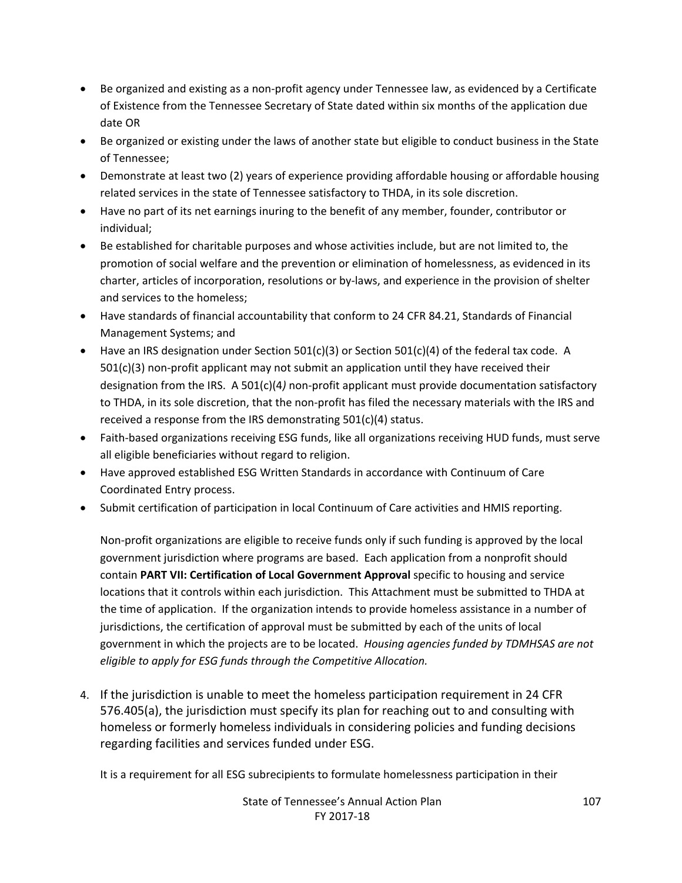- Be organized and existing as a non-profit agency under Tennessee law, as evidenced by a Certificate of Existence from the Tennessee Secretary of State dated within six months of the application due date OR
- Be organized or existing under the laws of another state but eligible to conduct business in the State of Tennessee;
- Demonstrate at least two (2) years of experience providing affordable housing or affordable housing related services in the state of Tennessee satisfactory to THDA, in its sole discretion.
- Have no part of its net earnings inuring to the benefit of any member, founder, contributor or individual;
- Be established for charitable purposes and whose activities include, but are not limited to, the promotion of social welfare and the prevention or elimination of homelessness, as evidenced in its charter, articles of incorporation, resolutions or by-laws, and experience in the provision of shelter and services to the homeless;
- Have standards of financial accountability that conform to 24 CFR 84.21, Standards of Financial Management Systems; and
- Have an IRS designation under Section 501(c)(3) or Section 501(c)(4) of the federal tax code. A 501(c)(3) non-profit applicant may not submit an application until they have received their designation from the IRS. A 501(c)(4*)* non-profit applicant must provide documentation satisfactory to THDA, in its sole discretion, that the non-profit has filed the necessary materials with the IRS and received a response from the IRS demonstrating 501(c)(4) status.
- Faith-based organizations receiving ESG funds, like all organizations receiving HUD funds, must serve all eligible beneficiaries without regard to religion.
- Have approved established ESG Written Standards in accordance with Continuum of Care Coordinated Entry process.
- Submit certification of participation in local Continuum of Care activities and HMIS reporting.

Non-profit organizations are eligible to receive funds only if such funding is approved by the local government jurisdiction where programs are based. Each application from a nonprofit should contain **PART VII: Certification of Local Government Approval** specific to housing and service locations that it controls within each jurisdiction. This Attachment must be submitted to THDA at the time of application. If the organization intends to provide homeless assistance in a number of jurisdictions, the certification of approval must be submitted by each of the units of local government in which the projects are to be located. *Housing agencies funded by TDMHSAS are not eligible to apply for ESG funds through the Competitive Allocation.*

4. If the jurisdiction is unable to meet the homeless participation requirement in 24 CFR 576.405(a), the jurisdiction must specify its plan for reaching out to and consulting with homeless or formerly homeless individuals in considering policies and funding decisions regarding facilities and services funded under ESG.

It is a requirement for all ESG subrecipients to formulate homelessness participation in their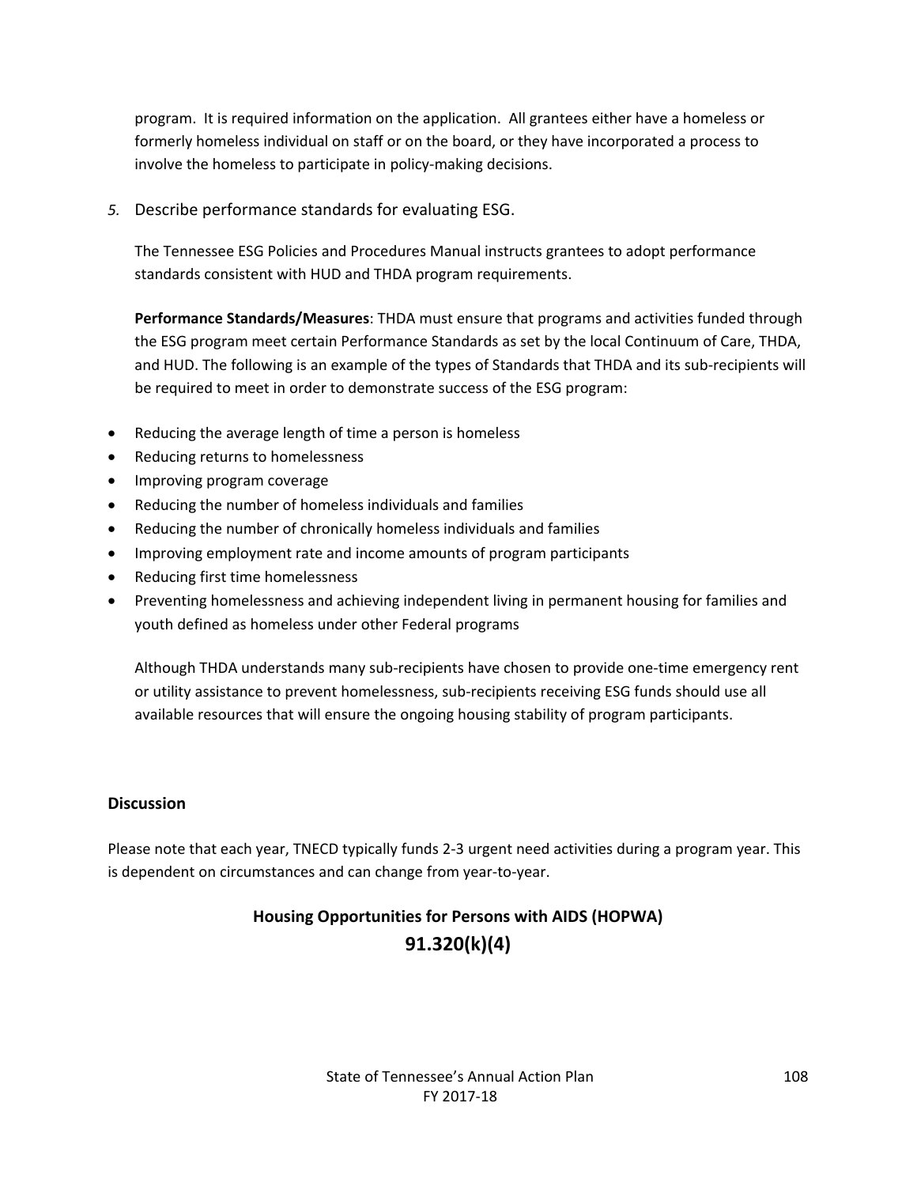program. It is required information on the application. All grantees either have a homeless or formerly homeless individual on staff or on the board, or they have incorporated a process to involve the homeless to participate in policy-making decisions.

*5.* Describe performance standards for evaluating ESG.

The Tennessee ESG Policies and Procedures Manual instructs grantees to adopt performance standards consistent with HUD and THDA program requirements.

**Performance Standards/Measures**: THDA must ensure that programs and activities funded through the ESG program meet certain Performance Standards as set by the local Continuum of Care, THDA, and HUD. The following is an example of the types of Standards that THDA and its sub-recipients will be required to meet in order to demonstrate success of the ESG program:

- Reducing the average length of time a person is homeless
- Reducing returns to homelessness
- Improving program coverage
- Reducing the number of homeless individuals and families
- Reducing the number of chronically homeless individuals and families
- Improving employment rate and income amounts of program participants
- Reducing first time homelessness
- Preventing homelessness and achieving independent living in permanent housing for families and youth defined as homeless under other Federal programs

Although THDA understands many sub-recipients have chosen to provide one-time emergency rent or utility assistance to prevent homelessness, sub-recipients receiving ESG funds should use all available resources that will ensure the ongoing housing stability of program participants.

**Discussion**

Please note that each year, TNECD typically funds 2-3 urgent need activities during a program year. This is dependent on circumstances and can change from year-to-year.

## Housing Opportunities for Persons with AIDS (HOPWA)
## 91.320(k)(4)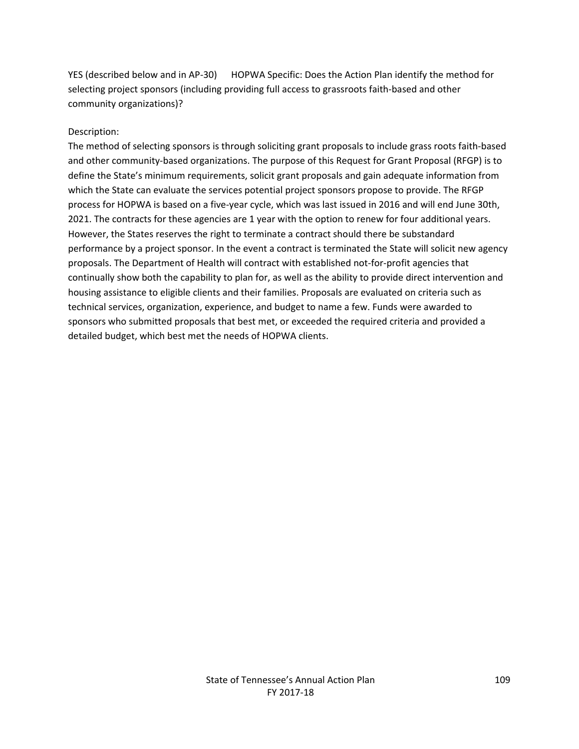YES (described below and in AP-30)  HOPWA Specific: Does the Action Plan identify the method for selecting project sponsors (including providing full access to grassroots faith-based and other community organizations)?

Description:
The method of selecting sponsors is through soliciting grant proposals to include grass roots faith-based and other community-based organizations. The purpose of this Request for Grant Proposal (RFGP) is to define the State's minimum requirements, solicit grant proposals and gain adequate information from which the State can evaluate the services potential project sponsors propose to provide. The RFGP process for HOPWA is based on a five-year cycle, which was last issued in 2016 and will end June 30th, 2021. The contracts for these agencies are 1 year with the option to renew for four additional years. However, the States reserves the right to terminate a contract should there be substandard performance by a project sponsor. In the event a contract is terminated the State will solicit new agency proposals. The Department of Health will contract with established not-for-profit agencies that continually show both the capability to plan for, as well as the ability to provide direct intervention and housing assistance to eligible clients and their families. Proposals are evaluated on criteria such as technical services, organization, experience, and budget to name a few. Funds were awarded to sponsors who submitted proposals that best met, or exceeded the required criteria and provided a detailed budget, which best met the needs of HOPWA clients.